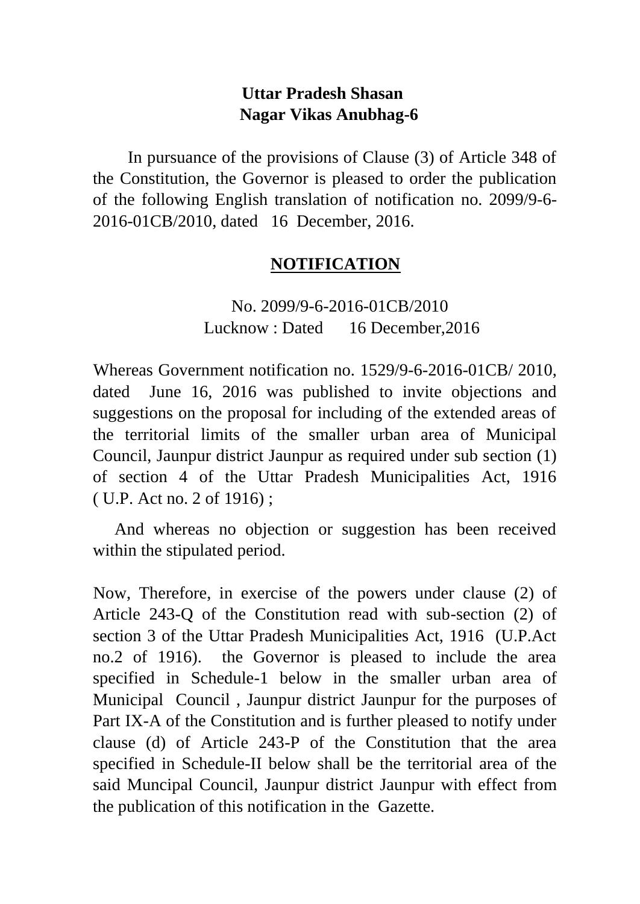**Uttar Pradesh Shasan**
**Nagar Vikas Anubhag-6**

In pursuance of the provisions of Clause (3) of Article 348 of the Constitution, the Governor is pleased to order the publication of the following English translation of notification no. 2099/9-6-2016-01CB/2010, dated 16 December, 2016.

## NOTIFICATION

No. 2099/9-6-2016-01CB/2010
Lucknow : Dated 16 December,2016

Whereas Government notification no. 1529/9-6-2016-01CB/ 2010, dated June 16, 2016 was published to invite objections and suggestions on the proposal for including of the extended areas of the territorial limits of the smaller urban area of Municipal Council, Jaunpur district Jaunpur as required under sub section (1) of section 4 of the Uttar Pradesh Municipalities Act, 1916 ( U.P. Act no. 2 of 1916) ;

And whereas no objection or suggestion has been received within the stipulated period.

Now, Therefore, in exercise of the powers under clause (2) of Article 243-Q of the Constitution read with sub-section (2) of section 3 of the Uttar Pradesh Municipalities Act, 1916 (U.P.Act no.2 of 1916). the Governor is pleased to include the area specified in Schedule-1 below in the smaller urban area of Municipal Council , Jaunpur district Jaunpur for the purposes of Part IX-A of the Constitution and is further pleased to notify under clause (d) of Article 243-P of the Constitution that the area specified in Schedule-II below shall be the territorial area of the said Muncipal Council, Jaunpur district Jaunpur with effect from the publication of this notification in the Gazette.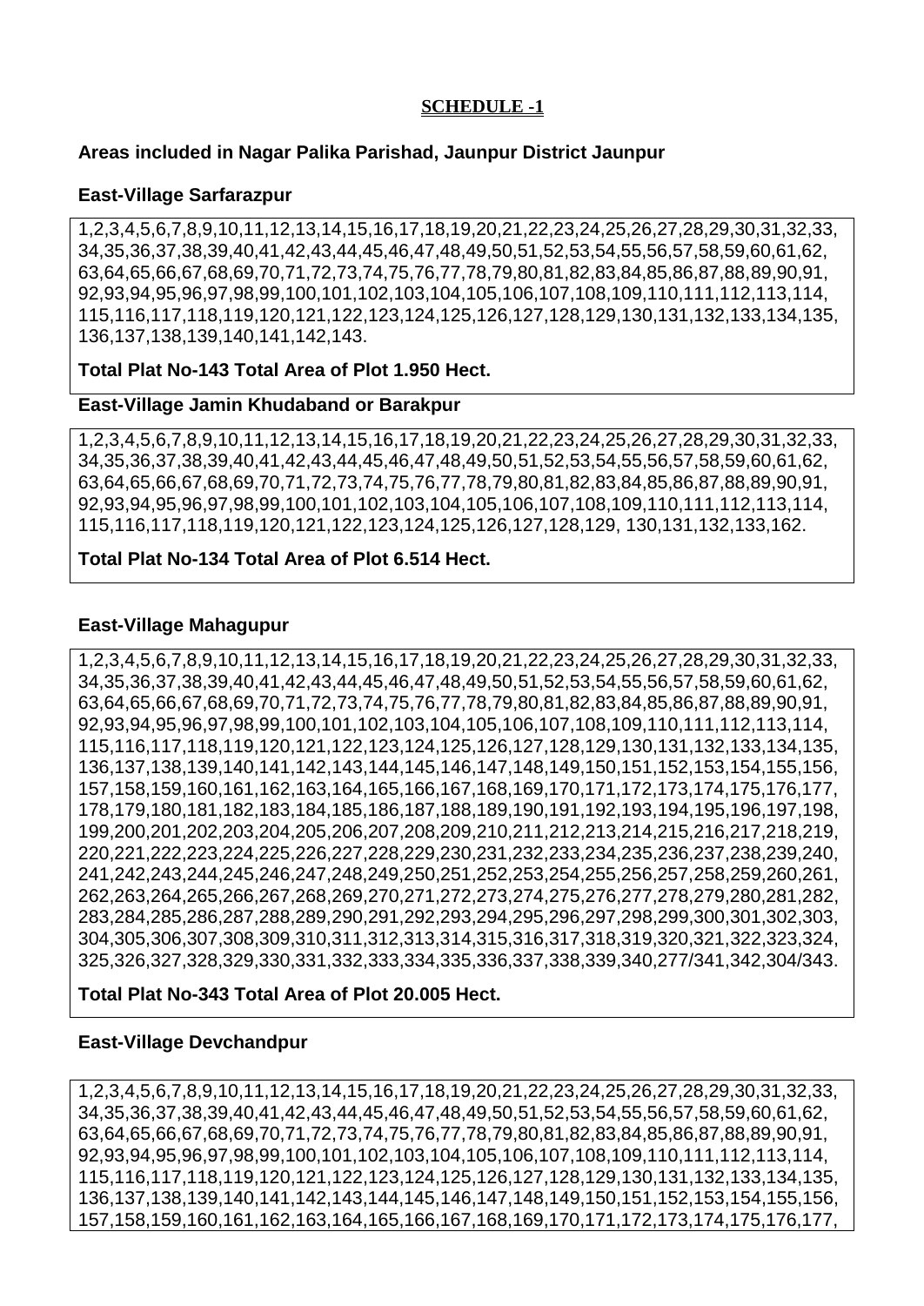**SCHEDULE -1**

**Areas included in Nagar Palika Parishad, Jaunpur District Jaunpur**

**East-Village Sarfarazpur**

1,2,3,4,5,6,7,8,9,10,11,12,13,14,15,16,17,18,19,20,21,22,23,24,25,26,27,28,29,30,31,32,33,34,35,36,37,38,39,40,41,42,43,44,45,46,47,48,49,50,51,52,53,54,55,56,57,58,59,60,61,62,63,64,65,66,67,68,69,70,71,72,73,74,75,76,77,78,79,80,81,82,83,84,85,86,87,88,89,90,91,92,93,94,95,96,97,98,99,100,101,102,103,104,105,106,107,108,109,110,111,112,113,114,115,116,117,118,119,120,121,122,123,124,125,126,127,128,129,130,131,132,133,134,135,136,137,138,139,140,141,142,143.

**Total Plat No-143 Total Area of Plot 1.950 Hect.**

**East-Village Jamin Khudaband or Barakpur**

1,2,3,4,5,6,7,8,9,10,11,12,13,14,15,16,17,18,19,20,21,22,23,24,25,26,27,28,29,30,31,32,33,34,35,36,37,38,39,40,41,42,43,44,45,46,47,48,49,50,51,52,53,54,55,56,57,58,59,60,61,62,63,64,65,66,67,68,69,70,71,72,73,74,75,76,77,78,79,80,81,82,83,84,85,86,87,88,89,90,91,92,93,94,95,96,97,98,99,100,101,102,103,104,105,106,107,108,109,110,111,112,113,114,115,116,117,118,119,120,121,122,123,124,125,126,127,128,129, 130,131,132,133,162.

**Total Plat No-134 Total Area of Plot 6.514 Hect.**

**East-Village Mahagupur**

1,2,3,4,5,6,7,8,9,10,11,12,13,14,15,16,17,18,19,20,21,22,23,24,25,26,27,28,29,30,31,32,33,34,35,36,37,38,39,40,41,42,43,44,45,46,47,48,49,50,51,52,53,54,55,56,57,58,59,60,61,62,63,64,65,66,67,68,69,70,71,72,73,74,75,76,77,78,79,80,81,82,83,84,85,86,87,88,89,90,91,92,93,94,95,96,97,98,99,100,101,102,103,104,105,106,107,108,109,110,111,112,113,114,115,116,117,118,119,120,121,122,123,124,125,126,127,128,129,130,131,132,133,134,135,136,137,138,139,140,141,142,143,144,145,146,147,148,149,150,151,152,153,154,155,156,157,158,159,160,161,162,163,164,165,166,167,168,169,170,171,172,173,174,175,176,177,178,179,180,181,182,183,184,185,186,187,188,189,190,191,192,193,194,195,196,197,198,199,200,201,202,203,204,205,206,207,208,209,210,211,212,213,214,215,216,217,218,219,220,221,222,223,224,225,226,227,228,229,230,231,232,233,234,235,236,237,238,239,240,241,242,243,244,245,246,247,248,249,250,251,252,253,254,255,256,257,258,259,260,261,262,263,264,265,266,267,268,269,270,271,272,273,274,275,276,277,278,279,280,281,282,283,284,285,286,287,288,289,290,291,292,293,294,295,296,297,298,299,300,301,302,303,304,305,306,307,308,309,310,311,312,313,314,315,316,317,318,319,320,321,322,323,324,325,326,327,328,329,330,331,332,333,334,335,336,337,338,339,340,277/341,342,304/343.

**Total Plat No-343 Total Area of Plot 20.005 Hect.**

**East-Village Devchandpur**

1,2,3,4,5,6,7,8,9,10,11,12,13,14,15,16,17,18,19,20,21,22,23,24,25,26,27,28,29,30,31,32,33,34,35,36,37,38,39,40,41,42,43,44,45,46,47,48,49,50,51,52,53,54,55,56,57,58,59,60,61,62,63,64,65,66,67,68,69,70,71,72,73,74,75,76,77,78,79,80,81,82,83,84,85,86,87,88,89,90,91,92,93,94,95,96,97,98,99,100,101,102,103,104,105,106,107,108,109,110,111,112,113,114,115,116,117,118,119,120,121,122,123,124,125,126,127,128,129,130,131,132,133,134,135,136,137,138,139,140,141,142,143,144,145,146,147,148,149,150,151,152,153,154,155,156,157,158,159,160,161,162,163,164,165,166,167,168,169,170,171,172,173,174,175,176,177,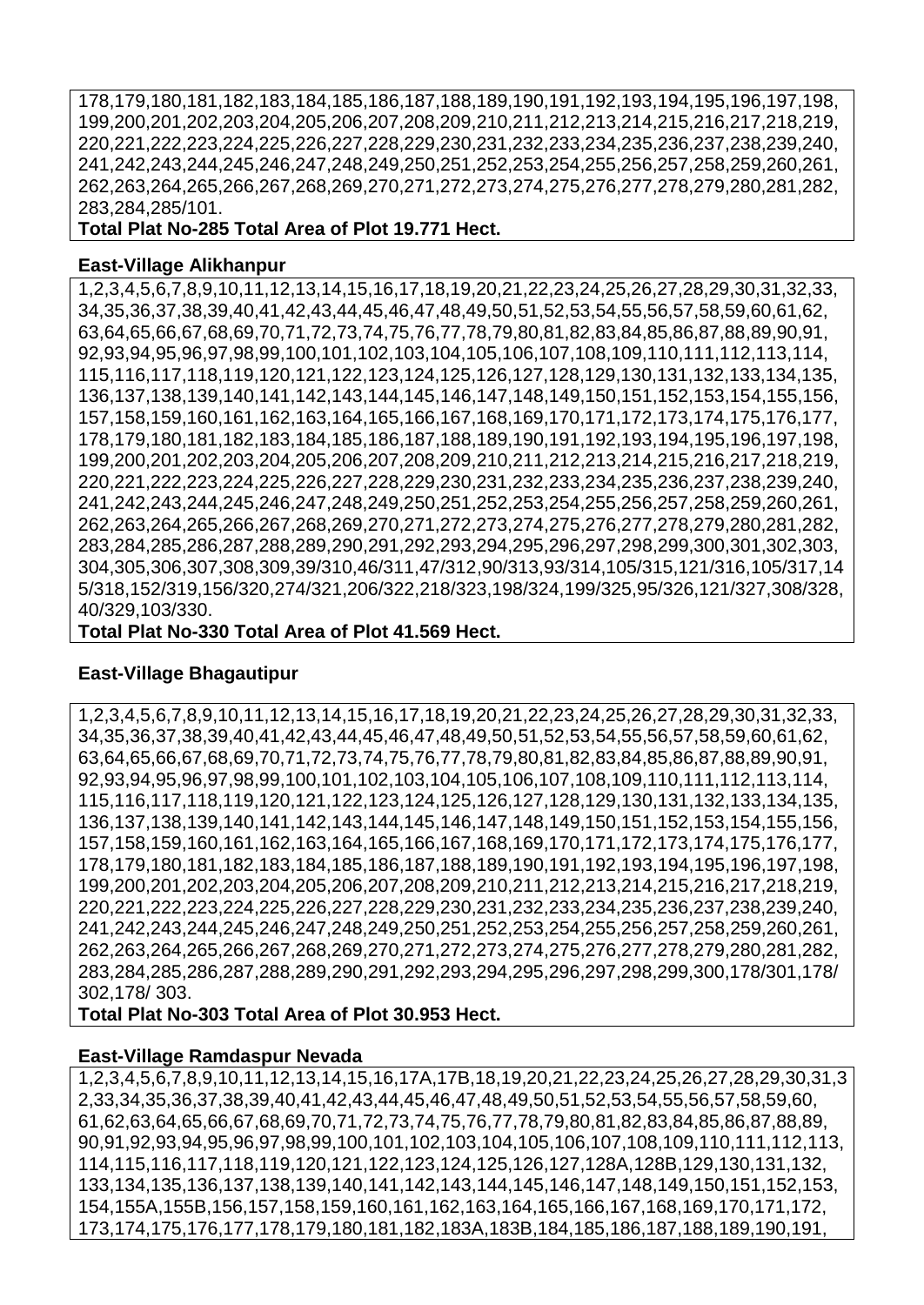178,179,180,181,182,183,184,185,186,187,188,189,190,191,192,193,194,195,196,197,198, 199,200,201,202,203,204,205,206,207,208,209,210,211,212,213,214,215,216,217,218,219, 220,221,222,223,224,225,226,227,228,229,230,231,232,233,234,235,236,237,238,239,240, 241,242,243,244,245,246,247,248,249,250,251,252,253,254,255,256,257,258,259,260,261, 262,263,264,265,266,267,268,269,270,271,272,273,274,275,276,277,278,279,280,281,282, 283,284,285/101.

**Total Plat No-285 Total Area of Plot 19.771 Hect.**

**East-Village Alikhanpur**

1,2,3,4,5,6,7,8,9,10,11,12,13,14,15,16,17,18,19,20,21,22,23,24,25,26,27,28,29,30,31,32,33, 34,35,36,37,38,39,40,41,42,43,44,45,46,47,48,49,50,51,52,53,54,55,56,57,58,59,60,61,62, 63,64,65,66,67,68,69,70,71,72,73,74,75,76,77,78,79,80,81,82,83,84,85,86,87,88,89,90,91, 92,93,94,95,96,97,98,99,100,101,102,103,104,105,106,107,108,109,110,111,112,113,114, 115,116,117,118,119,120,121,122,123,124,125,126,127,128,129,130,131,132,133,134,135, 136,137,138,139,140,141,142,143,144,145,146,147,148,149,150,151,152,153,154,155,156, 157,158,159,160,161,162,163,164,165,166,167,168,169,170,171,172,173,174,175,176,177, 178,179,180,181,182,183,184,185,186,187,188,189,190,191,192,193,194,195,196,197,198, 199,200,201,202,203,204,205,206,207,208,209,210,211,212,213,214,215,216,217,218,219, 220,221,222,223,224,225,226,227,228,229,230,231,232,233,234,235,236,237,238,239,240, 241,242,243,244,245,246,247,248,249,250,251,252,253,254,255,256,257,258,259,260,261, 262,263,264,265,266,267,268,269,270,271,272,273,274,275,276,277,278,279,280,281,282, 283,284,285,286,287,288,289,290,291,292,293,294,295,296,297,298,299,300,301,302,303, 304,305,306,307,308,309,39/310,46/311,47/312,90/313,93/314,105/315,121/316,105/317,14 5/318,152/319,156/320,274/321,206/322,218/323,198/324,199/325,95/326,121/327,308/328, 40/329,103/330.

**Total Plat No-330 Total Area of Plot 41.569 Hect.**

**East-Village Bhagautipur**

1,2,3,4,5,6,7,8,9,10,11,12,13,14,15,16,17,18,19,20,21,22,23,24,25,26,27,28,29,30,31,32,33, 34,35,36,37,38,39,40,41,42,43,44,45,46,47,48,49,50,51,52,53,54,55,56,57,58,59,60,61,62, 63,64,65,66,67,68,69,70,71,72,73,74,75,76,77,78,79,80,81,82,83,84,85,86,87,88,89,90,91, 92,93,94,95,96,97,98,99,100,101,102,103,104,105,106,107,108,109,110,111,112,113,114, 115,116,117,118,119,120,121,122,123,124,125,126,127,128,129,130,131,132,133,134,135, 136,137,138,139,140,141,142,143,144,145,146,147,148,149,150,151,152,153,154,155,156, 157,158,159,160,161,162,163,164,165,166,167,168,169,170,171,172,173,174,175,176,177, 178,179,180,181,182,183,184,185,186,187,188,189,190,191,192,193,194,195,196,197,198, 199,200,201,202,203,204,205,206,207,208,209,210,211,212,213,214,215,216,217,218,219, 220,221,222,223,224,225,226,227,228,229,230,231,232,233,234,235,236,237,238,239,240, 241,242,243,244,245,246,247,248,249,250,251,252,253,254,255,256,257,258,259,260,261, 262,263,264,265,266,267,268,269,270,271,272,273,274,275,276,277,278,279,280,281,282, 283,284,285,286,287,288,289,290,291,292,293,294,295,296,297,298,299,300,178/301,178/ 302,178/ 303.

**Total Plat No-303 Total Area of Plot 30.953 Hect.**

**East-Village Ramdaspur Nevada**

1,2,3,4,5,6,7,8,9,10,11,12,13,14,15,16,17A,17B,18,19,20,21,22,23,24,25,26,27,28,29,30,31,3 2,33,34,35,36,37,38,39,40,41,42,43,44,45,46,47,48,49,50,51,52,53,54,55,56,57,58,59,60, 61,62,63,64,65,66,67,68,69,70,71,72,73,74,75,76,77,78,79,80,81,82,83,84,85,86,87,88,89, 90,91,92,93,94,95,96,97,98,99,100,101,102,103,104,105,106,107,108,109,110,111,112,113, 114,115,116,117,118,119,120,121,122,123,124,125,126,127,128A,128B,129,130,131,132, 133,134,135,136,137,138,139,140,141,142,143,144,145,146,147,148,149,150,151,152,153, 154,155A,155B,156,157,158,159,160,161,162,163,164,165,166,167,168,169,170,171,172, 173,174,175,176,177,178,179,180,181,182,183A,183B,184,185,186,187,188,189,190,191,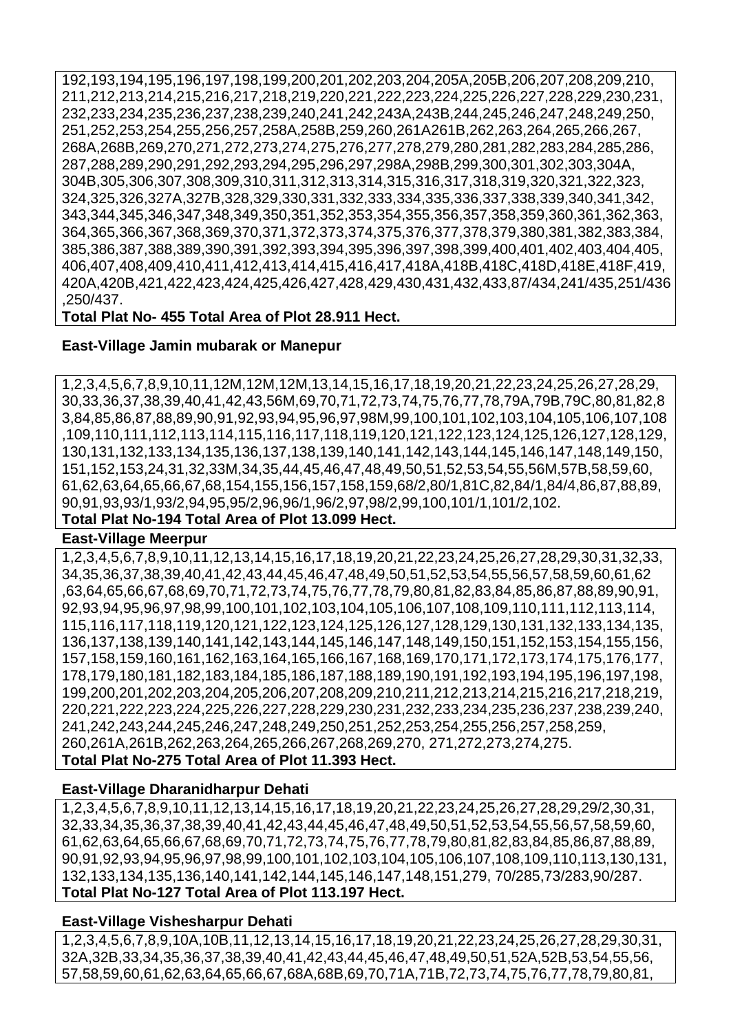192,193,194,195,196,197,198,199,200,201,202,203,204,205A,205B,206,207,208,209,210, 211,212,213,214,215,216,217,218,219,220,221,222,223,224,225,226,227,228,229,230,231, 232,233,234,235,236,237,238,239,240,241,242,243A,243B,244,245,246,247,248,249,250, 251,252,253,254,255,256,257,258A,258B,259,260,261A261B,262,263,264,265,266,267, 268A,268B,269,270,271,272,273,274,275,276,277,278,279,280,281,282,283,284,285,286, 287,288,289,290,291,292,293,294,295,296,297,298A,298B,299,300,301,302,303,304A, 304B,305,306,307,308,309,310,311,312,313,314,315,316,317,318,319,320,321,322,323, 324,325,326,327A,327B,328,329,330,331,332,333,334,335,336,337,338,339,340,341,342, 343,344,345,346,347,348,349,350,351,352,353,354,355,356,357,358,359,360,361,362,363, 364,365,366,367,368,369,370,371,372,373,374,375,376,377,378,379,380,381,382,383,384, 385,386,387,388,389,390,391,392,393,394,395,396,397,398,399,400,401,402,403,404,405, 406,407,408,409,410,411,412,413,414,415,416,417,418A,418B,418C,418D,418E,418F,419, 420A,420B,421,422,423,424,425,426,427,428,429,430,431,432,433,87/434,241/435,251/436 ,250/437.

**Total Plat No- 455 Total Area of Plot 28.911 Hect.**

**East-Village Jamin mubarak or Manepur**

1,2,3,4,5,6,7,8,9,10,11,12M,12M,12M,13,14,15,16,17,18,19,20,21,22,23,24,25,26,27,28,29, 30,33,36,37,38,39,40,41,42,43,56M,69,70,71,72,73,74,75,76,77,78,79A,79B,79C,80,81,82,8 3,84,85,86,87,88,89,90,91,92,93,94,95,96,97,98M,99,100,101,102,103,104,105,106,107,108 ,109,110,111,112,113,114,115,116,117,118,119,120,121,122,123,124,125,126,127,128,129, 130,131,132,133,134,135,136,137,138,139,140,141,142,143,144,145,146,147,148,149,150, 151,152,153,24,31,32,33M,34,35,44,45,46,47,48,49,50,51,52,53,54,55,56M,57B,58,59,60, 61,62,63,64,65,66,67,68,154,155,156,157,158,159,68/2,80/1,81C,82,84/1,84/4,86,87,88,89, 90,91,93,93/1,93/2,94,95,95/2,96,96/1,96/2,97,98/2,99,100,101/1,101/2,102.

**Total Plat No-194 Total Area of Plot 13.099 Hect.**

**East-Village Meerpur**

1,2,3,4,5,6,7,8,9,10,11,12,13,14,15,16,17,18,19,20,21,22,23,24,25,26,27,28,29,30,31,32,33, 34,35,36,37,38,39,40,41,42,43,44,45,46,47,48,49,50,51,52,53,54,55,56,57,58,59,60,61,62 ,63,64,65,66,67,68,69,70,71,72,73,74,75,76,77,78,79,80,81,82,83,84,85,86,87,88,89,90,91, 92,93,94,95,96,97,98,99,100,101,102,103,104,105,106,107,108,109,110,111,112,113,114, 115,116,117,118,119,120,121,122,123,124,125,126,127,128,129,130,131,132,133,134,135, 136,137,138,139,140,141,142,143,144,145,146,147,148,149,150,151,152,153,154,155,156, 157,158,159,160,161,162,163,164,165,166,167,168,169,170,171,172,173,174,175,176,177, 178,179,180,181,182,183,184,185,186,187,188,189,190,191,192,193,194,195,196,197,198, 199,200,201,202,203,204,205,206,207,208,209,210,211,212,213,214,215,216,217,218,219, 220,221,222,223,224,225,226,227,228,229,230,231,232,233,234,235,236,237,238,239,240, 241,242,243,244,245,246,247,248,249,250,251,252,253,254,255,256,257,258,259, 260,261A,261B,262,263,264,265,266,267,268,269,270, 271,272,273,274,275.

**Total Plat No-275 Total Area of Plot 11.393 Hect.**

**East-Village Dharanidharpur Dehati**

1,2,3,4,5,6,7,8,9,10,11,12,13,14,15,16,17,18,19,20,21,22,23,24,25,26,27,28,29,29/2,30,31, 32,33,34,35,36,37,38,39,40,41,42,43,44,45,46,47,48,49,50,51,52,53,54,55,56,57,58,59,60, 61,62,63,64,65,66,67,68,69,70,71,72,73,74,75,76,77,78,79,80,81,82,83,84,85,86,87,88,89, 90,91,92,93,94,95,96,97,98,99,100,101,102,103,104,105,106,107,108,109,110,113,130,131, 132,133,134,135,136,140,141,142,144,145,146,147,148,151,279, 70/285,73/283,90/287.

**Total Plat No-127 Total Area of Plot 113.197 Hect.**

**East-Village Vishesharpur Dehati**

1,2,3,4,5,6,7,8,9,10A,10B,11,12,13,14,15,16,17,18,19,20,21,22,23,24,25,26,27,28,29,30,31, 32A,32B,33,34,35,36,37,38,39,40,41,42,43,44,45,46,47,48,49,50,51,52A,52B,53,54,55,56, 57,58,59,60,61,62,63,64,65,66,67,68A,68B,69,70,71A,71B,72,73,74,75,76,77,78,79,80,81,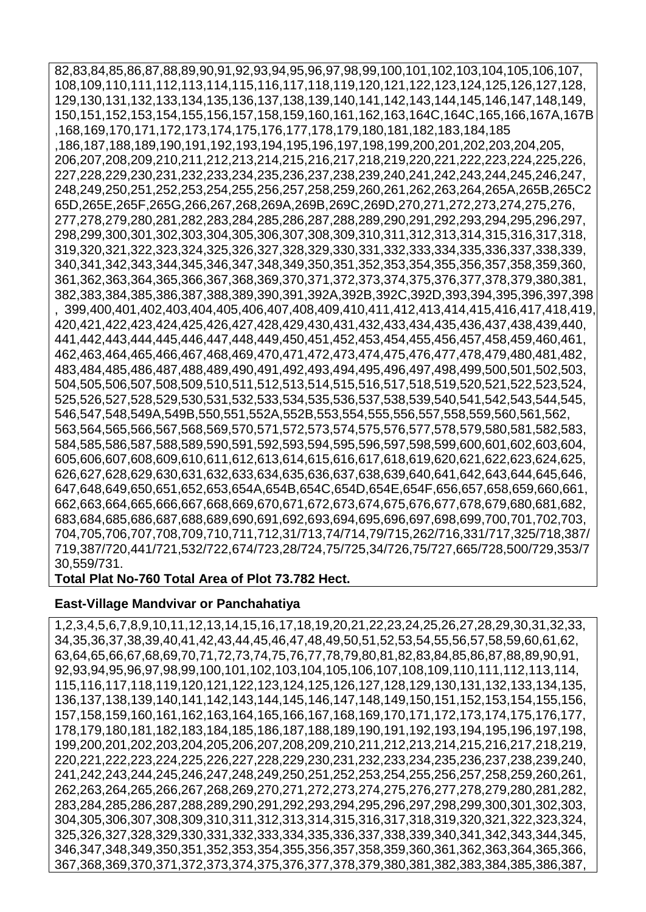82,83,84,85,86,87,88,89,90,91,92,93,94,95,96,97,98,99,100,101,102,103,104,105,106,107,108,109,110,111,112,113,114,115,116,117,118,119,120,121,122,123,124,125,126,127,128,129,130,131,132,133,134,135,136,137,138,139,140,141,142,143,144,145,146,147,148,149,150,151,152,153,154,155,156,157,158,159,160,161,162,163,164C,164C,165,166,167A,167B,168,169,170,171,172,173,174,175,176,177,178,179,180,181,182,183,184,185,186,187,188,189,190,191,192,193,194,195,196,197,198,199,200,201,202,203,204,205,206,207,208,209,210,211,212,213,214,215,216,217,218,219,220,221,222,223,224,225,226,227,228,229,230,231,232,233,234,235,236,237,238,239,240,241,242,243,244,245,246,247,248,249,250,251,252,253,254,255,256,257,258,259,260,261,262,263,264,265A,265B,265C265D,265E,265F,265G,266,267,268,269A,269B,269C,269D,270,271,272,273,274,275,276,277,278,279,280,281,282,283,284,285,286,287,288,289,290,291,292,293,294,295,296,297,298,299,300,301,302,303,304,305,306,307,308,309,310,311,312,313,314,315,316,317,318,319,320,321,322,323,324,325,326,327,328,329,330,331,332,333,334,335,336,337,338,339,340,341,342,343,344,345,346,347,348,349,350,351,352,353,354,355,356,357,358,359,360,361,362,363,364,365,366,367,368,369,370,371,372,373,374,375,376,377,378,379,380,381,382,383,384,385,386,387,388,389,390,391,392A,392B,392C,392D,393,394,395,396,397,398, 399,400,401,402,403,404,405,406,407,408,409,410,411,412,413,414,415,416,417,418,419,420,421,422,423,424,425,426,427,428,429,430,431,432,433,434,435,436,437,438,439,440,441,442,443,444,445,446,447,448,449,450,451,452,453,454,455,456,457,458,459,460,461,462,463,464,465,466,467,468,469,470,471,472,473,474,475,476,477,478,479,480,481,482,483,484,485,486,487,488,489,490,491,492,493,494,495,496,497,498,499,500,501,502,503,504,505,506,507,508,509,510,511,512,513,514,515,516,517,518,519,520,521,522,523,524,525,526,527,528,529,530,531,532,533,534,535,536,537,538,539,540,541,542,543,544,545,546,547,548,549A,549B,550,551,552A,552B,553,554,555,556,557,558,559,560,561,562,563,564,565,566,567,568,569,570,571,572,573,574,575,576,577,578,579,580,581,582,583,584,585,586,587,588,589,590,591,592,593,594,595,596,597,598,599,600,601,602,603,604,605,606,607,608,609,610,611,612,613,614,615,616,617,618,619,620,621,622,623,624,625,626,627,628,629,630,631,632,633,634,635,636,637,638,639,640,641,642,643,644,645,646,647,648,649,650,651,652,653,654A,654B,654C,654D,654E,654F,656,657,658,659,660,661,662,663,664,665,666,667,668,669,670,671,672,673,674,675,676,677,678,679,680,681,682,683,684,685,686,687,688,689,690,691,692,693,694,695,696,697,698,699,700,701,702,703,704,705,706,707,708,709,710,711,712,31/713,74/714,79/715,262/716,331/717,325/718,387/719,387/720,441/721,532/722,674/723,28/724,75/725,34/726,75/727,665/728,500/729,353/730,559/731.

**Total Plat No-760 Total Area of Plot 73.782 Hect.**

**East-Village Mandvivar or Panchahatiya**

1,2,3,4,5,6,7,8,9,10,11,12,13,14,15,16,17,18,19,20,21,22,23,24,25,26,27,28,29,30,31,32,33,34,35,36,37,38,39,40,41,42,43,44,45,46,47,48,49,50,51,52,53,54,55,56,57,58,59,60,61,62,63,64,65,66,67,68,69,70,71,72,73,74,75,76,77,78,79,80,81,82,83,84,85,86,87,88,89,90,91,92,93,94,95,96,97,98,99,100,101,102,103,104,105,106,107,108,109,110,111,112,113,114,115,116,117,118,119,120,121,122,123,124,125,126,127,128,129,130,131,132,133,134,135,136,137,138,139,140,141,142,143,144,145,146,147,148,149,150,151,152,153,154,155,156,157,158,159,160,161,162,163,164,165,166,167,168,169,170,171,172,173,174,175,176,177,178,179,180,181,182,183,184,185,186,187,188,189,190,191,192,193,194,195,196,197,198,199,200,201,202,203,204,205,206,207,208,209,210,211,212,213,214,215,216,217,218,219,220,221,222,223,224,225,226,227,228,229,230,231,232,233,234,235,236,237,238,239,240,241,242,243,244,245,246,247,248,249,250,251,252,253,254,255,256,257,258,259,260,261,262,263,264,265,266,267,268,269,270,271,272,273,274,275,276,277,278,279,280,281,282,283,284,285,286,287,288,289,290,291,292,293,294,295,296,297,298,299,300,301,302,303,304,305,306,307,308,309,310,311,312,313,314,315,316,317,318,319,320,321,322,323,324,325,326,327,328,329,330,331,332,333,334,335,336,337,338,339,340,341,342,343,344,345,346,347,348,349,350,351,352,353,354,355,356,357,358,359,360,361,362,363,364,365,366,367,368,369,370,371,372,373,374,375,376,377,378,379,380,381,382,383,384,385,386,387,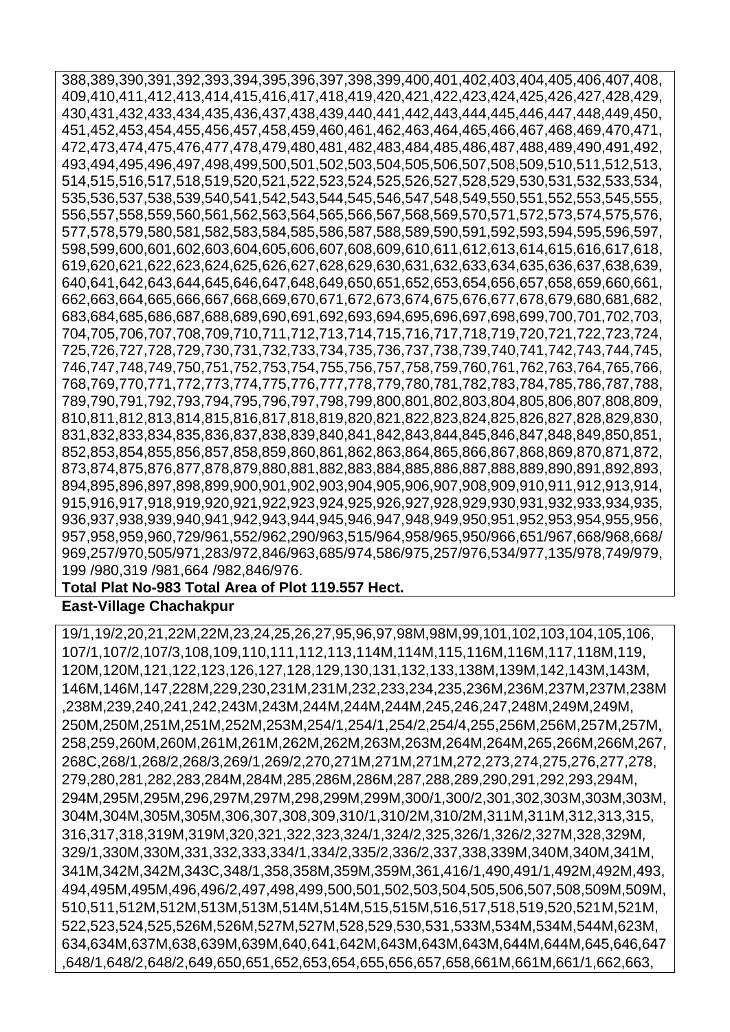388,389,390,391,392,393,394,395,396,397,398,399,400,401,402,403,404,405,406,407,408,409,410,411,412,413,414,415,416,417,418,419,420,421,422,423,424,425,426,427,428,429,430,431,432,433,434,435,436,437,438,439,440,441,442,443,444,445,446,447,448,449,450,451,452,453,454,455,456,457,458,459,460,461,462,463,464,465,466,467,468,469,470,471,472,473,474,475,476,477,478,479,480,481,482,483,484,485,486,487,488,489,490,491,492,493,494,495,496,497,498,499,500,501,502,503,504,505,506,507,508,509,510,511,512,513,514,515,516,517,518,519,520,521,522,523,524,525,526,527,528,529,530,531,532,533,534,535,536,537,538,539,540,541,542,543,544,545,546,547,548,549,550,551,552,553,545,555,556,557,558,559,560,561,562,563,564,565,566,567,568,569,570,571,572,573,574,575,576,577,578,579,580,581,582,583,584,585,586,587,588,589,590,591,592,593,594,595,596,597,598,599,600,601,602,603,604,605,606,607,608,609,610,611,612,613,614,615,616,617,618,619,620,621,622,623,624,625,626,627,628,629,630,631,632,633,634,635,636,637,638,639,640,641,642,643,644,645,646,647,648,649,650,651,652,653,654,656,657,658,659,660,661,662,663,664,665,666,667,668,669,670,671,672,673,674,675,676,677,678,679,680,681,682,683,684,685,686,687,688,689,690,691,692,693,694,695,696,697,698,699,700,701,702,703,704,705,706,707,708,709,710,711,712,713,714,715,716,717,718,719,720,721,722,723,724,725,726,727,728,729,730,731,732,733,734,735,736,737,738,739,740,741,742,743,744,745,746,747,748,749,750,751,752,753,754,755,756,757,758,759,760,761,762,763,764,765,766,768,769,770,771,772,773,774,775,776,777,778,779,780,781,782,783,784,785,786,787,788,789,790,791,792,793,794,795,796,797,798,799,800,801,802,803,804,805,806,807,808,809,810,811,812,813,814,815,816,817,818,819,820,821,822,823,824,825,826,827,828,829,830,831,832,833,834,835,836,837,838,839,840,841,842,843,844,845,846,847,848,849,850,851,852,853,854,855,856,857,858,859,860,861,862,863,864,865,866,867,868,869,870,871,872,873,874,875,876,877,878,879,880,881,882,883,884,885,886,887,888,889,890,891,892,893,894,895,896,897,898,899,900,901,902,903,904,905,906,907,908,909,910,911,912,913,914,915,916,917,918,919,920,921,922,923,924,925,926,927,928,929,930,931,932,933,934,935,936,937,938,939,940,941,942,943,944,945,946,947,948,949,950,951,952,953,954,955,956,957,958,959,960,729/961,552/962,290/963,515/964,958/965,950/966,651/967,668/968,668/969,257/970,505/971,283/972,846/963,685/974,586/975,257/976,534/977,135/978,749/979,199 /980,319 /981,664 /982,846/976.

**Total Plat No-983 Total Area of Plot 119.557 Hect.**

**East-Village Chachakpur**

19/1,19/2,20,21,22M,22M,23,24,25,26,27,95,96,97,98M,98M,99,101,102,103,104,105,106,107/1,107/2,107/3,108,109,110,111,112,113,114M,114M,115,116M,116M,117,118M,119,120M,120M,121,122,123,126,127,128,129,130,131,132,133,138M,139M,142,143M,143M,146M,146M,147,228M,229,230,231M,231M,232,233,234,235,236M,236M,237M,237M,238M,238M,239,240,241,242,243M,243M,244M,244M,244M,245,246,247,248M,249M,249M,250M,250M,251M,251M,252M,253M,254/1,254/1,254/2,254/4,255,256M,256M,257M,257M,258,259,260M,260M,261M,261M,262M,262M,263M,263M,264M,264M,265,266M,266M,267,268C,268/1,268/2,268/3,269/1,269/2,270,271M,271M,271M,272,273,274,275,276,277,278,279,280,281,282,283,284M,284M,285,286M,286M,287,288,289,290,291,292,293,294M,294M,295M,295M,296,297M,297M,298,299M,299M,300/1,300/2,301,302,303M,303M,303M,304M,304M,305M,305M,306,307,308,309,310/1,310/2M,310/2M,311M,311M,312,313,315,316,317,318,319M,319M,320,321,322,323,324/1,324/2,325,326/1,326/2,327M,328,329M,329/1,330M,330M,331,332,333,334/1,334/2,335/2,336/2,337,338,339M,340M,340M,341M,341M,342M,342M,343C,348/1,358,358M,359M,359M,361,416/1,490,491/1,492M,492M,493,494,495M,495M,496,496/2,497,498,499,500,501,502,503,504,505,506,507,508,509M,509M,510,511,512M,512M,513M,513M,514M,514M,515,515M,516,517,518,519,520,521M,521M,522,523,524,525,526M,526M,527M,527M,528,529,530,531,533M,534M,534M,544M,623M,634,634M,637M,638,639M,639M,640,641,642M,643M,643M,643M,644M,644M,645,646,647,648/1,648/2,648/2,649,650,651,652,653,654,655,656,657,658,661M,661M,661/1,662,663,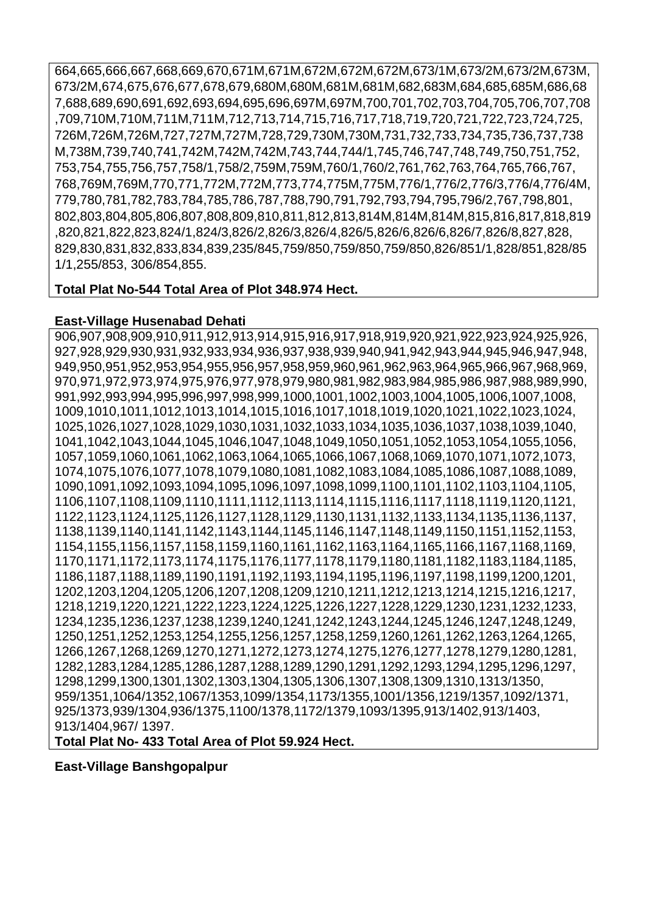664,665,666,667,668,669,670,671M,671M,672M,672M,672M,673/1M,673/2M,673/2M,673M, 673/2M,674,675,676,677,678,679,680M,680M,681M,681M,682,683M,684,685,685M,686,687,688,689,690,691,692,693,694,695,696,697M,697M,700,701,702,703,704,705,706,707,708,709,710M,710M,711M,711M,712,713,714,715,716,717,718,719,720,721,722,723,724,725, 726M,726M,726M,727,727M,727M,728,729,730M,730M,731,732,733,734,735,736,737,738M,738M,739,740,741,742M,742M,742M,743,744,744/1,745,746,747,748,749,750,751,752, 753,754,755,756,757,758/1,758/2,759M,759M,760/1,760/2,761,762,763,764,765,766,767, 768,769M,769M,770,771,772M,772M,773,774,775M,775M,776/1,776/2,776/3,776/4,776/4M, 779,780,781,782,783,784,785,786,787,788,790,791,792,793,794,795,796/2,767,798,801, 802,803,804,805,806,807,808,809,810,811,812,813,814M,814M,814M,815,816,817,818,819,820,821,822,823,824/1,824/3,826/2,826/3,826/4,826/5,826/6,826/6,826/7,826/8,827,828, 829,830,831,832,833,834,839,235/845,759/850,759/850,759/850,826/851/1,828/851,828/851/1,255/853, 306/854,855.

**Total Plat No-544 Total Area of Plot 348.974 Hect.**

**East-Village Husenabad Dehati**

906,907,908,909,910,911,912,913,914,915,916,917,918,919,920,921,922,923,924,925,926, 927,928,929,930,931,932,933,934,936,937,938,939,940,941,942,943,944,945,946,947,948, 949,950,951,952,953,954,955,956,957,958,959,960,961,962,963,964,965,966,967,968,969, 970,971,972,973,974,975,976,977,978,979,980,981,982,983,984,985,986,987,988,989,990, 991,992,993,994,995,996,997,998,999,1000,1001,1002,1003,1004,1005,1006,1007,1008, 1009,1010,1011,1012,1013,1014,1015,1016,1017,1018,1019,1020,1021,1022,1023,1024, 1025,1026,1027,1028,1029,1030,1031,1032,1033,1034,1035,1036,1037,1038,1039,1040, 1041,1042,1043,1044,1045,1046,1047,1048,1049,1050,1051,1052,1053,1054,1055,1056, 1057,1059,1060,1061,1062,1063,1064,1065,1066,1067,1068,1069,1070,1071,1072,1073, 1074,1075,1076,1077,1078,1079,1080,1081,1082,1083,1084,1085,1086,1087,1088,1089, 1090,1091,1092,1093,1094,1095,1096,1097,1098,1099,1100,1101,1102,1103,1104,1105, 1106,1107,1108,1109,1110,1111,1112,1113,1114,1115,1116,1117,1118,1119,1120,1121, 1122,1123,1124,1125,1126,1127,1128,1129,1130,1131,1132,1133,1134,1135,1136,1137, 1138,1139,1140,1141,1142,1143,1144,1145,1146,1147,1148,1149,1150,1151,1152,1153, 1154,1155,1156,1157,1158,1159,1160,1161,1162,1163,1164,1165,1166,1167,1168,1169, 1170,1171,1172,1173,1174,1175,1176,1177,1178,1179,1180,1181,1182,1183,1184,1185, 1186,1187,1188,1189,1190,1191,1192,1193,1194,1195,1196,1197,1198,1199,1200,1201, 1202,1203,1204,1205,1206,1207,1208,1209,1210,1211,1212,1213,1214,1215,1216,1217, 1218,1219,1220,1221,1222,1223,1224,1225,1226,1227,1228,1229,1230,1231,1232,1233, 1234,1235,1236,1237,1238,1239,1240,1241,1242,1243,1244,1245,1246,1247,1248,1249, 1250,1251,1252,1253,1254,1255,1256,1257,1258,1259,1260,1261,1262,1263,1264,1265, 1266,1267,1268,1269,1270,1271,1272,1273,1274,1275,1276,1277,1278,1279,1280,1281, 1282,1283,1284,1285,1286,1287,1288,1289,1290,1291,1292,1293,1294,1295,1296,1297, 1298,1299,1300,1301,1302,1303,1304,1305,1306,1307,1308,1309,1310,1313/1350, 959/1351,1064/1352,1067/1353,1099/1354,1173/1355,1001/1356,1219/1357,1092/1371, 925/1373,939/1304,936/1375,1100/1378,1172/1379,1093/1395,913/1402,913/1403, 913/1404,967/ 1397.

**Total Plat No- 433 Total Area of Plot 59.924 Hect.**

**East-Village Banshgopalpur**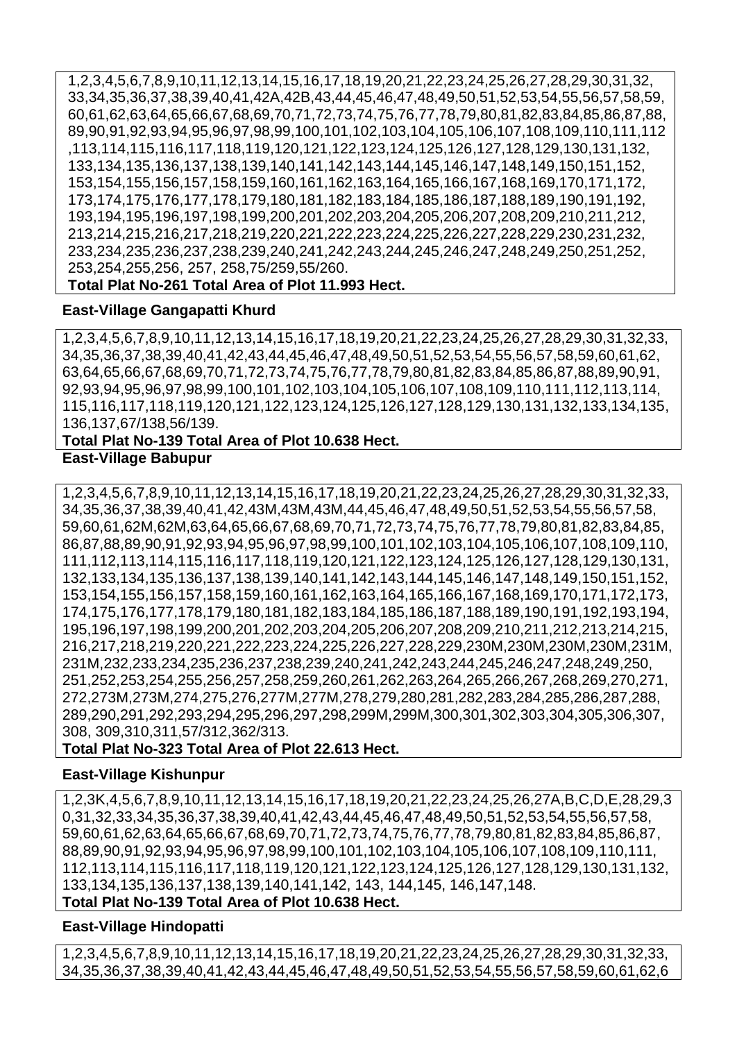1,2,3,4,5,6,7,8,9,10,11,12,13,14,15,16,17,18,19,20,21,22,23,24,25,26,27,28,29,30,31,32,
33,34,35,36,37,38,39,40,41,42A,42B,43,44,45,46,47,48,49,50,51,52,53,54,55,56,57,58,59,
60,61,62,63,64,65,66,67,68,69,70,71,72,73,74,75,76,77,78,79,80,81,82,83,84,85,86,87,88,
89,90,91,92,93,94,95,96,97,98,99,100,101,102,103,104,105,106,107,108,109,110,111,112
,113,114,115,116,117,118,119,120,121,122,123,124,125,126,127,128,129,130,131,132,
133,134,135,136,137,138,139,140,141,142,143,144,145,146,147,148,149,150,151,152,
153,154,155,156,157,158,159,160,161,162,163,164,165,166,167,168,169,170,171,172,
173,174,175,176,177,178,179,180,181,182,183,184,185,186,187,188,189,190,191,192,
193,194,195,196,197,198,199,200,201,202,203,204,205,206,207,208,209,210,211,212,
213,214,215,216,217,218,219,220,221,222,223,224,225,226,227,228,229,230,231,232,
233,234,235,236,237,238,239,240,241,242,243,244,245,246,247,248,249,250,251,252,
253,254,255,256, 257, 258,75/259,55/260.

**Total Plat No-261 Total Area of Plot 11.993 Hect.**

**East-Village Gangapatti Khurd**

1,2,3,4,5,6,7,8,9,10,11,12,13,14,15,16,17,18,19,20,21,22,23,24,25,26,27,28,29,30,31,32,33,
34,35,36,37,38,39,40,41,42,43,44,45,46,47,48,49,50,51,52,53,54,55,56,57,58,59,60,61,62,
63,64,65,66,67,68,69,70,71,72,73,74,75,76,77,78,79,80,81,82,83,84,85,86,87,88,89,90,91,
92,93,94,95,96,97,98,99,100,101,102,103,104,105,106,107,108,109,110,111,112,113,114,
115,116,117,118,119,120,121,122,123,124,125,126,127,128,129,130,131,132,133,134,135,
136,137,67/138,56/139.

**Total Plat No-139 Total Area of Plot 10.638 Hect.**

**East-Village Babupur**

1,2,3,4,5,6,7,8,9,10,11,12,13,14,15,16,17,18,19,20,21,22,23,24,25,26,27,28,29,30,31,32,33,
34,35,36,37,38,39,40,41,42,43M,43M,43M,44,45,46,47,48,49,50,51,52,53,54,55,56,57,58,
59,60,61,62M,62M,63,64,65,66,67,68,69,70,71,72,73,74,75,76,77,78,79,80,81,82,83,84,85,
86,87,88,89,90,91,92,93,94,95,96,97,98,99,100,101,102,103,104,105,106,107,108,109,110,
111,112,113,114,115,116,117,118,119,120,121,122,123,124,125,126,127,128,129,130,131,
132,133,134,135,136,137,138,139,140,141,142,143,144,145,146,147,148,149,150,151,152,
153,154,155,156,157,158,159,160,161,162,163,164,165,166,167,168,169,170,171,172,173,
174,175,176,177,178,179,180,181,182,183,184,185,186,187,188,189,190,191,192,193,194,
195,196,197,198,199,200,201,202,203,204,205,206,207,208,209,210,211,212,213,214,215,
216,217,218,219,220,221,222,223,224,225,226,227,228,229,230M,230M,230M,230M,231M,
231M,232,233,234,235,236,237,238,239,240,241,242,243,244,245,246,247,248,249,250,
251,252,253,254,255,256,257,258,259,260,261,262,263,264,265,266,267,268,269,270,271,
272,273M,273M,274,275,276,277M,277M,278,279,280,281,282,283,284,285,286,287,288,
289,290,291,292,293,294,295,296,297,298,299M,299M,300,301,302,303,304,305,306,307,
308, 309,310,311,57/312,362/313.

**Total Plat No-323 Total Area of Plot 22.613 Hect.**

**East-Village Kishunpur**

1,2,3K,4,5,6,7,8,9,10,11,12,13,14,15,16,17,18,19,20,21,22,23,24,25,26,27A,B,C,D,E,28,29,3
0,31,32,33,34,35,36,37,38,39,40,41,42,43,44,45,46,47,48,49,50,51,52,53,54,55,56,57,58,
59,60,61,62,63,64,65,66,67,68,69,70,71,72,73,74,75,76,77,78,79,80,81,82,83,84,85,86,87,
88,89,90,91,92,93,94,95,96,97,98,99,100,101,102,103,104,105,106,107,108,109,110,111,
112,113,114,115,116,117,118,119,120,121,122,123,124,125,126,127,128,129,130,131,132,
133,134,135,136,137,138,139,140,141,142, 143, 144,145, 146,147,148.

**Total Plat No-139 Total Area of Plot 10.638 Hect.**

**East-Village Hindopatti**

1,2,3,4,5,6,7,8,9,10,11,12,13,14,15,16,17,18,19,20,21,22,23,24,25,26,27,28,29,30,31,32,33,
34,35,36,37,38,39,40,41,42,43,44,45,46,47,48,49,50,51,52,53,54,55,56,57,58,59,60,61,62,6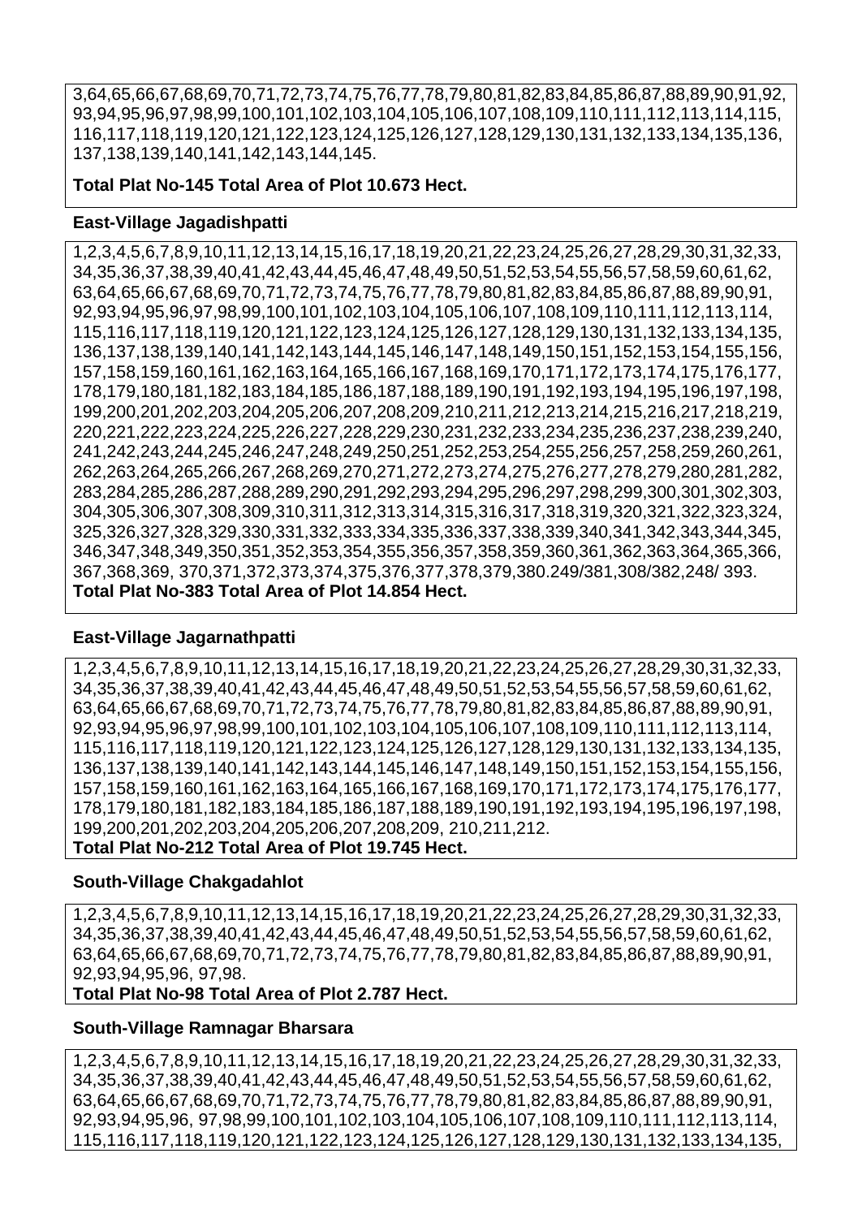3,64,65,66,67,68,69,70,71,72,73,74,75,76,77,78,79,80,81,82,83,84,85,86,87,88,89,90,91,92,93,94,95,96,97,98,99,100,101,102,103,104,105,106,107,108,109,110,111,112,113,114,115,116,117,118,119,120,121,122,123,124,125,126,127,128,129,130,131,132,133,134,135,136,137,138,139,140,141,142,143,144,145.

**Total Plat No-145 Total Area of Plot 10.673 Hect.**

**East-Village Jagadishpatti**

1,2,3,4,5,6,7,8,9,10,11,12,13,14,15,16,17,18,19,20,21,22,23,24,25,26,27,28,29,30,31,32,33,34,35,36,37,38,39,40,41,42,43,44,45,46,47,48,49,50,51,52,53,54,55,56,57,58,59,60,61,62,63,64,65,66,67,68,69,70,71,72,73,74,75,76,77,78,79,80,81,82,83,84,85,86,87,88,89,90,91,92,93,94,95,96,97,98,99,100,101,102,103,104,105,106,107,108,109,110,111,112,113,114,115,116,117,118,119,120,121,122,123,124,125,126,127,128,129,130,131,132,133,134,135,136,137,138,139,140,141,142,143,144,145,146,147,148,149,150,151,152,153,154,155,156,157,158,159,160,161,162,163,164,165,166,167,168,169,170,171,172,173,174,175,176,177,178,179,180,181,182,183,184,185,186,187,188,189,190,191,192,193,194,195,196,197,198,199,200,201,202,203,204,205,206,207,208,209,210,211,212,213,214,215,216,217,218,219,220,221,222,223,224,225,226,227,228,229,230,231,232,233,234,235,236,237,238,239,240,241,242,243,244,245,246,247,248,249,250,251,252,253,254,255,256,257,258,259,260,261,262,263,264,265,266,267,268,269,270,271,272,273,274,275,276,277,278,279,280,281,282,283,284,285,286,287,288,289,290,291,292,293,294,295,296,297,298,299,300,301,302,303,304,305,306,307,308,309,310,311,312,313,314,315,316,317,318,319,320,321,322,323,324,325,326,327,328,329,330,331,332,333,334,335,336,337,338,339,340,341,342,343,344,345,346,347,348,349,350,351,352,353,354,355,356,357,358,359,360,361,362,363,364,365,366,367,368,369, 370,371,372,373,374,375,376,377,378,379,380.249/381,308/382,248/ 393.

**Total Plat No-383 Total Area of Plot 14.854 Hect.**

**East-Village Jagarnathpatti**

1,2,3,4,5,6,7,8,9,10,11,12,13,14,15,16,17,18,19,20,21,22,23,24,25,26,27,28,29,30,31,32,33,34,35,36,37,38,39,40,41,42,43,44,45,46,47,48,49,50,51,52,53,54,55,56,57,58,59,60,61,62,63,64,65,66,67,68,69,70,71,72,73,74,75,76,77,78,79,80,81,82,83,84,85,86,87,88,89,90,91,92,93,94,95,96,97,98,99,100,101,102,103,104,105,106,107,108,109,110,111,112,113,114,115,116,117,118,119,120,121,122,123,124,125,126,127,128,129,130,131,132,133,134,135,136,137,138,139,140,141,142,143,144,145,146,147,148,149,150,151,152,153,154,155,156,157,158,159,160,161,162,163,164,165,166,167,168,169,170,171,172,173,174,175,176,177,178,179,180,181,182,183,184,185,186,187,188,189,190,191,192,193,194,195,196,197,198,199,200,201,202,203,204,205,206,207,208,209, 210,211,212.

**Total Plat No-212 Total Area of Plot 19.745 Hect.**

**South-Village Chakgadahlot**

1,2,3,4,5,6,7,8,9,10,11,12,13,14,15,16,17,18,19,20,21,22,23,24,25,26,27,28,29,30,31,32,33,34,35,36,37,38,39,40,41,42,43,44,45,46,47,48,49,50,51,52,53,54,55,56,57,58,59,60,61,62,63,64,65,66,67,68,69,70,71,72,73,74,75,76,77,78,79,80,81,82,83,84,85,86,87,88,89,90,91,92,93,94,95,96, 97,98.

**Total Plat No-98 Total Area of Plot 2.787 Hect.**

**South-Village Ramnagar Bharsara**

1,2,3,4,5,6,7,8,9,10,11,12,13,14,15,16,17,18,19,20,21,22,23,24,25,26,27,28,29,30,31,32,33,34,35,36,37,38,39,40,41,42,43,44,45,46,47,48,49,50,51,52,53,54,55,56,57,58,59,60,61,62,63,64,65,66,67,68,69,70,71,72,73,74,75,76,77,78,79,80,81,82,83,84,85,86,87,88,89,90,91,92,93,94,95,96, 97,98,99,100,101,102,103,104,105,106,107,108,109,110,111,112,113,114,115,116,117,118,119,120,121,122,123,124,125,126,127,128,129,130,131,132,133,134,135,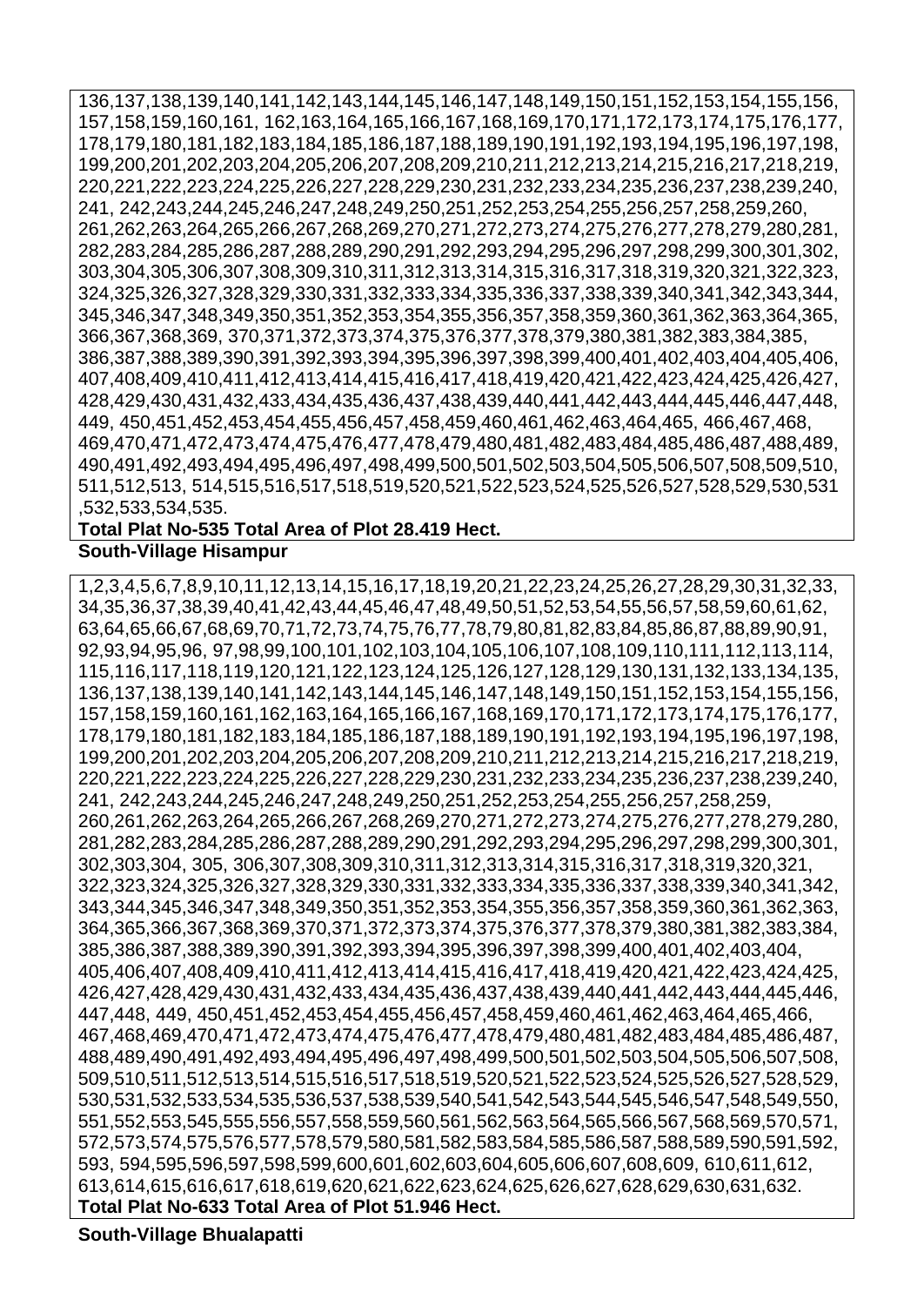136,137,138,139,140,141,142,143,144,145,146,147,148,149,150,151,152,153,154,155,156, 157,158,159,160,161, 162,163,164,165,166,167,168,169,170,171,172,173,174,175,176,177, 178,179,180,181,182,183,184,185,186,187,188,189,190,191,192,193,194,195,196,197,198, 199,200,201,202,203,204,205,206,207,208,209,210,211,212,213,214,215,216,217,218,219, 220,221,222,223,224,225,226,227,228,229,230,231,232,233,234,235,236,237,238,239,240, 241, 242,243,244,245,246,247,248,249,250,251,252,253,254,255,256,257,258,259,260, 261,262,263,264,265,266,267,268,269,270,271,272,273,274,275,276,277,278,279,280,281, 282,283,284,285,286,287,288,289,290,291,292,293,294,295,296,297,298,299,300,301,302, 303,304,305,306,307,308,309,310,311,312,313,314,315,316,317,318,319,320,321,322,323, 324,325,326,327,328,329,330,331,332,333,334,335,336,337,338,339,340,341,342,343,344, 345,346,347,348,349,350,351,352,353,354,355,356,357,358,359,360,361,362,363,364,365, 366,367,368,369, 370,371,372,373,374,375,376,377,378,379,380,381,382,383,384,385, 386,387,388,389,390,391,392,393,394,395,396,397,398,399,400,401,402,403,404,405,406, 407,408,409,410,411,412,413,414,415,416,417,418,419,420,421,422,423,424,425,426,427, 428,429,430,431,432,433,434,435,436,437,438,439,440,441,442,443,444,445,446,447,448, 449, 450,451,452,453,454,455,456,457,458,459,460,461,462,463,464,465, 466,467,468, 469,470,471,472,473,474,475,476,477,478,479,480,481,482,483,484,485,486,487,488,489, 490,491,492,493,494,495,496,497,498,499,500,501,502,503,504,505,506,507,508,509,510, 511,512,513, 514,515,516,517,518,519,520,521,522,523,524,525,526,527,528,529,530,531 ,532,533,534,535.

**Total Plat No-535 Total Area of Plot 28.419 Hect.**

**South-Village Hisampur**

1,2,3,4,5,6,7,8,9,10,11,12,13,14,15,16,17,18,19,20,21,22,23,24,25,26,27,28,29,30,31,32,33, 34,35,36,37,38,39,40,41,42,43,44,45,46,47,48,49,50,51,52,53,54,55,56,57,58,59,60,61,62, 63,64,65,66,67,68,69,70,71,72,73,74,75,76,77,78,79,80,81,82,83,84,85,86,87,88,89,90,91, 92,93,94,95,96, 97,98,99,100,101,102,103,104,105,106,107,108,109,110,111,112,113,114, 115,116,117,118,119,120,121,122,123,124,125,126,127,128,129,130,131,132,133,134,135, 136,137,138,139,140,141,142,143,144,145,146,147,148,149,150,151,152,153,154,155,156, 157,158,159,160,161,162,163,164,165,166,167,168,169,170,171,172,173,174,175,176,177, 178,179,180,181,182,183,184,185,186,187,188,189,190,191,192,193,194,195,196,197,198, 199,200,201,202,203,204,205,206,207,208,209,210,211,212,213,214,215,216,217,218,219, 220,221,222,223,224,225,226,227,228,229,230,231,232,233,234,235,236,237,238,239,240, 241, 242,243,244,245,246,247,248,249,250,251,252,253,254,255,256,257,258,259, 260,261,262,263,264,265,266,267,268,269,270,271,272,273,274,275,276,277,278,279,280, 281,282,283,284,285,286,287,288,289,290,291,292,293,294,295,296,297,298,299,300,301, 302,303,304, 305, 306,307,308,309,310,311,312,313,314,315,316,317,318,319,320,321, 322,323,324,325,326,327,328,329,330,331,332,333,334,335,336,337,338,339,340,341,342, 343,344,345,346,347,348,349,350,351,352,353,354,355,356,357,358,359,360,361,362,363, 364,365,366,367,368,369,370,371,372,373,374,375,376,377,378,379,380,381,382,383,384, 385,386,387,388,389,390,391,392,393,394,395,396,397,398,399,400,401,402,403,404, 405,406,407,408,409,410,411,412,413,414,415,416,417,418,419,420,421,422,423,424,425, 426,427,428,429,430,431,432,433,434,435,436,437,438,439,440,441,442,443,444,445,446, 447,448, 449, 450,451,452,453,454,455,456,457,458,459,460,461,462,463,464,465,466, 467,468,469,470,471,472,473,474,475,476,477,478,479,480,481,482,483,484,485,486,487, 488,489,490,491,492,493,494,495,496,497,498,499,500,501,502,503,504,505,506,507,508, 509,510,511,512,513,514,515,516,517,518,519,520,521,522,523,524,525,526,527,528,529, 530,531,532,533,534,535,536,537,538,539,540,541,542,543,544,545,546,547,548,549,550, 551,552,553,545,555,556,557,558,559,560,561,562,563,564,565,566,567,568,569,570,571, 572,573,574,575,576,577,578,579,580,581,582,583,584,585,586,587,588,589,590,591,592, 593, 594,595,596,597,598,599,600,601,602,603,604,605,606,607,608,609, 610,611,612, 613,614,615,616,617,618,619,620,621,622,623,624,625,626,627,628,629,630,631,632.

**Total Plat No-633 Total Area of Plot 51.946 Hect.**

**South-Village Bhualapatti**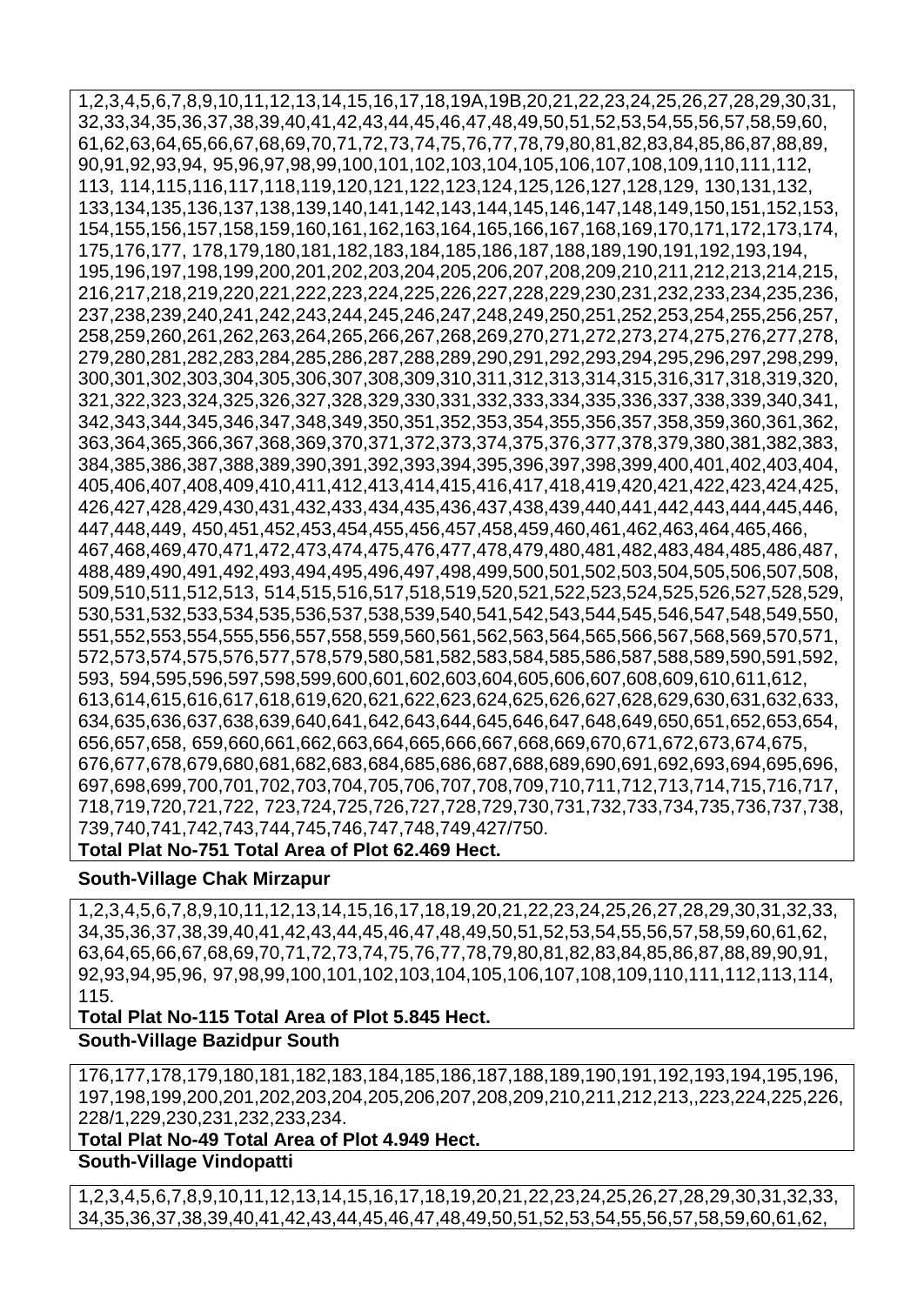1,2,3,4,5,6,7,8,9,10,11,12,13,14,15,16,17,18,19A,19B,20,21,22,23,24,25,26,27,28,29,30,31, 32,33,34,35,36,37,38,39,40,41,42,43,44,45,46,47,48,49,50,51,52,53,54,55,56,57,58,59,60, 61,62,63,64,65,66,67,68,69,70,71,72,73,74,75,76,77,78,79,80,81,82,83,84,85,86,87,88,89, 90,91,92,93,94, 95,96,97,98,99,100,101,102,103,104,105,106,107,108,109,110,111,112, 113, 114,115,116,117,118,119,120,121,122,123,124,125,126,127,128,129, 130,131,132, 133,134,135,136,137,138,139,140,141,142,143,144,145,146,147,148,149,150,151,152,153, 154,155,156,157,158,159,160,161,162,163,164,165,166,167,168,169,170,171,172,173,174, 175,176,177, 178,179,180,181,182,183,184,185,186,187,188,189,190,191,192,193,194, 195,196,197,198,199,200,201,202,203,204,205,206,207,208,209,210,211,212,213,214,215, 216,217,218,219,220,221,222,223,224,225,226,227,228,229,230,231,232,233,234,235,236, 237,238,239,240,241,242,243,244,245,246,247,248,249,250,251,252,253,254,255,256,257, 258,259,260,261,262,263,264,265,266,267,268,269,270,271,272,273,274,275,276,277,278, 279,280,281,282,283,284,285,286,287,288,289,290,291,292,293,294,295,296,297,298,299, 300,301,302,303,304,305,306,307,308,309,310,311,312,313,314,315,316,317,318,319,320, 321,322,323,324,325,326,327,328,329,330,331,332,333,334,335,336,337,338,339,340,341, 342,343,344,345,346,347,348,349,350,351,352,353,354,355,356,357,358,359,360,361,362, 363,364,365,366,367,368,369,370,371,372,373,374,375,376,377,378,379,380,381,382,383, 384,385,386,387,388,389,390,391,392,393,394,395,396,397,398,399,400,401,402,403,404, 405,406,407,408,409,410,411,412,413,414,415,416,417,418,419,420,421,422,423,424,425, 426,427,428,429,430,431,432,433,434,435,436,437,438,439,440,441,442,443,444,445,446, 447,448,449, 450,451,452,453,454,455,456,457,458,459,460,461,462,463,464,465,466, 467,468,469,470,471,472,473,474,475,476,477,478,479,480,481,482,483,484,485,486,487, 488,489,490,491,492,493,494,495,496,497,498,499,500,501,502,503,504,505,506,507,508, 509,510,511,512,513, 514,515,516,517,518,519,520,521,522,523,524,525,526,527,528,529, 530,531,532,533,534,535,536,537,538,539,540,541,542,543,544,545,546,547,548,549,550, 551,552,553,554,555,556,557,558,559,560,561,562,563,564,565,566,567,568,569,570,571, 572,573,574,575,576,577,578,579,580,581,582,583,584,585,586,587,588,589,590,591,592, 593, 594,595,596,597,598,599,600,601,602,603,604,605,606,607,608,609,610,611,612, 613,614,615,616,617,618,619,620,621,622,623,624,625,626,627,628,629,630,631,632,633, 634,635,636,637,638,639,640,641,642,643,644,645,646,647,648,649,650,651,652,653,654, 656,657,658, 659,660,661,662,663,664,665,666,667,668,669,670,671,672,673,674,675, 676,677,678,679,680,681,682,683,684,685,686,687,688,689,690,691,692,693,694,695,696, 697,698,699,700,701,702,703,704,705,706,707,708,709,710,711,712,713,714,715,716,717, 718,719,720,721,722, 723,724,725,726,727,728,729,730,731,732,733,734,735,736,737,738, 739,740,741,742,743,744,745,746,747,748,749,427/750.

**Total Plat No-751 Total Area of Plot 62.469 Hect.**

**South-Village Chak Mirzapur**

1,2,3,4,5,6,7,8,9,10,11,12,13,14,15,16,17,18,19,20,21,22,23,24,25,26,27,28,29,30,31,32,33, 34,35,36,37,38,39,40,41,42,43,44,45,46,47,48,49,50,51,52,53,54,55,56,57,58,59,60,61,62, 63,64,65,66,67,68,69,70,71,72,73,74,75,76,77,78,79,80,81,82,83,84,85,86,87,88,89,90,91, 92,93,94,95,96, 97,98,99,100,101,102,103,104,105,106,107,108,109,110,111,112,113,114, 115.

**Total Plat No-115 Total Area of Plot 5.845 Hect.**

**South-Village Bazidpur South**

176,177,178,179,180,181,182,183,184,185,186,187,188,189,190,191,192,193,194,195,196, 197,198,199,200,201,202,203,204,205,206,207,208,209,210,211,212,213,,223,224,225,226, 228/1,229,230,231,232,233,234.

**Total Plat No-49 Total Area of Plot 4.949 Hect.**

**South-Village Vindopatti**

1,2,3,4,5,6,7,8,9,10,11,12,13,14,15,16,17,18,19,20,21,22,23,24,25,26,27,28,29,30,31,32,33, 34,35,36,37,38,39,40,41,42,43,44,45,46,47,48,49,50,51,52,53,54,55,56,57,58,59,60,61,62,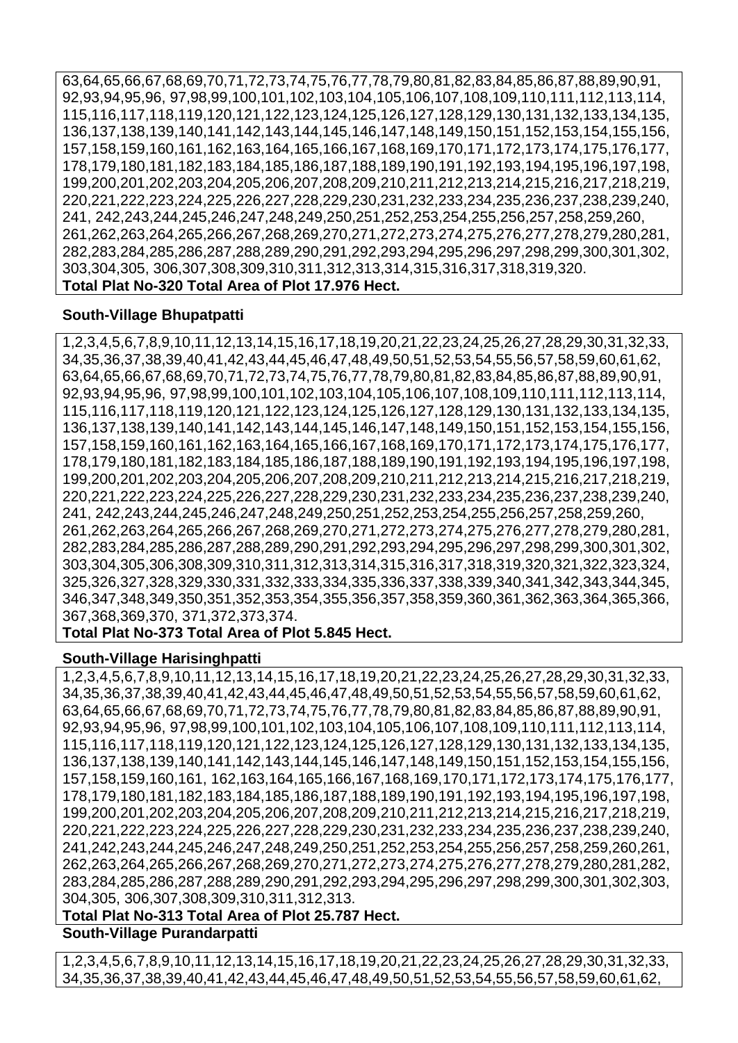63,64,65,66,67,68,69,70,71,72,73,74,75,76,77,78,79,80,81,82,83,84,85,86,87,88,89,90,91, 92,93,94,95,96, 97,98,99,100,101,102,103,104,105,106,107,108,109,110,111,112,113,114, 115,116,117,118,119,120,121,122,123,124,125,126,127,128,129,130,131,132,133,134,135, 136,137,138,139,140,141,142,143,144,145,146,147,148,149,150,151,152,153,154,155,156, 157,158,159,160,161,162,163,164,165,166,167,168,169,170,171,172,173,174,175,176,177, 178,179,180,181,182,183,184,185,186,187,188,189,190,191,192,193,194,195,196,197,198, 199,200,201,202,203,204,205,206,207,208,209,210,211,212,213,214,215,216,217,218,219, 220,221,222,223,224,225,226,227,228,229,230,231,232,233,234,235,236,237,238,239,240, 241, 242,243,244,245,246,247,248,249,250,251,252,253,254,255,256,257,258,259,260, 261,262,263,264,265,266,267,268,269,270,271,272,273,274,275,276,277,278,279,280,281, 282,283,284,285,286,287,288,289,290,291,292,293,294,295,296,297,298,299,300,301,302, 303,304,305, 306,307,308,309,310,311,312,313,314,315,316,317,318,319,320.

**Total Plat No-320 Total Area of Plot 17.976 Hect.**

**South-Village Bhupatpatti**

1,2,3,4,5,6,7,8,9,10,11,12,13,14,15,16,17,18,19,20,21,22,23,24,25,26,27,28,29,30,31,32,33, 34,35,36,37,38,39,40,41,42,43,44,45,46,47,48,49,50,51,52,53,54,55,56,57,58,59,60,61,62, 63,64,65,66,67,68,69,70,71,72,73,74,75,76,77,78,79,80,81,82,83,84,85,86,87,88,89,90,91, 92,93,94,95,96, 97,98,99,100,101,102,103,104,105,106,107,108,109,110,111,112,113,114, 115,116,117,118,119,120,121,122,123,124,125,126,127,128,129,130,131,132,133,134,135, 136,137,138,139,140,141,142,143,144,145,146,147,148,149,150,151,152,153,154,155,156, 157,158,159,160,161,162,163,164,165,166,167,168,169,170,171,172,173,174,175,176,177, 178,179,180,181,182,183,184,185,186,187,188,189,190,191,192,193,194,195,196,197,198, 199,200,201,202,203,204,205,206,207,208,209,210,211,212,213,214,215,216,217,218,219, 220,221,222,223,224,225,226,227,228,229,230,231,232,233,234,235,236,237,238,239,240, 241, 242,243,244,245,246,247,248,249,250,251,252,253,254,255,256,257,258,259,260, 261,262,263,264,265,266,267,268,269,270,271,272,273,274,275,276,277,278,279,280,281, 282,283,284,285,286,287,288,289,290,291,292,293,294,295,296,297,298,299,300,301,302, 303,304,305,306,308,309,310,311,312,313,314,315,316,317,318,319,320,321,322,323,324, 325,326,327,328,329,330,331,332,333,334,335,336,337,338,339,340,341,342,343,344,345, 346,347,348,349,350,351,352,353,354,355,356,357,358,359,360,361,362,363,364,365,366, 367,368,369,370, 371,372,373,374.

**Total Plat No-373 Total Area of Plot 5.845 Hect.**

**South-Village Harisinghpatti**

1,2,3,4,5,6,7,8,9,10,11,12,13,14,15,16,17,18,19,20,21,22,23,24,25,26,27,28,29,30,31,32,33, 34,35,36,37,38,39,40,41,42,43,44,45,46,47,48,49,50,51,52,53,54,55,56,57,58,59,60,61,62, 63,64,65,66,67,68,69,70,71,72,73,74,75,76,77,78,79,80,81,82,83,84,85,86,87,88,89,90,91, 92,93,94,95,96, 97,98,99,100,101,102,103,104,105,106,107,108,109,110,111,112,113,114, 115,116,117,118,119,120,121,122,123,124,125,126,127,128,129,130,131,132,133,134,135, 136,137,138,139,140,141,142,143,144,145,146,147,148,149,150,151,152,153,154,155,156, 157,158,159,160,161, 162,163,164,165,166,167,168,169,170,171,172,173,174,175,176,177, 178,179,180,181,182,183,184,185,186,187,188,189,190,191,192,193,194,195,196,197,198, 199,200,201,202,203,204,205,206,207,208,209,210,211,212,213,214,215,216,217,218,219, 220,221,222,223,224,225,226,227,228,229,230,231,232,233,234,235,236,237,238,239,240, 241,242,243,244,245,246,247,248,249,250,251,252,253,254,255,256,257,258,259,260,261, 262,263,264,265,266,267,268,269,270,271,272,273,274,275,276,277,278,279,280,281,282, 283,284,285,286,287,288,289,290,291,292,293,294,295,296,297,298,299,300,301,302,303, 304,305, 306,307,308,309,310,311,312,313.

**Total Plat No-313 Total Area of Plot 25.787 Hect.**

**South-Village Purandarpatti**

1,2,3,4,5,6,7,8,9,10,11,12,13,14,15,16,17,18,19,20,21,22,23,24,25,26,27,28,29,30,31,32,33, 34,35,36,37,38,39,40,41,42,43,44,45,46,47,48,49,50,51,52,53,54,55,56,57,58,59,60,61,62,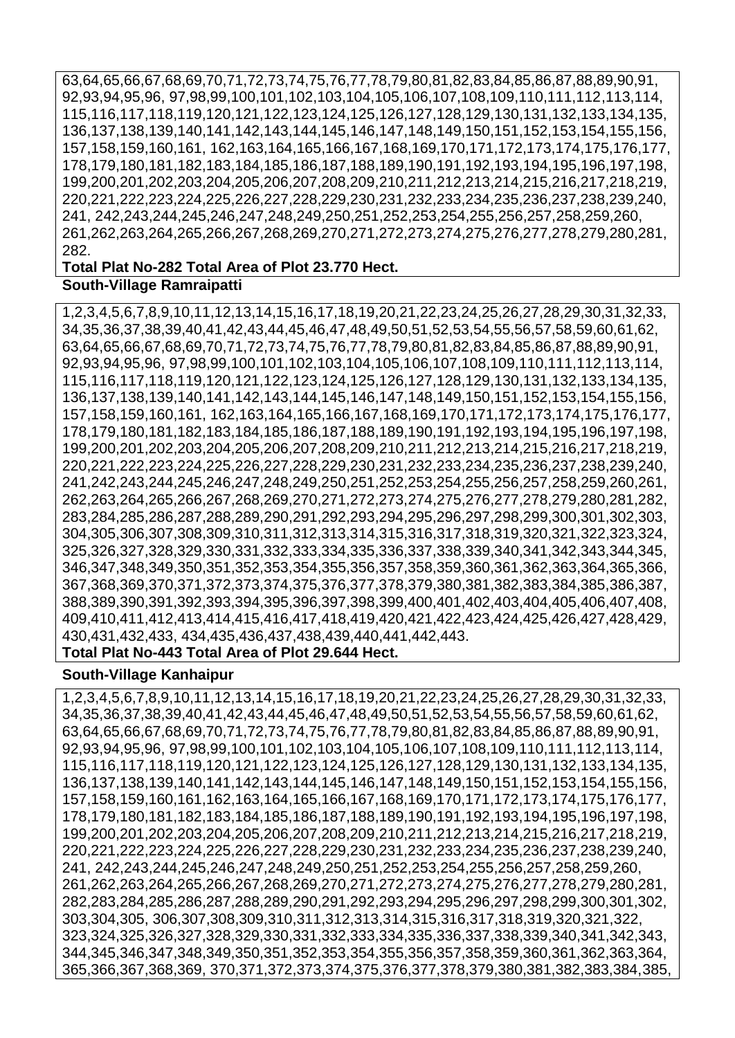63,64,65,66,67,68,69,70,71,72,73,74,75,76,77,78,79,80,81,82,83,84,85,86,87,88,89,90,91, 92,93,94,95,96, 97,98,99,100,101,102,103,104,105,106,107,108,109,110,111,112,113,114, 115,116,117,118,119,120,121,122,123,124,125,126,127,128,129,130,131,132,133,134,135, 136,137,138,139,140,141,142,143,144,145,146,147,148,149,150,151,152,153,154,155,156, 157,158,159,160,161, 162,163,164,165,166,167,168,169,170,171,172,173,174,175,176,177, 178,179,180,181,182,183,184,185,186,187,188,189,190,191,192,193,194,195,196,197,198, 199,200,201,202,203,204,205,206,207,208,209,210,211,212,213,214,215,216,217,218,219, 220,221,222,223,224,225,226,227,228,229,230,231,232,233,234,235,236,237,238,239,240, 241, 242,243,244,245,246,247,248,249,250,251,252,253,254,255,256,257,258,259,260, 261,262,263,264,265,266,267,268,269,270,271,272,273,274,275,276,277,278,279,280,281, 282.

**Total Plat No-282 Total Area of Plot 23.770 Hect.**

**South-Village Ramraipatti**

1,2,3,4,5,6,7,8,9,10,11,12,13,14,15,16,17,18,19,20,21,22,23,24,25,26,27,28,29,30,31,32,33, 34,35,36,37,38,39,40,41,42,43,44,45,46,47,48,49,50,51,52,53,54,55,56,57,58,59,60,61,62, 63,64,65,66,67,68,69,70,71,72,73,74,75,76,77,78,79,80,81,82,83,84,85,86,87,88,89,90,91, 92,93,94,95,96, 97,98,99,100,101,102,103,104,105,106,107,108,109,110,111,112,113,114, 115,116,117,118,119,120,121,122,123,124,125,126,127,128,129,130,131,132,133,134,135, 136,137,138,139,140,141,142,143,144,145,146,147,148,149,150,151,152,153,154,155,156, 157,158,159,160,161, 162,163,164,165,166,167,168,169,170,171,172,173,174,175,176,177, 178,179,180,181,182,183,184,185,186,187,188,189,190,191,192,193,194,195,196,197,198, 199,200,201,202,203,204,205,206,207,208,209,210,211,212,213,214,215,216,217,218,219, 220,221,222,223,224,225,226,227,228,229,230,231,232,233,234,235,236,237,238,239,240, 241,242,243,244,245,246,247,248,249,250,251,252,253,254,255,256,257,258,259,260,261, 262,263,264,265,266,267,268,269,270,271,272,273,274,275,276,277,278,279,280,281,282, 283,284,285,286,287,288,289,290,291,292,293,294,295,296,297,298,299,300,301,302,303, 304,305,306,307,308,309,310,311,312,313,314,315,316,317,318,319,320,321,322,323,324, 325,326,327,328,329,330,331,332,333,334,335,336,337,338,339,340,341,342,343,344,345, 346,347,348,349,350,351,352,353,354,355,356,357,358,359,360,361,362,363,364,365,366, 367,368,369,370,371,372,373,374,375,376,377,378,379,380,381,382,383,384,385,386,387, 388,389,390,391,392,393,394,395,396,397,398,399,400,401,402,403,404,405,406,407,408, 409,410,411,412,413,414,415,416,417,418,419,420,421,422,423,424,425,426,427,428,429, 430,431,432,433, 434,435,436,437,438,439,440,441,442,443.

**Total Plat No-443 Total Area of Plot 29.644 Hect.**

**South-Village Kanhaipur**

1,2,3,4,5,6,7,8,9,10,11,12,13,14,15,16,17,18,19,20,21,22,23,24,25,26,27,28,29,30,31,32,33, 34,35,36,37,38,39,40,41,42,43,44,45,46,47,48,49,50,51,52,53,54,55,56,57,58,59,60,61,62, 63,64,65,66,67,68,69,70,71,72,73,74,75,76,77,78,79,80,81,82,83,84,85,86,87,88,89,90,91, 92,93,94,95,96, 97,98,99,100,101,102,103,104,105,106,107,108,109,110,111,112,113,114, 115,116,117,118,119,120,121,122,123,124,125,126,127,128,129,130,131,132,133,134,135, 136,137,138,139,140,141,142,143,144,145,146,147,148,149,150,151,152,153,154,155,156, 157,158,159,160,161,162,163,164,165,166,167,168,169,170,171,172,173,174,175,176,177, 178,179,180,181,182,183,184,185,186,187,188,189,190,191,192,193,194,195,196,197,198, 199,200,201,202,203,204,205,206,207,208,209,210,211,212,213,214,215,216,217,218,219, 220,221,222,223,224,225,226,227,228,229,230,231,232,233,234,235,236,237,238,239,240, 241, 242,243,244,245,246,247,248,249,250,251,252,253,254,255,256,257,258,259,260, 261,262,263,264,265,266,267,268,269,270,271,272,273,274,275,276,277,278,279,280,281, 282,283,284,285,286,287,288,289,290,291,292,293,294,295,296,297,298,299,300,301,302, 303,304,305, 306,307,308,309,310,311,312,313,314,315,316,317,318,319,320,321,322, 323,324,325,326,327,328,329,330,331,332,333,334,335,336,337,338,339,340,341,342,343, 344,345,346,347,348,349,350,351,352,353,354,355,356,357,358,359,360,361,362,363,364, 365,366,367,368,369, 370,371,372,373,374,375,376,377,378,379,380,381,382,383,384,385,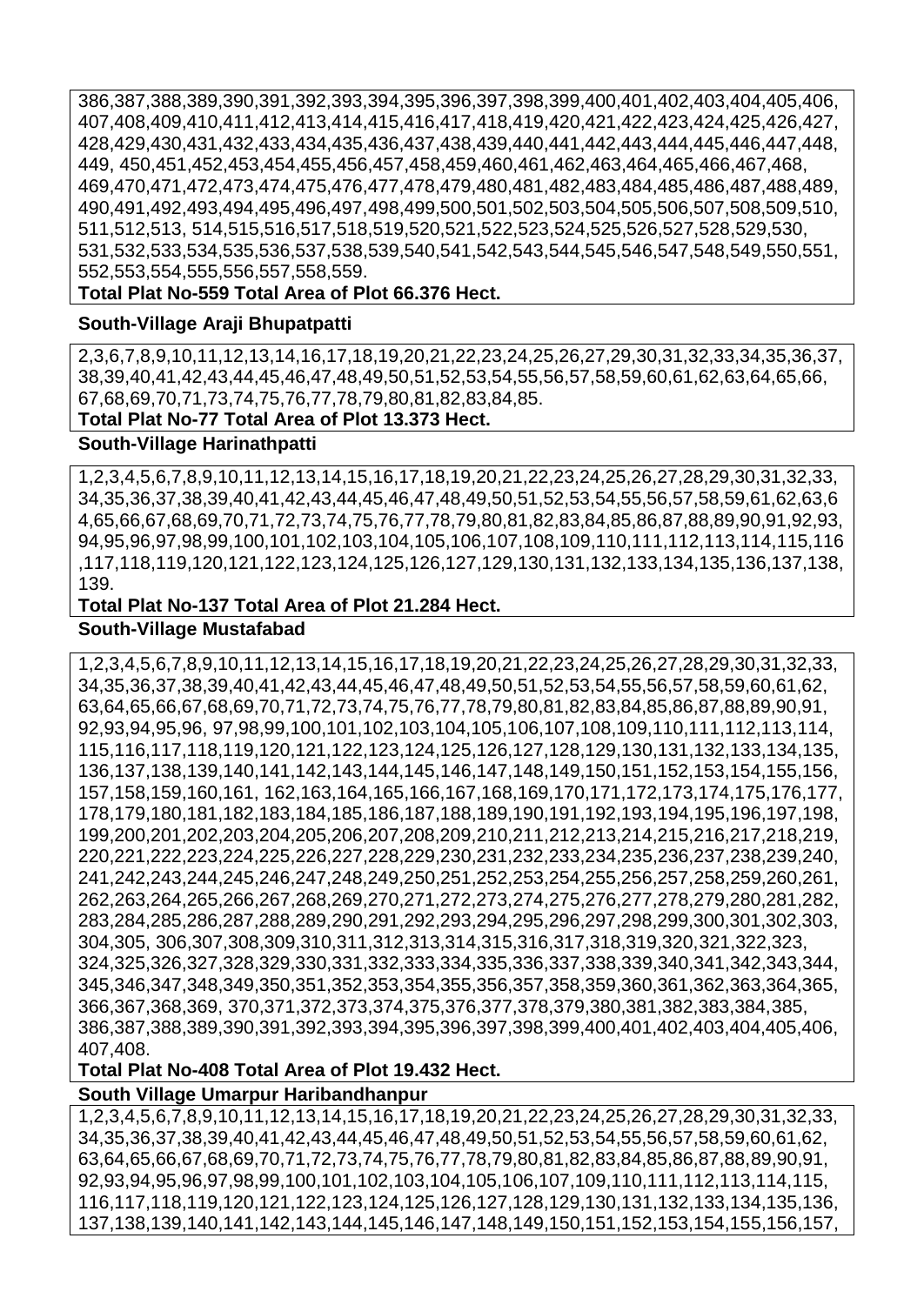386,387,388,389,390,391,392,393,394,395,396,397,398,399,400,401,402,403,404,405,406, 407,408,409,410,411,412,413,414,415,416,417,418,419,420,421,422,423,424,425,426,427, 428,429,430,431,432,433,434,435,436,437,438,439,440,441,442,443,444,445,446,447,448, 449, 450,451,452,453,454,455,456,457,458,459,460,461,462,463,464,465,466,467,468, 469,470,471,472,473,474,475,476,477,478,479,480,481,482,483,484,485,486,487,488,489, 490,491,492,493,494,495,496,497,498,499,500,501,502,503,504,505,506,507,508,509,510, 511,512,513, 514,515,516,517,518,519,520,521,522,523,524,525,526,527,528,529,530, 531,532,533,534,535,536,537,538,539,540,541,542,543,544,545,546,547,548,549,550,551, 552,553,554,555,556,557,558,559.

**Total Plat No-559 Total Area of Plot 66.376 Hect.**

**South-Village Araji Bhupatpatti**

2,3,6,7,8,9,10,11,12,13,14,16,17,18,19,20,21,22,23,24,25,26,27,29,30,31,32,33,34,35,36,37, 38,39,40,41,42,43,44,45,46,47,48,49,50,51,52,53,54,55,56,57,58,59,60,61,62,63,64,65,66, 67,68,69,70,71,73,74,75,76,77,78,79,80,81,82,83,84,85.

**Total Plat No-77 Total Area of Plot 13.373 Hect.**

**South-Village Harinathpatti**

1,2,3,4,5,6,7,8,9,10,11,12,13,14,15,16,17,18,19,20,21,22,23,24,25,26,27,28,29,30,31,32,33, 34,35,36,37,38,39,40,41,42,43,44,45,46,47,48,49,50,51,52,53,54,55,56,57,58,59,61,62,63,6 4,65,66,67,68,69,70,71,72,73,74,75,76,77,78,79,80,81,82,83,84,85,86,87,88,89,90,91,92,93, 94,95,96,97,98,99,100,101,102,103,104,105,106,107,108,109,110,111,112,113,114,115,116 ,117,118,119,120,121,122,123,124,125,126,127,129,130,131,132,133,134,135,136,137,138, 139.

**Total Plat No-137 Total Area of Plot 21.284 Hect.**

**South-Village Mustafabad**

1,2,3,4,5,6,7,8,9,10,11,12,13,14,15,16,17,18,19,20,21,22,23,24,25,26,27,28,29,30,31,32,33, 34,35,36,37,38,39,40,41,42,43,44,45,46,47,48,49,50,51,52,53,54,55,56,57,58,59,60,61,62, 63,64,65,66,67,68,69,70,71,72,73,74,75,76,77,78,79,80,81,82,83,84,85,86,87,88,89,90,91, 92,93,94,95,96, 97,98,99,100,101,102,103,104,105,106,107,108,109,110,111,112,113,114, 115,116,117,118,119,120,121,122,123,124,125,126,127,128,129,130,131,132,133,134,135, 136,137,138,139,140,141,142,143,144,145,146,147,148,149,150,151,152,153,154,155,156, 157,158,159,160,161, 162,163,164,165,166,167,168,169,170,171,172,173,174,175,176,177, 178,179,180,181,182,183,184,185,186,187,188,189,190,191,192,193,194,195,196,197,198, 199,200,201,202,203,204,205,206,207,208,209,210,211,212,213,214,215,216,217,218,219, 220,221,222,223,224,225,226,227,228,229,230,231,232,233,234,235,236,237,238,239,240, 241,242,243,244,245,246,247,248,249,250,251,252,253,254,255,256,257,258,259,260,261, 262,263,264,265,266,267,268,269,270,271,272,273,274,275,276,277,278,279,280,281,282, 283,284,285,286,287,288,289,290,291,292,293,294,295,296,297,298,299,300,301,302,303, 304,305, 306,307,308,309,310,311,312,313,314,315,316,317,318,319,320,321,322,323, 324,325,326,327,328,329,330,331,332,333,334,335,336,337,338,339,340,341,342,343,344, 345,346,347,348,349,350,351,352,353,354,355,356,357,358,359,360,361,362,363,364,365, 366,367,368,369, 370,371,372,373,374,375,376,377,378,379,380,381,382,383,384,385, 386,387,388,389,390,391,392,393,394,395,396,397,398,399,400,401,402,403,404,405,406, 407,408.

**Total Plat No-408 Total Area of Plot 19.432 Hect.**

**South Village Umarpur Haribandhanpur**

1,2,3,4,5,6,7,8,9,10,11,12,13,14,15,16,17,18,19,20,21,22,23,24,25,26,27,28,29,30,31,32,33, 34,35,36,37,38,39,40,41,42,43,44,45,46,47,48,49,50,51,52,53,54,55,56,57,58,59,60,61,62, 63,64,65,66,67,68,69,70,71,72,73,74,75,76,77,78,79,80,81,82,83,84,85,86,87,88,89,90,91, 92,93,94,95,96,97,98,99,100,101,102,103,104,105,106,107,109,110,111,112,113,114,115, 116,117,118,119,120,121,122,123,124,125,126,127,128,129,130,131,132,133,134,135,136, 137,138,139,140,141,142,143,144,145,146,147,148,149,150,151,152,153,154,155,156,157,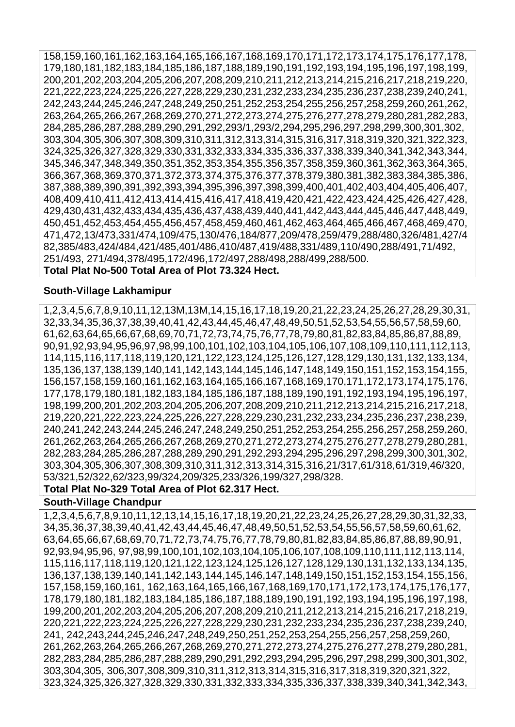158,159,160,161,162,163,164,165,166,167,168,169,170,171,172,173,174,175,176,177,178, 179,180,181,182,183,184,185,186,187,188,189,190,191,192,193,194,195,196,197,198,199, 200,201,202,203,204,205,206,207,208,209,210,211,212,213,214,215,216,217,218,219,220, 221,222,223,224,225,226,227,228,229,230,231,232,233,234,235,236,237,238,239,240,241, 242,243,244,245,246,247,248,249,250,251,252,253,254,255,256,257,258,259,260,261,262, 263,264,265,266,267,268,269,270,271,272,273,274,275,276,277,278,279,280,281,282,283, 284,285,286,287,288,289,290,291,292,293/1,293/2,294,295,296,297,298,299,300,301,302, 303,304,305,306,307,308,309,310,311,312,313,314,315,316,317,318,319,320,321,322,323, 324,325,326,327,328,329,330,331,332,333,334,335,336,337,338,339,340,341,342,343,344, 345,346,347,348,349,350,351,352,353,354,355,356,357,358,359,360,361,362,363,364,365, 366,367,368,369,370,371,372,373,374,375,376,377,378,379,380,381,382,383,384,385,386, 387,388,389,390,391,392,393,394,395,396,397,398,399,400,401,402,403,404,405,406,407, 408,409,410,411,412,413,414,415,416,417,418,419,420,421,422,423,424,425,426,427,428, 429,430,431,432,433,434,435,436,437,438,439,440,441,442,443,444,445,446,447,448,449, 450,451,452,453,454,455,456,457,458,459,460,461,462,463,464,465,466,467,468,469,470, 471,472,13/473,331/474,109/475,130/476,184/877,209/478,259/479,288/480,326/481,427/4 82,385/483,424/484,421/485,401/486,410/487,419/488,331/489,110/490,288/491,71/492, 251/493, 271/494,378/495,172/496,172/497,288/498,288/499,288/500.

**Total Plat No-500 Total Area of Plot 73.324 Hect.**

**South-Village Lakhamipur**

1,2,3,4,5,6,7,8,9,10,11,12,13M,13M,14,15,16,17,18,19,20,21,22,23,24,25,26,27,28,29,30,31, 32,33,34,35,36,37,38,39,40,41,42,43,44,45,46,47,48,49,50,51,52,53,54,55,56,57,58,59,60, 61,62,63,64,65,66,67,68,69,70,71,72,73,74,75,76,77,78,79,80,81,82,83,84,85,86,87,88,89, 90,91,92,93,94,95,96,97,98,99,100,101,102,103,104,105,106,107,108,109,110,111,112,113, 114,115,116,117,118,119,120,121,122,123,124,125,126,127,128,129,130,131,132,133,134, 135,136,137,138,139,140,141,142,143,144,145,146,147,148,149,150,151,152,153,154,155, 156,157,158,159,160,161,162,163,164,165,166,167,168,169,170,171,172,173,174,175,176, 177,178,179,180,181,182,183,184,185,186,187,188,189,190,191,192,193,194,195,196,197, 198,199,200,201,202,203,204,205,206,207,208,209,210,211,212,213,214,215,216,217,218, 219,220,221,222,223,224,225,226,227,228,229,230,231,232,233,234,235,236,237,238,239, 240,241,242,243,244,245,246,247,248,249,250,251,252,253,254,255,256,257,258,259,260, 261,262,263,264,265,266,267,268,269,270,271,272,273,274,275,276,277,278,279,280,281, 282,283,284,285,286,287,288,289,290,291,292,293,294,295,296,297,298,299,300,301,302, 303,304,305,306,307,308,309,310,311,312,313,314,315,316,21/317,61/318,61/319,46/320, 53/321,52/322,62/323,99/324,209/325,233/326,199/327,298/328.

**Total Plat No-329 Total Area of Plot 62.317 Hect.**

**South-Village Chandpur**

1,2,3,4,5,6,7,8,9,10,11,12,13,14,15,16,17,18,19,20,21,22,23,24,25,26,27,28,29,30,31,32,33, 34,35,36,37,38,39,40,41,42,43,44,45,46,47,48,49,50,51,52,53,54,55,56,57,58,59,60,61,62, 63,64,65,66,67,68,69,70,71,72,73,74,75,76,77,78,79,80,81,82,83,84,85,86,87,88,89,90,91, 92,93,94,95,96, 97,98,99,100,101,102,103,104,105,106,107,108,109,110,111,112,113,114, 115,116,117,118,119,120,121,122,123,124,125,126,127,128,129,130,131,132,133,134,135, 136,137,138,139,140,141,142,143,144,145,146,147,148,149,150,151,152,153,154,155,156, 157,158,159,160,161, 162,163,164,165,166,167,168,169,170,171,172,173,174,175,176,177, 178,179,180,181,182,183,184,185,186,187,188,189,190,191,192,193,194,195,196,197,198, 199,200,201,202,203,204,205,206,207,208,209,210,211,212,213,214,215,216,217,218,219, 220,221,222,223,224,225,226,227,228,229,230,231,232,233,234,235,236,237,238,239,240, 241, 242,243,244,245,246,247,248,249,250,251,252,253,254,255,256,257,258,259,260, 261,262,263,264,265,266,267,268,269,270,271,272,273,274,275,276,277,278,279,280,281, 282,283,284,285,286,287,288,289,290,291,292,293,294,295,296,297,298,299,300,301,302, 303,304,305, 306,307,308,309,310,311,312,313,314,315,316,317,318,319,320,321,322, 323,324,325,326,327,328,329,330,331,332,333,334,335,336,337,338,339,340,341,342,343,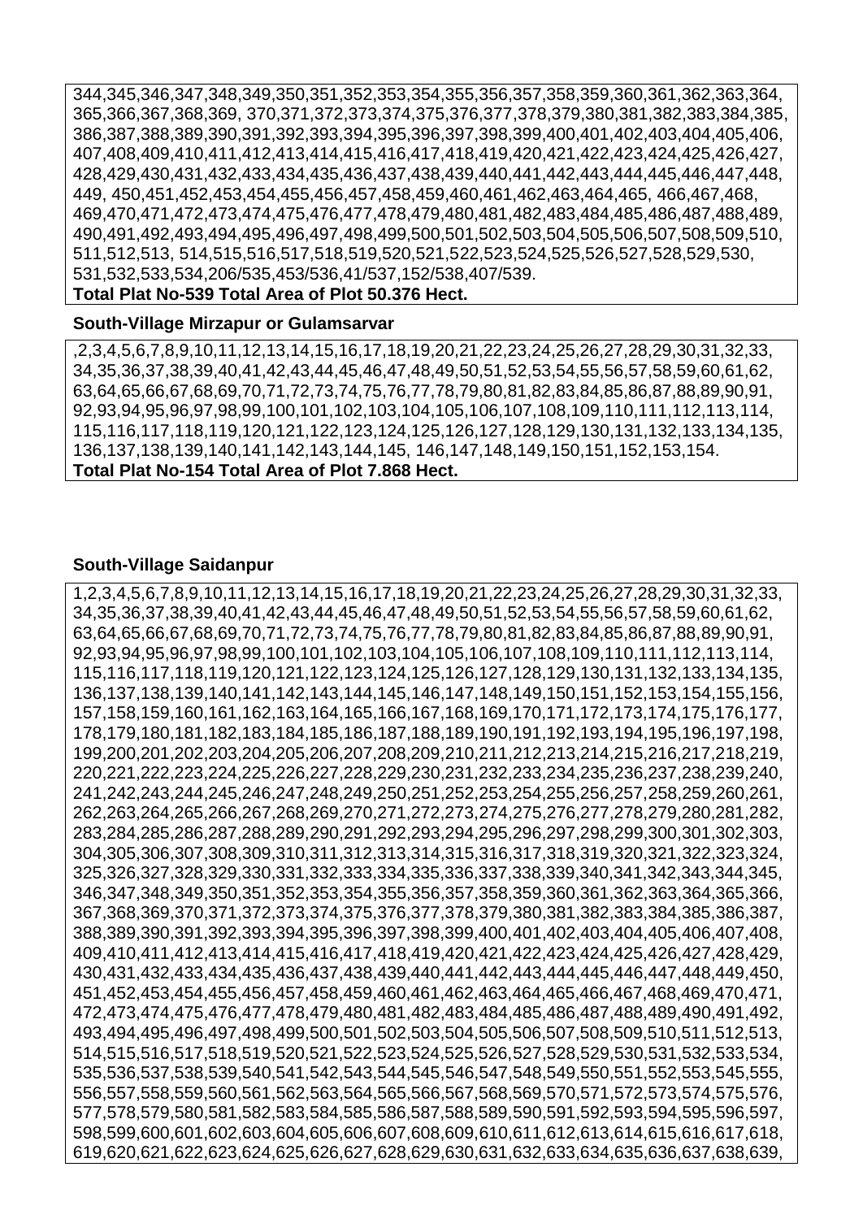344,345,346,347,348,349,350,351,352,353,354,355,356,357,358,359,360,361,362,363,364, 365,366,367,368,369, 370,371,372,373,374,375,376,377,378,379,380,381,382,383,384,385, 386,387,388,389,390,391,392,393,394,395,396,397,398,399,400,401,402,403,404,405,406, 407,408,409,410,411,412,413,414,415,416,417,418,419,420,421,422,423,424,425,426,427, 428,429,430,431,432,433,434,435,436,437,438,439,440,441,442,443,444,445,446,447,448, 449, 450,451,452,453,454,455,456,457,458,459,460,461,462,463,464,465, 466,467,468, 469,470,471,472,473,474,475,476,477,478,479,480,481,482,483,484,485,486,487,488,489, 490,491,492,493,494,495,496,497,498,499,500,501,502,503,504,505,506,507,508,509,510, 511,512,513, 514,515,516,517,518,519,520,521,522,523,524,525,526,527,528,529,530, 531,532,533,534,206/535,453/536,41/537,152/538,407/539.

**Total Plat No-539 Total Area of Plot 50.376 Hect.**

**South-Village Mirzapur or Gulamsarvar**

,2,3,4,5,6,7,8,9,10,11,12,13,14,15,16,17,18,19,20,21,22,23,24,25,26,27,28,29,30,31,32,33, 34,35,36,37,38,39,40,41,42,43,44,45,46,47,48,49,50,51,52,53,54,55,56,57,58,59,60,61,62, 63,64,65,66,67,68,69,70,71,72,73,74,75,76,77,78,79,80,81,82,83,84,85,86,87,88,89,90,91, 92,93,94,95,96,97,98,99,100,101,102,103,104,105,106,107,108,109,110,111,112,113,114, 115,116,117,118,119,120,121,122,123,124,125,126,127,128,129,130,131,132,133,134,135, 136,137,138,139,140,141,142,143,144,145, 146,147,148,149,150,151,152,153,154.

**Total Plat No-154 Total Area of Plot 7.868 Hect.**

**South-Village Saidanpur**

1,2,3,4,5,6,7,8,9,10,11,12,13,14,15,16,17,18,19,20,21,22,23,24,25,26,27,28,29,30,31,32,33, 34,35,36,37,38,39,40,41,42,43,44,45,46,47,48,49,50,51,52,53,54,55,56,57,58,59,60,61,62, 63,64,65,66,67,68,69,70,71,72,73,74,75,76,77,78,79,80,81,82,83,84,85,86,87,88,89,90,91, 92,93,94,95,96,97,98,99,100,101,102,103,104,105,106,107,108,109,110,111,112,113,114, 115,116,117,118,119,120,121,122,123,124,125,126,127,128,129,130,131,132,133,134,135, 136,137,138,139,140,141,142,143,144,145,146,147,148,149,150,151,152,153,154,155,156, 157,158,159,160,161,162,163,164,165,166,167,168,169,170,171,172,173,174,175,176,177, 178,179,180,181,182,183,184,185,186,187,188,189,190,191,192,193,194,195,196,197,198, 199,200,201,202,203,204,205,206,207,208,209,210,211,212,213,214,215,216,217,218,219, 220,221,222,223,224,225,226,227,228,229,230,231,232,233,234,235,236,237,238,239,240, 241,242,243,244,245,246,247,248,249,250,251,252,253,254,255,256,257,258,259,260,261, 262,263,264,265,266,267,268,269,270,271,272,273,274,275,276,277,278,279,280,281,282, 283,284,285,286,287,288,289,290,291,292,293,294,295,296,297,298,299,300,301,302,303, 304,305,306,307,308,309,310,311,312,313,314,315,316,317,318,319,320,321,322,323,324, 325,326,327,328,329,330,331,332,333,334,335,336,337,338,339,340,341,342,343,344,345, 346,347,348,349,350,351,352,353,354,355,356,357,358,359,360,361,362,363,364,365,366, 367,368,369,370,371,372,373,374,375,376,377,378,379,380,381,382,383,384,385,386,387, 388,389,390,391,392,393,394,395,396,397,398,399,400,401,402,403,404,405,406,407,408, 409,410,411,412,413,414,415,416,417,418,419,420,421,422,423,424,425,426,427,428,429, 430,431,432,433,434,435,436,437,438,439,440,441,442,443,444,445,446,447,448,449,450, 451,452,453,454,455,456,457,458,459,460,461,462,463,464,465,466,467,468,469,470,471, 472,473,474,475,476,477,478,479,480,481,482,483,484,485,486,487,488,489,490,491,492, 493,494,495,496,497,498,499,500,501,502,503,504,505,506,507,508,509,510,511,512,513, 514,515,516,517,518,519,520,521,522,523,524,525,526,527,528,529,530,531,532,533,534, 535,536,537,538,539,540,541,542,543,544,545,546,547,548,549,550,551,552,553,545,555, 556,557,558,559,560,561,562,563,564,565,566,567,568,569,570,571,572,573,574,575,576, 577,578,579,580,581,582,583,584,585,586,587,588,589,590,591,592,593,594,595,596,597, 598,599,600,601,602,603,604,605,606,607,608,609,610,611,612,613,614,615,616,617,618, 619,620,621,622,623,624,625,626,627,628,629,630,631,632,633,634,635,636,637,638,639,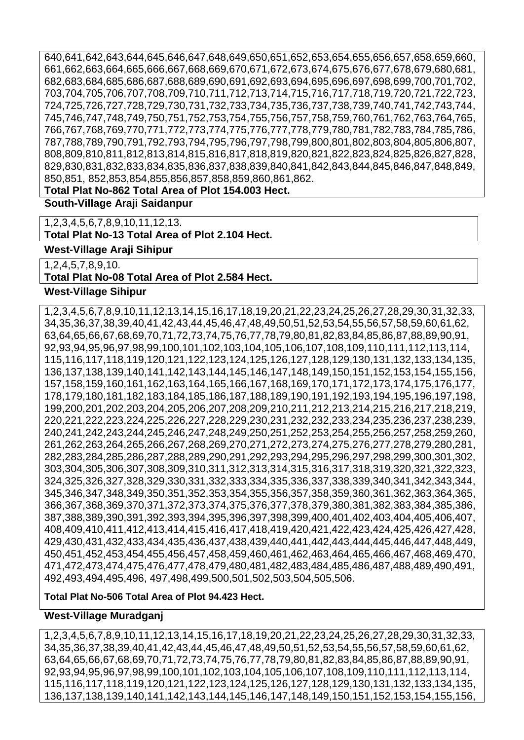640,641,642,643,644,645,646,647,648,649,650,651,652,653,654,655,656,657,658,659,660,
661,662,663,664,665,666,667,668,669,670,671,672,673,674,675,676,677,678,679,680,681,
682,683,684,685,686,687,688,689,690,691,692,693,694,695,696,697,698,699,700,701,702,
703,704,705,706,707,708,709,710,711,712,713,714,715,716,717,718,719,720,721,722,723,
724,725,726,727,728,729,730,731,732,733,734,735,736,737,738,739,740,741,742,743,744,
745,746,747,748,749,750,751,752,753,754,755,756,757,758,759,760,761,762,763,764,765,
766,767,768,769,770,771,772,773,774,775,776,777,778,779,780,781,782,783,784,785,786,
787,788,789,790,791,792,793,794,795,796,797,798,799,800,801,802,803,804,805,806,807,
808,809,810,811,812,813,814,815,816,817,818,819,820,821,822,823,824,825,826,827,828,
829,830,831,832,833,834,835,836,837,838,839,840,841,842,843,844,845,846,847,848,849,
850,851, 852,853,854,855,856,857,858,859,860,861,862.

**Total Plat No-862 Total Area of Plot 154.003 Hect.**

**South-Village Araji Saidanpur**

1,2,3,4,5,6,7,8,9,10,11,12,13.

**Total Plat No-13 Total Area of Plot 2.104 Hect.**

**West-Village Araji Sihipur**

1,2,4,5,7,8,9,10.

**Total Plat No-08 Total Area of Plot 2.584 Hect.**

**West-Village Sihipur**

1,2,3,4,5,6,7,8,9,10,11,12,13,14,15,16,17,18,19,20,21,22,23,24,25,26,27,28,29,30,31,32,33,
34,35,36,37,38,39,40,41,42,43,44,45,46,47,48,49,50,51,52,53,54,55,56,57,58,59,60,61,62,
63,64,65,66,67,68,69,70,71,72,73,74,75,76,77,78,79,80,81,82,83,84,85,86,87,88,89,90,91,
92,93,94,95,96,97,98,99,100,101,102,103,104,105,106,107,108,109,110,111,112,113,114,
115,116,117,118,119,120,121,122,123,124,125,126,127,128,129,130,131,132,133,134,135,
136,137,138,139,140,141,142,143,144,145,146,147,148,149,150,151,152,153,154,155,156,
157,158,159,160,161,162,163,164,165,166,167,168,169,170,171,172,173,174,175,176,177,
178,179,180,181,182,183,184,185,186,187,188,189,190,191,192,193,194,195,196,197,198,
199,200,201,202,203,204,205,206,207,208,209,210,211,212,213,214,215,216,217,218,219,
220,221,222,223,224,225,226,227,228,229,230,231,232,232,233,234,235,236,237,238,239,
240,241,242,243,244,245,246,247,248,249,250,251,252,253,254,255,256,257,258,259,260,
261,262,263,264,265,266,267,268,269,270,271,272,273,274,275,276,277,278,279,280,281,
282,283,284,285,286,287,288,289,290,291,292,293,294,295,296,297,298,299,300,301,302,
303,304,305,306,307,308,309,310,311,312,313,314,315,316,317,318,319,320,321,322,323,
324,325,326,327,328,329,330,331,332,333,334,335,336,337,338,339,340,341,342,343,344,
345,346,347,348,349,350,351,352,353,354,355,356,357,358,359,360,361,362,363,364,365,
366,367,368,369,370,371,372,373,374,375,376,377,378,379,380,381,382,383,384,385,386,
387,388,389,390,391,392,393,394,395,396,397,398,399,400,401,402,403,404,405,406,407,
408,409,410,411,412,413,414,415,416,417,418,419,420,421,422,423,424,425,426,427,428,
429,430,431,432,433,434,435,436,437,438,439,440,441,442,443,444,445,446,447,448,449,
450,451,452,453,454,455,456,457,458,459,460,461,462,463,464,465,466,467,468,469,470,
471,472,473,474,475,476,477,478,479,480,481,482,483,484,485,486,487,488,489,490,491,
492,493,494,495,496, 497,498,499,500,501,502,503,504,505,506.

**Total Plat No-506 Total Area of Plot 94.423 Hect.**

**West-Village Muradganj**

1,2,3,4,5,6,7,8,9,10,11,12,13,14,15,16,17,18,19,20,21,22,23,24,25,26,27,28,29,30,31,32,33,
34,35,36,37,38,39,40,41,42,43,44,45,46,47,48,49,50,51,52,53,54,55,56,57,58,59,60,61,62,
63,64,65,66,67,68,69,70,71,72,73,74,75,76,77,78,79,80,81,82,83,84,85,86,87,88,89,90,91,
92,93,94,95,96,97,98,99,100,101,102,103,104,105,106,107,108,109,110,111,112,113,114,
115,116,117,118,119,120,121,122,123,124,125,126,127,128,129,130,131,132,133,134,135,
136,137,138,139,140,141,142,143,144,145,146,147,148,149,150,151,152,153,154,155,156,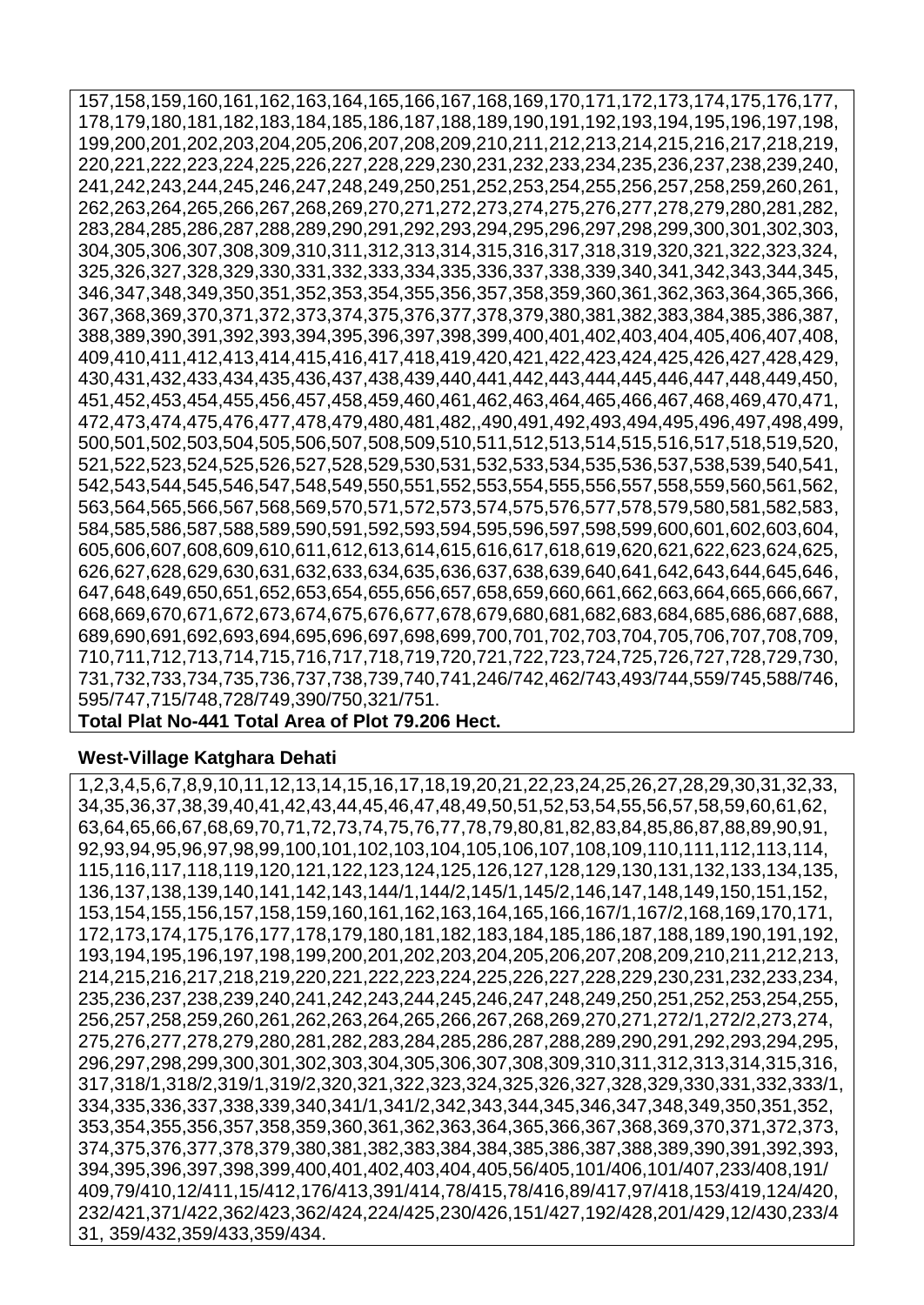157,158,159,160,161,162,163,164,165,166,167,168,169,170,171,172,173,174,175,176,177,178,179,180,181,182,183,184,185,186,187,188,189,190,191,192,193,194,195,196,197,198,199,200,201,202,203,204,205,206,207,208,209,210,211,212,213,214,215,216,217,218,219,220,221,222,223,224,225,226,227,228,229,230,231,232,233,234,235,236,237,238,239,240,241,242,243,244,245,246,247,248,249,250,251,252,253,254,255,256,257,258,259,260,261,262,263,264,265,266,267,268,269,270,271,272,273,274,275,276,277,278,279,280,281,282,283,284,285,286,287,288,289,290,291,292,293,294,295,296,297,298,299,300,301,302,303,304,305,306,307,308,309,310,311,312,313,314,315,316,317,318,319,320,321,322,323,324,325,326,327,328,329,330,331,332,333,334,335,336,337,338,339,340,341,342,343,344,345,346,347,348,349,350,351,352,353,354,355,356,357,358,359,360,361,362,363,364,365,366,367,368,369,370,371,372,373,374,375,376,377,378,379,380,381,382,383,384,385,386,387,388,389,390,391,392,393,394,395,396,397,398,399,400,401,402,403,404,405,406,407,408,409,410,411,412,413,414,415,416,417,418,419,420,421,422,423,424,425,426,427,428,429,430,431,432,433,434,435,436,437,438,439,440,441,442,443,444,445,446,447,448,449,450,451,452,453,454,455,456,457,458,459,460,461,462,463,464,465,466,467,468,469,470,471,472,473,474,475,476,477,478,479,480,481,482,,490,491,492,493,494,495,496,497,498,499,500,501,502,503,504,505,506,507,508,509,510,511,512,513,514,515,516,517,518,519,520,521,522,523,524,525,526,527,528,529,530,531,532,533,534,535,536,537,538,539,540,541,542,543,544,545,546,547,548,549,550,551,552,553,554,555,556,557,558,559,560,561,562,563,564,565,566,567,568,569,570,571,572,573,574,575,576,577,578,579,580,581,582,583,584,585,586,587,588,589,590,591,592,593,594,595,596,597,598,599,600,601,602,603,604,605,606,607,608,609,610,611,612,613,614,615,616,617,618,619,620,621,622,623,624,625,626,627,628,629,630,631,632,633,634,635,636,637,638,639,640,641,642,643,644,645,646,647,648,649,650,651,652,653,654,655,656,657,658,659,660,661,662,663,664,665,666,667,668,669,670,671,672,673,674,675,676,677,678,679,680,681,682,683,684,685,686,687,688,689,690,691,692,693,694,695,696,697,698,699,700,701,702,703,704,705,706,707,708,709,710,711,712,713,714,715,716,717,718,719,720,721,722,723,724,725,726,727,728,729,730,731,732,733,734,735,736,737,738,739,740,741,246/742,462/743,493/744,559/745,588/746,595/747,715/748,728/749,390/750,321/751.

**Total Plat No-441 Total Area of Plot 79.206 Hect.**

**West-Village Katghara Dehati**

1,2,3,4,5,6,7,8,9,10,11,12,13,14,15,16,17,18,19,20,21,22,23,24,25,26,27,28,29,30,31,32,33,34,35,36,37,38,39,40,41,42,43,44,45,46,47,48,49,50,51,52,53,54,55,56,57,58,59,60,61,62,63,64,65,66,67,68,69,70,71,72,73,74,75,76,77,78,79,80,81,82,83,84,85,86,87,88,89,90,91,92,93,94,95,96,97,98,99,100,101,102,103,104,105,106,107,108,109,110,111,112,113,114,115,116,117,118,119,120,121,122,123,124,125,126,127,128,129,130,131,132,133,134,135,136,137,138,139,140,141,142,143,144/1,144/2,145/1,145/2,146,147,148,149,150,151,152,153,154,155,156,157,158,159,160,161,162,163,164,165,166,167/1,167/2,168,169,170,171,172,173,174,175,176,177,178,179,180,181,182,183,184,185,186,187,188,189,190,191,192,193,194,195,196,197,198,199,200,201,202,203,204,205,206,207,208,209,210,211,212,213,214,215,216,217,218,219,220,221,222,223,224,225,226,227,228,229,230,231,232,233,234,235,236,237,238,239,240,241,242,243,244,245,246,247,248,249,250,251,252,253,254,255,256,257,258,259,260,261,262,263,264,265,266,267,268,269,270,271,272/1,272/2,273,274,275,276,277,278,279,280,281,282,283,284,285,286,287,288,289,290,291,292,293,294,295,296,297,298,299,300,301,302,303,304,305,306,307,308,309,310,311,312,313,314,315,316,317,318/1,318/2,319/1,319/2,320,321,322,323,324,325,326,327,328,329,330,331,332,333/1,334,335,336,337,338,339,340,341/1,341/2,342,343,344,345,346,347,348,349,350,351,352,353,354,355,356,357,358,359,360,361,362,363,364,365,366,367,368,369,370,371,372,373,374,375,376,377,378,379,380,381,382,383,384,384,385,386,387,388,389,390,391,392,393,394,395,396,397,398,399,400,401,402,403,404,405,56/405,101/406,101/407,233/408,191/409,79/410,12/411,15/412,176/413,391/414,78/415,78/416,89/417,97/418,153/419,124/420,232/421,371/422,362/423,362/424,224/425,230/426,151/427,192/428,201/429,12/430,233/431, 359/432,359/433,359/434.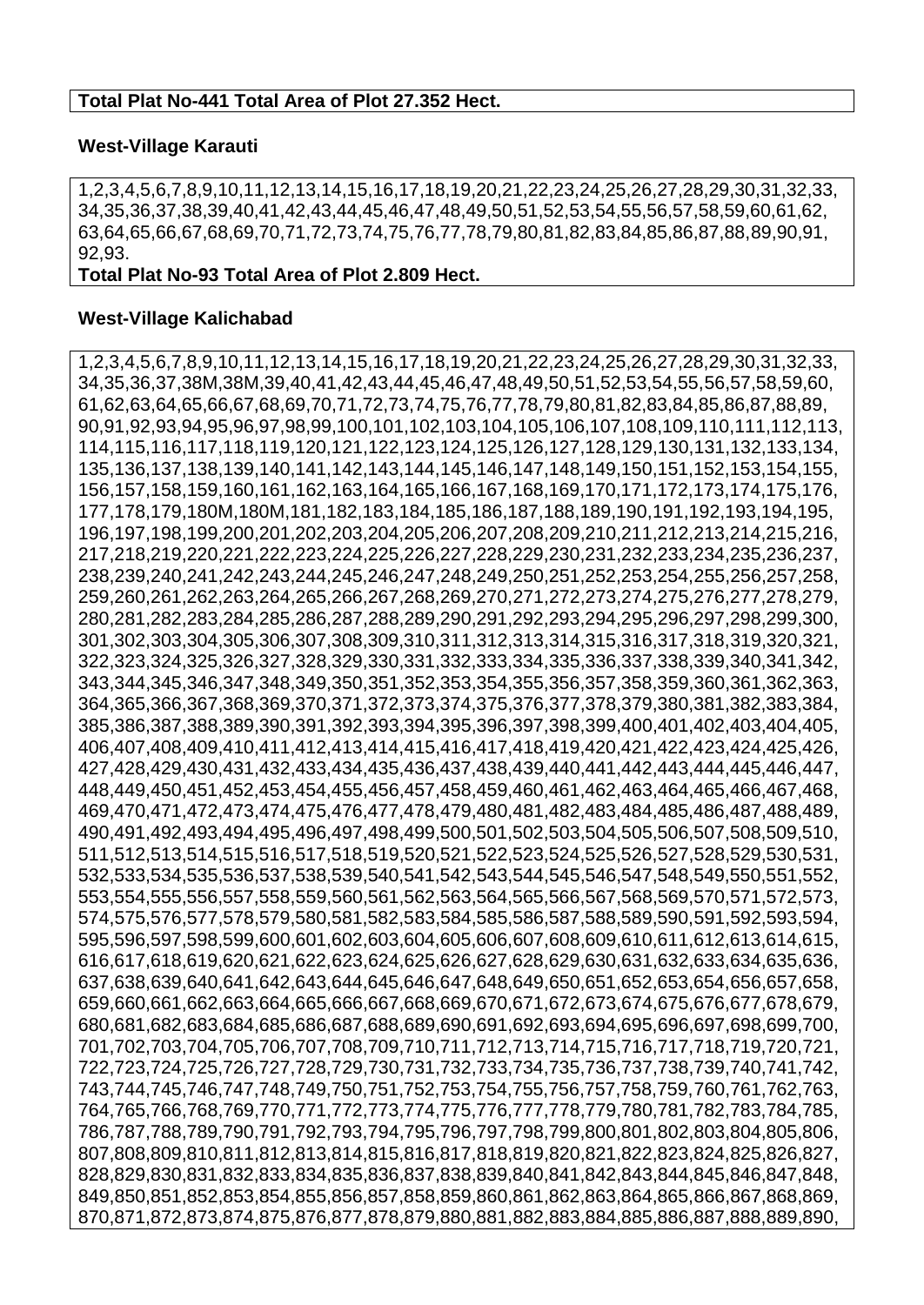**Total Plat No-441 Total Area of Plot 27.352 Hect.**

**West-Village Karauti**

1,2,3,4,5,6,7,8,9,10,11,12,13,14,15,16,17,18,19,20,21,22,23,24,25,26,27,28,29,30,31,32,33,
34,35,36,37,38,39,40,41,42,43,44,45,46,47,48,49,50,51,52,53,54,55,56,57,58,59,60,61,62,
63,64,65,66,67,68,69,70,71,72,73,74,75,76,77,78,79,80,81,82,83,84,85,86,87,88,89,90,91,
92,93.

**Total Plat No-93 Total Area of Plot 2.809 Hect.**

**West-Village Kalichabad**

1,2,3,4,5,6,7,8,9,10,11,12,13,14,15,16,17,18,19,20,21,22,23,24,25,26,27,28,29,30,31,32,33,
34,35,36,37,38M,38M,39,40,41,42,43,44,45,46,47,48,49,50,51,52,53,54,55,56,57,58,59,60,
61,62,63,64,65,66,67,68,69,70,71,72,73,74,75,76,77,78,79,80,81,82,83,84,85,86,87,88,89,
90,91,92,93,94,95,96,97,98,99,100,101,102,103,104,105,106,107,108,109,110,111,112,113,
114,115,116,117,118,119,120,121,122,123,124,125,126,127,128,129,130,131,132,133,134,
135,136,137,138,139,140,141,142,143,144,145,146,147,148,149,150,151,152,153,154,155,
156,157,158,159,160,161,162,163,164,165,166,167,168,169,170,171,172,173,174,175,176,
177,178,179,180M,180M,181,182,183,184,185,186,187,188,189,190,191,192,193,194,195,
196,197,198,199,200,201,202,203,204,205,206,207,208,209,210,211,212,213,214,215,216,
217,218,219,220,221,222,223,224,225,226,227,228,229,230,231,232,233,234,235,236,237,
238,239,240,241,242,243,244,245,246,247,248,249,250,251,252,253,254,255,256,257,258,
259,260,261,262,263,264,265,266,267,268,269,270,271,272,273,274,275,276,277,278,279,
280,281,282,283,284,285,286,287,288,289,290,291,292,293,294,295,296,297,298,299,300,
301,302,303,304,305,306,307,308,309,310,311,312,313,314,315,316,317,318,319,320,321,
322,323,324,325,326,327,328,329,330,331,332,333,334,335,336,337,338,339,340,341,342,
343,344,345,346,347,348,349,350,351,352,353,354,355,356,357,358,359,360,361,362,363,
364,365,366,367,368,369,370,371,372,373,374,375,376,377,378,379,380,381,382,383,384,
385,386,387,388,389,390,391,392,393,394,395,396,397,398,399,400,401,402,403,404,405,
406,407,408,409,410,411,412,413,414,415,416,417,418,419,420,421,422,423,424,425,426,
427,428,429,430,431,432,433,434,435,436,437,438,439,440,441,442,443,444,445,446,447,
448,449,450,451,452,453,454,455,456,457,458,459,460,461,462,463,464,465,466,467,468,
469,470,471,472,473,474,475,476,477,478,479,480,481,482,483,484,485,486,487,488,489,
490,491,492,493,494,495,496,497,498,499,500,501,502,503,504,505,506,507,508,509,510,
511,512,513,514,515,516,517,518,519,520,521,522,523,524,525,526,527,528,529,530,531,
532,533,534,535,536,537,538,539,540,541,542,543,544,545,546,547,548,549,550,551,552,
553,554,555,556,557,558,559,560,561,562,563,564,565,566,567,568,569,570,571,572,573,
574,575,576,577,578,579,580,581,582,583,584,585,586,587,588,589,590,591,592,593,594,
595,596,597,598,599,600,601,602,603,604,605,606,607,608,609,610,611,612,613,614,615,
616,617,618,619,620,621,622,623,624,625,626,627,628,629,630,631,632,633,634,635,636,
637,638,639,640,641,642,643,644,645,646,647,648,649,650,651,652,653,654,656,657,658,
659,660,661,662,663,664,665,666,667,668,669,670,671,672,673,674,675,676,677,678,679,
680,681,682,683,684,685,686,687,688,689,690,691,692,693,694,695,696,697,698,699,700,
701,702,703,704,705,706,707,708,709,710,711,712,713,714,715,716,717,718,719,720,721,
722,723,724,725,726,727,728,729,730,731,732,733,734,735,736,737,738,739,740,741,742,
743,744,745,746,747,748,749,750,751,752,753,754,755,756,757,758,759,760,761,762,763,
764,765,766,768,769,770,771,772,773,774,775,776,777,778,779,780,781,782,783,784,785,
786,787,788,789,790,791,792,793,794,795,796,797,798,799,800,801,802,803,804,805,806,
807,808,809,810,811,812,813,814,815,816,817,818,819,820,821,822,823,824,825,826,827,
828,829,830,831,832,833,834,835,836,837,838,839,840,841,842,843,844,845,846,847,848,
849,850,851,852,853,854,855,856,857,858,859,860,861,862,863,864,865,866,867,868,869,
870,871,872,873,874,875,876,877,878,879,880,881,882,883,884,885,886,887,888,889,890,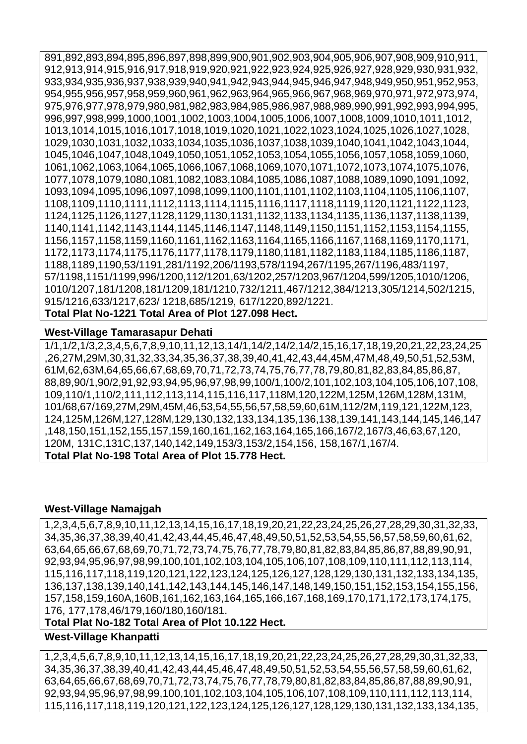891,892,893,894,895,896,897,898,899,900,901,902,903,904,905,906,907,908,909,910,911, 912,913,914,915,916,917,918,919,920,921,922,923,924,925,926,927,928,929,930,931,932, 933,934,935,936,937,938,939,940,941,942,943,944,945,946,947,948,949,950,951,952,953, 954,955,956,957,958,959,960,961,962,963,964,965,966,967,968,969,970,971,972,973,974, 975,976,977,978,979,980,981,982,983,984,985,986,987,988,989,990,991,992,993,994,995, 996,997,998,999,1000,1001,1002,1003,1004,1005,1006,1007,1008,1009,1010,1011,1012, 1013,1014,1015,1016,1017,1018,1019,1020,1021,1022,1023,1024,1025,1026,1027,1028, 1029,1030,1031,1032,1033,1034,1035,1036,1037,1038,1039,1040,1041,1042,1043,1044, 1045,1046,1047,1048,1049,1050,1051,1052,1053,1054,1055,1056,1057,1058,1059,1060, 1061,1062,1063,1064,1065,1066,1067,1068,1069,1070,1071,1072,1073,1074,1075,1076, 1077,1078,1079,1080,1081,1082,1083,1084,1085,1086,1087,1088,1089,1090,1091,1092, 1093,1094,1095,1096,1097,1098,1099,1100,1101,1101,1102,1103,1104,1105,1106,1107, 1108,1109,1110,1111,1112,1113,1114,1115,1116,1117,1118,1119,1120,1121,1122,1123, 1124,1125,1126,1127,1128,1129,1130,1131,1132,1133,1134,1135,1136,1137,1138,1139, 1140,1141,1142,1143,1144,1145,1146,1147,1148,1149,1150,1151,1152,1153,1154,1155, 1156,1157,1158,1159,1160,1161,1162,1163,1164,1165,1166,1167,1168,1169,1170,1171, 1172,1173,1174,1175,1176,1177,1178,1179,1180,1181,1182,1183,1184,1185,1186,1187, 1188,1189,1190,53/1191,281/1192,206/1193,578/1194,267/1195,267/1196,483/1197, 57/1198,1151/1199,996/1200,112/1201,63/1202,257/1203,967/1204,599/1205,1010/1206, 1010/1207,181/1208,181/1209,181/1210,732/1211,467/1212,384/1213,305/1214,502/1215, 915/1216,633/1217,623/ 1218,685/1219, 617/1220,892/1221.

**Total Plat No-1221 Total Area of Plot 127.098 Hect.**

**West-Village Tamarasapur Dehati**

1/1,1/2,1/3,2,3,4,5,6,7,8,9,10,11,12,13,14/1,14/2,14/2,14/2,15,16,17,18,19,20,21,22,23,24,25 ,26,27M,29M,30,31,32,33,34,35,36,37,38,39,40,41,42,43,44,45M,47M,48,49,50,51,52,53M, 61M,62,63M,64,65,66,67,68,69,70,71,72,73,74,75,76,77,78,79,80,81,82,83,84,85,86,87, 88,89,90/1,90/2,91,92,93,94,95,96,97,98,99,100/1,100/2,101,102,103,104,105,106,107,108, 109,110/1,110/2,111,112,113,114,115,116,117,118M,120,122M,125M,126M,128M,131M, 101/68,67/169,27M,29M,45M,46,53,54,55,56,57,58,59,60,61M,112/2M,119,121,122M,123, 124,125M,126M,127,128M,129,130,132,133,134,135,136,138,139,141,143,144,145,146,147 ,148,150,151,152,155,157,159,160,161,162,163,164,165,166,167/2,167/3,46,63,67,120, 120M, 131C,131C,137,140,142,149,153/3,153/2,154,156, 158,167/1,167/4.

**Total Plat No-198 Total Area of Plot 15.778 Hect.**

**West-Village Namajgah**

1,2,3,4,5,6,7,8,9,10,11,12,13,14,15,16,17,18,19,20,21,22,23,24,25,26,27,28,29,30,31,32,33, 34,35,36,37,38,39,40,41,42,43,44,45,46,47,48,49,50,51,52,53,54,55,56,57,58,59,60,61,62, 63,64,65,66,67,68,69,70,71,72,73,74,75,76,77,78,79,80,81,82,83,84,85,86,87,88,89,90,91, 92,93,94,95,96,97,98,99,100,101,102,103,104,105,106,107,108,109,110,111,112,113,114, 115,116,117,118,119,120,121,122,123,124,125,126,127,128,129,130,131,132,133,134,135, 136,137,138,139,140,141,142,143,144,145,146,147,148,149,150,151,152,153,154,155,156, 157,158,159,160A,160B,161,162,163,164,165,166,167,168,169,170,171,172,173,174,175, 176, 177,178,46/179,160/180,160/181.

**Total Plat No-182 Total Area of Plot 10.122 Hect.**

**West-Village Khanpatti**

1,2,3,4,5,6,7,8,9,10,11,12,13,14,15,16,17,18,19,20,21,22,23,24,25,26,27,28,29,30,31,32,33, 34,35,36,37,38,39,40,41,42,43,44,45,46,47,48,49,50,51,52,53,54,55,56,57,58,59,60,61,62, 63,64,65,66,67,68,69,70,71,72,73,74,75,76,77,78,79,80,81,82,83,84,85,86,87,88,89,90,91, 92,93,94,95,96,97,98,99,100,101,102,103,104,105,106,107,108,109,110,111,112,113,114, 115,116,117,118,119,120,121,122,123,124,125,126,127,128,129,130,131,132,133,134,135,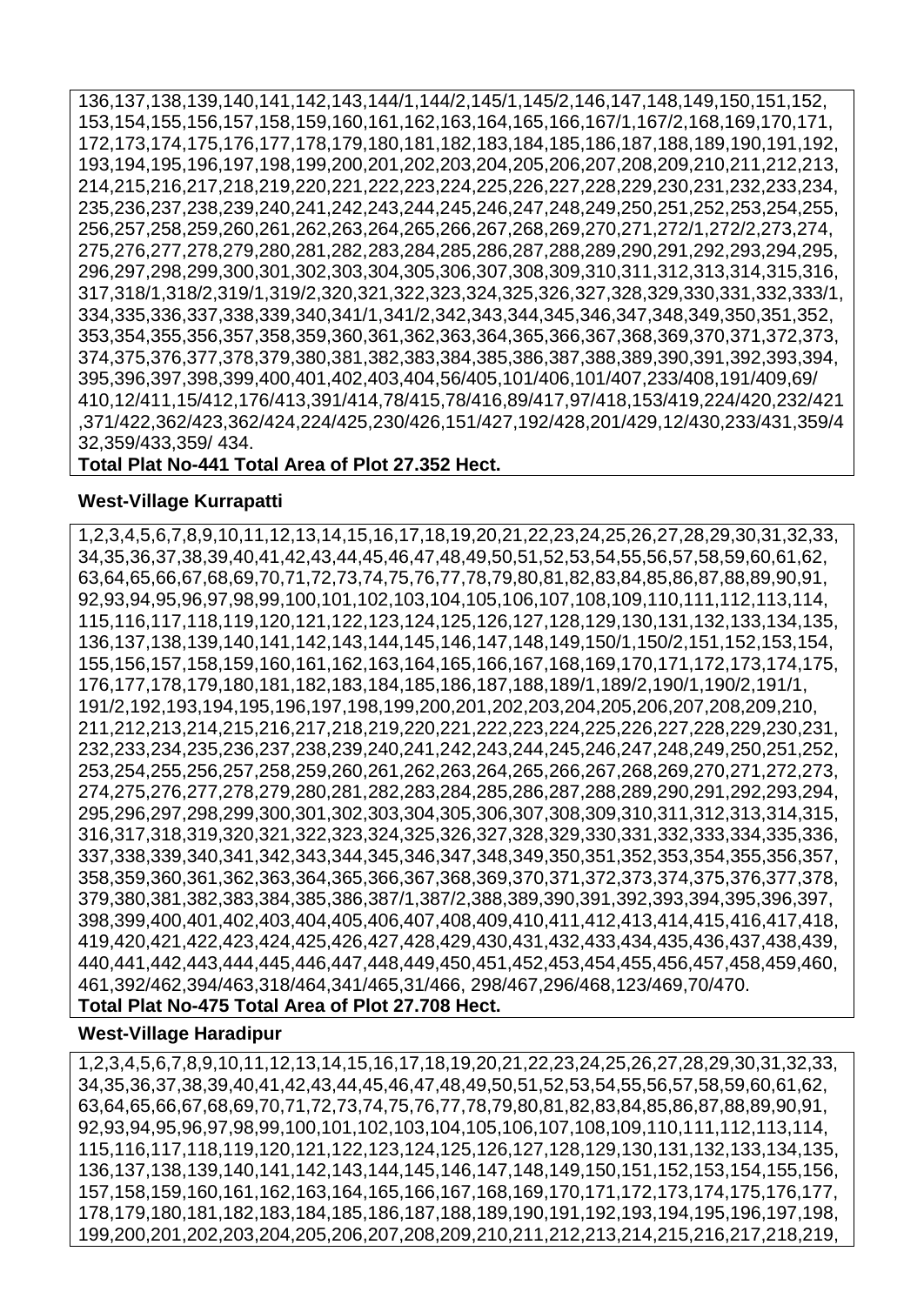136,137,138,139,140,141,142,143,144/1,144/2,145/1,145/2,146,147,148,149,150,151,152, 153,154,155,156,157,158,159,160,161,162,163,164,165,166,167/1,167/2,168,169,170,171, 172,173,174,175,176,177,178,179,180,181,182,183,184,185,186,187,188,189,190,191,192, 193,194,195,196,197,198,199,200,201,202,203,204,205,206,207,208,209,210,211,212,213, 214,215,216,217,218,219,220,221,222,223,224,225,226,227,228,229,230,231,232,233,234, 235,236,237,238,239,240,241,242,243,244,245,246,247,248,249,250,251,252,253,254,255, 256,257,258,259,260,261,262,263,264,265,266,267,268,269,270,271,272/1,272/2,273,274, 275,276,277,278,279,280,281,282,283,284,285,286,287,288,289,290,291,292,293,294,295, 296,297,298,299,300,301,302,303,304,305,306,307,308,309,310,311,312,313,314,315,316, 317,318/1,318/2,319/1,319/2,320,321,322,323,324,325,326,327,328,329,330,331,332,333/1, 334,335,336,337,338,339,340,341/1,341/2,342,343,344,345,346,347,348,349,350,351,352, 353,354,355,356,357,358,359,360,361,362,363,364,365,366,367,368,369,370,371,372,373, 374,375,376,377,378,379,380,381,382,383,384,385,386,387,388,389,390,391,392,393,394, 395,396,397,398,399,400,401,402,403,404,56/405,101/406,101/407,233/408,191/409,69/ 410,12/411,15/412,176/413,391/414,78/415,78/416,89/417,97/418,153/419,224/420,232/421 ,371/422,362/423,362/424,224/425,230/426,151/427,192/428,201/429,12/430,233/431,359/4 32,359/433,359/ 434.

**Total Plat No-441 Total Area of Plot 27.352 Hect.**

**West-Village Kurrapatti**

1,2,3,4,5,6,7,8,9,10,11,12,13,14,15,16,17,18,19,20,21,22,23,24,25,26,27,28,29,30,31,32,33, 34,35,36,37,38,39,40,41,42,43,44,45,46,47,48,49,50,51,52,53,54,55,56,57,58,59,60,61,62, 63,64,65,66,67,68,69,70,71,72,73,74,75,76,77,78,79,80,81,82,83,84,85,86,87,88,89,90,91, 92,93,94,95,96,97,98,99,100,101,102,103,104,105,106,107,108,109,110,111,112,113,114, 115,116,117,118,119,120,121,122,123,124,125,126,127,128,129,130,131,132,133,134,135, 136,137,138,139,140,141,142,143,144,145,146,147,148,149,150/1,150/2,151,152,153,154, 155,156,157,158,159,160,161,162,163,164,165,166,167,168,169,170,171,172,173,174,175, 176,177,178,179,180,181,182,183,184,185,186,187,188,189/1,189/2,190/1,190/2,191/1, 191/2,192,193,194,195,196,197,198,199,200,201,202,203,204,205,206,207,208,209,210, 211,212,213,214,215,216,217,218,219,220,221,222,223,224,225,226,227,228,229,230,231, 232,233,234,235,236,237,238,239,240,241,242,243,244,245,246,247,248,249,250,251,252, 253,254,255,256,257,258,259,260,261,262,263,264,265,266,267,268,269,270,271,272,273, 274,275,276,277,278,279,280,281,282,283,284,285,286,287,288,289,290,291,292,293,294, 295,296,297,298,299,300,301,302,303,304,305,306,307,308,309,310,311,312,313,314,315, 316,317,318,319,320,321,322,323,324,325,326,327,328,329,330,331,332,333,334,335,336, 337,338,339,340,341,342,343,344,345,346,347,348,349,350,351,352,353,354,355,356,357, 358,359,360,361,362,363,364,365,366,367,368,369,370,371,372,373,374,375,376,377,378, 379,380,381,382,383,384,385,386,387/1,387/2,388,389,390,391,392,393,394,395,396,397, 398,399,400,401,402,403,404,405,406,407,408,409,410,411,412,413,414,415,416,417,418, 419,420,421,422,423,424,425,426,427,428,429,430,431,432,433,434,435,436,437,438,439, 440,441,442,443,444,445,446,447,448,449,450,451,452,453,454,455,456,457,458,459,460, 461,392/462,394/463,318/464,341/465,31/466, 298/467,296/468,123/469,70/470.

**Total Plat No-475 Total Area of Plot 27.708 Hect.**

**West-Village Haradipur**

1,2,3,4,5,6,7,8,9,10,11,12,13,14,15,16,17,18,19,20,21,22,23,24,25,26,27,28,29,30,31,32,33, 34,35,36,37,38,39,40,41,42,43,44,45,46,47,48,49,50,51,52,53,54,55,56,57,58,59,60,61,62, 63,64,65,66,67,68,69,70,71,72,73,74,75,76,77,78,79,80,81,82,83,84,85,86,87,88,89,90,91, 92,93,94,95,96,97,98,99,100,101,102,103,104,105,106,107,108,109,110,111,112,113,114, 115,116,117,118,119,120,121,122,123,124,125,126,127,128,129,130,131,132,133,134,135, 136,137,138,139,140,141,142,143,144,145,146,147,148,149,150,151,152,153,154,155,156, 157,158,159,160,161,162,163,164,165,166,167,168,169,170,171,172,173,174,175,176,177, 178,179,180,181,182,183,184,185,186,187,188,189,190,191,192,193,194,195,196,197,198, 199,200,201,202,203,204,205,206,207,208,209,210,211,212,213,214,215,216,217,218,219,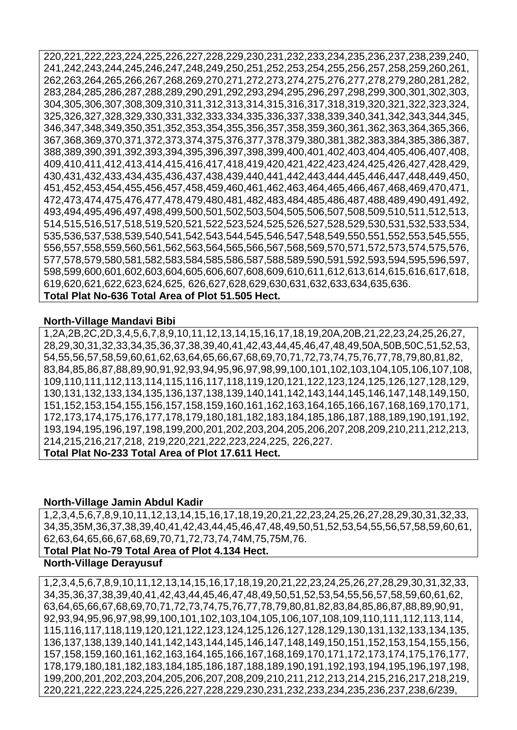220,221,222,223,224,225,226,227,228,229,230,231,232,233,234,235,236,237,238,239,240, 241,242,243,244,245,246,247,248,249,250,251,252,253,254,255,256,257,258,259,260,261, 262,263,264,265,266,267,268,269,270,271,272,273,274,275,276,277,278,279,280,281,282, 283,284,285,286,287,288,289,290,291,292,293,294,295,296,297,298,299,300,301,302,303, 304,305,306,307,308,309,310,311,312,313,314,315,316,317,318,319,320,321,322,323,324, 325,326,327,328,329,330,331,332,333,334,335,336,337,338,339,340,341,342,343,344,345, 346,347,348,349,350,351,352,353,354,355,356,357,358,359,360,361,362,363,364,365,366, 367,368,369,370,371,372,373,374,375,376,377,378,379,380,381,382,383,384,385,386,387, 388,389,390,391,392,393,394,395,396,397,398,399,400,401,402,403,404,405,406,407,408, 409,410,411,412,413,414,415,416,417,418,419,420,421,422,423,424,425,426,427,428,429, 430,431,432,433,434,435,436,437,438,439,440,441,442,443,444,445,446,447,448,449,450, 451,452,453,454,455,456,457,458,459,460,461,462,463,464,465,466,467,468,469,470,471, 472,473,474,475,476,477,478,479,480,481,482,483,484,485,486,487,488,489,490,491,492, 493,494,495,496,497,498,499,500,501,502,503,504,505,506,507,508,509,510,511,512,513, 514,515,516,517,518,519,520,521,522,523,524,525,526,527,528,529,530,531,532,533,534, 535,536,537,538,539,540,541,542,543,544,545,546,547,548,549,550,551,552,553,545,555, 556,557,558,559,560,561,562,563,564,565,566,567,568,569,570,571,572,573,574,575,576, 577,578,579,580,581,582,583,584,585,586,587,588,589,590,591,592,593,594,595,596,597, 598,599,600,601,602,603,604,605,606,607,608,609,610,611,612,613,614,615,616,617,618, 619,620,621,622,623,624,625, 626,627,628,629,630,631,632,633,634,635,636.

**Total Plat No-636 Total Area of Plot 51.505 Hect.**

**North-Village Mandavi Bibi**

1,2A,2B,2C,2D,3,4,5,6,7,8,9,10,11,12,13,14,15,16,17,18,19,20A,20B,21,22,23,24,25,26,27, 28,29,30,31,32,33,34,35,36,37,38,39,40,41,42,43,44,45,46,47,48,49,50A,50B,50C,51,52,53, 54,55,56,57,58,59,60,61,62,63,64,65,66,67,68,69,70,71,72,73,74,75,76,77,78,79,80,81,82, 83,84,85,86,87,88,89,90,91,92,93,94,95,96,97,98,99,100,101,102,103,104,105,106,107,108, 109,110,111,112,113,114,115,116,117,118,119,120,121,122,123,124,125,126,127,128,129, 130,131,132,133,134,135,136,137,138,139,140,141,142,143,144,145,146,147,148,149,150, 151,152,153,154,155,156,157,158,159,160,161,162,163,164,165,166,167,168,169,170,171, 172,173,174,175,176,177,178,179,180,181,182,183,184,185,186,187,188,189,190,191,192, 193,194,195,196,197,198,199,200,201,202,203,204,205,206,207,208,209,210,211,212,213, 214,215,216,217,218, 219,220,221,222,223,224,225, 226,227.

**Total Plat No-233 Total Area of Plot 17.611 Hect.**

**North-Village Jamin Abdul Kadir**

1,2,3,4,5,6,7,8,9,10,11,12,13,14,15,16,17,18,19,20,21,22,23,24,25,26,27,28,29,30,31,32,33, 34,35,35M,36,37,38,39,40,41,42,43,44,45,46,47,48,49,50,51,52,53,54,55,56,57,58,59,60,61, 62,63,64,65,66,67,68,69,70,71,72,73,74,74M,75,75M,76.

**Total Plat No-79 Total Area of Plot 4.134 Hect.**

**North-Village Derayusuf**

1,2,3,4,5,6,7,8,9,10,11,12,13,14,15,16,17,18,19,20,21,22,23,24,25,26,27,28,29,30,31,32,33, 34,35,36,37,38,39,40,41,42,43,44,45,46,47,48,49,50,51,52,53,54,55,56,57,58,59,60,61,62, 63,64,65,66,67,68,69,70,71,72,73,74,75,76,77,78,79,80,81,82,83,84,85,86,87,88,89,90,91, 92,93,94,95,96,97,98,99,100,101,102,103,104,105,106,107,108,109,110,111,112,113,114, 115,116,117,118,119,120,121,122,123,124,125,126,127,128,129,130,131,132,133,134,135, 136,137,138,139,140,141,142,143,144,145,146,147,148,149,150,151,152,153,154,155,156, 157,158,159,160,161,162,163,164,165,166,167,168,169,170,171,172,173,174,175,176,177, 178,179,180,181,182,183,184,185,186,187,188,189,190,191,192,193,194,195,196,197,198, 199,200,201,202,203,204,205,206,207,208,209,210,211,212,213,214,215,216,217,218,219, 220,221,222,223,224,225,226,227,228,229,230,231,232,233,234,235,236,237,238,6/239,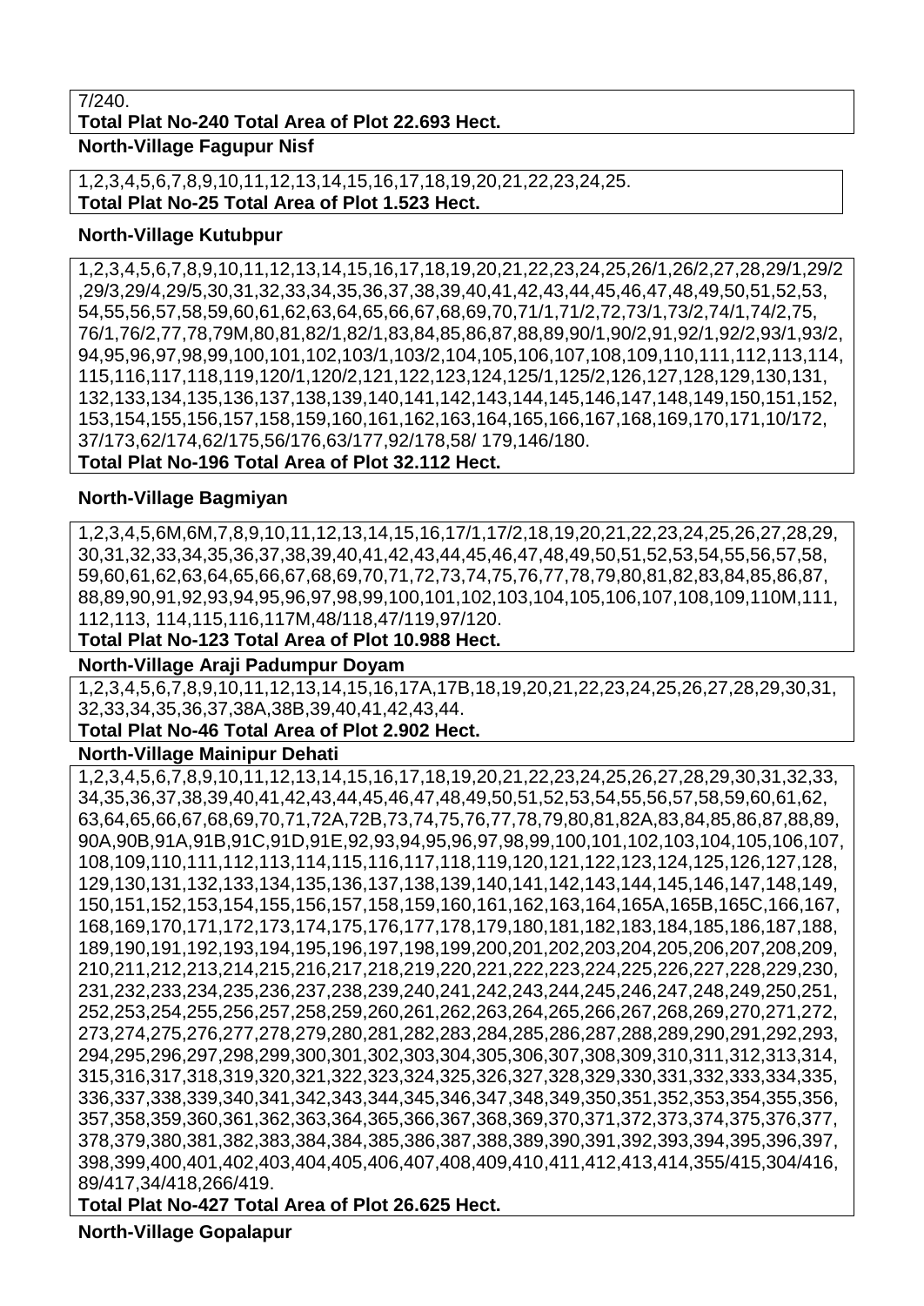7/240.
**Total Plat No-240 Total Area of Plot 22.693 Hect.**

**North-Village Fagupur Nisf**

1,2,3,4,5,6,7,8,9,10,11,12,13,14,15,16,17,18,19,20,21,22,23,24,25.
**Total Plat No-25 Total Area of Plot 1.523 Hect.**

**North-Village Kutubpur**

1,2,3,4,5,6,7,8,9,10,11,12,13,14,15,16,17,18,19,20,21,22,23,24,25,26/1,26/2,27,28,29/1,29/2,29/3,29/4,29/5,30,31,32,33,34,35,36,37,38,39,40,41,42,43,44,45,46,47,48,49,50,51,52,53,54,55,56,57,58,59,60,61,62,63,64,65,66,67,68,69,70,71/1,71/2,72,73/1,73/2,74/1,74/2,75,76/1,76/2,77,78,79M,80,81,82/1,82/1,83,84,85,86,87,88,89,90/1,90/2,91,92/1,92/2,93/1,93/2,94,95,96,97,98,99,100,101,102,103/1,103/2,104,105,106,107,108,109,110,111,112,113,114,115,116,117,118,119,120/1,120/2,121,122,123,124,125/1,125/2,126,127,128,129,130,131,132,133,134,135,136,137,138,139,140,141,142,143,144,145,146,147,148,149,150,151,152,153,154,155,156,157,158,159,160,161,162,163,164,165,166,167,168,169,170,171,10/172,37/173,62/174,62/175,56/176,63/177,92/178,58/ 179,146/180.
**Total Plat No-196 Total Area of Plot 32.112 Hect.**

**North-Village Bagmiyan**

1,2,3,4,5,6M,6M,7,8,9,10,11,12,13,14,15,16,17/1,17/2,18,19,20,21,22,23,24,25,26,27,28,29,30,31,32,33,34,35,36,37,38,39,40,41,42,43,44,45,46,47,48,49,50,51,52,53,54,55,56,57,58,59,60,61,62,63,64,65,66,67,68,69,70,71,72,73,74,75,76,77,78,79,80,81,82,83,84,85,86,87,88,89,90,91,92,93,94,95,96,97,98,99,100,101,102,103,104,105,106,107,108,109,110M,111,112,113, 114,115,116,117M,48/118,47/119,97/120.
**Total Plat No-123 Total Area of Plot 10.988 Hect.**

**North-Village Araji Padumpur Doyam**

1,2,3,4,5,6,7,8,9,10,11,12,13,14,15,16,17A,17B,18,19,20,21,22,23,24,25,26,27,28,29,30,31,32,33,34,35,36,37,38A,38B,39,40,41,42,43,44.
**Total Plat No-46 Total Area of Plot 2.902 Hect.**

**North-Village Mainipur Dehati**

1,2,3,4,5,6,7,8,9,10,11,12,13,14,15,16,17,18,19,20,21,22,23,24,25,26,27,28,29,30,31,32,33,34,35,36,37,38,39,40,41,42,43,44,45,46,47,48,49,50,51,52,53,54,55,56,57,58,59,60,61,62,63,64,65,66,67,68,69,70,71,72A,72B,73,74,75,76,77,78,79,80,81,82A,83,84,85,86,87,88,89,90A,90B,91A,91B,91C,91D,91E,92,93,94,95,96,97,98,99,100,101,102,103,104,105,106,107,108,109,110,111,112,113,114,115,116,117,118,119,120,121,122,123,124,125,126,127,128,129,130,131,132,133,134,135,136,137,138,139,140,141,142,143,144,145,146,147,148,149,150,151,152,153,154,155,156,157,158,159,160,161,162,163,164,165A,165B,165C,166,167,168,169,170,171,172,173,174,175,176,177,178,179,180,181,182,183,184,185,186,187,188,189,190,191,192,193,194,195,196,197,198,199,200,201,202,203,204,205,206,207,208,209,210,211,212,213,214,215,216,217,218,219,220,221,222,223,224,225,226,227,228,229,230,231,232,233,234,235,236,237,238,239,240,241,242,243,244,245,246,247,248,249,250,251,252,253,254,255,256,257,258,259,260,261,262,263,264,265,266,267,268,269,270,271,272,273,274,275,276,277,278,279,280,281,282,283,284,285,286,287,288,289,290,291,292,293,294,295,296,297,298,299,300,301,302,303,304,305,306,307,308,309,310,311,312,313,314,315,316,317,318,319,320,321,322,323,324,325,326,327,328,329,330,331,332,333,334,335,336,337,338,339,340,341,342,343,344,345,346,347,348,349,350,351,352,353,354,355,356,357,358,359,360,361,362,363,364,365,366,367,368,369,370,371,372,373,374,375,376,377,378,379,380,381,382,383,384,384,385,386,387,388,389,390,391,392,393,394,395,396,397,398,399,400,401,402,403,404,405,406,407,408,409,410,411,412,413,414,355/415,304/416,89/417,34/418,266/419.
**Total Plat No-427 Total Area of Plot 26.625 Hect.**

**North-Village Gopalapur**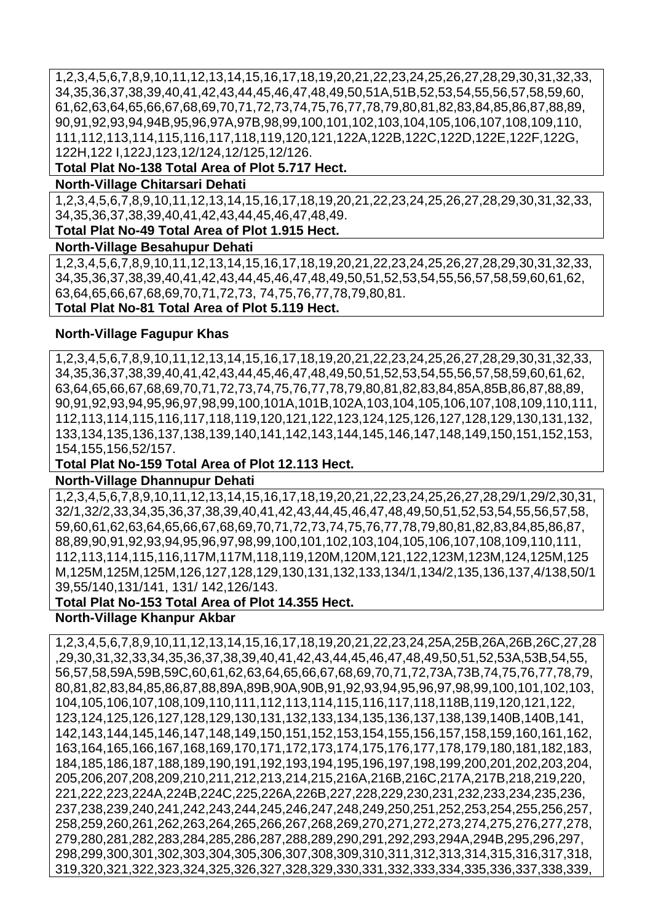1,2,3,4,5,6,7,8,9,10,11,12,13,14,15,16,17,18,19,20,21,22,23,24,25,26,27,28,29,30,31,32,33,34,35,36,37,38,39,40,41,42,43,44,45,46,47,48,49,50,51A,51B,52,53,54,55,56,57,58,59,60,61,62,63,64,65,66,67,68,69,70,71,72,73,74,75,76,77,78,79,80,81,82,83,84,85,86,87,88,89,90,91,92,93,94,94B,95,96,97A,97B,98,99,100,101,102,103,104,105,106,107,108,109,110,111,112,113,114,115,116,117,118,119,120,121,122A,122B,122C,122D,122E,122F,122G,122H,122 I,122J,123,12/124,12/125,12/126.

**Total Plat No-138 Total Area of Plot 5.717 Hect.**

**North-Village Chitarsari Dehati**

1,2,3,4,5,6,7,8,9,10,11,12,13,14,15,16,17,18,19,20,21,22,23,24,25,26,27,28,29,30,31,32,33,34,35,36,37,38,39,40,41,42,43,44,45,46,47,48,49.

**Total Plat No-49 Total Area of Plot 1.915 Hect.**

**North-Village Besahupur Dehati**

1,2,3,4,5,6,7,8,9,10,11,12,13,14,15,16,17,18,19,20,21,22,23,24,25,26,27,28,29,30,31,32,33,34,35,36,37,38,39,40,41,42,43,44,45,46,47,48,49,50,51,52,53,54,55,56,57,58,59,60,61,62,63,64,65,66,67,68,69,70,71,72,73, 74,75,76,77,78,79,80,81.

**Total Plat No-81 Total Area of Plot 5.119 Hect.**

**North-Village Fagupur Khas**

1,2,3,4,5,6,7,8,9,10,11,12,13,14,15,16,17,18,19,20,21,22,23,24,25,26,27,28,29,30,31,32,33,34,35,36,37,38,39,40,41,42,43,44,45,46,47,48,49,50,51,52,53,54,55,56,57,58,59,60,61,62,63,64,65,66,67,68,69,70,71,72,73,74,75,76,77,78,79,80,81,82,83,84,85A,85B,86,87,88,89,90,91,92,93,94,95,96,97,98,99,100,101A,101B,102A,103,104,105,106,107,108,109,110,111,112,113,114,115,116,117,118,119,120,121,122,123,124,125,126,127,128,129,130,131,132,133,134,135,136,137,138,139,140,141,142,143,144,145,146,147,148,149,150,151,152,153,154,155,156,52/157.

**Total Plat No-159 Total Area of Plot 12.113 Hect.**

**North-Village Dhannupur Dehati**

1,2,3,4,5,6,7,8,9,10,11,12,13,14,15,16,17,18,19,20,21,22,23,24,25,26,27,28,29/1,29/2,30,31,32/1,32/2,33,34,35,36,37,38,39,40,41,42,43,44,45,46,47,48,49,50,51,52,53,54,55,56,57,58,59,60,61,62,63,64,65,66,67,68,69,70,71,72,73,74,75,76,77,78,79,80,81,82,83,84,85,86,87,88,89,90,91,92,93,94,95,96,97,98,99,100,101,102,103,104,105,106,107,108,109,110,111,112,113,114,115,116,117M,117M,118,119,120M,120M,121,122,123M,123M,124,125M,125M,125M,125M,126,127,128,129,130,131,132,133,134/1,134/2,135,136,137,4/138,50/139,55/140,131/141, 131/ 142,126/143.

**Total Plat No-153 Total Area of Plot 14.355 Hect.**

**North-Village Khanpur Akbar**

1,2,3,4,5,6,7,8,9,10,11,12,13,14,15,16,17,18,19,20,21,22,23,24,25A,25B,26A,26B,26C,27,28,29,30,31,32,33,34,35,36,37,38,39,40,41,42,43,44,45,46,47,48,49,50,51,52,53A,53B,54,55,56,57,58,59A,59B,59C,60,61,62,63,64,65,66,67,68,69,70,71,72,73A,73B,74,75,76,77,78,79,80,81,82,83,84,85,86,87,88,89A,89B,90A,90B,91,92,93,94,95,96,97,98,99,100,101,102,103,104,105,106,107,108,109,110,111,112,113,114,115,116,117,118,118B,119,120,121,122,123,124,125,126,127,128,129,130,131,132,133,134,135,136,137,138,139,140B,140B,141,142,143,144,145,146,147,148,149,150,151,152,153,154,155,156,157,158,159,160,161,162,163,164,165,166,167,168,169,170,171,172,173,174,175,176,177,178,179,180,181,182,183,184,185,186,187,188,189,190,191,192,193,194,195,196,197,198,199,200,201,202,203,204,205,206,207,208,209,210,211,212,213,214,215,216A,216B,216C,217A,217B,218,219,220,221,222,223,224A,224B,224C,225,226A,226B,227,228,229,230,231,232,233,234,235,236,237,238,239,240,241,242,243,244,245,246,247,248,249,250,251,252,253,254,255,256,257,258,259,260,261,262,263,264,265,266,267,268,269,270,271,272,273,274,275,276,277,278,279,280,281,282,283,284,285,286,287,288,289,290,291,292,293,294A,294B,295,296,297,298,299,300,301,302,303,304,305,306,307,308,309,310,311,312,313,314,315,316,317,318,319,320,321,322,323,324,325,326,327,328,329,330,331,332,333,334,335,336,337,338,339,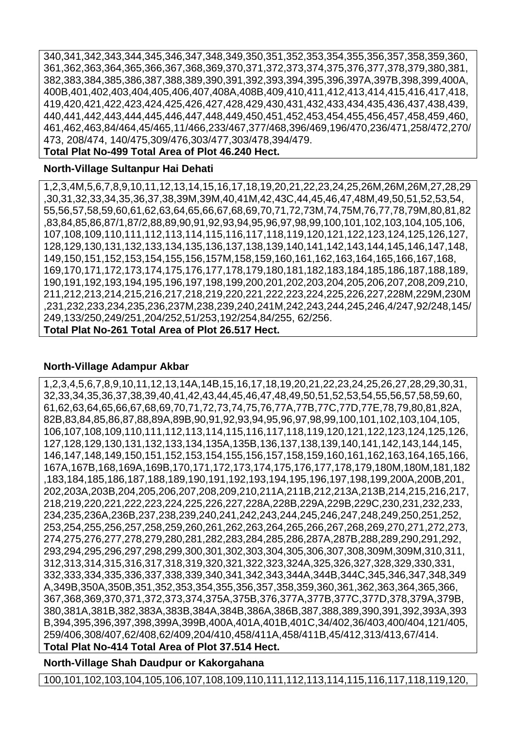340,341,342,343,344,345,346,347,348,349,350,351,352,353,354,355,356,357,358,359,360,361,362,363,364,365,366,367,368,369,370,371,372,373,374,375,376,377,378,379,380,381,382,383,384,385,386,387,388,389,390,391,392,393,394,395,396,397A,397B,398,399,400A,400B,401,402,403,404,405,406,407,408A,408B,409,410,411,412,413,414,415,416,417,418,419,420,421,422,423,424,425,426,427,428,429,430,431,432,433,434,435,436,437,438,439,440,441,442,443,444,445,446,447,448,449,450,451,452,453,454,455,456,457,458,459,460,461,462,463,84/464,45/465,11/466,233/467,377/468,396/469,196/470,236/471,258/472,270/473, 208/474, 140/475,309/476,303/477,303/478,394/479.

**Total Plat No-499 Total Area of Plot 46.240 Hect.**

**North-Village Sultanpur Hai Dehati**

1,2,3,4M,5,6,7,8,9,10,11,12,13,14,15,16,17,18,19,20,21,22,23,24,25,26M,26M,26M,27,28,29,30,31,32,33,34,35,36,37,38,39M,39M,40,41M,42,43C,44,45,46,47,48M,49,50,51,52,53,54,55,56,57,58,59,60,61,62,63,64,65,66,67,68,69,70,71,72,73M,74,75M,76,77,78,79M,80,81,82,83,84,85,86,87/1,87/2,88,89,90,91,92,93,94,95,96,97,98,99,100,101,102,103,104,105,106,107,108,109,110,111,112,113,114,115,116,117,118,119,120,121,122,123,124,125,126,127,128,129,130,131,132,133,134,135,136,137,138,139,140,141,142,143,144,145,146,147,148,149,150,151,152,153,154,155,156,157M,158,159,160,161,162,163,164,165,166,167,168,169,170,171,172,173,174,175,176,177,178,179,180,181,182,183,184,185,186,187,188,189,190,191,192,193,194,195,196,197,198,199,200,201,202,203,204,205,206,207,208,209,210,211,212,213,214,215,216,217,218,219,220,221,222,223,224,225,226,227,228M,229M,230M,231,232,233,234,235,236,237M,238,239,240,241M,242,243,244,245,246,4/247,92/248,145/249,133/250,249/251,204/252,51/253,192/254,84/255, 62/256.

**Total Plat No-261 Total Area of Plot 26.517 Hect.**

**North-Village Adampur Akbar**

1,2,3,4,5,6,7,8,9,10,11,12,13,14A,14B,15,16,17,18,19,20,21,22,23,24,25,26,27,28,29,30,31,32,33,34,35,36,37,38,39,40,41,42,43,44,45,46,47,48,49,50,51,52,53,54,55,56,57,58,59,60,61,62,63,64,65,66,67,68,69,70,71,72,73,74,75,76,77A,77B,77C,77D,77E,78,79,80,81,82A,82B,83,84,85,86,87,88,89A,89B,90,91,92,93,94,95,96,97,98,99,100,101,102,103,104,105,106,107,108,109,110,111,112,113,114,115,116,117,118,119,120,121,122,123,124,125,126,127,128,129,130,131,132,133,134,135A,135B,136,137,138,139,140,141,142,143,144,145,146,147,148,149,150,151,152,153,154,155,156,157,158,159,160,161,162,163,164,165,166,167A,167B,168,169A,169B,170,171,172,173,174,175,176,177,178,179,180M,180M,181,182,183,184,185,186,187,188,189,190,191,192,193,194,195,196,197,198,199,200A,200B,201,202,203A,203B,204,205,206,207,208,209,210,211A,211B,212,213A,213B,214,215,216,217,218,219,220,221,222,223,224,225,226,227,228A,228B,229A,229B,229C,230,231,232,233,234,235,236A,236B,237,238,239,240,241,242,243,244,245,246,247,248,249,250,251,252,253,254,255,256,257,258,259,260,261,262,263,264,265,266,267,268,269,270,271,272,273,274,275,276,277,278,279,280,281,282,283,284,285,286,287A,287B,288,289,290,291,292,293,294,295,296,297,298,299,300,301,302,303,304,305,306,307,308,309M,309M,310,311,312,313,314,315,316,317,318,319,320,321,322,323,324A,325,326,327,328,329,330,331,332,333,334,335,336,337,338,339,340,341,342,343,344A,344B,344C,345,346,347,348,349A,349B,350A,350B,351,352,353,354,355,356,357,358,359,360,361,362,363,364,365,366,367,368,369,370,371,372,373,374,375A,375B,376,377A,377B,377C,377D,378,379A,379B,380,381A,381B,382,383A,383B,384A,384B,386A,386B,387,388,389,390,391,392,393A,393B,394,395,396,397,398,399A,399B,400A,401A,401B,401C,34/402,36/403,400/404,121/405,259/406,308/407,62/408,62/409,204/410,458/411A,458/411B,45/412,313/413,67/414.

**Total Plat No-414 Total Area of Plot 37.514 Hect.**

**North-Village Shah Daudpur or Kakorgahana**

100,101,102,103,104,105,106,107,108,109,110,111,112,113,114,115,116,117,118,119,120,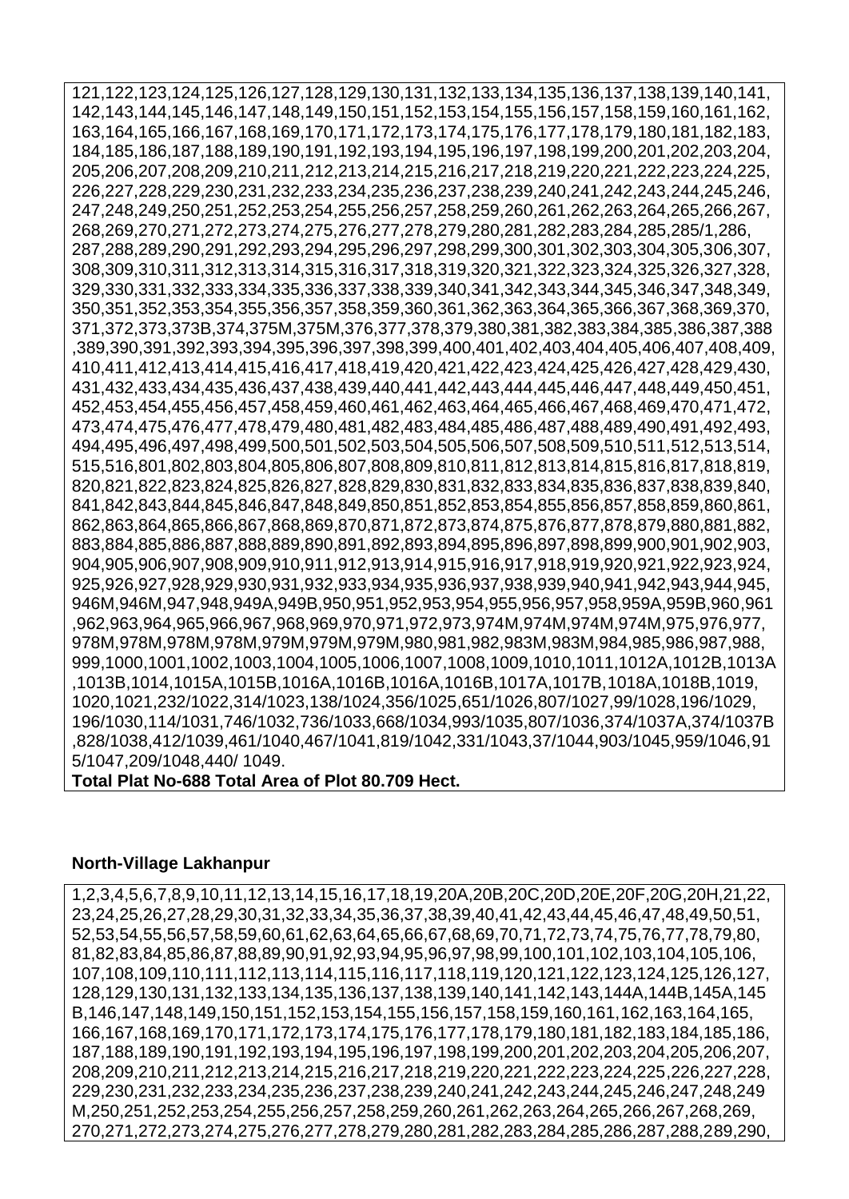| 121,122,123,124,125,126,127,128,129,130,131,132,133,134,135,136,137,138,139,140,141,142,143,144,145,146,147,148,149,150,151,152,153,154,155,156,157,158,159,160,161,162,163,164,165,166,167,168,169,170,171,172,173,174,175,176,177,178,179,180,181,182,183,184,185,186,187,188,189,190,191,192,193,194,195,196,197,198,199,200,201,202,203,204,205,206,207,208,209,210,211,212,213,214,215,216,217,218,219,220,221,222,223,224,225,226,227,228,229,230,231,232,233,234,235,236,237,238,239,240,241,242,243,244,245,246,247,248,249,250,251,252,253,254,255,256,257,258,259,260,261,262,263,264,265,266,267,268,269,270,271,272,273,274,275,276,277,278,279,280,281,282,283,284,285,285/1,286,287,288,289,290,291,292,293,294,295,296,297,298,299,300,301,302,303,304,305,306,307,308,309,310,311,312,313,314,315,316,317,318,319,320,321,322,323,324,325,326,327,328,329,330,331,332,333,334,335,336,337,338,339,340,341,342,343,344,345,346,347,348,349,350,351,352,353,354,355,356,357,358,359,360,361,362,363,364,365,366,367,368,369,370,371,372,373,373B,374,375M,375M,376,377,378,379,380,381,382,383,384,385,386,387,388,389,390,391,392,393,394,395,396,397,398,399,400,401,402,403,404,405,406,407,408,409,410,411,412,413,414,415,416,417,418,419,420,421,422,423,424,425,426,427,428,429,430,431,432,433,434,435,436,437,438,439,440,441,442,443,444,445,446,447,448,449,450,451,452,453,454,455,456,457,458,459,460,461,462,463,464,465,466,467,468,469,470,471,472,473,474,475,476,477,478,479,480,481,482,483,484,485,486,487,488,489,490,491,492,493,494,495,496,497,498,499,500,501,502,503,504,505,506,507,508,509,510,511,512,513,514,515,516,801,802,803,804,805,806,807,808,809,810,811,812,813,814,815,816,817,818,819,820,821,822,823,824,825,826,827,828,829,830,831,832,833,834,835,836,837,838,839,840,841,842,843,844,845,846,847,848,849,850,851,852,853,854,855,856,857,858,859,860,861,862,863,864,865,866,867,868,869,870,871,872,873,874,875,876,877,878,879,880,881,882,883,884,885,886,887,888,889,890,891,892,893,894,895,896,897,898,899,900,901,902,903,904,905,906,907,908,909,910,911,912,913,914,915,916,917,918,919,920,921,922,923,924,925,926,927,928,929,930,931,932,933,934,935,936,937,938,939,940,941,942,943,944,945,946M,946M,947,948,949A,949B,950,951,952,953,954,955,956,957,958,959A,959B,960,961,962,963,964,965,966,967,968,969,970,971,972,973,974M,974M,974M,974M,975,976,977,978M,978M,978M,978M,979M,979M,979M,980,981,982,983M,983M,984,985,986,987,988,999,1000,1001,1002,1003,1004,1005,1006,1007,1008,1009,1010,1011,1012A,1012B,1013A,1013B,1014,1015A,1015B,1016A,1016B,1016A,1016B,1017A,1017B,1018A,1018B,1019,1020,1021,232/1022,314/1023,138/1024,356/1025,651/1026,807/1027,99/1028,196/1029,196/1030,114/1031,746/1032,736/1033,668/1034,993/1035,807/1036,374/1037A,374/1037B,828/1038,412/1039,461/1040,467/1041,819/1042,331/1043,37/1044,903/1045,959/1046,915/1047,209/1048,440/ 1049. |
|---|
| **Total Plat No-688 Total Area of Plot 80.709 Hect.** |

**North-Village Lakhanpur**

| 1,2,3,4,5,6,7,8,9,10,11,12,13,14,15,16,17,18,19,20A,20B,20C,20D,20E,20F,20G,20H,21,22,23,24,25,26,27,28,29,30,31,32,33,34,35,36,37,38,39,40,41,42,43,44,45,46,47,48,49,50,51,52,53,54,55,56,57,58,59,60,61,62,63,64,65,66,67,68,69,70,71,72,73,74,75,76,77,78,79,80,81,82,83,84,85,86,87,88,89,90,91,92,93,94,95,96,97,98,99,100,101,102,103,104,105,106,107,108,109,110,111,112,113,114,115,116,117,118,119,120,121,122,123,124,125,126,127,128,129,130,131,132,133,134,135,136,137,138,139,140,141,142,143,144A,144B,145A,145B,146,147,148,149,150,151,152,153,154,155,156,157,158,159,160,161,162,163,164,165,166,167,168,169,170,171,172,173,174,175,176,177,178,179,180,181,182,183,184,185,186,187,188,189,190,191,192,193,194,195,196,197,198,199,200,201,202,203,204,205,206,207,208,209,210,211,212,213,214,215,216,217,218,219,220,221,222,223,224,225,226,227,228,229,230,231,232,233,234,235,236,237,238,239,240,241,242,243,244,245,246,247,248,249M,250,251,252,253,254,255,256,257,258,259,260,261,262,263,264,265,266,267,268,269,270,271,272,273,274,275,276,277,278,279,280,281,282,283,284,285,286,287,288,289,290, |
|---|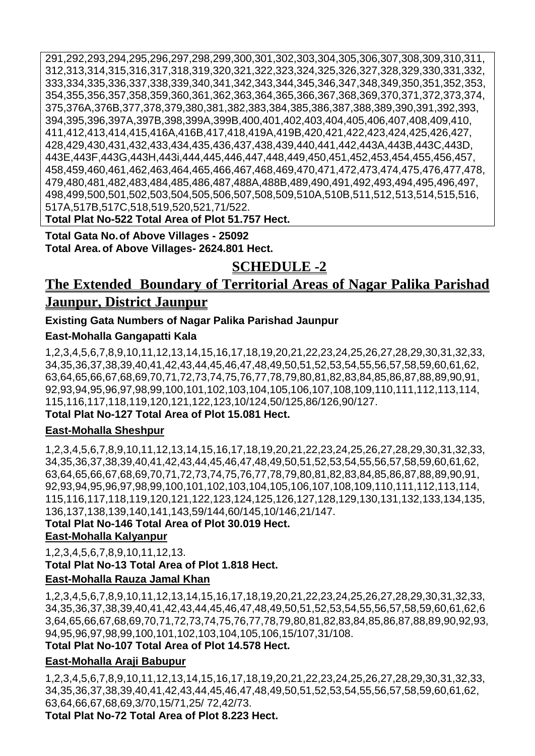291,292,293,294,295,296,297,298,299,300,301,302,303,304,305,306,307,308,309,310,311, 312,313,314,315,316,317,318,319,320,321,322,323,324,325,326,327,328,329,330,331,332, 333,334,335,336,337,338,339,340,341,342,343,344,345,346,347,348,349,350,351,352,353, 354,355,356,357,358,359,360,361,362,363,364,365,366,367,368,369,370,371,372,373,374, 375,376A,376B,377,378,379,380,381,382,383,384,385,386,387,388,389,390,391,392,393, 394,395,396,397A,397B,398,399A,399B,400,401,402,403,404,405,406,407,408,409,410, 411,412,413,414,415,416A,416B,417,418,419A,419B,420,421,422,423,424,425,426,427, 428,429,430,431,432,433,434,435,436,437,438,439,440,441,442,443A,443B,443C,443D, 443E,443F,443G,443H,443i,444,445,446,447,448,449,450,451,452,453,454,455,456,457, 458,459,460,461,462,463,464,465,466,467,468,469,470,471,472,473,474,475,476,477,478, 479,480,481,482,483,484,485,486,487,488A,488B,489,490,491,492,493,494,495,496,497, 498,499,500,501,502,503,504,505,506,507,508,509,510A,510B,511,512,513,514,515,516, 517A,517B,517C,518,519,520,521,71/522.

**Total Plat No-522 Total Area of Plot 51.757 Hect.**

**Total Gata No. of Above Villages - 25092**
**Total Area. of Above Villages- 2624.801 Hect.**

## SCHEDULE -2

## The Extended Boundary of Territorial Areas of Nagar Palika Parishad Jaunpur, District Jaunpur

**Existing Gata Numbers of Nagar Palika Parishad Jaunpur**

**East-Mohalla Gangapatti Kala**

1,2,3,4,5,6,7,8,9,10,11,12,13,14,15,16,17,18,19,20,21,22,23,24,25,26,27,28,29,30,31,32,33, 34,35,36,37,38,39,40,41,42,43,44,45,46,47,48,49,50,51,52,53,54,55,56,57,58,59,60,61,62, 63,64,65,66,67,68,69,70,71,72,73,74,75,76,77,78,79,80,81,82,83,84,85,86,87,88,89,90,91, 92,93,94,95,96,97,98,99,100,101,102,103,104,105,106,107,108,109,110,111,112,113,114, 115,116,117,118,119,120,121,122,123,10/124,50/125,86/126,90/127.

**Total Plat No-127 Total Area of Plot 15.081 Hect.**

**East-Mohalla Sheshpur**

1,2,3,4,5,6,7,8,9,10,11,12,13,14,15,16,17,18,19,20,21,22,23,24,25,26,27,28,29,30,31,32,33, 34,35,36,37,38,39,40,41,42,43,44,45,46,47,48,49,50,51,52,53,54,55,56,57,58,59,60,61,62, 63,64,65,66,67,68,69,70,71,72,73,74,75,76,77,78,79,80,81,82,83,84,85,86,87,88,89,90,91, 92,93,94,95,96,97,98,99,100,101,102,103,104,105,106,107,108,109,110,111,112,113,114, 115,116,117,118,119,120,121,122,123,124,125,126,127,128,129,130,131,132,133,134,135, 136,137,138,139,140,141,143,59/144,60/145,10/146,21/147.

**Total Plat No-146 Total Area of Plot 30.019 Hect.**

**East-Mohalla Kalyanpur**

1,2,3,4,5,6,7,8,9,10,11,12,13.

**Total Plat No-13 Total Area of Plot 1.818 Hect.**

**East-Mohalla Rauza Jamal Khan**

1,2,3,4,5,6,7,8,9,10,11,12,13,14,15,16,17,18,19,20,21,22,23,24,25,26,27,28,29,30,31,32,33, 34,35,36,37,38,39,40,41,42,43,44,45,46,47,48,49,50,51,52,53,54,55,56,57,58,59,60,61,62,6 3,64,65,66,67,68,69,70,71,72,73,74,75,76,77,78,79,80,81,82,83,84,85,86,87,88,89,90,92,93, 94,95,96,97,98,99,100,101,102,103,104,105,106,15/107,31/108.

**Total Plat No-107 Total Area of Plot 14.578 Hect.**

**East-Mohalla Araji Babupur**

1,2,3,4,5,6,7,8,9,10,11,12,13,14,15,16,17,18,19,20,21,22,23,24,25,26,27,28,29,30,31,32,33, 34,35,36,37,38,39,40,41,42,43,44,45,46,47,48,49,50,51,52,53,54,55,56,57,58,59,60,61,62, 63,64,66,67,68,69,3/70,15/71,25/ 72,42/73.

**Total Plat No-72 Total Area of Plot 8.223 Hect.**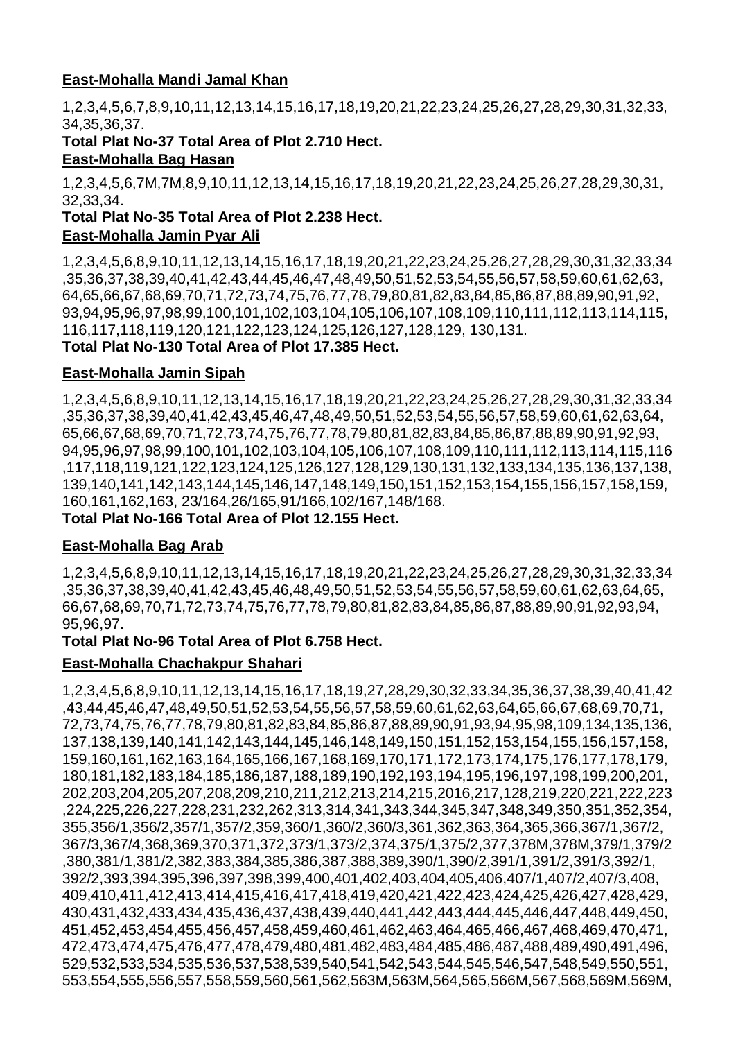**East-Mohalla Mandi Jamal Khan**

1,2,3,4,5,6,7,8,9,10,11,12,13,14,15,16,17,18,19,20,21,22,23,24,25,26,27,28,29,30,31,32,33, 34,35,36,37.

**Total Plat No-37 Total Area of Plot 2.710 Hect.**

**East-Mohalla Bag Hasan**

1,2,3,4,5,6,7M,7M,8,9,10,11,12,13,14,15,16,17,18,19,20,21,22,23,24,25,26,27,28,29,30,31, 32,33,34.

**Total Plat No-35 Total Area of Plot 2.238 Hect.**

**East-Mohalla Jamin Pyar Ali**

1,2,3,4,5,6,8,9,10,11,12,13,14,15,16,17,18,19,20,21,22,23,24,25,26,27,28,29,30,31,32,33,34 ,35,36,37,38,39,40,41,42,43,44,45,46,47,48,49,50,51,52,53,54,55,56,57,58,59,60,61,62,63, 64,65,66,67,68,69,70,71,72,73,74,75,76,77,78,79,80,81,82,83,84,85,86,87,88,89,90,91,92, 93,94,95,96,97,98,99,100,101,102,103,104,105,106,107,108,109,110,111,112,113,114,115, 116,117,118,119,120,121,122,123,124,125,126,127,128,129, 130,131.

**Total Plat No-130 Total Area of Plot 17.385 Hect.**

**East-Mohalla Jamin Sipah**

1,2,3,4,5,6,8,9,10,11,12,13,14,15,16,17,18,19,20,21,22,23,24,25,26,27,28,29,30,31,32,33,34 ,35,36,37,38,39,40,41,42,43,45,46,47,48,49,50,51,52,53,54,55,56,57,58,59,60,61,62,63,64, 65,66,67,68,69,70,71,72,73,74,75,76,77,78,79,80,81,82,83,84,85,86,87,88,89,90,91,92,93, 94,95,96,97,98,99,100,101,102,103,104,105,106,107,108,109,110,111,112,113,114,115,116 ,117,118,119,121,122,123,124,125,126,127,128,129,130,131,132,133,134,135,136,137,138, 139,140,141,142,143,144,145,146,147,148,149,150,151,152,153,154,155,156,157,158,159, 160,161,162,163, 23/164,26/165,91/166,102/167,148/168.

**Total Plat No-166 Total Area of Plot 12.155 Hect.**

**East-Mohalla Bag Arab**

1,2,3,4,5,6,8,9,10,11,12,13,14,15,16,17,18,19,20,21,22,23,24,25,26,27,28,29,30,31,32,33,34 ,35,36,37,38,39,40,41,42,43,45,46,48,49,50,51,52,53,54,55,56,57,58,59,60,61,62,63,64,65, 66,67,68,69,70,71,72,73,74,75,76,77,78,79,80,81,82,83,84,85,86,87,88,89,90,91,92,93,94, 95,96,97.

**Total Plat No-96 Total Area of Plot 6.758 Hect.**

**East-Mohalla Chachakpur Shahari**

1,2,3,4,5,6,8,9,10,11,12,13,14,15,16,17,18,19,27,28,29,30,32,33,34,35,36,37,38,39,40,41,42 ,43,44,45,46,47,48,49,50,51,52,53,54,55,56,57,58,59,60,61,62,63,64,65,66,67,68,69,70,71, 72,73,74,75,76,77,78,79,80,81,82,83,84,85,86,87,88,89,90,91,93,94,95,98,109,134,135,136, 137,138,139,140,141,142,143,144,145,146,148,149,150,151,152,153,154,155,156,157,158, 159,160,161,162,163,164,165,166,167,168,169,170,171,172,173,174,175,176,177,178,179, 180,181,182,183,184,185,186,187,188,189,190,192,193,194,195,196,197,198,199,200,201, 202,203,204,205,207,208,209,210,211,212,213,214,215,2016,217,128,219,220,221,222,223 ,224,225,226,227,228,231,232,262,313,314,341,343,344,345,347,348,349,350,351,352,354, 355,356/1,356/2,357/1,357/2,359,360/1,360/2,360/3,361,362,363,364,365,366,367/1,367/2, 367/3,367/4,368,369,370,371,372,373/1,373/2,374,375/1,375/2,377,378M,378M,379/1,379/2 ,380,381/1,381/2,382,383,384,385,386,387,388,389,390/1,390/2,391/1,391/2,391/3,392/1, 392/2,393,394,395,396,397,398,399,400,401,402,403,404,405,406,407/1,407/2,407/3,408, 409,410,411,412,413,414,415,416,417,418,419,420,421,422,423,424,425,426,427,428,429, 430,431,432,433,434,435,436,437,438,439,440,441,442,443,444,445,446,447,448,449,450, 451,452,453,454,455,456,457,458,459,460,461,462,463,464,465,466,467,468,469,470,471, 472,473,474,475,476,477,478,479,480,481,482,483,484,485,486,487,488,489,490,491,496, 529,532,533,534,535,536,537,538,539,540,541,542,543,544,545,546,547,548,549,550,551, 553,554,555,556,557,558,559,560,561,562,563M,563M,564,565,566M,567,568,569M,569M,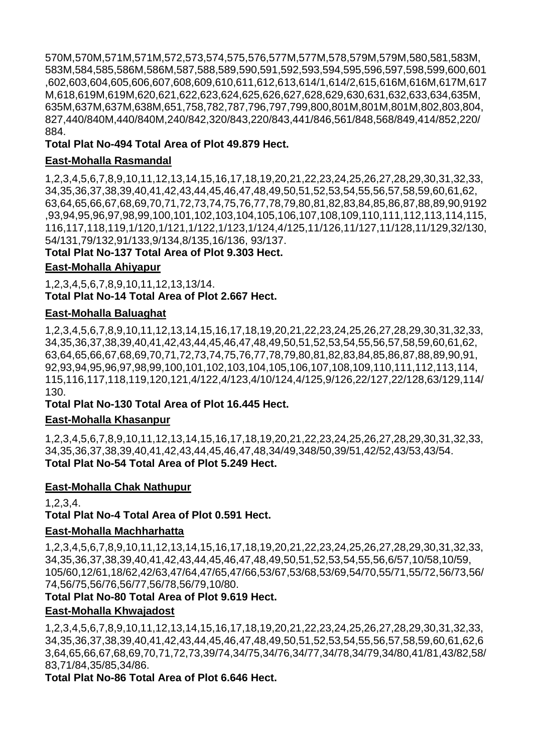570M,570M,571M,571M,572,573,574,575,576,577M,577M,578,579M,579M,580,581,583M,583M,584,585,586M,586M,587,588,589,590,591,592,593,594,595,596,597,598,599,600,601,602,603,604,605,606,607,608,609,610,611,612,613,614/1,614/2,615,616M,616M,617M,617M,618,619M,619M,620,621,622,623,624,625,626,627,628,629,630,631,632,633,634,635M,635M,637M,637M,638M,651,758,782,787,796,797,799,800,801M,801M,801M,802,803,804,827,440/840M,440/840M,240/842,320/843,220/843,441/846,561/848,568/849,414/852,220/884.

**Total Plat No-494 Total Area of Plot 49.879 Hect.**

**East-Mohalla Rasmandal**

1,2,3,4,5,6,7,8,9,10,11,12,13,14,15,16,17,18,19,20,21,22,23,24,25,26,27,28,29,30,31,32,33,34,35,36,37,38,39,40,41,42,43,44,45,46,47,48,49,50,51,52,53,54,55,56,57,58,59,60,61,62,63,64,65,66,67,68,69,70,71,72,73,74,75,76,77,78,79,80,81,82,83,84,85,86,87,88,89,90,9192,93,94,95,96,97,98,99,100,101,102,103,104,105,106,107,108,109,110,111,112,113,114,115,116,117,118,119,1/120,1/121,1/122,1/123,1/124,4/125,11/126,11/127,11/128,11/129,32/130,54/131,79/132,91/133,9/134,8/135,16/136, 93/137.

**Total Plat No-137 Total Area of Plot 9.303 Hect.**

**East-Mohalla Ahiyapur**

1,2,3,4,5,6,7,8,9,10,11,12,13,13/14.

**Total Plat No-14 Total Area of Plot 2.667 Hect.**

**East-Mohalla Baluaghat**

1,2,3,4,5,6,7,8,9,10,11,12,13,14,15,16,17,18,19,20,21,22,23,24,25,26,27,28,29,30,31,32,33,34,35,36,37,38,39,40,41,42,43,44,45,46,47,48,49,50,51,52,53,54,55,56,57,58,59,60,61,62,63,64,65,66,67,68,69,70,71,72,73,74,75,76,77,78,79,80,81,82,83,84,85,86,87,88,89,90,91,92,93,94,95,96,97,98,99,100,101,102,103,104,105,106,107,108,109,110,111,112,113,114,115,116,117,118,119,120,121,4/122,4/123,4/10/124,4/125,9/126,22/127,22/128,63/129,114/130.

**Total Plat No-130 Total Area of Plot 16.445 Hect.**

**East-Mohalla Khasanpur**

1,2,3,4,5,6,7,8,9,10,11,12,13,14,15,16,17,18,19,20,21,22,23,24,25,26,27,28,29,30,31,32,33,34,35,36,37,38,39,40,41,42,43,44,45,46,47,48,34/49,348/50,39/51,42/52,43/53,43/54.

**Total Plat No-54 Total Area of Plot 5.249 Hect.**

**East-Mohalla Chak Nathupur**

1,2,3,4.

**Total Plat No-4 Total Area of Plot 0.591 Hect.**

**East-Mohalla Machharhatta**

1,2,3,4,5,6,7,8,9,10,11,12,13,14,15,16,17,18,19,20,21,22,23,24,25,26,27,28,29,30,31,32,33,34,35,36,37,38,39,40,41,42,43,44,45,46,47,48,49,50,51,52,53,54,55,56,6/57,10/58,10/59,105/60,12/61,18/62,42/63,47/64,47/65,47/66,53/67,53/68,53/69,54/70,55/71,55/72,56/73,56/74,56/75,56/76,56/77,56/78,56/79,10/80.

**Total Plat No-80 Total Area of Plot 9.619 Hect.**

**East-Mohalla Khwajadost**

1,2,3,4,5,6,7,8,9,10,11,12,13,14,15,16,17,18,19,20,21,22,23,24,25,26,27,28,29,30,31,32,33,34,35,36,37,38,39,40,41,42,43,44,45,46,47,48,49,50,51,52,53,54,55,56,57,58,59,60,61,62,63,64,65,66,67,68,69,70,71,72,73,39/74,34/75,34/76,34/77,34/78,34/79,34/80,41/81,43/82,58/83,71/84,35/85,34/86.

**Total Plat No-86 Total Area of Plot 6.646 Hect.**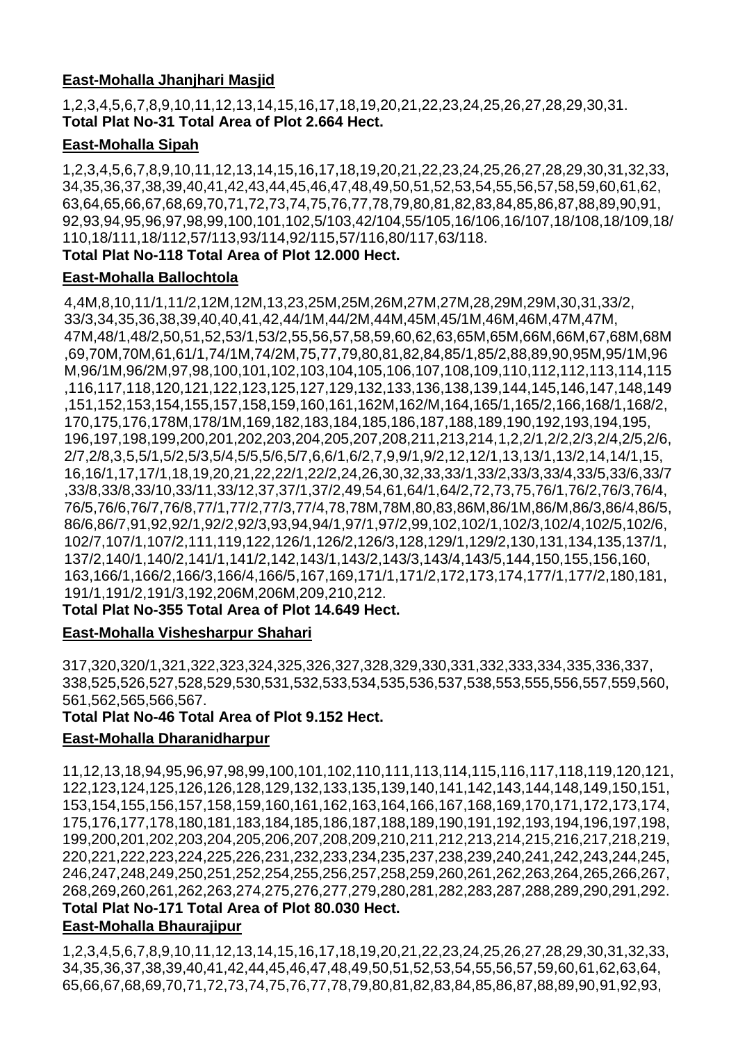**East-Mohalla Jhanjhari Masjid**

1,2,3,4,5,6,7,8,9,10,11,12,13,14,15,16,17,18,19,20,21,22,23,24,25,26,27,28,29,30,31.
**Total Plat No-31 Total Area of Plot 2.664 Hect.**

**East-Mohalla Sipah**

1,2,3,4,5,6,7,8,9,10,11,12,13,14,15,16,17,18,19,20,21,22,23,24,25,26,27,28,29,30,31,32,33,34,35,36,37,38,39,40,41,42,43,44,45,46,47,48,49,50,51,52,53,54,55,56,57,58,59,60,61,62,63,64,65,66,67,68,69,70,71,72,73,74,75,76,77,78,79,80,81,82,83,84,85,86,87,88,89,90,91,92,93,94,95,96,97,98,99,100,101,102,5/103,42/104,55/105,16/106,16/107,18/108,18/109,18/110,18/111,18/112,57/113,93/114,92/115,57/116,80/117,63/118.
**Total Plat No-118 Total Area of Plot 12.000 Hect.**

**East-Mohalla Ballochtola**

4,4M,8,10,11/1,11/2,12M,12M,13,23,25M,25M,26M,27M,27M,28,29M,29M,30,31,33/2,33/3,34,35,36,38,39,40,40,41,42,44/1M,44/2M,44M,45M,45/1M,46M,46M,47M,47M,47M,48/1,48/2,50,51,52,53/1,53/2,55,56,57,58,59,60,62,63,65M,65M,66M,66M,67,68M,68M,69,70M,70M,61,61/1,74/1M,74/2M,75,77,79,80,81,82,84,85/1,85/2,88,89,90,95M,95/1M,96M,96/1M,96/2M,97,98,100,101,102,103,104,105,106,107,108,109,110,112,112,113,114,115,116,117,118,120,121,122,123,125,127,129,132,133,136,138,139,144,145,146,147,148,149,151,152,153,154,155,157,158,159,160,161,162M,162/M,164,165/1,165/2,166,168/1,168/2,170,175,176,178M,178/1M,169,182,183,184,185,186,187,188,189,190,192,193,194,195,196,197,198,199,200,201,202,203,204,205,207,208,211,213,214,1,2,2/1,2/2,2/3,2/4,2/5,2/6,2/7,2/8,3,5,5/1,5/2,5/3,5/4,5/5,5/6,5/7,6,6/1,6/2,7,9,9/1,9/2,12,12/1,13,13/1,13/2,14,14/1,15,16,16/1,17,17/1,18,19,20,21,22,22/1,22/2,24,26,30,32,33,33/1,33/2,33/3,33/4,33/5,33/6,33/7,33/8,33/8,33/10,33/11,33/12,37,37/1,37/2,49,54,61,64/1,64/2,72,73,75,76/1,76/2,76/3,76/4,76/5,76/6,76/7,76/8,77/1,77/2,77/3,77/4,78,78M,78M,80,83,86M,86/1M,86/M,86/3,86/4,86/5,86/6,86/7,91,92,92/1,92/2,92/3,93,94,94/1,97/1,97/2,99,102,102/1,102/3,102/4,102/5,102/6,102/7,107/1,107/2,111,119,122,126/1,126/2,126/3,128,129/1,129/2,130,131,134,135,137/1,137/2,140/1,140/2,141/1,141/2,142,143/1,143/2,143/3,143/4,143/5,144,150,155,156,160,163,166/1,166/2,166/3,166/4,166/5,167,169,171/1,171/2,172,173,174,177/1,177/2,180,181,191/1,191/2,191/3,192,206M,206M,209,210,212.
**Total Plat No-355 Total Area of Plot 14.649 Hect.**

**East-Mohalla Vishesharpur Shahari**

317,320,320/1,321,322,323,324,325,326,327,328,329,330,331,332,333,334,335,336,337,338,525,526,527,528,529,530,531,532,533,534,535,536,537,538,553,555,556,557,559,560,561,562,565,566,567.
**Total Plat No-46 Total Area of Plot 9.152 Hect.**

**East-Mohalla Dharanidharpur**

11,12,13,18,94,95,96,97,98,99,100,101,102,110,111,113,114,115,116,117,118,119,120,121,122,123,124,125,126,126,128,129,132,133,135,139,140,141,142,143,144,148,149,150,151,153,154,155,156,157,158,159,160,161,162,163,164,166,167,168,169,170,171,172,173,174,175,176,177,178,180,181,183,184,185,186,187,188,189,190,191,192,193,194,196,197,198,199,200,201,202,203,204,205,206,207,208,209,210,211,212,213,214,215,216,217,218,219,220,221,222,223,224,225,226,231,232,233,234,235,237,238,239,240,241,242,243,244,245,246,247,248,249,250,251,252,254,255,256,257,258,259,260,261,262,263,264,265,266,267,268,269,260,261,262,263,274,275,276,277,279,280,281,282,283,287,288,289,290,291,292.
**Total Plat No-171 Total Area of Plot 80.030 Hect.**

**East-Mohalla Bhaurajipur**

1,2,3,4,5,6,7,8,9,10,11,12,13,14,15,16,17,18,19,20,21,22,23,24,25,26,27,28,29,30,31,32,33,34,35,36,37,38,39,40,41,42,44,45,46,47,48,49,50,51,52,53,54,55,56,57,59,60,61,62,63,64,65,66,67,68,69,70,71,72,73,74,75,76,77,78,79,80,81,82,83,84,85,86,87,88,89,90,91,92,93,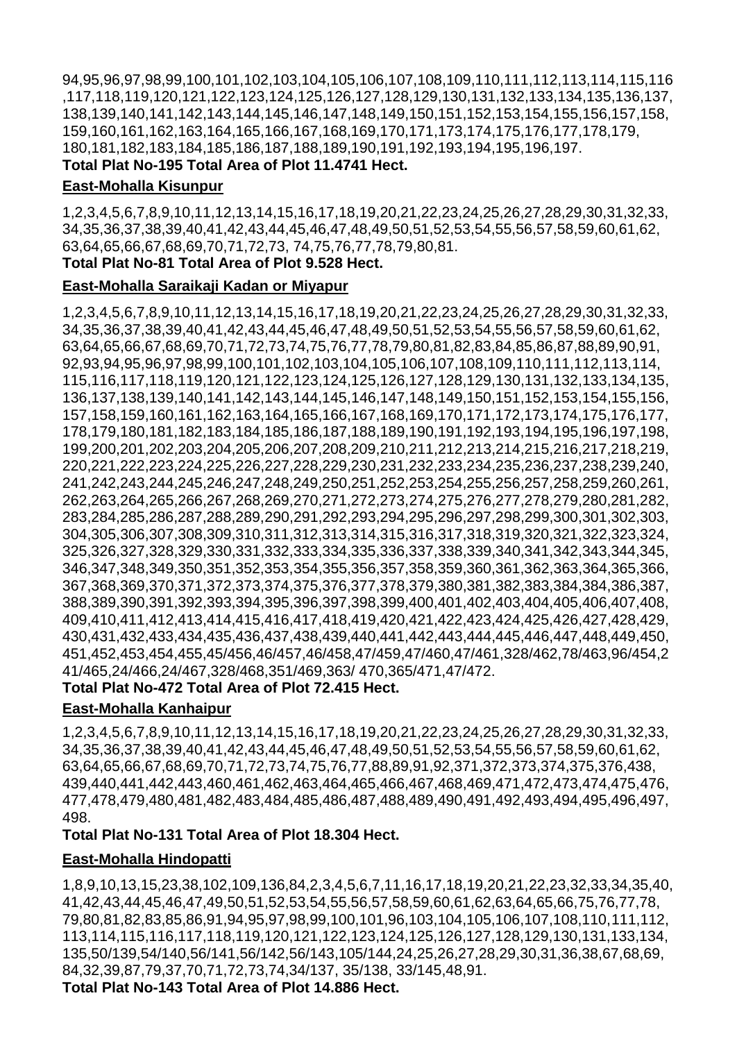94,95,96,97,98,99,100,101,102,103,104,105,106,107,108,109,110,111,112,113,114,115,116
,117,118,119,120,121,122,123,124,125,126,127,128,129,130,131,132,133,134,135,136,137,
138,139,140,141,142,143,144,145,146,147,148,149,150,151,152,153,154,155,156,157,158,
159,160,161,162,163,164,165,166,167,168,169,170,171,173,174,175,176,177,178,179,
180,181,182,183,184,185,186,187,188,189,190,191,192,193,194,195,196,197.

**Total Plat No-195 Total Area of Plot 11.4741 Hect.**

**East-Mohalla Kisunpur**

1,2,3,4,5,6,7,8,9,10,11,12,13,14,15,16,17,18,19,20,21,22,23,24,25,26,27,28,29,30,31,32,33,
34,35,36,37,38,39,40,41,42,43,44,45,46,47,48,49,50,51,52,53,54,55,56,57,58,59,60,61,62,
63,64,65,66,67,68,69,70,71,72,73, 74,75,76,77,78,79,80,81.

**Total Plat No-81 Total Area of Plot 9.528 Hect.**

**East-Mohalla Saraikaji Kadan or Miyapur**

1,2,3,4,5,6,7,8,9,10,11,12,13,14,15,16,17,18,19,20,21,22,23,24,25,26,27,28,29,30,31,32,33,
34,35,36,37,38,39,40,41,42,43,44,45,46,47,48,49,50,51,52,53,54,55,56,57,58,59,60,61,62,
63,64,65,66,67,68,69,70,71,72,73,74,75,76,77,78,79,80,81,82,83,84,85,86,87,88,89,90,91,
92,93,94,95,96,97,98,99,100,101,102,103,104,105,106,107,108,109,110,111,112,113,114,
115,116,117,118,119,120,121,122,123,124,125,126,127,128,129,130,131,132,133,134,135,
136,137,138,139,140,141,142,143,144,145,146,147,148,149,150,151,152,153,154,155,156,
157,158,159,160,161,162,163,164,165,166,167,168,169,170,171,172,173,174,175,176,177,
178,179,180,181,182,183,184,185,186,187,188,189,190,191,192,193,194,195,196,197,198,
199,200,201,202,203,204,205,206,207,208,209,210,211,212,213,214,215,216,217,218,219,
220,221,222,223,224,225,226,227,228,229,230,231,232,233,234,235,236,237,238,239,240,
241,242,243,244,245,246,247,248,249,250,251,252,253,254,255,256,257,258,259,260,261,
262,263,264,265,266,267,268,269,270,271,272,273,274,275,276,277,278,279,280,281,282,
283,284,285,286,287,288,289,290,291,292,293,294,295,296,297,298,299,300,301,302,303,
304,305,306,307,308,309,310,311,312,313,314,315,316,317,318,319,320,321,322,323,324,
325,326,327,328,329,330,331,332,333,334,335,336,337,338,339,340,341,342,343,344,345,
346,347,348,349,350,351,352,353,354,355,356,357,358,359,360,361,362,363,364,365,366,
367,368,369,370,371,372,373,374,375,376,377,378,379,380,381,382,383,384,384,386,387,
388,389,390,391,392,393,394,395,396,397,398,399,400,401,402,403,404,405,406,407,408,
409,410,411,412,413,414,415,416,417,418,419,420,421,422,423,424,425,426,427,428,429,
430,431,432,433,434,435,436,437,438,439,440,441,442,443,444,445,446,447,448,449,450,
451,452,453,454,455,45/456,46/457,46/458,47/459,47/460,47/461,328/462,78/463,96/454,2
41/465,24/466,24/467,328/468,351/469,363/ 470,365/471,47/472.

**Total Plat No-472 Total Area of Plot 72.415 Hect.**

**East-Mohalla Kanhaipur**

1,2,3,4,5,6,7,8,9,10,11,12,13,14,15,16,17,18,19,20,21,22,23,24,25,26,27,28,29,30,31,32,33,
34,35,36,37,38,39,40,41,42,43,44,45,46,47,48,49,50,51,52,53,54,55,56,57,58,59,60,61,62,
63,64,65,66,67,68,69,70,71,72,73,74,75,76,77,88,89,91,92,371,372,373,374,375,376,438,
439,440,441,442,443,460,461,462,463,464,465,466,467,468,469,471,472,473,474,475,476,
477,478,479,480,481,482,483,484,485,486,487,488,489,490,491,492,493,494,495,496,497,
498.

**Total Plat No-131 Total Area of Plot 18.304 Hect.**

**East-Mohalla Hindopatti**

1,8,9,10,13,15,23,38,102,109,136,84,2,3,4,5,6,7,11,16,17,18,19,20,21,22,23,32,33,34,35,40,
41,42,43,44,45,46,47,49,50,51,52,53,54,55,56,57,58,59,60,61,62,63,64,65,66,75,76,77,78,
79,80,81,82,83,85,86,91,94,95,97,98,99,100,101,96,103,104,105,106,107,108,110,111,112,
113,114,115,116,117,118,119,120,121,122,123,124,125,126,127,128,129,130,131,133,134,
135,50/139,54/140,56/141,56/142,56/143,105/144,24,25,26,27,28,29,30,31,36,38,67,68,69,
84,32,39,87,79,37,70,71,72,73,74,34/137, 35/138, 33/145,48,91.

**Total Plat No-143 Total Area of Plot 14.886 Hect.**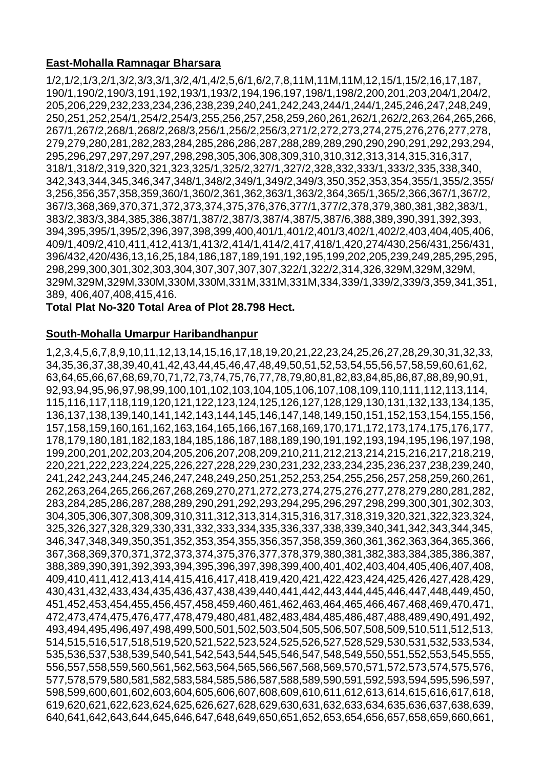**East-Mohalla Ramnagar Bharsara**

1/2,1/2,1/3,2/1,3/2,3/3,3/1,3/2,4/1,4/2,5,6/1,6/2,7,8,11M,11M,11M,12,15/1,15/2,16,17,187, 190/1,190/2,190/3,191,192,193/1,193/2,194,196,197,198/1,198/2,200,201,203,204/1,204/2, 205,206,229,232,233,234,236,238,239,240,241,242,243,244/1,244/1,245,246,247,248,249, 250,251,252,254/1,254/2,254/3,255,256,257,258,259,260,261,262/1,262/2,263,264,265,266, 267/1,267/2,268/1,268/2,268/3,256/1,256/2,256/3,271/2,272,273,274,275,276,276,277,278, 279,279,280,281,282,283,284,285,286,286,287,288,289,289,290,290,290,291,292,293,294, 295,296,297,297,297,297,298,298,305,306,308,309,310,310,312,313,314,315,316,317, 318/1,318/2,319,320,321,323,325/1,325/2,327/1,327/2,328,332,333/1,333/2,335,338,340, 342,343,344,345,346,347,348/1,348/2,349/1,349/2,349/3,350,352,353,354,355/1,355/2,355/ 3,256,356,357,358,359,360/1,360/2,361,362,363/1,363/2,364,365/1,365/2,366,367/1,367/2, 367/3,368,369,370,371,372,373,374,375,376,376,377/1,377/2,378,379,380,381,382,383/1, 383/2,383/3,384,385,386,387/1,387/2,387/3,387/4,387/5,387/6,388,389,390,391,392,393, 394,395,395/1,395/2,396,397,398,399,400,401/1,401/2,401/3,402/1,402/2,403,404,405,406, 409/1,409/2,410,411,412,413/1,413/2,414/1,414/2,417,418/1,420,274/430,256/431,256/431, 396/432,420/436,13,16,25,184,186,187,189,191,192,195,199,202,205,239,249,285,295,295, 298,299,300,301,302,303,304,307,307,307,307,322/1,322/2,314,326,329M,329M,329M, 329M,329M,329M,330M,330M,330M,331M,331M,331M,334,339/1,339/2,339/3,359,341,351, 389, 406,407,408,415,416.

**Total Plat No-320 Total Area of Plot 28.798 Hect.**

**South-Mohalla Umarpur Haribandhanpur**

1,2,3,4,5,6,7,8,9,10,11,12,13,14,15,16,17,18,19,20,21,22,23,24,25,26,27,28,29,30,31,32,33, 34,35,36,37,38,39,40,41,42,43,44,45,46,47,48,49,50,51,52,53,54,55,56,57,58,59,60,61,62, 63,64,65,66,67,68,69,70,71,72,73,74,75,76,77,78,79,80,81,82,83,84,85,86,87,88,89,90,91, 92,93,94,95,96,97,98,99,100,101,102,103,104,105,106,107,108,109,110,111,112,113,114, 115,116,117,118,119,120,121,122,123,124,125,126,127,128,129,130,131,132,133,134,135, 136,137,138,139,140,141,142,143,144,145,146,147,148,149,150,151,152,153,154,155,156, 157,158,159,160,161,162,163,164,165,166,167,168,169,170,171,172,173,174,175,176,177, 178,179,180,181,182,183,184,185,186,187,188,189,190,191,192,193,194,195,196,197,198, 199,200,201,202,203,204,205,206,207,208,209,210,211,212,213,214,215,216,217,218,219, 220,221,222,223,224,225,226,227,228,229,230,231,232,233,234,235,236,237,238,239,240, 241,242,243,244,245,246,247,248,249,250,251,252,253,254,255,256,257,258,259,260,261, 262,263,264,265,266,267,268,269,270,271,272,273,274,275,276,277,278,279,280,281,282, 283,284,285,286,287,288,289,290,291,292,293,294,295,296,297,298,299,300,301,302,303, 304,305,306,307,308,309,310,311,312,313,314,315,316,317,318,319,320,321,322,323,324, 325,326,327,328,329,330,331,332,333,334,335,336,337,338,339,340,341,342,343,344,345, 346,347,348,349,350,351,352,353,354,355,356,357,358,359,360,361,362,363,364,365,366, 367,368,369,370,371,372,373,374,375,376,377,378,379,380,381,382,383,384,385,386,387, 388,389,390,391,392,393,394,395,396,397,398,399,400,401,402,403,404,405,406,407,408, 409,410,411,412,413,414,415,416,417,418,419,420,421,422,423,424,425,426,427,428,429, 430,431,432,433,434,435,436,437,438,439,440,441,442,443,444,445,446,447,448,449,450, 451,452,453,454,455,456,457,458,459,460,461,462,463,464,465,466,467,468,469,470,471, 472,473,474,475,476,477,478,479,480,481,482,483,484,485,486,487,488,489,490,491,492, 493,494,495,496,497,498,499,500,501,502,503,504,505,506,507,508,509,510,511,512,513, 514,515,516,517,518,519,520,521,522,523,524,525,526,527,528,529,530,531,532,533,534, 535,536,537,538,539,540,541,542,543,544,545,546,547,548,549,550,551,552,553,545,555, 556,557,558,559,560,561,562,563,564,565,566,567,568,569,570,571,572,573,574,575,576, 577,578,579,580,581,582,583,584,585,586,587,588,589,590,591,592,593,594,595,596,597, 598,599,600,601,602,603,604,605,606,607,608,609,610,611,612,613,614,615,616,617,618, 619,620,621,622,623,624,625,626,627,628,629,630,631,632,633,634,635,636,637,638,639, 640,641,642,643,644,645,646,647,648,649,650,651,652,653,654,656,657,658,659,660,661,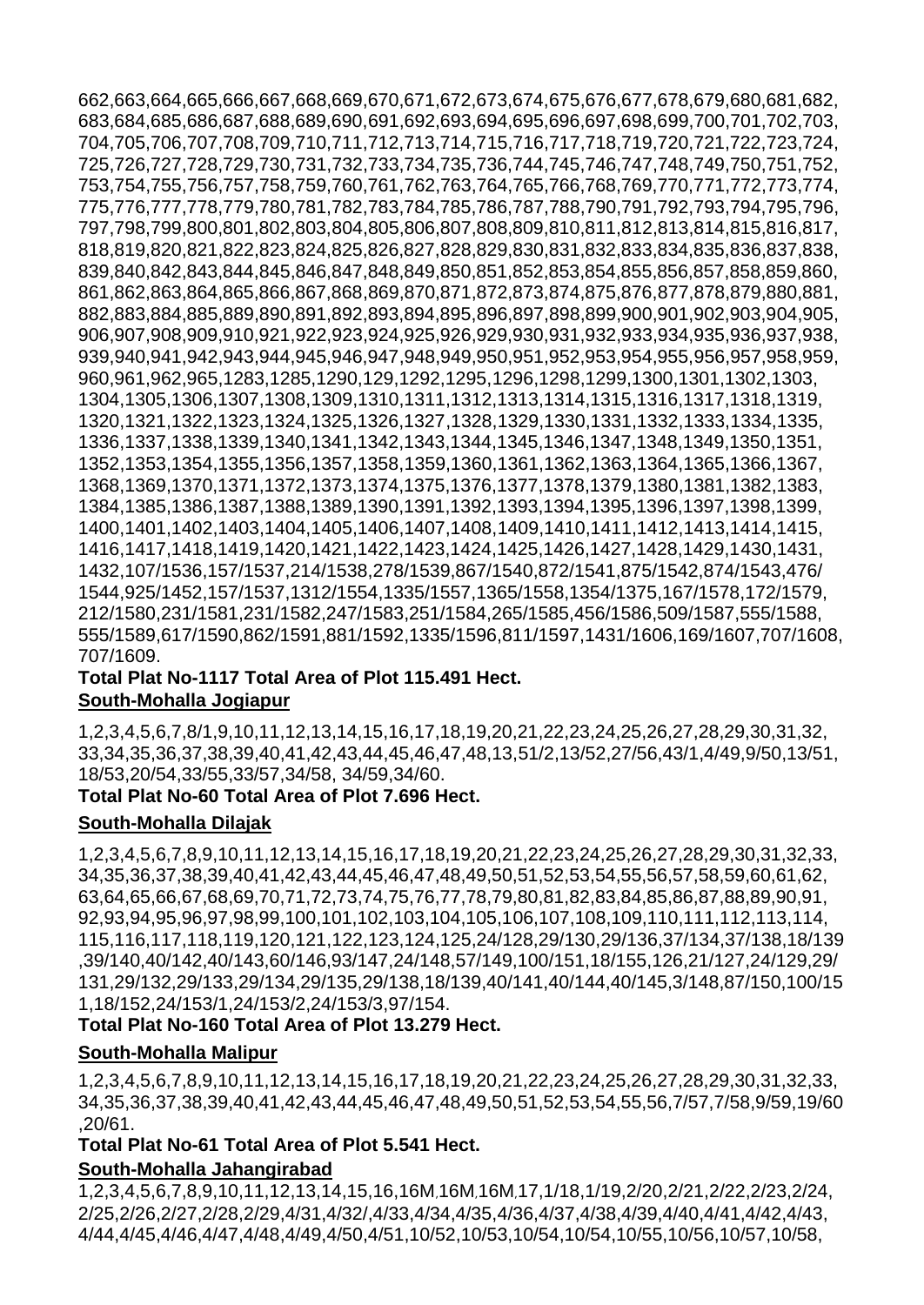662,663,664,665,666,667,668,669,670,671,672,673,674,675,676,677,678,679,680,681,682, 683,684,685,686,687,688,689,690,691,692,693,694,695,696,697,698,699,700,701,702,703, 704,705,706,707,708,709,710,711,712,713,714,715,716,717,718,719,720,721,722,723,724, 725,726,727,728,729,730,731,732,733,734,735,736,744,745,746,747,748,749,750,751,752, 753,754,755,756,757,758,759,760,761,762,763,764,765,766,768,769,770,771,772,773,774, 775,776,777,778,779,780,781,782,783,784,785,786,787,788,790,791,792,793,794,795,796, 797,798,799,800,801,802,803,804,805,806,807,808,809,810,811,812,813,814,815,816,817, 818,819,820,821,822,823,824,825,826,827,828,829,830,831,832,833,834,835,836,837,838, 839,840,842,843,844,845,846,847,848,849,850,851,852,853,854,855,856,857,858,859,860, 861,862,863,864,865,866,867,868,869,870,871,872,873,874,875,876,877,878,879,880,881, 882,883,884,885,889,890,891,892,893,894,895,896,897,898,899,900,901,902,903,904,905, 906,907,908,909,910,921,922,923,924,925,926,929,930,931,932,933,934,935,936,937,938, 939,940,941,942,943,944,945,946,947,948,949,950,951,952,953,954,955,956,957,958,959, 960,961,962,965,1283,1285,1290,129,1292,1295,1296,1298,1299,1300,1301,1302,1303, 1304,1305,1306,1307,1308,1309,1310,1311,1312,1313,1314,1315,1316,1317,1318,1319, 1320,1321,1322,1323,1324,1325,1326,1327,1328,1329,1330,1331,1332,1333,1334,1335, 1336,1337,1338,1339,1340,1341,1342,1343,1344,1345,1346,1347,1348,1349,1350,1351, 1352,1353,1354,1355,1356,1357,1358,1359,1360,1361,1362,1363,1364,1365,1366,1367, 1368,1369,1370,1371,1372,1373,1374,1375,1376,1377,1378,1379,1380,1381,1382,1383, 1384,1385,1386,1387,1388,1389,1390,1391,1392,1393,1394,1395,1396,1397,1398,1399, 1400,1401,1402,1403,1404,1405,1406,1407,1408,1409,1410,1411,1412,1413,1414,1415, 1416,1417,1418,1419,1420,1421,1422,1423,1424,1425,1426,1427,1428,1429,1430,1431, 1432,107/1536,157/1537,214/1538,278/1539,867/1540,872/1541,875/1542,874/1543,476/ 1544,925/1452,157/1537,1312/1554,1335/1557,1365/1558,1354/1375,167/1578,172/1579, 212/1580,231/1581,231/1582,247/1583,251/1584,265/1585,456/1586,509/1587,555/1588, 555/1589,617/1590,862/1591,881/1592,1335/1596,811/1597,1431/1606,169/1607,707/1608, 707/1609.

**Total Plat No-1117 Total Area of Plot 115.491 Hect.**

**South-Mohalla Jogiapur**

1,2,3,4,5,6,7,8/1,9,10,11,12,13,14,15,16,17,18,19,20,21,22,23,24,25,26,27,28,29,30,31,32, 33,34,35,36,37,38,39,40,41,42,43,44,45,46,47,48,13,51/2,13/52,27/56,43/1,4/49,9/50,13/51, 18/53,20/54,33/55,33/57,34/58, 34/59,34/60.

**Total Plat No-60 Total Area of Plot 7.696 Hect.**

**South-Mohalla Dilajak**

1,2,3,4,5,6,7,8,9,10,11,12,13,14,15,16,17,18,19,20,21,22,23,24,25,26,27,28,29,30,31,32,33, 34,35,36,37,38,39,40,41,42,43,44,45,46,47,48,49,50,51,52,53,54,55,56,57,58,59,60,61,62, 63,64,65,66,67,68,69,70,71,72,73,74,75,76,77,78,79,80,81,82,83,84,85,86,87,88,89,90,91, 92,93,94,95,96,97,98,99,100,101,102,103,104,105,106,107,108,109,110,111,112,113,114, 115,116,117,118,119,120,121,122,123,124,125,24/128,29/130,29/136,37/134,37/138,18/139 ,39/140,40/142,40/143,60/146,93/147,24/148,57/149,100/151,18/155,126,21/127,24/129,29/ 131,29/132,29/133,29/134,29/135,29/138,18/139,40/141,40/144,40/145,3/148,87/150,100/15 1,18/152,24/153/1,24/153/2,24/153/3,97/154.

**Total Plat No-160 Total Area of Plot 13.279 Hect.**

**South-Mohalla Malipur**

1,2,3,4,5,6,7,8,9,10,11,12,13,14,15,16,17,18,19,20,21,22,23,24,25,26,27,28,29,30,31,32,33, 34,35,36,37,38,39,40,41,42,43,44,45,46,47,48,49,50,51,52,53,54,55,56,7/57,7/58,9/59,19/60 ,20/61.

**Total Plat No-61 Total Area of Plot 5.541 Hect.**

**South-Mohalla Jahangirabad**

1,2,3,4,5,6,7,8,9,10,11,12,13,14,15,16,16M,16M,16M,17,1/18,1/19,2/20,2/21,2/22,2/23,2/24, 2/25,2/26,2/27,2/28,2/29,4/31,4/32/,4/33,4/34,4/35,4/36,4/37,4/38,4/39,4/40,4/41,4/42,4/43, 4/44,4/45,4/46,4/47,4/48,4/49,4/50,4/51,10/52,10/53,10/54,10/54,10/55,10/56,10/57,10/58,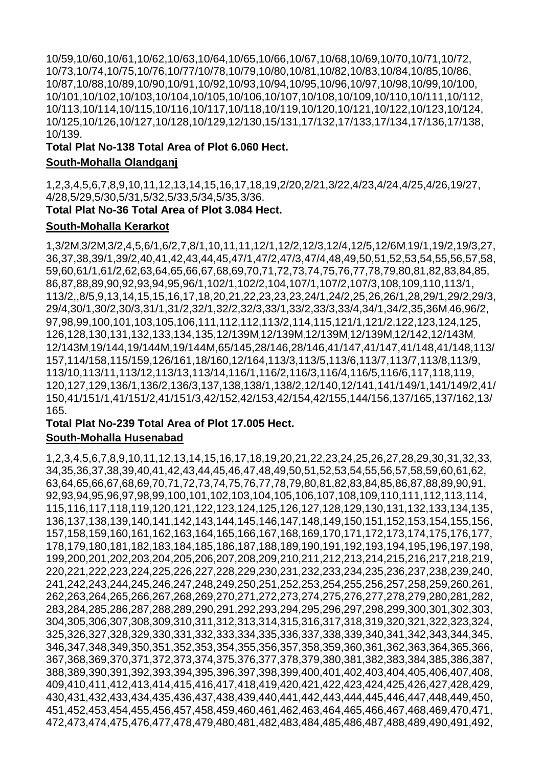10/59,10/60,10/61,10/62,10/63,10/64,10/65,10/66,10/67,10/68,10/69,10/70,10/71,10/72,
10/73,10/74,10/75,10/76,10/77/10/78,10/79,10/80,10/81,10/82,10/83,10/84,10/85,10/86,
10/87,10/88,10/89,10/90,10/91,10/92,10/93,10/94,10/95,10/96,10/97,10/98,10/99,10/100,
10/101,10/102,10/103,10/104,10/105,10/106,10/107,10/108,10/109,10/110,10/111,10/112,
10/113,10/114,10/115,10/116,10/117,10/118,10/119,10/120,10/121,10/122,10/123,10/124,
10/125,10/126,10/127,10/128,10/129,12/130,15/131,17/132,17/133,17/134,17/136,17/138,
10/139.

**Total Plat No-138 Total Area of Plot 6.060 Hect.**

**South-Mohalla Olandganj**

1,2,3,4,5,6,7,8,9,10,11,12,13,14,15,16,17,18,19,2/20,2/21,3/22,4/23,4/24,4/25,4/26,19/27,
4/28,5/29,5/30,5/31,5/32,5/33,5/34,5/35,3/36.

**Total Plat No-36 Total Area of Plot 3.084 Hect.**

**South-Mohalla Kerarkot**

1,3/2M,3/2M,3/2,4,5,6/1,6/2,7,8/1,10,11,11,12/1,12/2,12/3,12/4,12/5,12/6M,19/1,19/2,19/3,27,
36,37,38,39/1,39/2,40,41,42,43,44,45,47/1,47/2,47/3,47/4,48,49,50,51,52,53,54,55,56,57,58,
59,60,61/1,61/2,62,63,64,65,66,67,68,69,70,71,72,73,74,75,76,77,78,79,80,81,82,83,84,85,
86,87,88,89,90,92,93,94,95,96/1,102/1,102/2,104,107/1,107/2,107/3,108,109,110,113/1,
113/2,,8/5,9,13,14,15,15,16,17,18,20,21,22,23,23,23,24/1,24/2,25,26,26/1,28,29/1,29/2,29/3,
29/4,30/1,30/2,30/3,31/1,31/2,32/1,32/2,32/3,33/1,33/2,33/3,33/4,34/1,34/2,35,36M,46,96/2,
97,98,99,100,101,103,105,106,111,112,112,113/2,114,115,121/1,121/2,122,123,124,125,
126,128,130,131,132,133,134,135,12/139M,12/139M,12/139M,12/139M,12/142,12/143M,
12/143M,19/144,19/144M,19/144M,65/145,28/146,28/146,41/147,41/147,41/148,41/148,113/
157,114/158,115/159,126/161,18/160,12/164,113/3,113/5,113/6,113/7,113/7,113/8,113/9,
113/10,113/11,113/12,113/13,113/14,116/1,116/2,116/3,116/4,116/5,116/6,117,118,119,
120,127,129,136/1,136/2,136/3,137,138,138/1,138/2,12/140,12/141,141/149/1,141/149/2,41/
150,41/151/1,41/151/2,41/151/3,42/152,42/153,42/154,42/155,144/156,137/165,137/162,13/
165.

**Total Plat No-239 Total Area of Plot 17.005 Hect.**

**South-Mohalla Husenabad**

1,2,3,4,5,6,7,8,9,10,11,12,13,14,15,16,17,18,19,20,21,22,23,24,25,26,27,28,29,30,31,32,33,
34,35,36,37,38,39,40,41,42,43,44,45,46,47,48,49,50,51,52,53,54,55,56,57,58,59,60,61,62,
63,64,65,66,67,68,69,70,71,72,73,74,75,76,77,78,79,80,81,82,83,84,85,86,87,88,89,90,91,
92,93,94,95,96,97,98,99,100,101,102,103,104,105,106,107,108,109,110,111,112,113,114,
115,116,117,118,119,120,121,122,123,124,125,126,127,128,129,130,131,132,133,134,135,
136,137,138,139,140,141,142,143,144,145,146,147,148,149,150,151,152,153,154,155,156,
157,158,159,160,161,162,163,164,165,166,167,168,169,170,171,172,173,174,175,176,177,
178,179,180,181,182,183,184,185,186,187,188,189,190,191,192,193,194,195,196,197,198,
199,200,201,202,203,204,205,206,207,208,209,210,211,212,213,214,215,216,217,218,219,
220,221,222,223,224,225,226,227,228,229,230,231,232,233,234,235,236,237,238,239,240,
241,242,243,244,245,246,247,248,249,250,251,252,253,254,255,256,257,258,259,260,261,
262,263,264,265,266,267,268,269,270,271,272,273,274,275,276,277,278,279,280,281,282,
283,284,285,286,287,288,289,290,291,292,293,294,295,296,297,298,299,300,301,302,303,
304,305,306,307,308,309,310,311,312,313,314,315,316,317,318,319,320,321,322,323,324,
325,326,327,328,329,330,331,332,333,334,335,336,337,338,339,340,341,342,343,344,345,
346,347,348,349,350,351,352,353,354,355,356,357,358,359,360,361,362,363,364,365,366,
367,368,369,370,371,372,373,374,375,376,377,378,379,380,381,382,383,384,385,386,387,
388,389,390,391,392,393,394,395,396,397,398,399,400,401,402,403,404,405,406,407,408,
409,410,411,412,413,414,415,416,417,418,419,420,421,422,423,424,425,426,427,428,429,
430,431,432,433,434,435,436,437,438,439,440,441,442,443,444,445,446,447,448,449,450,
451,452,453,454,455,456,457,458,459,460,461,462,463,464,465,466,467,468,469,470,471,
472,473,474,475,476,477,478,479,480,481,482,483,484,485,486,487,488,489,490,491,492,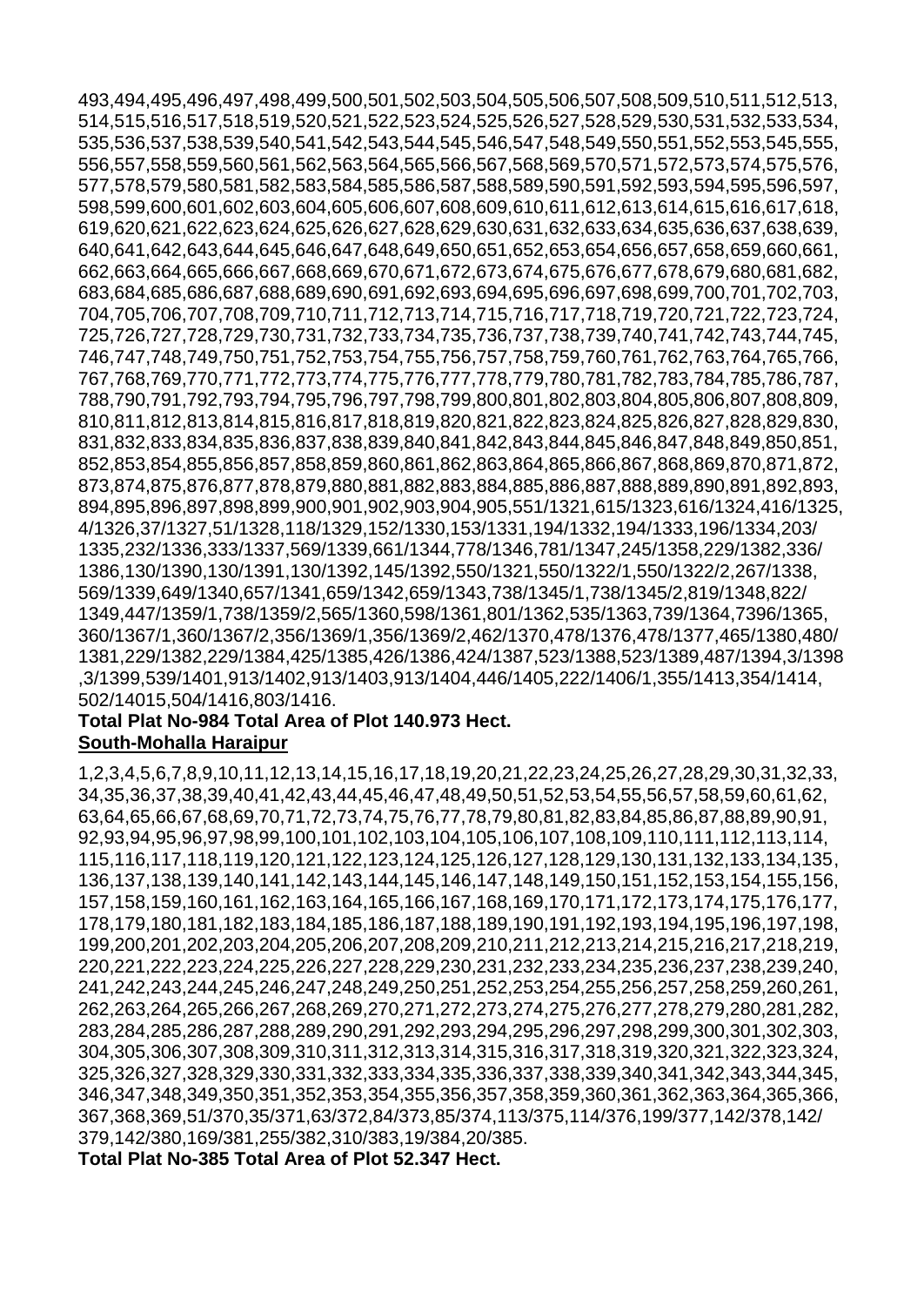493,494,495,496,497,498,499,500,501,502,503,504,505,506,507,508,509,510,511,512,513,
514,515,516,517,518,519,520,521,522,523,524,525,526,527,528,529,530,531,532,533,534,
535,536,537,538,539,540,541,542,543,544,545,546,547,548,549,550,551,552,553,545,555,
556,557,558,559,560,561,562,563,564,565,566,567,568,569,570,571,572,573,574,575,576,
577,578,579,580,581,582,583,584,585,586,587,588,589,590,591,592,593,594,595,596,597,
598,599,600,601,602,603,604,605,606,607,608,609,610,611,612,613,614,615,616,617,618,
619,620,621,622,623,624,625,626,627,628,629,630,631,632,633,634,635,636,637,638,639,
640,641,642,643,644,645,646,647,648,649,650,651,652,653,654,656,657,658,659,660,661,
662,663,664,665,666,667,668,669,670,671,672,673,674,675,676,677,678,679,680,681,682,
683,684,685,686,687,688,689,690,691,692,693,694,695,696,697,698,699,700,701,702,703,
704,705,706,707,708,709,710,711,712,713,714,715,716,717,718,719,720,721,722,723,724,
725,726,727,728,729,730,731,732,733,734,735,736,737,738,739,740,741,742,743,744,745,
746,747,748,749,750,751,752,753,754,755,756,757,758,759,760,761,762,763,764,765,766,
767,768,769,770,771,772,773,774,775,776,777,778,779,780,781,782,783,784,785,786,787,
788,790,791,792,793,794,795,796,797,798,799,800,801,802,803,804,805,806,807,808,809,
810,811,812,813,814,815,816,817,818,819,820,821,822,823,824,825,826,827,828,829,830,
831,832,833,834,835,836,837,838,839,840,841,842,843,844,845,846,847,848,849,850,851,
852,853,854,855,856,857,858,859,860,861,862,863,864,865,866,867,868,869,870,871,872,
873,874,875,876,877,878,879,880,881,882,883,884,885,886,887,888,889,890,891,892,893,
894,895,896,897,898,899,900,901,902,903,904,905,551/1321,615/1323,616/1324,416/1325,
4/1326,37/1327,51/1328,118/1329,152/1330,153/1331,194/1332,194/1333,196/1334,203/
1335,232/1336,333/1337,569/1339,661/1344,778/1346,781/1347,245/1358,229/1382,336/
1386,130/1390,130/1391,130/1392,145/1392,550/1321,550/1322/1,550/1322/2,267/1338,
569/1339,649/1340,657/1341,659/1342,659/1343,738/1345/1,738/1345/2,819/1348,822/
1349,447/1359/1,738/1359/2,565/1360,598/1361,801/1362,535/1363,739/1364,7396/1365,
360/1367/1,360/1367/2,356/1369/1,356/1369/2,462/1370,478/1376,478/1377,465/1380,480/
1381,229/1382,229/1384,425/1385,426/1386,424/1387,523/1388,523/1389,487/1394,3/1398
,3/1399,539/1401,913/1402,913/1403,913/1404,446/1405,222/1406/1,355/1413,354/1414,
502/14015,504/1416,803/1416.

**Total Plat No-984 Total Area of Plot 140.973 Hect.**

**South-Mohalla Haraipur**

1,2,3,4,5,6,7,8,9,10,11,12,13,14,15,16,17,18,19,20,21,22,23,24,25,26,27,28,29,30,31,32,33,
34,35,36,37,38,39,40,41,42,43,44,45,46,47,48,49,50,51,52,53,54,55,56,57,58,59,60,61,62,
63,64,65,66,67,68,69,70,71,72,73,74,75,76,77,78,79,80,81,82,83,84,85,86,87,88,89,90,91,
92,93,94,95,96,97,98,99,100,101,102,103,104,105,106,107,108,109,110,111,112,113,114,
115,116,117,118,119,120,121,122,123,124,125,126,127,128,129,130,131,132,133,134,135,
136,137,138,139,140,141,142,143,144,145,146,147,148,149,150,151,152,153,154,155,156,
157,158,159,160,161,162,163,164,165,166,167,168,169,170,171,172,173,174,175,176,177,
178,179,180,181,182,183,184,185,186,187,188,189,190,191,192,193,194,195,196,197,198,
199,200,201,202,203,204,205,206,207,208,209,210,211,212,213,214,215,216,217,218,219,
220,221,222,223,224,225,226,227,228,229,230,231,232,233,234,235,236,237,238,239,240,
241,242,243,244,245,246,247,248,249,250,251,252,253,254,255,256,257,258,259,260,261,
262,263,264,265,266,267,268,269,270,271,272,273,274,275,276,277,278,279,280,281,282,
283,284,285,286,287,288,289,290,291,292,293,294,295,296,297,298,299,300,301,302,303,
304,305,306,307,308,309,310,311,312,313,314,315,316,317,318,319,320,321,322,323,324,
325,326,327,328,329,330,331,332,333,334,335,336,337,338,339,340,341,342,343,344,345,
346,347,348,349,350,351,352,353,354,355,356,357,358,359,360,361,362,363,364,365,366,
367,368,369,51/370,35/371,63/372,84/373,85/374,113/375,114/376,199/377,142/378,142/
379,142/380,169/381,255/382,310/383,19/384,20/385.

**Total Plat No-385 Total Area of Plot 52.347 Hect.**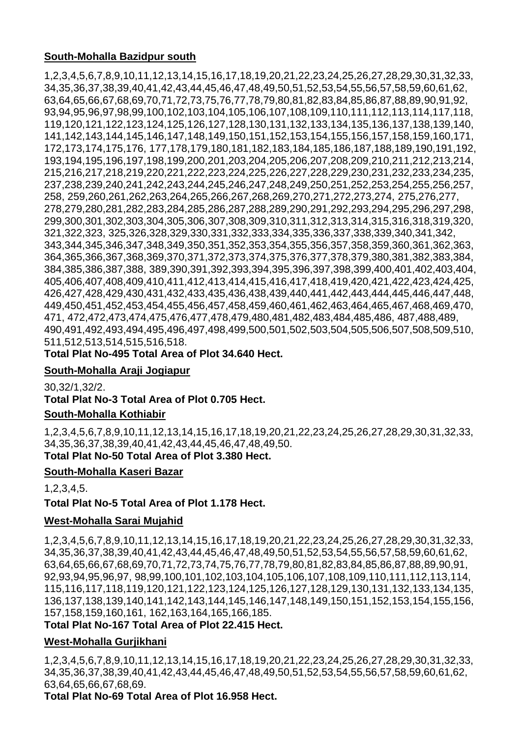**South-Mohalla Bazidpur south**

1,2,3,4,5,6,7,8,9,10,11,12,13,14,15,16,17,18,19,20,21,22,23,24,25,26,27,28,29,30,31,32,33, 34,35,36,37,38,39,40,41,42,43,44,45,46,47,48,49,50,51,52,53,54,55,56,57,58,59,60,61,62, 63,64,65,66,67,68,69,70,71,72,73,75,76,77,78,79,80,81,82,83,84,85,86,87,88,89,90,91,92, 93,94,95,96,97,98,99,100,102,103,104,105,106,107,108,109,110,111,112,113,114,117,118, 119,120,121,122,123,124,125,126,127,128,130,131,132,133,134,135,136,137,138,139,140, 141,142,143,144,145,146,147,148,149,150,151,152,153,154,155,156,157,158,159,160,171, 172,173,174,175,176, 177,178,179,180,181,182,183,184,185,186,187,188,189,190,191,192, 193,194,195,196,197,198,199,200,201,203,204,205,206,207,208,209,210,211,212,213,214, 215,216,217,218,219,220,221,222,223,224,225,226,227,228,229,230,231,232,233,234,235, 237,238,239,240,241,242,243,244,245,246,247,248,249,250,251,252,253,254,255,256,257, 258, 259,260,261,262,263,264,265,266,267,268,269,270,271,272,273,274, 275,276,277, 278,279,280,281,282,283,284,285,286,287,288,289,290,291,292,293,294,295,296,297,298, 299,300,301,302,303,304,305,306,307,308,309,310,311,312,313,314,315,316,318,319,320, 321,322,323, 325,326,328,329,330,331,332,333,334,335,336,337,338,339,340,341,342, 343,344,345,346,347,348,349,350,351,352,353,354,355,356,357,358,359,360,361,362,363, 364,365,366,367,368,369,370,371,372,373,374,375,376,377,378,379,380,381,382,383,384, 384,385,386,387,388, 389,390,391,392,393,394,395,396,397,398,399,400,401,402,403,404, 405,406,407,408,409,410,411,412,413,414,415,416,417,418,419,420,421,422,423,424,425, 426,427,428,429,430,431,432,433,435,436,438,439,440,441,442,443,444,445,446,447,448, 449,450,451,452,453,454,455,456,457,458,459,460,461,462,463,464,465,467,468,469,470, 471, 472,472,473,474,475,476,477,478,479,480,481,482,483,484,485,486, 487,488,489, 490,491,492,493,494,495,496,497,498,499,500,501,502,503,504,505,506,507,508,509,510, 511,512,513,514,515,516,518.

**Total Plat No-495 Total Area of Plot 34.640 Hect.**

**South-Mohalla Araji Jogiapur**

30,32/1,32/2.

**Total Plat No-3 Total Area of Plot 0.705 Hect.**

**South-Mohalla Kothiabir**

1,2,3,4,5,6,7,8,9,10,11,12,13,14,15,16,17,18,19,20,21,22,23,24,25,26,27,28,29,30,31,32,33, 34,35,36,37,38,39,40,41,42,43,44,45,46,47,48,49,50.

**Total Plat No-50 Total Area of Plot 3.380 Hect.**

**South-Mohalla Kaseri Bazar**

1,2,3,4,5.

**Total Plat No-5 Total Area of Plot 1.178 Hect.**

**West-Mohalla Sarai Mujahid**

1,2,3,4,5,6,7,8,9,10,11,12,13,14,15,16,17,18,19,20,21,22,23,24,25,26,27,28,29,30,31,32,33, 34,35,36,37,38,39,40,41,42,43,44,45,46,47,48,49,50,51,52,53,54,55,56,57,58,59,60,61,62, 63,64,65,66,67,68,69,70,71,72,73,74,75,76,77,78,79,80,81,82,83,84,85,86,87,88,89,90,91, 92,93,94,95,96,97, 98,99,100,101,102,103,104,105,106,107,108,109,110,111,112,113,114, 115,116,117,118,119,120,121,122,123,124,125,126,127,128,129,130,131,132,133,134,135, 136,137,138,139,140,141,142,143,144,145,146,147,148,149,150,151,152,153,154,155,156, 157,158,159,160,161, 162,163,164,165,166,185.

**Total Plat No-167 Total Area of Plot 22.415 Hect.**

**West-Mohalla Gurjikhani**

1,2,3,4,5,6,7,8,9,10,11,12,13,14,15,16,17,18,19,20,21,22,23,24,25,26,27,28,29,30,31,32,33, 34,35,36,37,38,39,40,41,42,43,44,45,46,47,48,49,50,51,52,53,54,55,56,57,58,59,60,61,62, 63,64,65,66,67,68,69.

**Total Plat No-69 Total Area of Plot 16.958 Hect.**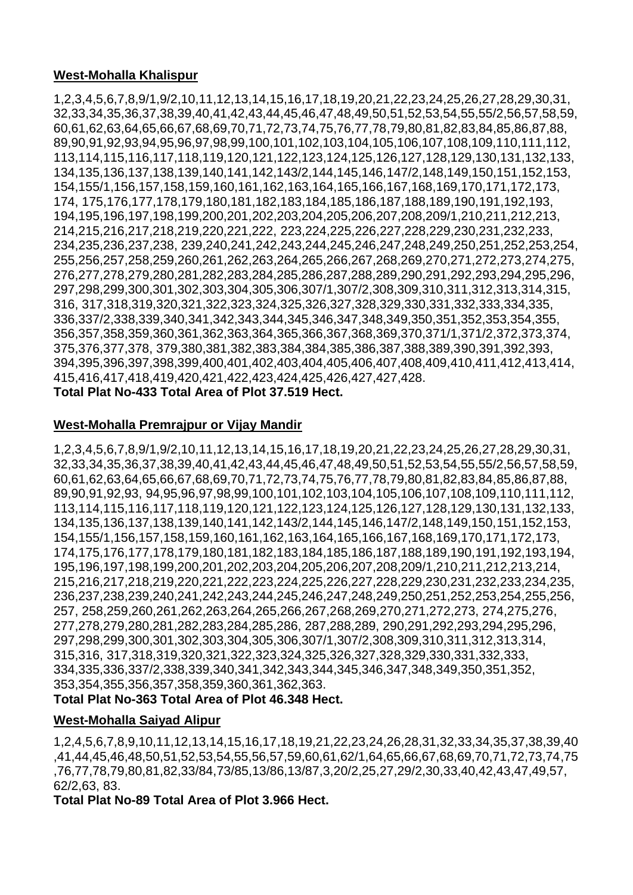**West-Mohalla Khalispur**

1,2,3,4,5,6,7,8,9/1,9/2,10,11,12,13,14,15,16,17,18,19,20,21,22,23,24,25,26,27,28,29,30,31, 32,33,34,35,36,37,38,39,40,41,42,43,44,45,46,47,48,49,50,51,52,53,54,55,55/2,56,57,58,59, 60,61,62,63,64,65,66,67,68,69,70,71,72,73,74,75,76,77,78,79,80,81,82,83,84,85,86,87,88, 89,90,91,92,93,94,95,96,97,98,99,100,101,102,103,104,105,106,107,108,109,110,111,112, 113,114,115,116,117,118,119,120,121,122,123,124,125,126,127,128,129,130,131,132,133, 134,135,136,137,138,139,140,141,142,143/2,144,145,146,147/2,148,149,150,151,152,153, 154,155/1,156,157,158,159,160,161,162,163,164,165,166,167,168,169,170,171,172,173, 174, 175,176,177,178,179,180,181,182,183,184,185,186,187,188,189,190,191,192,193, 194,195,196,197,198,199,200,201,202,203,204,205,206,207,208,209/1,210,211,212,213, 214,215,216,217,218,219,220,221,222, 223,224,225,226,227,228,229,230,231,232,233, 234,235,236,237,238, 239,240,241,242,243,244,245,246,247,248,249,250,251,252,253,254, 255,256,257,258,259,260,261,262,263,264,265,266,267,268,269,270,271,272,273,274,275, 276,277,278,279,280,281,282,283,284,285,286,287,288,289,290,291,292,293,294,295,296, 297,298,299,300,301,302,303,304,305,306,307/1,307/2,308,309,310,311,312,313,314,315, 316, 317,318,319,320,321,322,323,324,325,326,327,328,329,330,331,332,333,334,335, 336,337/2,338,339,340,341,342,343,344,345,346,347,348,349,350,351,352,353,354,355, 356,357,358,359,360,361,362,363,364,365,366,367,368,369,370,371/1,371/2,372,373,374, 375,376,377,378, 379,380,381,382,383,384,384,385,386,387,388,389,390,391,392,393, 394,395,396,397,398,399,400,401,402,403,404,405,406,407,408,409,410,411,412,413,414, 415,416,417,418,419,420,421,422,423,424,425,426,427,427,428.

**Total Plat No-433 Total Area of Plot 37.519 Hect.**

**West-Mohalla Premrajpur or Vijay Mandir**

1,2,3,4,5,6,7,8,9/1,9/2,10,11,12,13,14,15,16,17,18,19,20,21,22,23,24,25,26,27,28,29,30,31, 32,33,34,35,36,37,38,39,40,41,42,43,44,45,46,47,48,49,50,51,52,53,54,55,55/2,56,57,58,59, 60,61,62,63,64,65,66,67,68,69,70,71,72,73,74,75,76,77,78,79,80,81,82,83,84,85,86,87,88, 89,90,91,92,93, 94,95,96,97,98,99,100,101,102,103,104,105,106,107,108,109,110,111,112, 113,114,115,116,117,118,119,120,121,122,123,124,125,126,127,128,129,130,131,132,133, 134,135,136,137,138,139,140,141,142,143/2,144,145,146,147/2,148,149,150,151,152,153, 154,155/1,156,157,158,159,160,161,162,163,164,165,166,167,168,169,170,171,172,173, 174,175,176,177,178,179,180,181,182,183,184,185,186,187,188,189,190,191,192,193,194, 195,196,197,198,199,200,201,202,203,204,205,206,207,208,209/1,210,211,212,213,214, 215,216,217,218,219,220,221,222,223,224,225,226,227,228,229,230,231,232,233,234,235, 236,237,238,239,240,241,242,243,244,245,246,247,248,249,250,251,252,253,254,255,256, 257, 258,259,260,261,262,263,264,265,266,267,268,269,270,271,272,273, 274,275,276, 277,278,279,280,281,282,283,284,285,286, 287,288,289, 290,291,292,293,294,295,296, 297,298,299,300,301,302,303,304,305,306,307/1,307/2,308,309,310,311,312,313,314, 315,316, 317,318,319,320,321,322,323,324,325,326,327,328,329,330,331,332,333, 334,335,336,337/2,338,339,340,341,342,343,344,345,346,347,348,349,350,351,352, 353,354,355,356,357,358,359,360,361,362,363.

**Total Plat No-363 Total Area of Plot 46.348 Hect.**

**West-Mohalla Saiyad Alipur**

1,2,4,5,6,7,8,9,10,11,12,13,14,15,16,17,18,19,21,22,23,24,26,28,31,32,33,34,35,37,38,39,40 ,41,44,45,46,48,50,51,52,53,54,55,56,57,59,60,61,62/1,64,65,66,67,68,69,70,71,72,73,74,75 ,76,77,78,79,80,81,82,33/84,73/85,13/86,13/87,3,20/2,25,27,29/2,30,33,40,42,43,47,49,57, 62/2,63, 83.

**Total Plat No-89 Total Area of Plot 3.966 Hect.**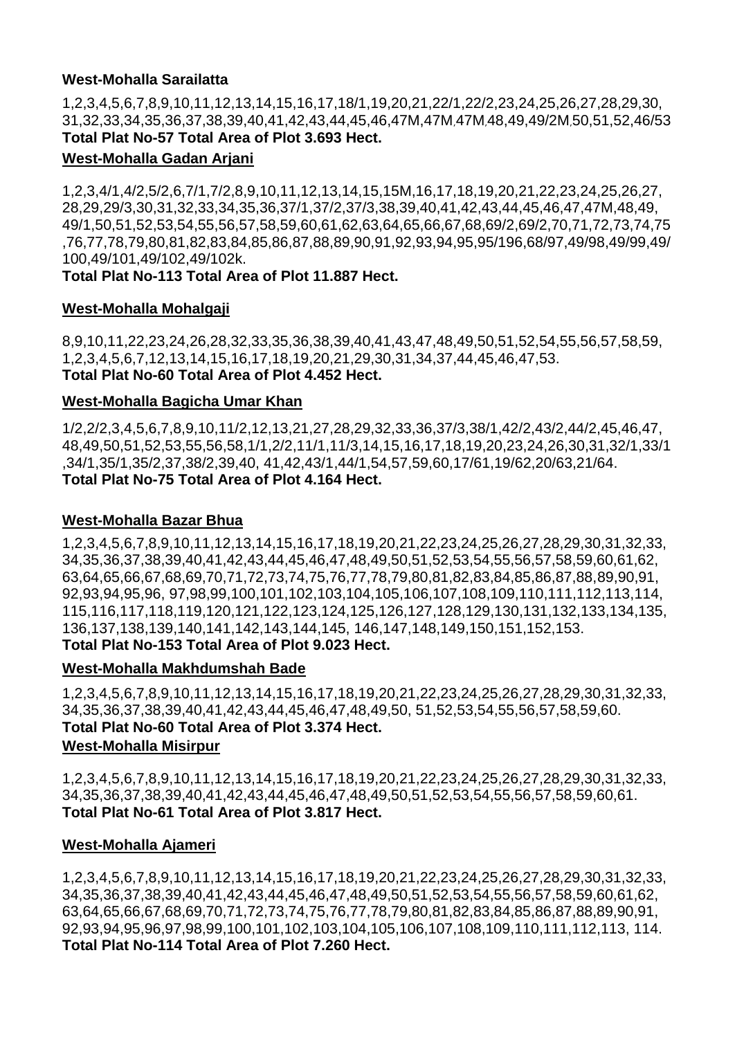**West-Mohalla Sarailatta**

1,2,3,4,5,6,7,8,9,10,11,12,13,14,15,16,17,18/1,19,20,21,22/1,22/2,23,24,25,26,27,28,29,30, 31,32,33,34,35,36,37,38,39,40,41,42,43,44,45,46,47M,47M,47M,48,49,49/2M,50,51,52,46/53

**Total Plat No-57 Total Area of Plot 3.693 Hect.**

**West-Mohalla Gadan Arjani**

1,2,3,4/1,4/2,5/2,6,7/1,7/2,8,9,10,11,12,13,14,15,15M,16,17,18,19,20,21,22,23,24,25,26,27, 28,29,29/3,30,31,32,33,34,35,36,37/1,37/2,37/3,38,39,40,41,42,43,44,45,46,47,47M,48,49, 49/1,50,51,52,53,54,55,56,57,58,59,60,61,62,63,64,65,66,67,68,69/2,69/2,70,71,72,73,74,75 ,76,77,78,79,80,81,82,83,84,85,86,87,88,89,90,91,92,93,94,95,95/196,68/97,49/98,49/99,49/ 100,49/101,49/102,49/102k.

**Total Plat No-113 Total Area of Plot 11.887 Hect.**

**West-Mohalla Mohalgaji**

8,9,10,11,22,23,24,26,28,32,33,35,36,38,39,40,41,43,47,48,49,50,51,52,54,55,56,57,58,59, 1,2,3,4,5,6,7,12,13,14,15,16,17,18,19,20,21,29,30,31,34,37,44,45,46,47,53.

**Total Plat No-60 Total Area of Plot 4.452 Hect.**

**West-Mohalla Bagicha Umar Khan**

1/2,2/2,3,4,5,6,7,8,9,10,11/2,12,13,21,27,28,29,32,33,36,37/3,38/1,42/2,43/2,44/2,45,46,47, 48,49,50,51,52,53,55,56,58,1/1,2/2,11/1,11/3,14,15,16,17,18,19,20,23,24,26,30,31,32/1,33/1 ,34/1,35/1,35/2,37,38/2,39,40, 41,42,43/1,44/1,54,57,59,60,17/61,19/62,20/63,21/64.

**Total Plat No-75 Total Area of Plot 4.164 Hect.**

**West-Mohalla Bazar Bhua**

1,2,3,4,5,6,7,8,9,10,11,12,13,14,15,16,17,18,19,20,21,22,23,24,25,26,27,28,29,30,31,32,33, 34,35,36,37,38,39,40,41,42,43,44,45,46,47,48,49,50,51,52,53,54,55,56,57,58,59,60,61,62, 63,64,65,66,67,68,69,70,71,72,73,74,75,76,77,78,79,80,81,82,83,84,85,86,87,88,89,90,91, 92,93,94,95,96, 97,98,99,100,101,102,103,104,105,106,107,108,109,110,111,112,113,114, 115,116,117,118,119,120,121,122,123,124,125,126,127,128,129,130,131,132,133,134,135, 136,137,138,139,140,141,142,143,144,145, 146,147,148,149,150,151,152,153.

**Total Plat No-153 Total Area of Plot 9.023 Hect.**

**West-Mohalla Makhdumshah Bade**

1,2,3,4,5,6,7,8,9,10,11,12,13,14,15,16,17,18,19,20,21,22,23,24,25,26,27,28,29,30,31,32,33, 34,35,36,37,38,39,40,41,42,43,44,45,46,47,48,49,50, 51,52,53,54,55,56,57,58,59,60.

**Total Plat No-60 Total Area of Plot 3.374 Hect.**

**West-Mohalla Misirpur**

1,2,3,4,5,6,7,8,9,10,11,12,13,14,15,16,17,18,19,20,21,22,23,24,25,26,27,28,29,30,31,32,33, 34,35,36,37,38,39,40,41,42,43,44,45,46,47,48,49,50,51,52,53,54,55,56,57,58,59,60,61.

**Total Plat No-61 Total Area of Plot 3.817 Hect.**

**West-Mohalla Ajameri**

1,2,3,4,5,6,7,8,9,10,11,12,13,14,15,16,17,18,19,20,21,22,23,24,25,26,27,28,29,30,31,32,33, 34,35,36,37,38,39,40,41,42,43,44,45,46,47,48,49,50,51,52,53,54,55,56,57,58,59,60,61,62, 63,64,65,66,67,68,69,70,71,72,73,74,75,76,77,78,79,80,81,82,83,84,85,86,87,88,89,90,91, 92,93,94,95,96,97,98,99,100,101,102,103,104,105,106,107,108,109,110,111,112,113, 114.

**Total Plat No-114 Total Area of Plot 7.260 Hect.**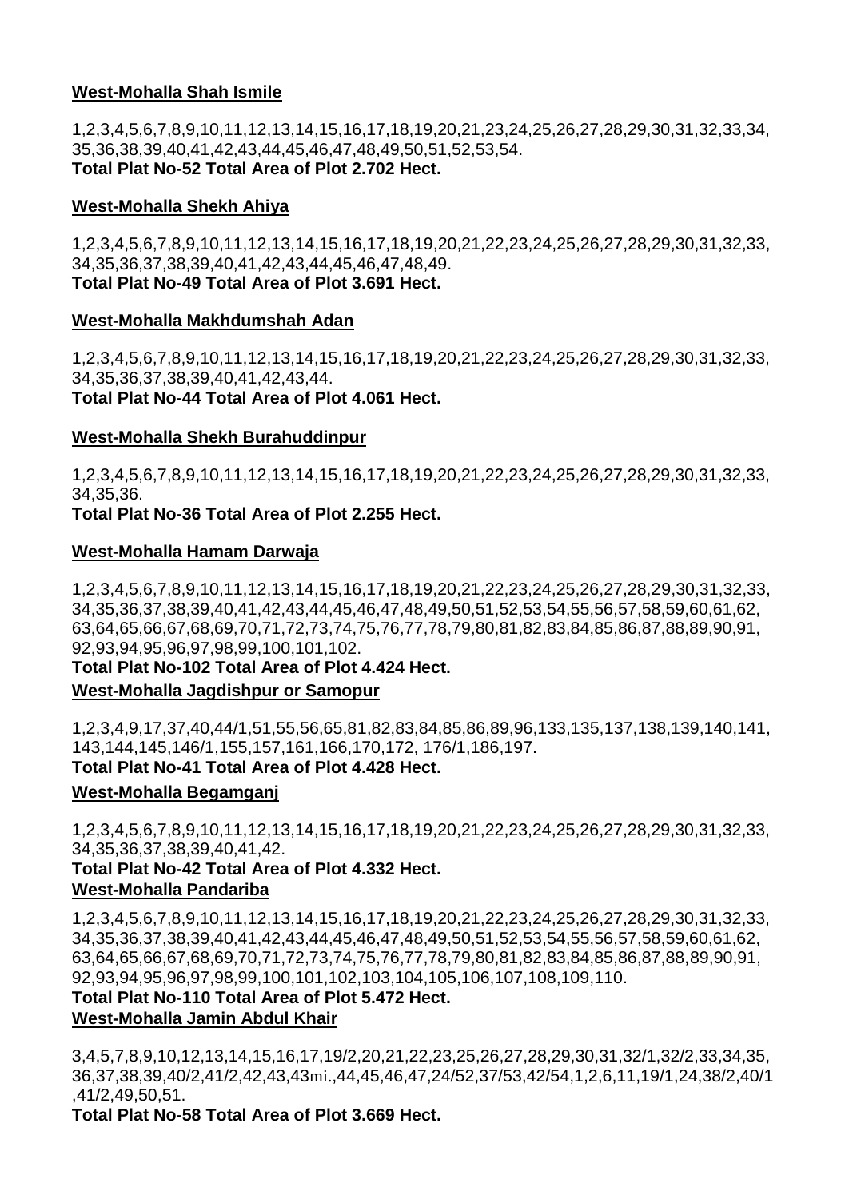**West-Mohalla Shah Ismile**

1,2,3,4,5,6,7,8,9,10,11,12,13,14,15,16,17,18,19,20,21,23,24,25,26,27,28,29,30,31,32,33,34, 35,36,38,39,40,41,42,43,44,45,46,47,48,49,50,51,52,53,54.
**Total Plat No-52 Total Area of Plot 2.702 Hect.**

**West-Mohalla Shekh Ahiya**

1,2,3,4,5,6,7,8,9,10,11,12,13,14,15,16,17,18,19,20,21,22,23,24,25,26,27,28,29,30,31,32,33, 34,35,36,37,38,39,40,41,42,43,44,45,46,47,48,49.
**Total Plat No-49 Total Area of Plot 3.691 Hect.**

**West-Mohalla Makhdumshah Adan**

1,2,3,4,5,6,7,8,9,10,11,12,13,14,15,16,17,18,19,20,21,22,23,24,25,26,27,28,29,30,31,32,33, 34,35,36,37,38,39,40,41,42,43,44.
**Total Plat No-44 Total Area of Plot 4.061 Hect.**

**West-Mohalla Shekh Burahuddinpur**

1,2,3,4,5,6,7,8,9,10,11,12,13,14,15,16,17,18,19,20,21,22,23,24,25,26,27,28,29,30,31,32,33, 34,35,36.
**Total Plat No-36 Total Area of Plot 2.255 Hect.**

**West-Mohalla Hamam Darwaja**

1,2,3,4,5,6,7,8,9,10,11,12,13,14,15,16,17,18,19,20,21,22,23,24,25,26,27,28,29,30,31,32,33, 34,35,36,37,38,39,40,41,42,43,44,45,46,47,48,49,50,51,52,53,54,55,56,57,58,59,60,61,62, 63,64,65,66,67,68,69,70,71,72,73,74,75,76,77,78,79,80,81,82,83,84,85,86,87,88,89,90,91, 92,93,94,95,96,97,98,99,100,101,102.
**Total Plat No-102 Total Area of Plot 4.424 Hect.**

**West-Mohalla Jagdishpur or Samopur**

1,2,3,4,9,17,37,40,44/1,51,55,56,65,81,82,83,84,85,86,89,96,133,135,137,138,139,140,141, 143,144,145,146/1,155,157,161,166,170,172, 176/1,186,197.
**Total Plat No-41 Total Area of Plot 4.428 Hect.**

**West-Mohalla Begamganj**

1,2,3,4,5,6,7,8,9,10,11,12,13,14,15,16,17,18,19,20,21,22,23,24,25,26,27,28,29,30,31,32,33, 34,35,36,37,38,39,40,41,42.
**Total Plat No-42 Total Area of Plot 4.332 Hect.**

**West-Mohalla Pandariba**

1,2,3,4,5,6,7,8,9,10,11,12,13,14,15,16,17,18,19,20,21,22,23,24,25,26,27,28,29,30,31,32,33, 34,35,36,37,38,39,40,41,42,43,44,45,46,47,48,49,50,51,52,53,54,55,56,57,58,59,60,61,62, 63,64,65,66,67,68,69,70,71,72,73,74,75,76,77,78,79,80,81,82,83,84,85,86,87,88,89,90,91, 92,93,94,95,96,97,98,99,100,101,102,103,104,105,106,107,108,109,110.
**Total Plat No-110 Total Area of Plot 5.472 Hect.**

**West-Mohalla Jamin Abdul Khair**

3,4,5,7,8,9,10,12,13,14,15,16,17,19/2,20,21,22,23,25,26,27,28,29,30,31,32/1,32/2,33,34,35, 36,37,38,39,40/2,41/2,42,43,43mi.,44,45,46,47,24/52,37/53,42/54,1,2,6,11,19/1,24,38/2,40/1 ,41/2,49,50,51.
**Total Plat No-58 Total Area of Plot 3.669 Hect.**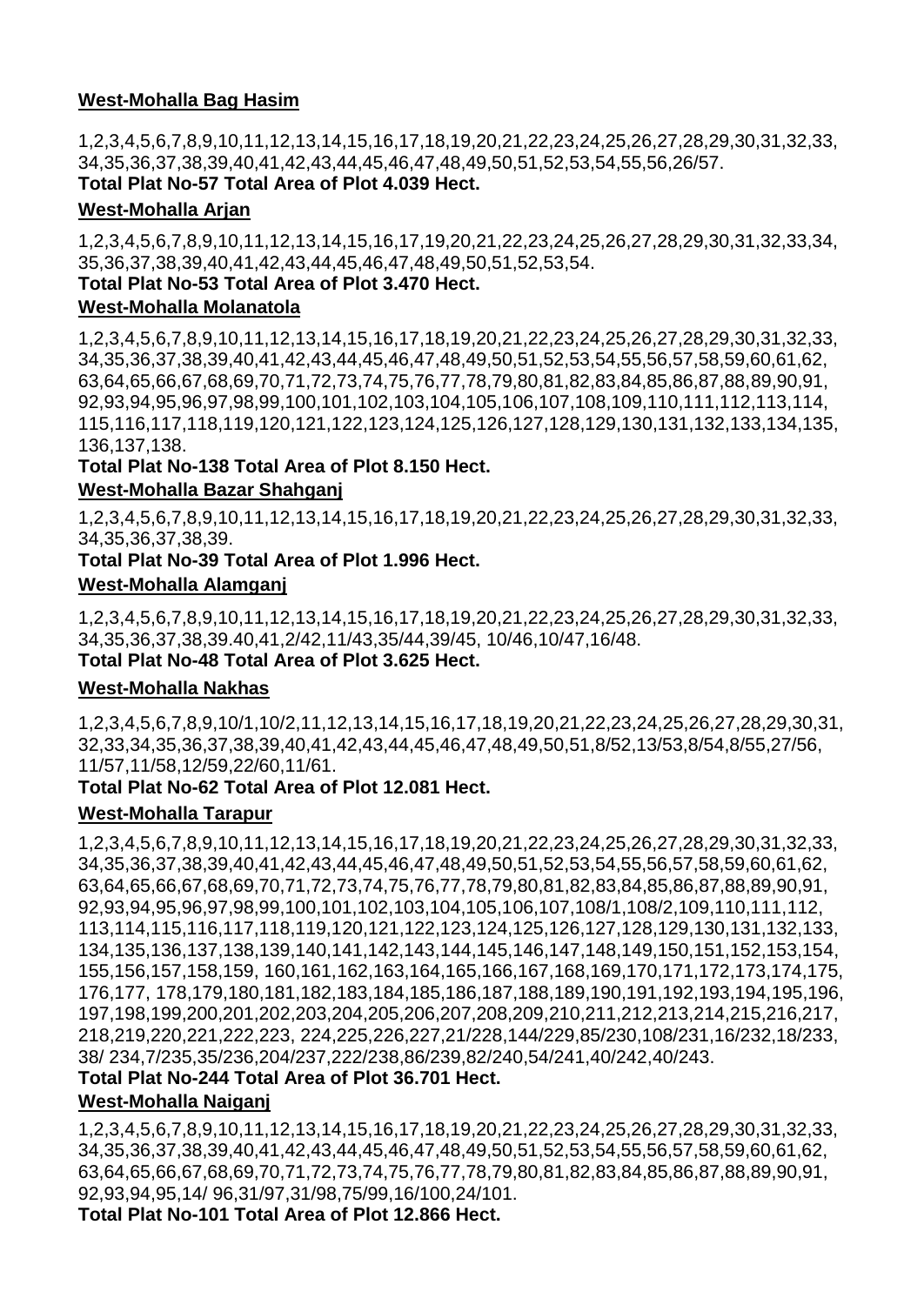**West-Mohalla Bag Hasim**

1,2,3,4,5,6,7,8,9,10,11,12,13,14,15,16,17,18,19,20,21,22,23,24,25,26,27,28,29,30,31,32,33, 34,35,36,37,38,39,40,41,42,43,44,45,46,47,48,49,50,51,52,53,54,55,56,26/57.

**Total Plat No-57 Total Area of Plot 4.039 Hect.**

**West-Mohalla Arjan**

1,2,3,4,5,6,7,8,9,10,11,12,13,14,15,16,17,19,20,21,22,23,24,25,26,27,28,29,30,31,32,33,34, 35,36,37,38,39,40,41,42,43,44,45,46,47,48,49,50,51,52,53,54.

**Total Plat No-53 Total Area of Plot 3.470 Hect.**

**West-Mohalla Molanatola**

1,2,3,4,5,6,7,8,9,10,11,12,13,14,15,16,17,18,19,20,21,22,23,24,25,26,27,28,29,30,31,32,33, 34,35,36,37,38,39,40,41,42,43,44,45,46,47,48,49,50,51,52,53,54,55,56,57,58,59,60,61,62, 63,64,65,66,67,68,69,70,71,72,73,74,75,76,77,78,79,80,81,82,83,84,85,86,87,88,89,90,91, 92,93,94,95,96,97,98,99,100,101,102,103,104,105,106,107,108,109,110,111,112,113,114, 115,116,117,118,119,120,121,122,123,124,125,126,127,128,129,130,131,132,133,134,135, 136,137,138.

**Total Plat No-138 Total Area of Plot 8.150 Hect.**

**West-Mohalla Bazar Shahganj**

1,2,3,4,5,6,7,8,9,10,11,12,13,14,15,16,17,18,19,20,21,22,23,24,25,26,27,28,29,30,31,32,33, 34,35,36,37,38,39.

**Total Plat No-39 Total Area of Plot 1.996 Hect.**

**West-Mohalla Alamganj**

1,2,3,4,5,6,7,8,9,10,11,12,13,14,15,16,17,18,19,20,21,22,23,24,25,26,27,28,29,30,31,32,33, 34,35,36,37,38,39.40,41,2/42,11/43,35/44,39/45, 10/46,10/47,16/48.

**Total Plat No-48 Total Area of Plot 3.625 Hect.**

**West-Mohalla Nakhas**

1,2,3,4,5,6,7,8,9,10/1,10/2,11,12,13,14,15,16,17,18,19,20,21,22,23,24,25,26,27,28,29,30,31, 32,33,34,35,36,37,38,39,40,41,42,43,44,45,46,47,48,49,50,51,8/52,13/53,8/54,8/55,27/56, 11/57,11/58,12/59,22/60,11/61.

**Total Plat No-62 Total Area of Plot 12.081 Hect.**

**West-Mohalla Tarapur**

1,2,3,4,5,6,7,8,9,10,11,12,13,14,15,16,17,18,19,20,21,22,23,24,25,26,27,28,29,30,31,32,33, 34,35,36,37,38,39,40,41,42,43,44,45,46,47,48,49,50,51,52,53,54,55,56,57,58,59,60,61,62, 63,64,65,66,67,68,69,70,71,72,73,74,75,76,77,78,79,80,81,82,83,84,85,86,87,88,89,90,91, 92,93,94,95,96,97,98,99,100,101,102,103,104,105,106,107,108/1,108/2,109,110,111,112, 113,114,115,116,117,118,119,120,121,122,123,124,125,126,127,128,129,130,131,132,133, 134,135,136,137,138,139,140,141,142,143,144,145,146,147,148,149,150,151,152,153,154, 155,156,157,158,159, 160,161,162,163,164,165,166,167,168,169,170,171,172,173,174,175, 176,177, 178,179,180,181,182,183,184,185,186,187,188,189,190,191,192,193,194,195,196, 197,198,199,200,201,202,203,204,205,206,207,208,209,210,211,212,213,214,215,216,217, 218,219,220,221,222,223, 224,225,226,227,21/228,144/229,85/230,108/231,16/232,18/233, 38/ 234,7/235,35/236,204/237,222/238,86/239,82/240,54/241,40/242,40/243.

**Total Plat No-244 Total Area of Plot 36.701 Hect.**

**West-Mohalla Naiganj**

1,2,3,4,5,6,7,8,9,10,11,12,13,14,15,16,17,18,19,20,21,22,23,24,25,26,27,28,29,30,31,32,33, 34,35,36,37,38,39,40,41,42,43,44,45,46,47,48,49,50,51,52,53,54,55,56,57,58,59,60,61,62, 63,64,65,66,67,68,69,70,71,72,73,74,75,76,77,78,79,80,81,82,83,84,85,86,87,88,89,90,91, 92,93,94,95,14/ 96,31/97,31/98,75/99,16/100,24/101.

**Total Plat No-101 Total Area of Plot 12.866 Hect.**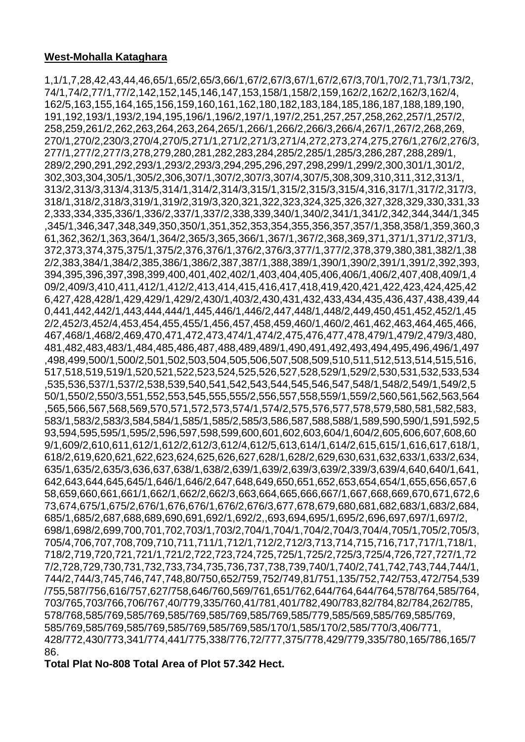**West-Mohalla Kataghara**

1,1/1,7,28,42,43,44,46,65/1,65/2,65/3,66/1,67/2,67/3,67/1,67/2,67/3,70/1,70/2,71,73/1,73/2, 74/1,74/2,77/1,77/2,142,152,145,146,147,153,158/1,158/2,159,162/2,162/2,162/3,162/4, 162/5,163,155,164,165,156,159,160,161,162,180,182,183,184,185,186,187,188,189,190, 191,192,193/1,193/2,194,195,196/1,196/2,197/1,197/2,251,257,257,258,262,257/1,257/2, 258,259,261/2,262,263,264,263,264,265/1,266/1,266/2,266/3,266/4,267/1,267/2,268,269, 270/1,270/2,230/3,270/4,270/5,271/1,271/2,271/3,271/4,272,273,274,275,276/1,276/2,276/3, 277/1,277/2,277/3,278,279,280,281,282,283,284,285/2,285/1,285/3,286,287,288,289/1, 289/2,290,291,292,293/1,293/2,293/3,294,295,296,297,298,299/1,299/2,300,301/1,301/2, 302,303,304,305/1,305/2,306,307/1,307/2,307/3,307/4,307/5,308,309,310,311,312,313/1, 313/2,313/3,313/4,313/5,314/1,314/2,314/3,315/1,315/2,315/3,315/4,316,317/1,317/2,317/3, 318/1,318/2,318/3,319/1,319/2,319/3,320,321,322,323,324,325,326,327,328,329,330,331,33 2,333,334,335,336/1,336/2,337/1,337/2,338,339,340/1,340/2,341/1,341/2,342,344,344/1,345 ,345/1,346,347,348,349,350,350/1,351,352,353,354,355,356,357,357/1,358,358/1,359,360,3 61,362,362/1,363,364/1,364/2,365/3,365,366/1,367/1,367/2,368,369,371,371/1,371/2,371/3, 372,373,374,375,375/1,375/2,376,376/1,376/2,376/3,377/1,377/2,378,379,380,381,382/1,38 2/2,383,384/1,384/2,385,386/1,386/2,387,387/1,388,389/1,390/1,390/2,391/1,391/2,392,393, 394,395,396,397,398,399,400,401,402,402/1,403,404,405,406,406/1,406/2,407,408,409/1,4 09/2,409/3,410,411,412/1,412/2,413,414,415,416,417,418,419,420,421,422,423,424,425,42 6,427,428,428/1,429,429/1,429/2,430/1,403/2,430,431,432,433,434,435,436,437,438,439,44 0,441,442,442/1,443,444,444/1,445,446/1,446/2,447,448/1,448/2,449,450,451,452,452/1,45 2/2,452/3,452/4,453,454,455,455/1,456,457,458,459,460/1,460/2,461,462,463,464,465,466, 467,468/1,468/2,469,470,471,472,473,474/1,474/2,475,476,477,478,479/1,479/2,479/3,480, 481,482,483,483/1,484,485,486,487,488,489,489/1,490,491,492,493,494,495,496,496/1,497 ,498,499,500/1,500/2,501,502,503,504,505,506,507,508,509,510,511,512,513,514,515,516, 517,518,519,519/1,520,521,522,523,524,525,526,527,528,529/1,529/2,530,531,532,533,534 ,535,536,537/1,537/2,538,539,540,541,542,543,544,545,546,547,548/1,548/2,549/1,549/2,5 50/1,550/2,550/3,551,552,553,545,555,555/2,556,557,558,559/1,559/2,560,561,562,563,564 ,565,566,567,568,569,570,571,572,573,574/1,574/2,575,576,577,578,579,580,581,582,583, 583/1,583/2,583/3,584,584/1,585/1,585/2,585/3,586,587,588,588/1,589,590,590/1,591,592,5 93,594,595,595/1,595/2,596,597,598,599,600,601,602,603,604/1,604/2,605,606,607,608,60 9/1,609/2,610,611,612/1,612/2,612/3,612/4,612/5,613,614/1,614/2,615,615/1,616,617,618/1, 618/2,619,620,621,622,623,624,625,626,627,628/1,628/2,629,630,631,632,633/1,633/2,634, 635/1,635/2,635/3,636,637,638/1,638/2,639/1,639/2,639/3,639/2,339/3,639/4,640,640/1,641, 642,643,644,645,645/1,646/1,646/2,647,648,649,650,651,652,653,654,654/1,655,656,657,6 58,659,660,661,661/1,662/1,662/2,662/3,663,664,665,666,667/1,667,668,669,670,671,672,6 73,674,675/1,675/2,676/1,676,676/1,676/2,676/3,677,678,679,680,681,682,683/1,683/2,684, 685/1,685/2,687,688,689,690,691,692/1,692/2,,693,694,695/1,695/2,696,697,697/1,697/2, 698/1,698/2,699,700,701,702,703/1,703/2,704/1,704/1,704/2,704/3,704/4,705/1,705/2,705/3, 705/4,706,707,708,709,710,711,711/1,712/1,712/2,712/3,713,714,715,716,717,717/1,718/1, 718/2,719,720,721,721/1,721/2,722,723,724,725,725/1,725/2,725/3,725/4,726,727,727/1,72 7/2,728,729,730,731,732,733,734,735,736,737,738,739,740/1,740/2,741,742,743,744,744/1, 744/2,744/3,745,746,747,748,80/750,652/759,752/749,81/751,135/752,742/753,472/754,539 /755,587/756,616/757,627/758,646/760,569/761,651/762,644/764,644/764,578/764,585/764, 703/765,703/766,706/767,40/779,335/760,41/781,401/782,490/783,82/784,82/784,262/785, 578/768,585/769,585/769,585/769,585/769,585/769,585/779,585/569,585/769,585/769, 585/769,585/769,585/769,585/769,585/769,585/170/1,585/170/2,585/770/3,406/771, 428/772,430/773,341/774,441/775,338/776,72/777,375/778,429/779,335/780,165/786,165/7 86.

**Total Plat No-808 Total Area of Plot 57.342 Hect.**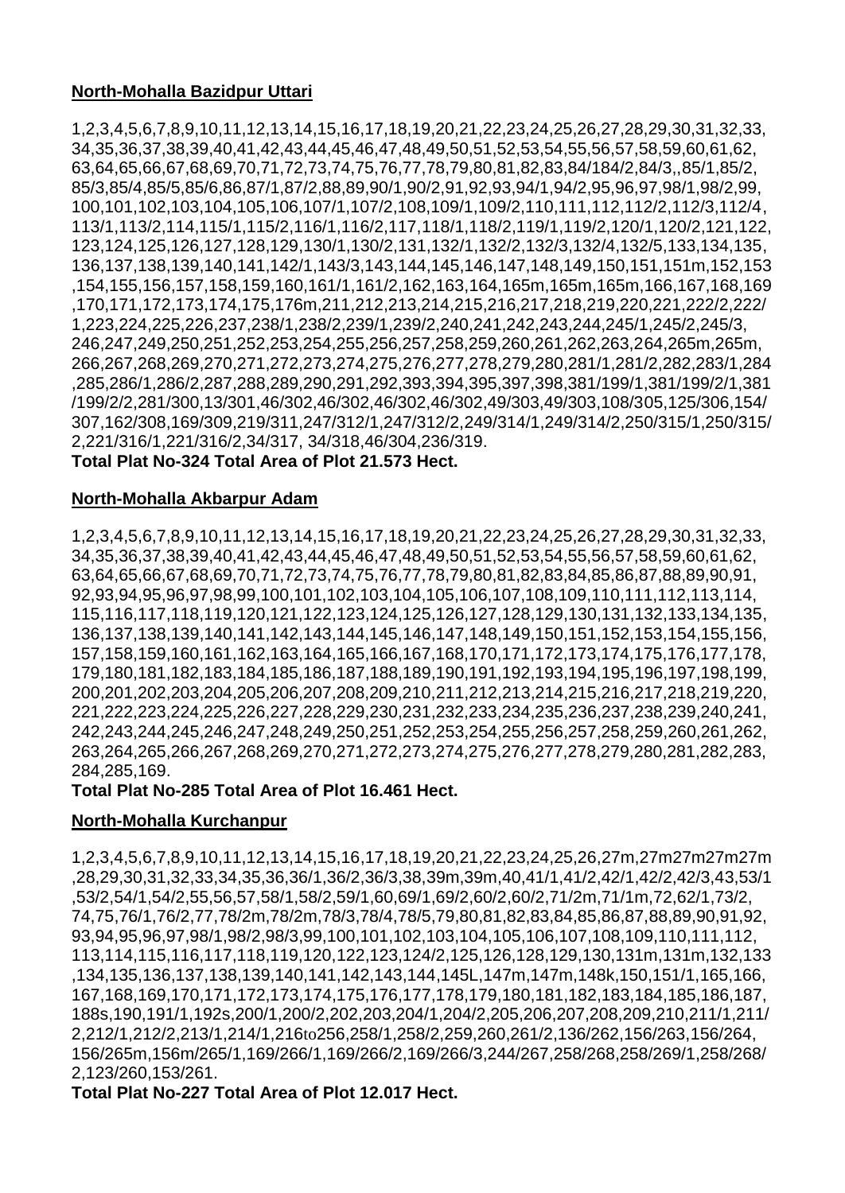**North-Mohalla Bazidpur Uttari**

1,2,3,4,5,6,7,8,9,10,11,12,13,14,15,16,17,18,19,20,21,22,23,24,25,26,27,28,29,30,31,32,33, 34,35,36,37,38,39,40,41,42,43,44,45,46,47,48,49,50,51,52,53,54,55,56,57,58,59,60,61,62, 63,64,65,66,67,68,69,70,71,72,73,74,75,76,77,78,79,80,81,82,83,84/184/2,84/3,,85/1,85/2, 85/3,85/4,85/5,85/6,86,87/1,87/2,88,89,90/1,90/2,91,92,93,94/1,94/2,95,96,97,98/1,98/2,99, 100,101,102,103,104,105,106,107/1,107/2,108,109/1,109/2,110,111,112,112/2,112/3,112/4, 113/1,113/2,114,115/1,115/2,116/1,116/2,117,118/1,118/2,119/1,119/2,120/1,120/2,121,122, 123,124,125,126,127,128,129,130/1,130/2,131,132/1,132/2,132/3,132/4,132/5,133,134,135, 136,137,138,139,140,141,142/1,143/3,143,144,145,146,147,148,149,150,151,151m,152,153 ,154,155,156,157,158,159,160,161/1,161/2,162,163,164,165m,165m,165m,166,167,168,169 ,170,171,172,173,174,175,176m,211,212,213,214,215,216,217,218,219,220,221,222/2,222/ 1,223,224,225,226,237,238/1,238/2,239/1,239/2,240,241,242,243,244,245/1,245/2,245/3, 246,247,249,250,251,252,253,254,255,256,257,258,259,260,261,262,263,264,265m,265m, 266,267,268,269,270,271,272,273,274,275,276,277,278,279,280,281/1,281/2,282,283/1,284 ,285,286/1,286/2,287,288,289,290,291,292,393,394,395,397,398,381/199/1,381/199/2/1,381 /199/2/2,281/300,13/301,46/302,46/302,46/302,46/302,49/303,49/303,108/305,125/306,154/ 307,162/308,169/309,219/311,247/312/1,247/312/2,249/314/1,249/314/2,250/315/1,250/315/ 2,221/316/1,221/316/2,34/317, 34/318,46/304,236/319.

**Total Plat No-324 Total Area of Plot 21.573 Hect.**

**North-Mohalla Akbarpur Adam**

1,2,3,4,5,6,7,8,9,10,11,12,13,14,15,16,17,18,19,20,21,22,23,24,25,26,27,28,29,30,31,32,33, 34,35,36,37,38,39,40,41,42,43,44,45,46,47,48,49,50,51,52,53,54,55,56,57,58,59,60,61,62, 63,64,65,66,67,68,69,70,71,72,73,74,75,76,77,78,79,80,81,82,83,84,85,86,87,88,89,90,91, 92,93,94,95,96,97,98,99,100,101,102,103,104,105,106,107,108,109,110,111,112,113,114, 115,116,117,118,119,120,121,122,123,124,125,126,127,128,129,130,131,132,133,134,135, 136,137,138,139,140,141,142,143,144,145,146,147,148,149,150,151,152,153,154,155,156, 157,158,159,160,161,162,163,164,165,166,167,168,170,171,172,173,174,175,176,177,178, 179,180,181,182,183,184,185,186,187,188,189,190,191,192,193,194,195,196,197,198,199, 200,201,202,203,204,205,206,207,208,209,210,211,212,213,214,215,216,217,218,219,220, 221,222,223,224,225,226,227,228,229,230,231,232,233,234,235,236,237,238,239,240,241, 242,243,244,245,246,247,248,249,250,251,252,253,254,255,256,257,258,259,260,261,262, 263,264,265,266,267,268,269,270,271,272,273,274,275,276,277,278,279,280,281,282,283, 284,285,169.

**Total Plat No-285 Total Area of Plot 16.461 Hect.**

**North-Mohalla Kurchanpur**

1,2,3,4,5,6,7,8,9,10,11,12,13,14,15,16,17,18,19,20,21,22,23,24,25,26,27m,27m27m27m27m ,28,29,30,31,32,33,34,35,36,36/1,36/2,36/3,38,39m,39m,40,41/1,41/2,42/1,42/2,42/3,43,53/1 ,53/2,54/1,54/2,55,56,57,58/1,58/2,59/1,60,69/1,69/2,60/2,60/2,71/2m,71/1m,72,62/1,73/2, 74,75,76/1,76/2,77,78/2m,78/2m,78/3,78/4,78/5,79,80,81,82,83,84,85,86,87,88,89,90,91,92, 93,94,95,96,97,98/1,98/2,98/3,99,100,101,102,103,104,105,106,107,108,109,110,111,112, 113,114,115,116,117,118,119,120,122,123,124/2,125,126,128,129,130,131m,131m,132,133 ,134,135,136,137,138,139,140,141,142,143,144,145L,147m,147m,148k,150,151/1,165,166, 167,168,169,170,171,172,173,174,175,176,177,178,179,180,181,182,183,184,185,186,187, 188s,190,191/1,192s,200/1,200/2,202,203,204/1,204/2,205,206,207,208,209,210,211/1,211/ 2,212/1,212/2,213/1,214/1,216to256,258/1,258/2,259,260,261/2,136/262,156/263,156/264, 156/265m,156m/265/1,169/266/1,169/266/2,169/266/3,244/267,258/268,258/269/1,258/268/ 2,123/260,153/261.

**Total Plat No-227 Total Area of Plot 12.017 Hect.**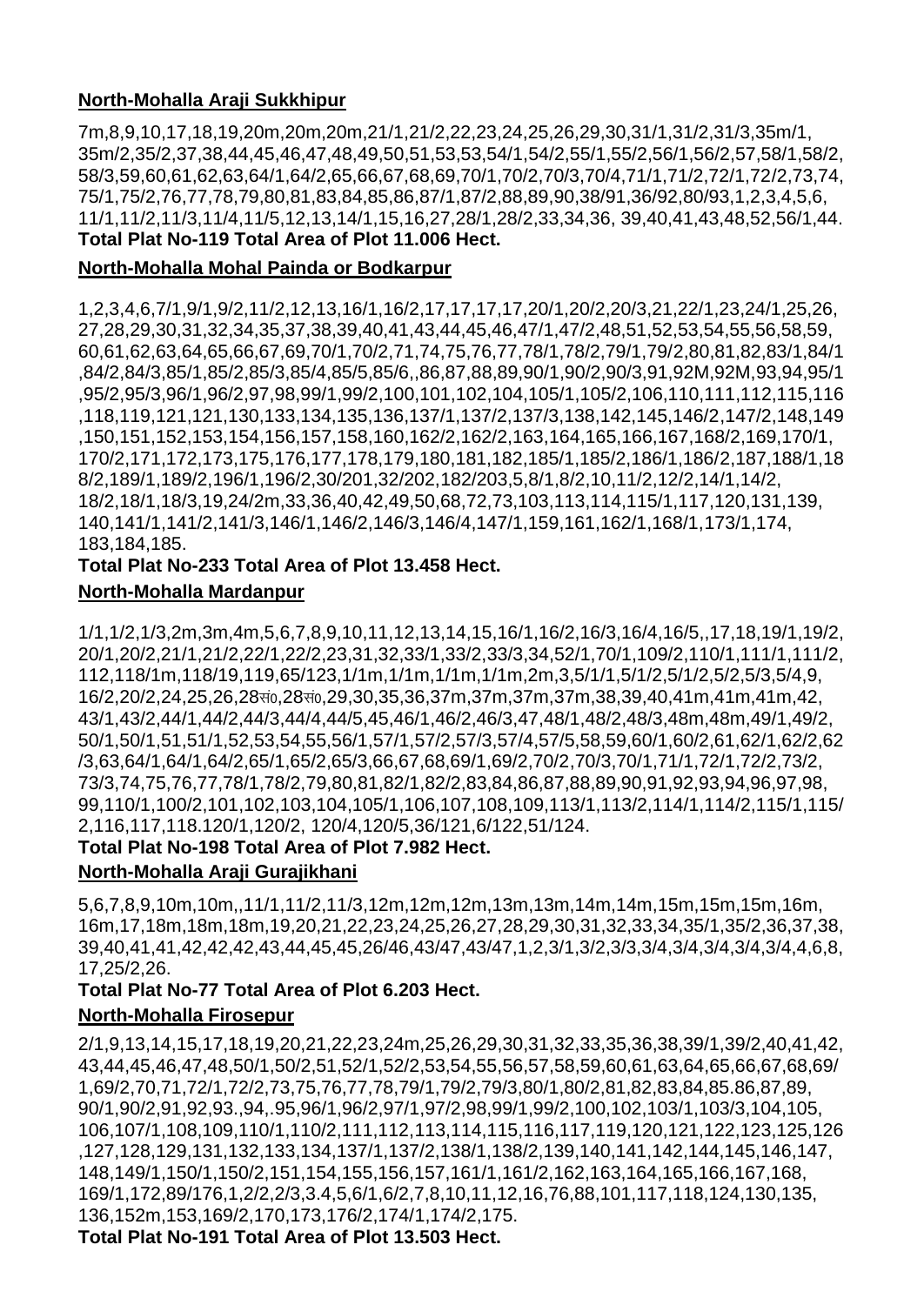**North-Mohalla Araji Sukkhipur**

7m,8,9,10,17,18,19,20m,20m,20m,21/1,21/2,22,23,24,25,26,29,30,31/1,31/2,31/3,35m/1, 35m/2,35/2,37,38,44,45,46,47,48,49,50,51,53,53,54/1,54/2,55/1,55/2,56/1,56/2,57,58/1,58/2, 58/3,59,60,61,62,63,64/1,64/2,65,66,67,68,69,70/1,70/2,70/3,70/4,71/1,71/2,72/1,72/2,73,74, 75/1,75/2,76,77,78,79,80,81,83,84,85,86,87/1,87/2,88,89,90,38/91,36/92,80/93,1,2,3,4,5,6, 11/1,11/2,11/3,11/4,11/5,12,13,14/1,15,16,27,28/1,28/2,33,34,36, 39,40,41,43,48,52,56/1,44.

**Total Plat No-119 Total Area of Plot 11.006 Hect.**

**North-Mohalla Mohal Painda or Bodkarpur**

1,2,3,4,6,7/1,9/1,9/2,11/2,12,13,16/1,16/2,17,17,17,17,20/1,20/2,20/3,21,22/1,23,24/1,25,26, 27,28,29,30,31,32,34,35,37,38,39,40,41,43,44,45,46,47/1,47/2,48,51,52,53,54,55,56,58,59, 60,61,62,63,64,65,66,67,69,70/1,70/2,71,74,75,76,77,78/1,78/2,79/1,79/2,80,81,82,83/1,84/1 ,84/2,84/3,85/1,85/2,85/3,85/4,85/5,85/6,,86,87,88,89,90/1,90/2,90/3,91,92M,92M,93,94,95/1 ,95/2,95/3,96/1,96/2,97,98,99/1,99/2,100,101,102,104,105/1,105/2,106,110,111,112,115,116 ,118,119,121,121,130,133,134,135,136,137/1,137/2,137/3,138,142,145,146/2,147/2,148,149 ,150,151,152,153,154,156,157,158,160,162/2,162/2,163,164,165,166,167,168/2,169,170/1, 170/2,171,172,173,175,176,177,178,179,180,181,182,185/1,185/2,186/1,186/2,187,188/1,18 8/2,189/1,189/2,196/1,196/2,30/201,32/202,182/203,5,8/1,8/2,10,11/2,12/2,14/1,14/2, 18/2,18/1,18/3,19,24/2m,33,36,40,42,49,50,68,72,73,103,113,114,115/1,117,120,131,139, 140,141/1,141/2,141/3,146/1,146/2,146/3,146/4,147/1,159,161,162/1,168/1,173/1,174, 183,184,185.

**Total Plat No-233 Total Area of Plot 13.458 Hect.**

**North-Mohalla Mardanpur**

1/1,1/2,1/3,2m,3m,4m,5,6,7,8,9,10,11,12,13,14,15,16/1,16/2,16/3,16/4,16/5,,17,18,19/1,19/2, 20/1,20/2,21/1,21/2,22/1,22/2,23,31,32,33/1,33/2,33/3,34,52/1,70/1,109/2,110/1,111/1,111/2, 112,118/1m,118/19,119,65/123,1/1m,1/1m,1/1m,1/1m,2m,3,5/1/1,5/1/2,5/1/2,5/2,5/3,5/4,9, 16/2,20/2,24,25,26,28सं०,28सं०,29,30,35,36,37m,37m,37m,37m,38,39,40,41m,41m,41m,42, 43/1,43/2,44/1,44/2,44/3,44/4,44/5,45,46/1,46/2,46/3,47,48/1,48/2,48/3,48m,48m,49/1,49/2, 50/1,50/1,51,51/1,52,53,54,55,56/1,57/1,57/2,57/3,57/4,57/5,58,59,60/1,60/2,61,62/1,62/2,62 /3,63,64/1,64/1,64/2,65/1,65/2,65/3,66,67,68,69/1,69/2,70/2,70/3,70/1,71/1,72/1,72/2,73/2, 73/3,74,75,76,77,78/1,78/2,79,80,81,82/1,82/2,83,84,86,87,88,89,90,91,92,93,94,96,97,98, 99/1,110/1,100/2,101,102,103,104,105/1,106,107,108,109,113/1,113/2,114/1,114/2,115/1,115/ 2,116,117,118.120/1,120/2, 120/4,120/5,36/121,6/122,51/124.

**Total Plat No-198 Total Area of Plot 7.982 Hect.**

**North-Mohalla Araji Gurajikhani**

5,6,7,8,9,10m,10m,,11/1,11/2,11/3,12m,12m,12m,13m,13m,14m,14m,15m,15m,15m,16m, 16m,17,18m,18m,18m,19,20,21,22,23,24,25,26,27,28,29,30,31,32,33,34,35/1,35/2,36,37,38, 39,40,41,41,42,42,42,43,44,45,45,26/46,43/47,43/47,1,2,3/1,3/2,3/3,3/4,3/4,3/4,3/4,3/4,4,6,8, 17,25/2,26.

**Total Plat No-77 Total Area of Plot 6.203 Hect.**

**North-Mohalla Firosepur**

2/1,9,13,14,15,17,18,19,20,21,22,23,24m,25,26,29,30,31,32,33,35,36,38,39/1,39/2,40,41,42, 43,44,45,46,47,48,50/1,50/2,51,52/1,52/2,53,54,55,56,57,58,59,60,61,63,64,65,66,67,68,69/ 1,69/2,70,71,72/1,72/2,73,75,76,77,78,79/1,79/2,79/3,80/1,80/2,81,82,83,84,85.86,87,89, 90/1,90/2,91,92,93.,94,.95,96/1,96/2,97/1,97/2,98,99/1,99/2,100,102,103/1,103/3,104,105, 106,107/1,108,109,110/1,110/2,111,112,113,114,115,116,117,119,120,121,122,123,125,126 ,127,128,129,131,132,133,134,137/1,137/2,138/1,138/2,139,140,141,142,144,145,146,147, 148,149/1,150/1,150/2,151,154,155,156,157,161/1,161/2,162,163,164,165,166,167,168, 169/1,172,89/176,1,2/2,2/3,3.4,5,6/1,6/2,7,8,10,11,12,16,76,88,101,117,118,124,130,135, 136,152m,153,169/2,170,173,176/2,174/1,174/2,175.

**Total Plat No-191 Total Area of Plot 13.503 Hect.**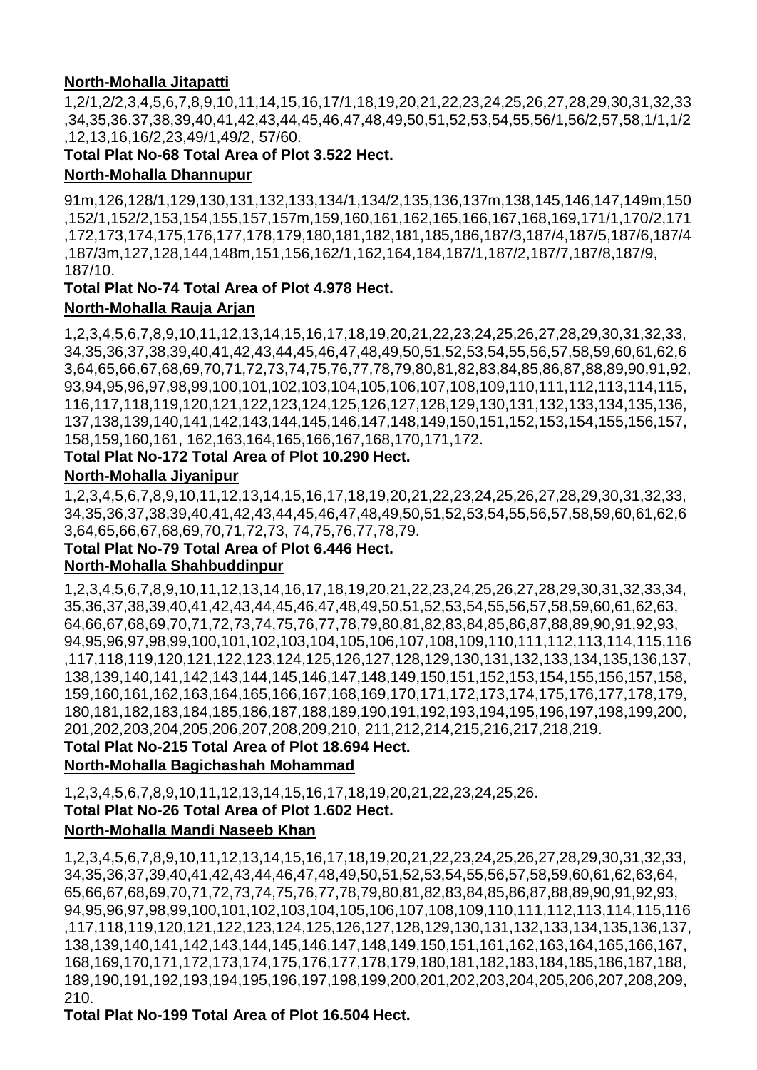**North-Mohalla Jitapatti**

1,2/1,2/2,3,4,5,6,7,8,9,10,11,14,15,16,17/1,18,19,20,21,22,23,24,25,26,27,28,29,30,31,32,33 ,34,35,36.37,38,39,40,41,42,43,44,45,46,47,48,49,50,51,52,53,54,55,56/1,56/2,57,58,1/1,1/2 ,12,13,16,16/2,23,49/1,49/2, 57/60.

**Total Plat No-68 Total Area of Plot 3.522 Hect.**

**North-Mohalla Dhannupur**

91m,126,128/1,129,130,131,132,133,134/1,134/2,135,136,137m,138,145,146,147,149m,150 ,152/1,152/2,153,154,155,157,157m,159,160,161,162,165,166,167,168,169,171/1,170/2,171 ,172,173,174,175,176,177,178,179,180,181,182,181,185,186,187/3,187/4,187/5,187/6,187/4 ,187/3m,127,128,144,148m,151,156,162/1,162,164,184,187/1,187/2,187/7,187/8,187/9, 187/10.

**Total Plat No-74 Total Area of Plot 4.978 Hect.**

**North-Mohalla Rauja Arjan**

1,2,3,4,5,6,7,8,9,10,11,12,13,14,15,16,17,18,19,20,21,22,23,24,25,26,27,28,29,30,31,32,33, 34,35,36,37,38,39,40,41,42,43,44,45,46,47,48,49,50,51,52,53,54,55,56,57,58,59,60,61,62,6 3,64,65,66,67,68,69,70,71,72,73,74,75,76,77,78,79,80,81,82,83,84,85,86,87,88,89,90,91,92, 93,94,95,96,97,98,99,100,101,102,103,104,105,106,107,108,109,110,111,112,113,114,115, 116,117,118,119,120,121,122,123,124,125,126,127,128,129,130,131,132,133,134,135,136, 137,138,139,140,141,142,143,144,145,146,147,148,149,150,151,152,153,154,155,156,157, 158,159,160,161, 162,163,164,165,166,167,168,170,171,172.

**Total Plat No-172 Total Area of Plot 10.290 Hect.**

**North-Mohalla Jiyanipur**

1,2,3,4,5,6,7,8,9,10,11,12,13,14,15,16,17,18,19,20,21,22,23,24,25,26,27,28,29,30,31,32,33, 34,35,36,37,38,39,40,41,42,43,44,45,46,47,48,49,50,51,52,53,54,55,56,57,58,59,60,61,62,6 3,64,65,66,67,68,69,70,71,72,73, 74,75,76,77,78,79.

**Total Plat No-79 Total Area of Plot 6.446 Hect.**

**North-Mohalla Shahbuddinpur**

1,2,3,4,5,6,7,8,9,10,11,12,13,14,16,17,18,19,20,21,22,23,24,25,26,27,28,29,30,31,32,33,34, 35,36,37,38,39,40,41,42,43,44,45,46,47,48,49,50,51,52,53,54,55,56,57,58,59,60,61,62,63, 64,66,67,68,69,70,71,72,73,74,75,76,77,78,79,80,81,82,83,84,85,86,87,88,89,90,91,92,93, 94,95,96,97,98,99,100,101,102,103,104,105,106,107,108,109,110,111,112,113,114,115,116 ,117,118,119,120,121,122,123,124,125,126,127,128,129,130,131,132,133,134,135,136,137, 138,139,140,141,142,143,144,145,146,147,148,149,150,151,152,153,154,155,156,157,158, 159,160,161,162,163,164,165,166,167,168,169,170,171,172,173,174,175,176,177,178,179, 180,181,182,183,184,185,186,187,188,189,190,191,192,193,194,195,196,197,198,199,200, 201,202,203,204,205,206,207,208,209,210, 211,212,214,215,216,217,218,219.

**Total Plat No-215 Total Area of Plot 18.694 Hect.**

**North-Mohalla Bagichashah Mohammad**

1,2,3,4,5,6,7,8,9,10,11,12,13,14,15,16,17,18,19,20,21,22,23,24,25,26.

**Total Plat No-26 Total Area of Plot 1.602 Hect.**

**North-Mohalla Mandi Naseeb Khan**

1,2,3,4,5,6,7,8,9,10,11,12,13,14,15,16,17,18,19,20,21,22,23,24,25,26,27,28,29,30,31,32,33, 34,35,36,37,39,40,41,42,43,44,46,47,48,49,50,51,52,53,54,55,56,57,58,59,60,61,62,63,64, 65,66,67,68,69,70,71,72,73,74,75,76,77,78,79,80,81,82,83,84,85,86,87,88,89,90,91,92,93, 94,95,96,97,98,99,100,101,102,103,104,105,106,107,108,109,110,111,112,113,114,115,116 ,117,118,119,120,121,122,123,124,125,126,127,128,129,130,131,132,133,134,135,136,137, 138,139,140,141,142,143,144,145,146,147,148,149,150,151,161,162,163,164,165,166,167, 168,169,170,171,172,173,174,175,176,177,178,179,180,181,182,183,184,185,186,187,188, 189,190,191,192,193,194,195,196,197,198,199,200,201,202,203,204,205,206,207,208,209, 210.

**Total Plat No-199 Total Area of Plot 16.504 Hect.**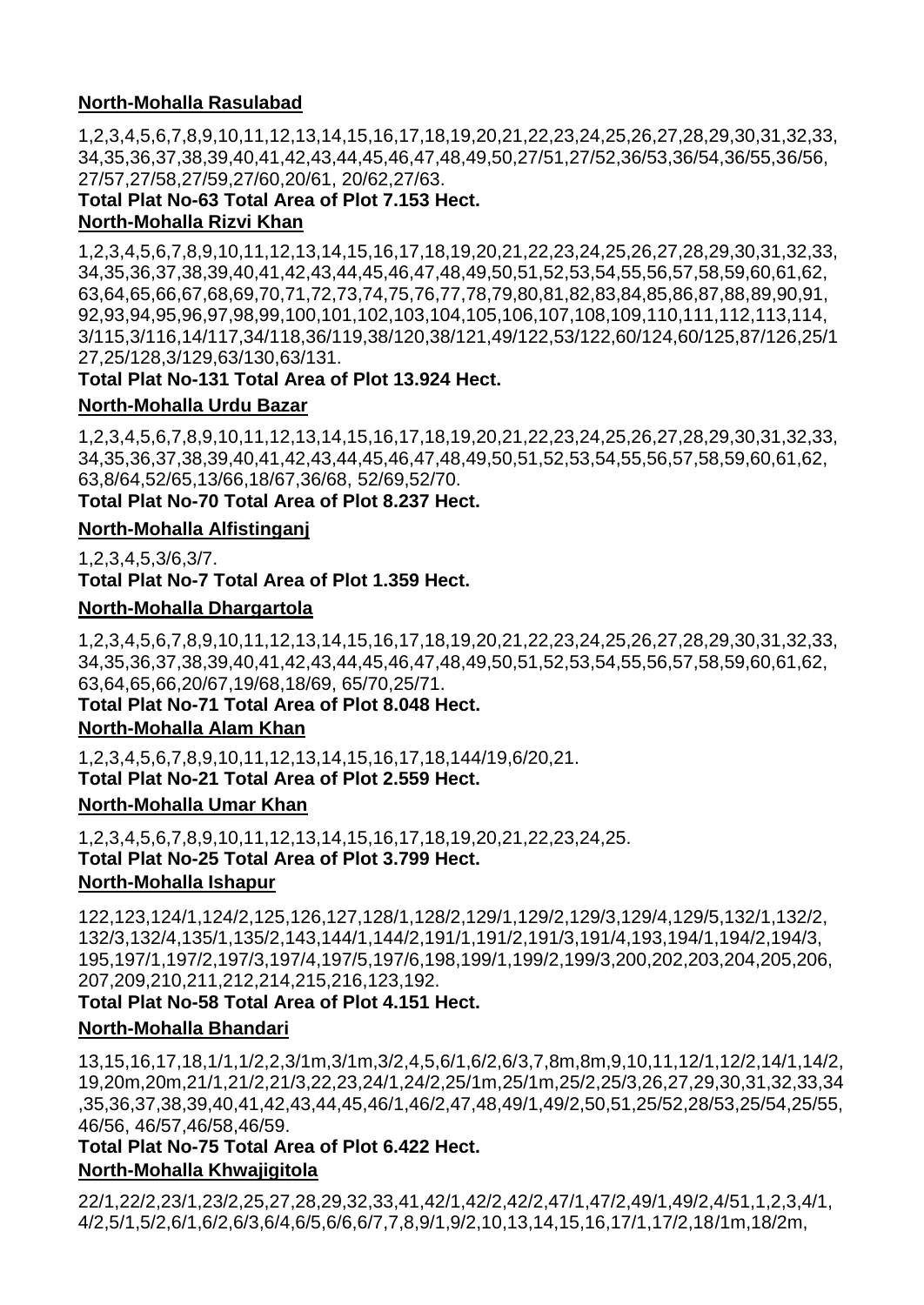**North-Mohalla Rasulabad**

1,2,3,4,5,6,7,8,9,10,11,12,13,14,15,16,17,18,19,20,21,22,23,24,25,26,27,28,29,30,31,32,33, 34,35,36,37,38,39,40,41,42,43,44,45,46,47,48,49,50,27/51,27/52,36/53,36/54,36/55,36/56, 27/57,27/58,27/59,27/60,20/61, 20/62,27/63.

**Total Plat No-63 Total Area of Plot 7.153 Hect.**

**North-Mohalla Rizvi Khan**

1,2,3,4,5,6,7,8,9,10,11,12,13,14,15,16,17,18,19,20,21,22,23,24,25,26,27,28,29,30,31,32,33, 34,35,36,37,38,39,40,41,42,43,44,45,46,47,48,49,50,51,52,53,54,55,56,57,58,59,60,61,62, 63,64,65,66,67,68,69,70,71,72,73,74,75,76,77,78,79,80,81,82,83,84,85,86,87,88,89,90,91, 92,93,94,95,96,97,98,99,100,101,102,103,104,105,106,107,108,109,110,111,112,113,114, 3/115,3/116,14/117,34/118,36/119,38/120,38/121,49/122,53/122,60/124,60/125,87/126,25/127,25/128,3/129,63/130,63/131.

**Total Plat No-131 Total Area of Plot 13.924 Hect.**

**North-Mohalla Urdu Bazar**

1,2,3,4,5,6,7,8,9,10,11,12,13,14,15,16,17,18,19,20,21,22,23,24,25,26,27,28,29,30,31,32,33, 34,35,36,37,38,39,40,41,42,43,44,45,46,47,48,49,50,51,52,53,54,55,56,57,58,59,60,61,62, 63,8/64,52/65,13/66,18/67,36/68, 52/69,52/70.

**Total Plat No-70 Total Area of Plot 8.237 Hect.**

**North-Mohalla Alfistinganj**

1,2,3,4,5,3/6,3/7.

**Total Plat No-7 Total Area of Plot 1.359 Hect.**

**North-Mohalla Dhargartola**

1,2,3,4,5,6,7,8,9,10,11,12,13,14,15,16,17,18,19,20,21,22,23,24,25,26,27,28,29,30,31,32,33, 34,35,36,37,38,39,40,41,42,43,44,45,46,47,48,49,50,51,52,53,54,55,56,57,58,59,60,61,62, 63,64,65,66,20/67,19/68,18/69, 65/70,25/71.

**Total Plat No-71 Total Area of Plot 8.048 Hect.**

**North-Mohalla Alam Khan**

1,2,3,4,5,6,7,8,9,10,11,12,13,14,15,16,17,18,144/19,6/20,21.

**Total Plat No-21 Total Area of Plot 2.559 Hect.**

**North-Mohalla Umar Khan**

1,2,3,4,5,6,7,8,9,10,11,12,13,14,15,16,17,18,19,20,21,22,23,24,25.

**Total Plat No-25 Total Area of Plot 3.799 Hect.**

**North-Mohalla Ishapur**

122,123,124/1,124/2,125,126,127,128/1,128/2,129/1,129/2,129/3,129/4,129/5,132/1,132/2, 132/3,132/4,135/1,135/2,143,144/1,144/2,191/1,191/2,191/3,191/4,193,194/1,194/2,194/3, 195,197/1,197/2,197/3,197/4,197/5,197/6,198,199/1,199/2,199/3,200,202,203,204,205,206, 207,209,210,211,212,214,215,216,123,192.

**Total Plat No-58 Total Area of Plot 4.151 Hect.**

**North-Mohalla Bhandari**

13,15,16,17,18,1/1,1/2,2,3/1m,3/1m,3/2,4,5,6/1,6/2,6/3,7,8m,8m,9,10,11,12/1,12/2,14/1,14/2, 19,20m,20m,21/1,21/2,21/3,22,23,24/1,24/2,25/1m,25/1m,25/2,25/3,26,27,29,30,31,32,33,34 ,35,36,37,38,39,40,41,42,43,44,45,46/1,46/2,47,48,49/1,49/2,50,51,25/52,28/53,25/54,25/55, 46/56, 46/57,46/58,46/59.

**Total Plat No-75 Total Area of Plot 6.422 Hect.**

**North-Mohalla Khwajigitola**

22/1,22/2,23/1,23/2,25,27,28,29,32,33,41,42/1,42/2,42/2,47/1,47/2,49/1,49/2,4/51,1,2,3,4/1, 4/2,5/1,5/2,6/1,6/2,6/3,6/4,6/5,6/6,6/7,7,8,9/1,9/2,10,13,14,15,16,17/1,17/2,18/1m,18/2m,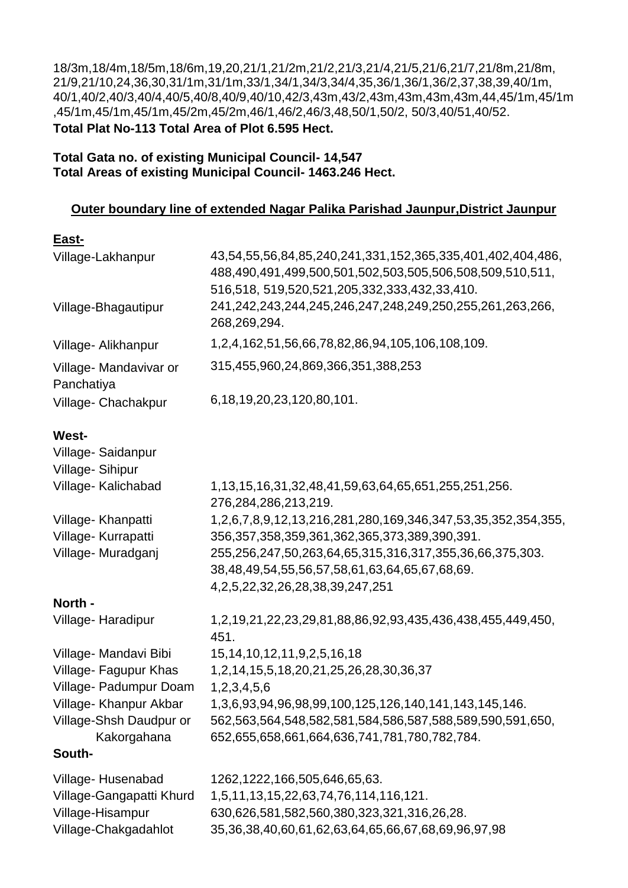18/3m,18/4m,18/5m,18/6m,19,20,21/1,21/2m,21/2,21/3,21/4,21/5,21/6,21/7,21/8m,21/8m, 21/9,21/10,24,36,30,31/1m,31/1m,33/1,34/1,34/3,34/4,35,36/1,36/1,36/2,37,38,39,40/1m, 40/1,40/2,40/3,40/4,40/5,40/8,40/9,40/10,42/3,43m,43/2,43m,43m,43m,43m,44,45/1m,45/1m ,45/1m,45/1m,45/1m,45/2m,45/2m,46/1,46/2,46/3,48,50/1,50/2, 50/3,40/51,40/52.

**Total Plat No-113 Total Area of Plot 6.595 Hect.**

**Total Gata no. of existing Municipal Council- 14,547**
**Total Areas of existing Municipal Council- 1463.246 Hect.**

## Outer boundary line of extended Nagar Palika Parishad Jaunpur,District Jaunpur

**East-**

| | |
|---|---|
| Village-Lakhanpur | 43,54,55,56,84,85,240,241,331,152,365,335,401,402,404,486, 488,490,491,499,500,501,502,503,505,506,508,509,510,511, 516,518, 519,520,521,205,332,333,432,33,410. |
| Village-Bhagautipur | 241,242,243,244,245,246,247,248,249,250,255,261,263,266, 268,269,294. |
| Village- Alikhanpur | 1,2,4,162,51,56,66,78,82,86,94,105,106,108,109. |
| Village- Mandavivar or Panchatiya | 315,455,960,24,869,366,351,388,253 |
| Village- Chachakpur | 6,18,19,20,23,120,80,101. |

**West-**

| | |
|---|---|
| Village- Saidanpur | |
| Village- Sihipur | |
| Village- Kalichabad | 1,13,15,16,31,32,48,41,59,63,64,65,651,255,251,256. 276,284,286,213,219. |
| Village- Khanpatti | 1,2,6,7,8,9,12,13,216,281,280,169,346,347,53,35,352,354,355, |
| Village- Kurrapatti | 356,357,358,359,361,362,365,373,389,390,391. |
| Village- Muradganj | 255,256,247,50,263,64,65,315,316,317,355,36,66,375,303. 38,48,49,54,55,56,57,58,61,63,64,65,67,68,69. 4,2,5,22,32,26,28,38,39,247,251 |

**North -**

| | |
|---|---|
| Village- Haradipur | 1,2,19,21,22,23,29,81,88,86,92,93,435,436,438,455,449,450, 451. |
| Village- Mandavi Bibi | 15,14,10,12,11,9,2,5,16,18 |
| Village- Fagupur Khas | 1,2,14,15,5,18,20,21,25,26,28,30,36,37 |
| Village- Padumpur Doam | 1,2,3,4,5,6 |
| Village- Khanpur Akbar | 1,3,6,93,94,96,98,99,100,125,126,140,141,143,145,146. |
| Village-Shsh Daudpur or Kakorgahana | 562,563,564,548,582,581,584,586,587,588,589,590,591,650, 652,655,658,661,664,636,741,781,780,782,784. |

**South-**

| | |
|---|---|
| Village- Husenabad | 1262,1222,166,505,646,65,63. |
| Village-Gangapatti Khurd | 1,5,11,13,15,22,63,74,76,114,116,121. |
| Village-Hisampur | 630,626,581,582,560,380,323,321,316,26,28. |
| Village-Chakgadahlot | 35,36,38,40,60,61,62,63,64,65,66,67,68,69,96,97,98 |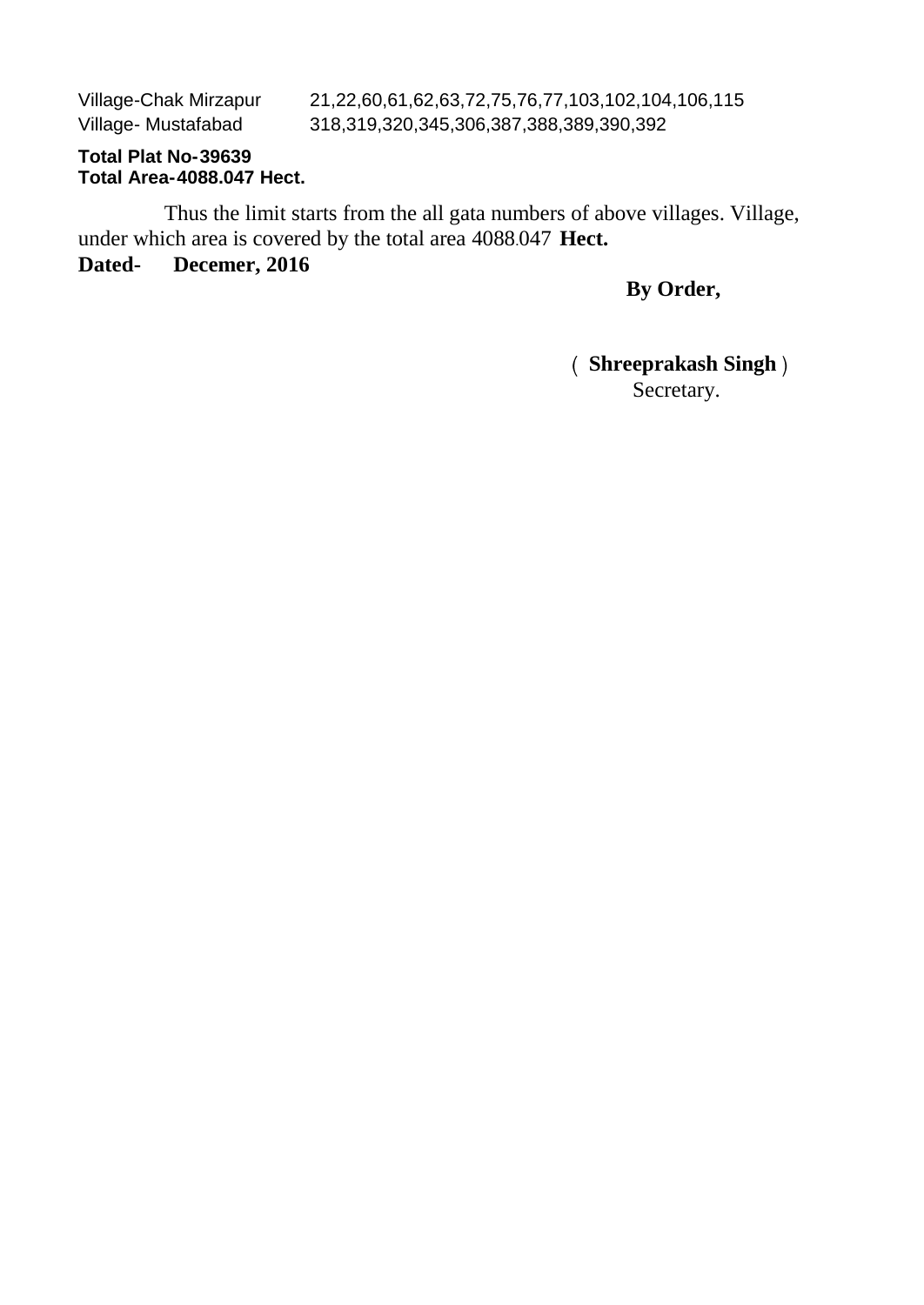| | |
|---|---|
| Village-Chak Mirzapur | 21,22,60,61,62,63,72,75,76,77,103,102,104,106,115 |
| Village- Mustafabad | 318,319,320,345,306,387,388,389,390,392 |

**Total Plat No-39639**
**Total Area-4088.047 Hect.**

Thus the limit starts from the all gata numbers of above villages. Village, under which area is covered by the total area 4088.047 **Hect.**

**Dated- Decemer, 2016**

**By Order,**

( **Shreeprakash Singh** )
Secretary.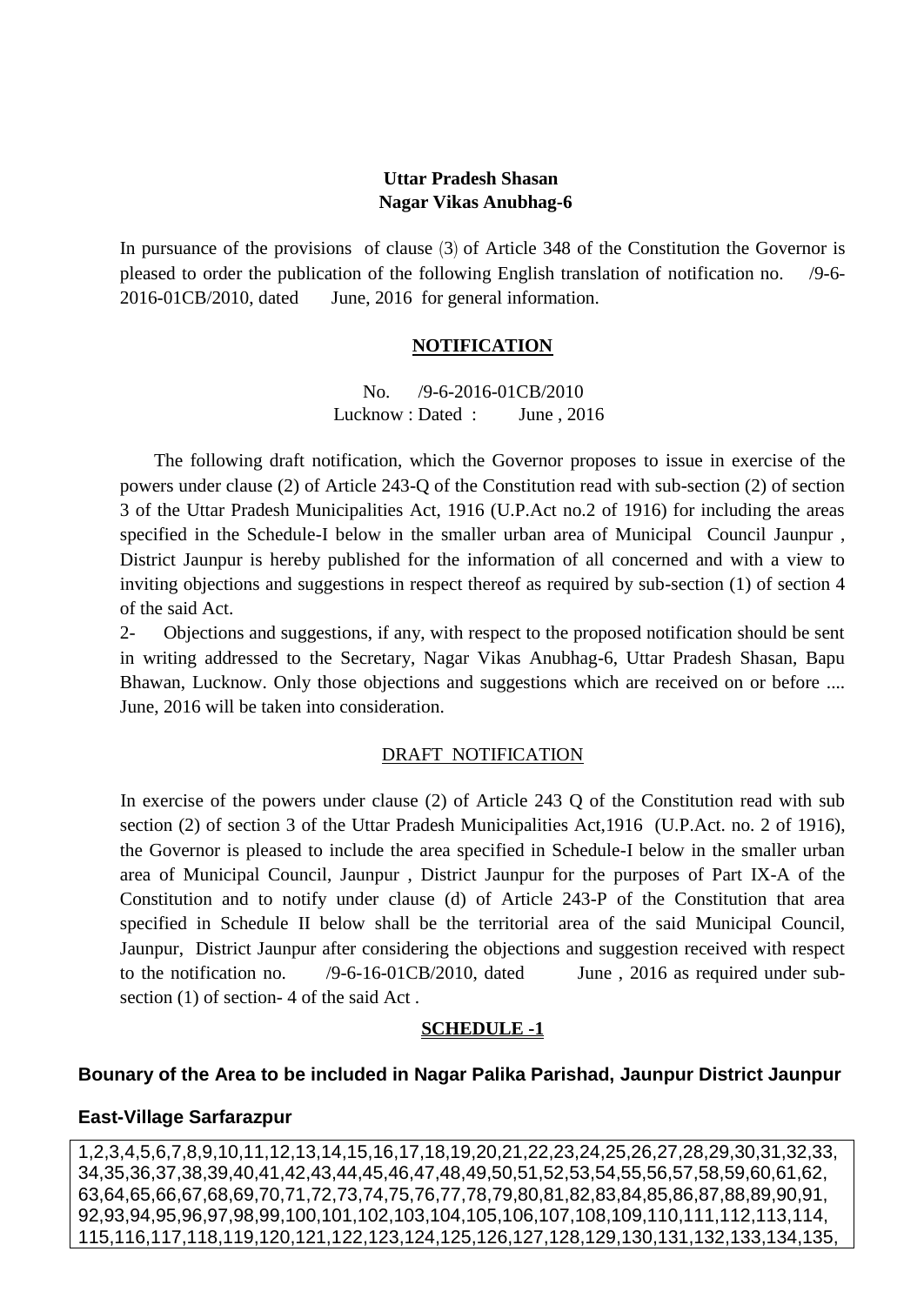**Uttar Pradesh Shasan**
**Nagar Vikas Anubhag-6**

In pursuance of the provisions of clause (3) of Article 348 of the Constitution the Governor is pleased to order the publication of the following English translation of notification no. /9-6-2016-01CB/2010, dated June, 2016 for general information.

## NOTIFICATION

No. /9-6-2016-01CB/2010
Lucknow : Dated : June , 2016

The following draft notification, which the Governor proposes to issue in exercise of the powers under clause (2) of Article 243-Q of the Constitution read with sub-section (2) of section 3 of the Uttar Pradesh Municipalities Act, 1916 (U.P.Act no.2 of 1916) for including the areas specified in the Schedule-I below in the smaller urban area of Municipal Council Jaunpur , District Jaunpur is hereby published for the information of all concerned and with a view to inviting objections and suggestions in respect thereof as required by sub-section (1) of section 4 of the said Act.

2- Objections and suggestions, if any, with respect to the proposed notification should be sent in writing addressed to the Secretary, Nagar Vikas Anubhag-6, Uttar Pradesh Shasan, Bapu Bhawan, Lucknow. Only those objections and suggestions which are received on or before .... June, 2016 will be taken into consideration.

## DRAFT NOTIFICATION

In exercise of the powers under clause (2) of Article 243 Q of the Constitution read with sub section (2) of section 3 of the Uttar Pradesh Municipalities Act,1916 (U.P.Act. no. 2 of 1916), the Governor is pleased to include the area specified in Schedule-I below in the smaller urban area of Municipal Council, Jaunpur , District Jaunpur for the purposes of Part IX-A of the Constitution and to notify under clause (d) of Article 243-P of the Constitution that area specified in Schedule II below shall be the territorial area of the said Municipal Council, Jaunpur, District Jaunpur after considering the objections and suggestion received with respect to the notification no. /9-6-16-01CB/2010, dated June , 2016 as required under sub-section (1) of section- 4 of the said Act .

## SCHEDULE -1

**Bounary of the Area to be included in Nagar Palika Parishad, Jaunpur District Jaunpur**

**East-Village Sarfarazpur**

| 1,2,3,4,5,6,7,8,9,10,11,12,13,14,15,16,17,18,19,20,21,22,23,24,25,26,27,28,29,30,31,32,33, 34,35,36,37,38,39,40,41,42,43,44,45,46,47,48,49,50,51,52,53,54,55,56,57,58,59,60,61,62, 63,64,65,66,67,68,69,70,71,72,73,74,75,76,77,78,79,80,81,82,83,84,85,86,87,88,89,90,91, 92,93,94,95,96,97,98,99,100,101,102,103,104,105,106,107,108,109,110,111,112,113,114, 115,116,117,118,119,120,121,122,123,124,125,126,127,128,129,130,131,132,133,134,135, |
|---|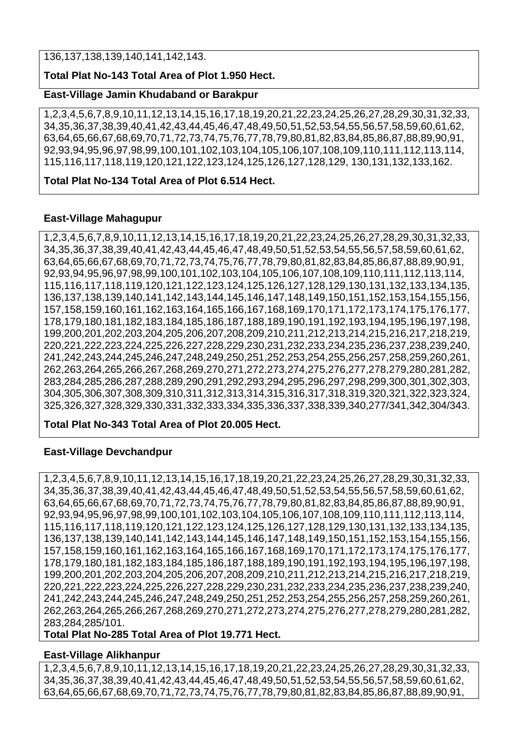136,137,138,139,140,141,142,143.

**Total Plat No-143 Total Area of Plot 1.950 Hect.**

**East-Village Jamin Khudaband or Barakpur**

1,2,3,4,5,6,7,8,9,10,11,12,13,14,15,16,17,18,19,20,21,22,23,24,25,26,27,28,29,30,31,32,33, 34,35,36,37,38,39,40,41,42,43,44,45,46,47,48,49,50,51,52,53,54,55,56,57,58,59,60,61,62, 63,64,65,66,67,68,69,70,71,72,73,74,75,76,77,78,79,80,81,82,83,84,85,86,87,88,89,90,91, 92,93,94,95,96,97,98,99,100,101,102,103,104,105,106,107,108,109,110,111,112,113,114, 115,116,117,118,119,120,121,122,123,124,125,126,127,128,129, 130,131,132,133,162.

**Total Plat No-134 Total Area of Plot 6.514 Hect.**

**East-Village Mahagupur**

1,2,3,4,5,6,7,8,9,10,11,12,13,14,15,16,17,18,19,20,21,22,23,24,25,26,27,28,29,30,31,32,33, 34,35,36,37,38,39,40,41,42,43,44,45,46,47,48,49,50,51,52,53,54,55,56,57,58,59,60,61,62, 63,64,65,66,67,68,69,70,71,72,73,74,75,76,77,78,79,80,81,82,83,84,85,86,87,88,89,90,91, 92,93,94,95,96,97,98,99,100,101,102,103,104,105,106,107,108,109,110,111,112,113,114, 115,116,117,118,119,120,121,122,123,124,125,126,127,128,129,130,131,132,133,134,135, 136,137,138,139,140,141,142,143,144,145,146,147,148,149,150,151,152,153,154,155,156, 157,158,159,160,161,162,163,164,165,166,167,168,169,170,171,172,173,174,175,176,177, 178,179,180,181,182,183,184,185,186,187,188,189,190,191,192,193,194,195,196,197,198, 199,200,201,202,203,204,205,206,207,208,209,210,211,212,213,214,215,216,217,218,219, 220,221,222,223,224,225,226,227,228,229,230,231,232,233,234,235,236,237,238,239,240, 241,242,243,244,245,246,247,248,249,250,251,252,253,254,255,256,257,258,259,260,261, 262,263,264,265,266,267,268,269,270,271,272,273,274,275,276,277,278,279,280,281,282, 283,284,285,286,287,288,289,290,291,292,293,294,295,296,297,298,299,300,301,302,303, 304,305,306,307,308,309,310,311,312,313,314,315,316,317,318,319,320,321,322,323,324, 325,326,327,328,329,330,331,332,333,334,335,336,337,338,339,340,277/341,342,304/343.

**Total Plat No-343 Total Area of Plot 20.005 Hect.**

**East-Village Devchandpur**

1,2,3,4,5,6,7,8,9,10,11,12,13,14,15,16,17,18,19,20,21,22,23,24,25,26,27,28,29,30,31,32,33, 34,35,36,37,38,39,40,41,42,43,44,45,46,47,48,49,50,51,52,53,54,55,56,57,58,59,60,61,62, 63,64,65,66,67,68,69,70,71,72,73,74,75,76,77,78,79,80,81,82,83,84,85,86,87,88,89,90,91, 92,93,94,95,96,97,98,99,100,101,102,103,104,105,106,107,108,109,110,111,112,113,114, 115,116,117,118,119,120,121,122,123,124,125,126,127,128,129,130,131,132,133,134,135, 136,137,138,139,140,141,142,143,144,145,146,147,148,149,150,151,152,153,154,155,156, 157,158,159,160,161,162,163,164,165,166,167,168,169,170,171,172,173,174,175,176,177, 178,179,180,181,182,183,184,185,186,187,188,189,190,191,192,193,194,195,196,197,198, 199,200,201,202,203,204,205,206,207,208,209,210,211,212,213,214,215,216,217,218,219, 220,221,222,223,224,225,226,227,228,229,230,231,232,233,234,235,236,237,238,239,240, 241,242,243,244,245,246,247,248,249,250,251,252,253,254,255,256,257,258,259,260,261, 262,263,264,265,266,267,268,269,270,271,272,273,274,275,276,277,278,279,280,281,282, 283,284,285/101.

**Total Plat No-285 Total Area of Plot 19.771 Hect.**

**East-Village Alikhanpur**

1,2,3,4,5,6,7,8,9,10,11,12,13,14,15,16,17,18,19,20,21,22,23,24,25,26,27,28,29,30,31,32,33, 34,35,36,37,38,39,40,41,42,43,44,45,46,47,48,49,50,51,52,53,54,55,56,57,58,59,60,61,62, 63,64,65,66,67,68,69,70,71,72,73,74,75,76,77,78,79,80,81,82,83,84,85,86,87,88,89,90,91,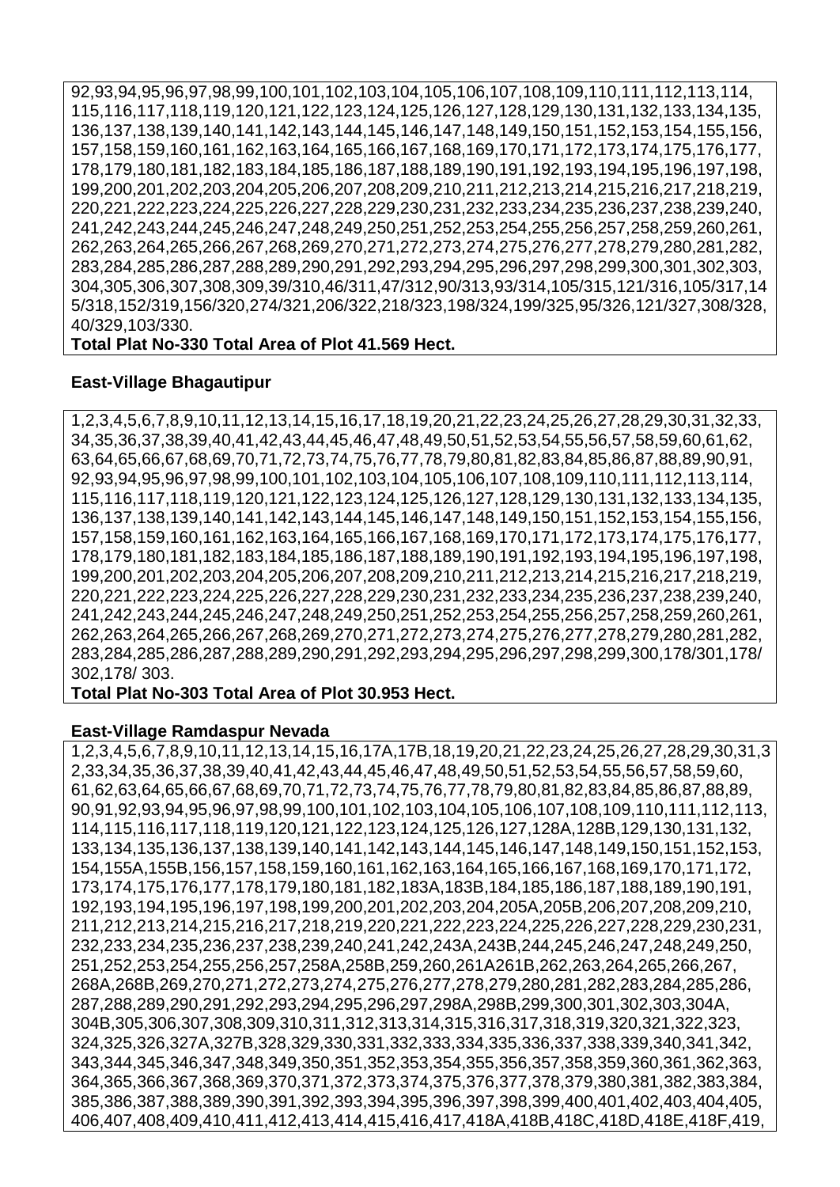92,93,94,95,96,97,98,99,100,101,102,103,104,105,106,107,108,109,110,111,112,113,114, 115,116,117,118,119,120,121,122,123,124,125,126,127,128,129,130,131,132,133,134,135, 136,137,138,139,140,141,142,143,144,145,146,147,148,149,150,151,152,153,154,155,156, 157,158,159,160,161,162,163,164,165,166,167,168,169,170,171,172,173,174,175,176,177, 178,179,180,181,182,183,184,185,186,187,188,189,190,191,192,193,194,195,196,197,198, 199,200,201,202,203,204,205,206,207,208,209,210,211,212,213,214,215,216,217,218,219, 220,221,222,223,224,225,226,227,228,229,230,231,232,233,234,235,236,237,238,239,240, 241,242,243,244,245,246,247,248,249,250,251,252,253,254,255,256,257,258,259,260,261, 262,263,264,265,266,267,268,269,270,271,272,273,274,275,276,277,278,279,280,281,282, 283,284,285,286,287,288,289,290,291,292,293,294,295,296,297,298,299,300,301,302,303, 304,305,306,307,308,309,39/310,46/311,47/312,90/313,93/314,105/315,121/316,105/317,145/318,152/319,156/320,274/321,206/322,218/323,198/324,199/325,95/326,121/327,308/328, 40/329,103/330.

**Total Plat No-330 Total Area of Plot 41.569 Hect.**

**East-Village Bhagautipur**

1,2,3,4,5,6,7,8,9,10,11,12,13,14,15,16,17,18,19,20,21,22,23,24,25,26,27,28,29,30,31,32,33, 34,35,36,37,38,39,40,41,42,43,44,45,46,47,48,49,50,51,52,53,54,55,56,57,58,59,60,61,62, 63,64,65,66,67,68,69,70,71,72,73,74,75,76,77,78,79,80,81,82,83,84,85,86,87,88,89,90,91, 92,93,94,95,96,97,98,99,100,101,102,103,104,105,106,107,108,109,110,111,112,113,114, 115,116,117,118,119,120,121,122,123,124,125,126,127,128,129,130,131,132,133,134,135, 136,137,138,139,140,141,142,143,144,145,146,147,148,149,150,151,152,153,154,155,156, 157,158,159,160,161,162,163,164,165,166,167,168,169,170,171,172,173,174,175,176,177, 178,179,180,181,182,183,184,185,186,187,188,189,190,191,192,193,194,195,196,197,198, 199,200,201,202,203,204,205,206,207,208,209,210,211,212,213,214,215,216,217,218,219, 220,221,222,223,224,225,226,227,228,229,230,231,232,233,234,235,236,237,238,239,240, 241,242,243,244,245,246,247,248,249,250,251,252,253,254,255,256,257,258,259,260,261, 262,263,264,265,266,267,268,269,270,271,272,273,274,275,276,277,278,279,280,281,282, 283,284,285,286,287,288,289,290,291,292,293,294,295,296,297,298,299,300,178/301,178/ 302,178/ 303.

**Total Plat No-303 Total Area of Plot 30.953 Hect.**

**East-Village Ramdaspur Nevada**

1,2,3,4,5,6,7,8,9,10,11,12,13,14,15,16,17A,17B,18,19,20,21,22,23,24,25,26,27,28,29,30,31,32,33,34,35,36,37,38,39,40,41,42,43,44,45,46,47,48,49,50,51,52,53,54,55,56,57,58,59,60, 61,62,63,64,65,66,67,68,69,70,71,72,73,74,75,76,77,78,79,80,81,82,83,84,85,86,87,88,89, 90,91,92,93,94,95,96,97,98,99,100,101,102,103,104,105,106,107,108,109,110,111,112,113, 114,115,116,117,118,119,120,121,122,123,124,125,126,127,128A,128B,129,130,131,132, 133,134,135,136,137,138,139,140,141,142,143,144,145,146,147,148,149,150,151,152,153, 154,155A,155B,156,157,158,159,160,161,162,163,164,165,166,167,168,169,170,171,172, 173,174,175,176,177,178,179,180,181,182,183A,183B,184,185,186,187,188,189,190,191, 192,193,194,195,196,197,198,199,200,201,202,203,204,205A,205B,206,207,208,209,210, 211,212,213,214,215,216,217,218,219,220,221,222,223,224,225,226,227,228,229,230,231, 232,233,234,235,236,237,238,239,240,241,242,243A,243B,244,245,246,247,248,249,250, 251,252,253,254,255,256,257,258A,258B,259,260,261A261B,262,263,264,265,266,267, 268A,268B,269,270,271,272,273,274,275,276,277,278,279,280,281,282,283,284,285,286, 287,288,289,290,291,292,293,294,295,296,297,298A,298B,299,300,301,302,303,304A, 304B,305,306,307,308,309,310,311,312,313,314,315,316,317,318,319,320,321,322,323, 324,325,326,327A,327B,328,329,330,331,332,333,334,335,336,337,338,339,340,341,342, 343,344,345,346,347,348,349,350,351,352,353,354,355,356,357,358,359,360,361,362,363, 364,365,366,367,368,369,370,371,372,373,374,375,376,377,378,379,380,381,382,383,384, 385,386,387,388,389,390,391,392,393,394,395,396,397,398,399,400,401,402,403,404,405, 406,407,408,409,410,411,412,413,414,415,416,417,418A,418B,418C,418D,418E,418F,419,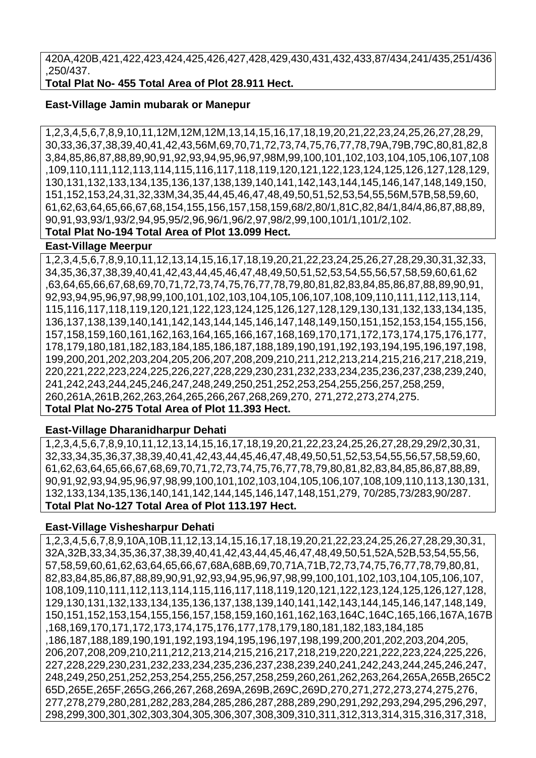420A,420B,421,422,423,424,425,426,427,428,429,430,431,432,433,87/434,241/435,251/436,250/437.
**Total Plat No- 455 Total Area of Plot 28.911 Hect.**

**East-Village Jamin mubarak or Manepur**

1,2,3,4,5,6,7,8,9,10,11,12M,12M,12M,13,14,15,16,17,18,19,20,21,22,23,24,25,26,27,28,29,30,33,36,37,38,39,40,41,42,43,56M,69,70,71,72,73,74,75,76,77,78,79A,79B,79C,80,81,82,83,84,85,86,87,88,89,90,91,92,93,94,95,96,97,98M,99,100,101,102,103,104,105,106,107,108,109,110,111,112,113,114,115,116,117,118,119,120,121,122,123,124,125,126,127,128,129,130,131,132,133,134,135,136,137,138,139,140,141,142,143,144,145,146,147,148,149,150,151,152,153,24,31,32,33M,34,35,44,45,46,47,48,49,50,51,52,53,54,55,56M,57B,58,59,60,61,62,63,64,65,66,67,68,154,155,156,157,158,159,68/2,80/1,81C,82,84/1,84/4,86,87,88,89,90,91,93,93/1,93/2,94,95,95/2,96,96/1,96/2,97,98/2,99,100,101/1,101/2,102.
**Total Plat No-194 Total Area of Plot 13.099 Hect.**

**East-Village Meerpur**

1,2,3,4,5,6,7,8,9,10,11,12,13,14,15,16,17,18,19,20,21,22,23,24,25,26,27,28,29,30,31,32,33,34,35,36,37,38,39,40,41,42,43,44,45,46,47,48,49,50,51,52,53,54,55,56,57,58,59,60,61,62,63,64,65,66,67,68,69,70,71,72,73,74,75,76,77,78,79,80,81,82,83,84,85,86,87,88,89,90,91,92,93,94,95,96,97,98,99,100,101,102,103,104,105,106,107,108,109,110,111,112,113,114,115,116,117,118,119,120,121,122,123,124,125,126,127,128,129,130,131,132,133,134,135,136,137,138,139,140,141,142,143,144,145,146,147,148,149,150,151,152,153,154,155,156,157,158,159,160,161,162,163,164,165,166,167,168,169,170,171,172,173,174,175,176,177,178,179,180,181,182,183,184,185,186,187,188,189,190,191,192,193,194,195,196,197,198,199,200,201,202,203,204,205,206,207,208,209,210,211,212,213,214,215,216,217,218,219,220,221,222,223,224,225,226,227,228,229,230,231,232,233,234,235,236,237,238,239,240,241,242,243,244,245,246,247,248,249,250,251,252,253,254,255,256,257,258,259,260,261A,261B,262,263,264,265,266,267,268,269,270, 271,272,273,274,275.
**Total Plat No-275 Total Area of Plot 11.393 Hect.**

**East-Village Dharanidharpur Dehati**

1,2,3,4,5,6,7,8,9,10,11,12,13,14,15,16,17,18,19,20,21,22,23,24,25,26,27,28,29,29/2,30,31,32,33,34,35,36,37,38,39,40,41,42,43,44,45,46,47,48,49,50,51,52,53,54,55,56,57,58,59,60,61,62,63,64,65,66,67,68,69,70,71,72,73,74,75,76,77,78,79,80,81,82,83,84,85,86,87,88,89,90,91,92,93,94,95,96,97,98,99,100,101,102,103,104,105,106,107,108,109,110,113,130,131,132,133,134,135,136,140,141,142,144,145,146,147,148,151,279, 70/285,73/283,90/287.
**Total Plat No-127 Total Area of Plot 113.197 Hect.**

**East-Village Vishesharpur Dehati**

1,2,3,4,5,6,7,8,9,10A,10B,11,12,13,14,15,16,17,18,19,20,21,22,23,24,25,26,27,28,29,30,31,32A,32B,33,34,35,36,37,38,39,40,41,42,43,44,45,46,47,48,49,50,51,52A,52B,53,54,55,56,57,58,59,60,61,62,63,64,65,66,67,68A,68B,69,70,71A,71B,72,73,74,75,76,77,78,79,80,81,82,83,84,85,86,87,88,89,90,91,92,93,94,95,96,97,98,99,100,101,102,103,104,105,106,107,108,109,110,111,112,113,114,115,116,117,118,119,120,121,122,123,124,125,126,127,128,129,130,131,132,133,134,135,136,137,138,139,140,141,142,143,144,145,146,147,148,149,150,151,152,153,154,155,156,157,158,159,160,161,162,163,164C,164C,165,166,167A,167B,168,169,170,171,172,173,174,175,176,177,178,179,180,181,182,183,184,185,186,187,188,189,190,191,192,193,194,195,196,197,198,199,200,201,202,203,204,205,206,207,208,209,210,211,212,213,214,215,216,217,218,219,220,221,222,223,224,225,226,227,228,229,230,231,232,233,234,235,236,237,238,239,240,241,242,243,244,245,246,247,248,249,250,251,252,253,254,255,256,257,258,259,260,261,262,263,264,265A,265B,265C265D,265E,265F,265G,266,267,268,269A,269B,269C,269D,270,271,272,273,274,275,276,277,278,279,280,281,282,283,284,285,286,287,288,289,290,291,292,293,294,295,296,297,298,299,300,301,302,303,304,305,306,307,308,309,310,311,312,313,314,315,316,317,318,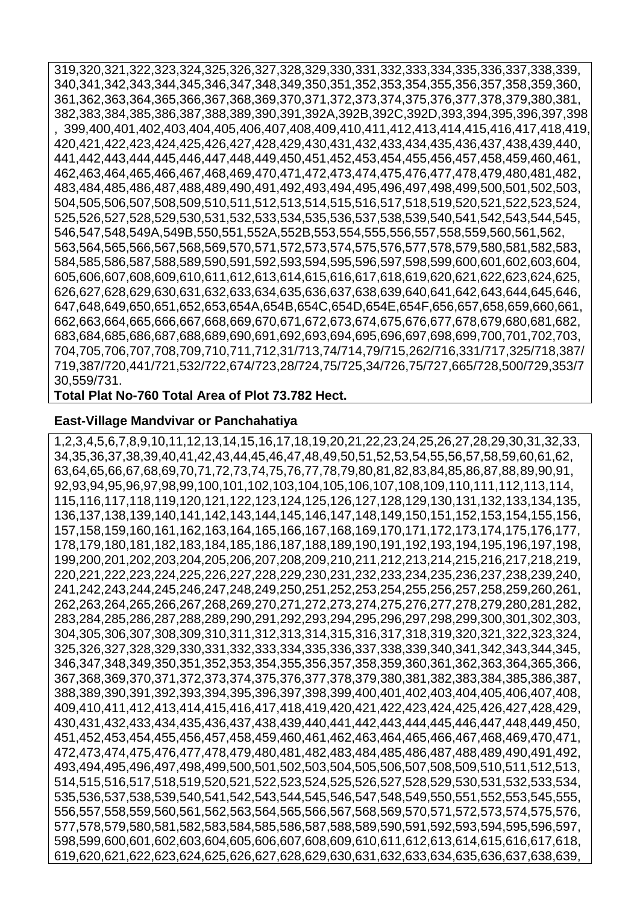319,320,321,322,323,324,325,326,327,328,329,330,331,332,333,334,335,336,337,338,339, 340,341,342,343,344,345,346,347,348,349,350,351,352,353,354,355,356,357,358,359,360, 361,362,363,364,365,366,367,368,369,370,371,372,373,374,375,376,377,378,379,380,381, 382,383,384,385,386,387,388,389,390,391,392A,392B,392C,392D,393,394,395,396,397,398 , 399,400,401,402,403,404,405,406,407,408,409,410,411,412,413,414,415,416,417,418,419, 420,421,422,423,424,425,426,427,428,429,430,431,432,433,434,435,436,437,438,439,440, 441,442,443,444,445,446,447,448,449,450,451,452,453,454,455,456,457,458,459,460,461, 462,463,464,465,466,467,468,469,470,471,472,473,474,475,476,477,478,479,480,481,482, 483,484,485,486,487,488,489,490,491,492,493,494,495,496,497,498,499,500,501,502,503, 504,505,506,507,508,509,510,511,512,513,514,515,516,517,518,519,520,521,522,523,524, 525,526,527,528,529,530,531,532,533,534,535,536,537,538,539,540,541,542,543,544,545, 546,547,548,549A,549B,550,551,552A,552B,553,554,555,556,557,558,559,560,561,562, 563,564,565,566,567,568,569,570,571,572,573,574,575,576,577,578,579,580,581,582,583, 584,585,586,587,588,589,590,591,592,593,594,595,596,597,598,599,600,601,602,603,604, 605,606,607,608,609,610,611,612,613,614,615,616,617,618,619,620,621,622,623,624,625, 626,627,628,629,630,631,632,633,634,635,636,637,638,639,640,641,642,643,644,645,646, 647,648,649,650,651,652,653,654A,654B,654C,654D,654E,654F,656,657,658,659,660,661, 662,663,664,665,666,667,668,669,670,671,672,673,674,675,676,677,678,679,680,681,682, 683,684,685,686,687,688,689,690,691,692,693,694,695,696,697,698,699,700,701,702,703, 704,705,706,707,708,709,710,711,712,31/713,74/714,79/715,262/716,331/717,325/718,387/ 719,387/720,441/721,532/722,674/723,28/724,75/725,34/726,75/727,665/728,500/729,353/7 30,559/731.

**Total Plat No-760 Total Area of Plot 73.782 Hect.**

**East-Village Mandvivar or Panchahatiya**

1,2,3,4,5,6,7,8,9,10,11,12,13,14,15,16,17,18,19,20,21,22,23,24,25,26,27,28,29,30,31,32,33, 34,35,36,37,38,39,40,41,42,43,44,45,46,47,48,49,50,51,52,53,54,55,56,57,58,59,60,61,62, 63,64,65,66,67,68,69,70,71,72,73,74,75,76,77,78,79,80,81,82,83,84,85,86,87,88,89,90,91, 92,93,94,95,96,97,98,99,100,101,102,103,104,105,106,107,108,109,110,111,112,113,114, 115,116,117,118,119,120,121,122,123,124,125,126,127,128,129,130,131,132,133,134,135, 136,137,138,139,140,141,142,143,144,145,146,147,148,149,150,151,152,153,154,155,156, 157,158,159,160,161,162,163,164,165,166,167,168,169,170,171,172,173,174,175,176,177, 178,179,180,181,182,183,184,185,186,187,188,189,190,191,192,193,194,195,196,197,198, 199,200,201,202,203,204,205,206,207,208,209,210,211,212,213,214,215,216,217,218,219, 220,221,222,223,224,225,226,227,228,229,230,231,232,233,234,235,236,237,238,239,240, 241,242,243,244,245,246,247,248,249,250,251,252,253,254,255,256,257,258,259,260,261, 262,263,264,265,266,267,268,269,270,271,272,273,274,275,276,277,278,279,280,281,282, 283,284,285,286,287,288,289,290,291,292,293,294,295,296,297,298,299,300,301,302,303, 304,305,306,307,308,309,310,311,312,313,314,315,316,317,318,319,320,321,322,323,324, 325,326,327,328,329,330,331,332,333,334,335,336,337,338,339,340,341,342,343,344,345, 346,347,348,349,350,351,352,353,354,355,356,357,358,359,360,361,362,363,364,365,366, 367,368,369,370,371,372,373,374,375,376,377,378,379,380,381,382,383,384,385,386,387, 388,389,390,391,392,393,394,395,396,397,398,399,400,401,402,403,404,405,406,407,408, 409,410,411,412,413,414,415,416,417,418,419,420,421,422,423,424,425,426,427,428,429, 430,431,432,433,434,435,436,437,438,439,440,441,442,443,444,445,446,447,448,449,450, 451,452,453,454,455,456,457,458,459,460,461,462,463,464,465,466,467,468,469,470,471, 472,473,474,475,476,477,478,479,480,481,482,483,484,485,486,487,488,489,490,491,492, 493,494,495,496,497,498,499,500,501,502,503,504,505,506,507,508,509,510,511,512,513, 514,515,516,517,518,519,520,521,522,523,524,525,526,527,528,529,530,531,532,533,534, 535,536,537,538,539,540,541,542,543,544,545,546,547,548,549,550,551,552,553,545,555, 556,557,558,559,560,561,562,563,564,565,566,567,568,569,570,571,572,573,574,575,576, 577,578,579,580,581,582,583,584,585,586,587,588,589,590,591,592,593,594,595,596,597, 598,599,600,601,602,603,604,605,606,607,608,609,610,611,612,613,614,615,616,617,618, 619,620,621,622,623,624,625,626,627,628,629,630,631,632,633,634,635,636,637,638,639,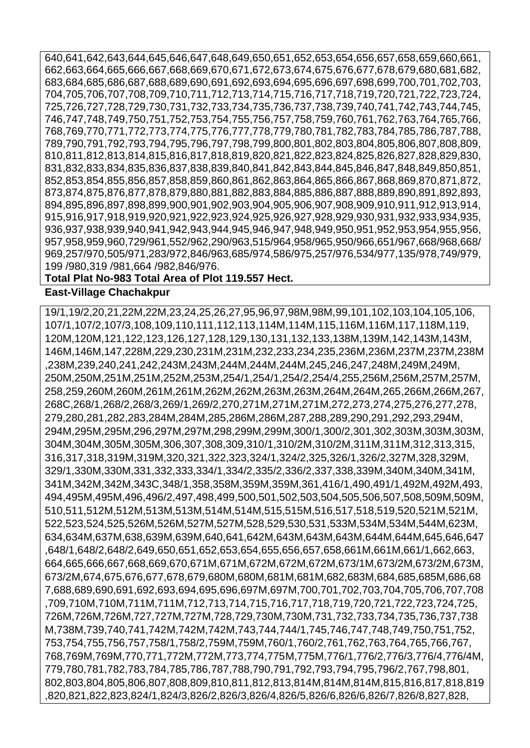640,641,642,643,644,645,646,647,648,649,650,651,652,653,654,656,657,658,659,660,661,662,663,664,665,666,667,668,669,670,671,672,673,674,675,676,677,678,679,680,681,682,683,684,685,686,687,688,689,690,691,692,693,694,695,696,697,698,699,700,701,702,703,704,705,706,707,708,709,710,711,712,713,714,715,716,717,718,719,720,721,722,723,724,725,726,727,728,729,730,731,732,733,734,735,736,737,738,739,740,741,742,743,744,745,746,747,748,749,750,751,752,753,754,755,756,757,758,759,760,761,762,763,764,765,766,768,769,770,771,772,773,774,775,776,777,778,779,780,781,782,783,784,785,786,787,788,789,790,791,792,793,794,795,796,797,798,799,800,801,802,803,804,805,806,807,808,809,810,811,812,813,814,815,816,817,818,819,820,821,822,823,824,825,826,827,828,829,830,831,832,833,834,835,836,837,838,839,840,841,842,843,844,845,846,847,848,849,850,851,852,853,854,855,856,857,858,859,860,861,862,863,864,865,866,867,868,869,870,871,872,873,874,875,876,877,878,879,880,881,882,883,884,885,886,887,888,889,890,891,892,893,894,895,896,897,898,899,900,901,902,903,904,905,906,907,908,909,910,911,912,913,914,915,916,917,918,919,920,921,922,923,924,925,926,927,928,929,930,931,932,933,934,935,936,937,938,939,940,941,942,943,944,945,946,947,948,949,950,951,952,953,954,955,956,957,958,959,960,729/961,552/962,290/963,515/964,958/965,950/966,651/967,668/968,668/969,257/970,505/971,283/972,846/963,685/974,586/975,257/976,534/977,135/978,749/979,199 /980,319 /981,664 /982,846/976.

**Total Plat No-983 Total Area of Plot 119.557 Hect.**

**East-Village Chachakpur**

19/1,19/2,20,21,22M,22M,23,24,25,26,27,95,96,97,98M,98M,99,101,102,103,104,105,106,107/1,107/2,107/3,108,109,110,111,112,113,114M,114M,115,116M,116M,117,118M,119,120M,120M,121,122,123,126,127,128,129,130,131,132,133,138M,139M,142,143M,143M,146M,146M,147,228M,229,230,231M,231M,232,233,234,235,236M,236M,237M,237M,238M,238M,239,240,241,242,243M,243M,244M,244M,244M,245,246,247,248M,249M,249M,250M,250M,251M,251M,252M,253M,254/1,254/1,254/2,254/4,255,256M,256M,257M,257M,258,259,260M,260M,261M,261M,262M,262M,263M,263M,264M,264M,265,266M,266M,267,268C,268/1,268/2,268/3,269/1,269/2,270,271M,271M,271M,272,273,274,275,276,277,278,279,280,281,282,283,284M,284M,285,286M,286M,287,288,289,290,291,292,293,294M,294M,295M,295M,296,297M,297M,298,299M,299M,300/1,300/2,301,302,303M,303M,303M,304M,304M,305M,305M,306,307,308,309,310/1,310/2M,310/2M,311M,311M,312,313,315,316,317,318,319M,319M,320,321,322,323,324/1,324/2,325,326/1,326/2,327M,328,329M,329/1,330M,330M,331,332,333,334/1,334/2,335/2,336/2,337,338,339M,340M,340M,341M,341M,342M,342M,343C,348/1,358,358M,359M,359M,361,416/1,490,491/1,492M,492M,493,494,495M,495M,496,496/2,497,498,499,500,501,502,503,504,505,506,507,508,509M,509M,510,511,512M,512M,513M,513M,514M,514M,515M,515M,516,517,518,519,520,521M,521M,522,523,524,525,526M,526M,527M,527M,528,529,530,531,533M,534M,534M,544M,623M,634,634M,637M,638,639M,639M,640,641,642M,643M,643M,643M,644M,644M,645,646,647,648/1,648/2,648/2,649,650,651,652,653,654,655,656,657,658,661M,661M,661/1,662,663,664,665,666,667,668,669,670,671M,671M,672M,672M,672M,673/1M,673/2M,673/2M,673M,673/2M,674,675,676,677,678,679,680M,680M,681M,681M,682,683M,684,685,685M,686,687,688,689,690,691,692,693,694,695,696,697M,697M,700,701,702,703,704,705,706,707,708,709,710M,710M,711M,711M,712,713,714,715,716,717,718,719,720,721,722,723,724,725,726M,726M,726M,727,727M,727M,728,729,730M,730M,731,732,733,734,735,736,737,738M,738M,739,740,741,742M,742M,742M,743,744,744/1,745,746,747,748,749,750,751,752,753,754,755,756,757,758/1,758/2,759M,759M,760/1,760/2,761,762,763,764,765,766,767,768,769M,769M,770,771,772M,772M,773,774,775M,775M,776/1,776/2,776/3,776/4,776/4M,779,780,781,782,783,784,785,786,787,788,790,791,792,793,794,795,796/2,767,798,801,802,803,804,805,806,807,808,809,810,811,812,813,814M,814M,814M,815,816,817,818,819,820,821,822,823,824/1,824/3,826/2,826/3,826/4,826/5,826/6,826/6,826/7,826/8,827,828,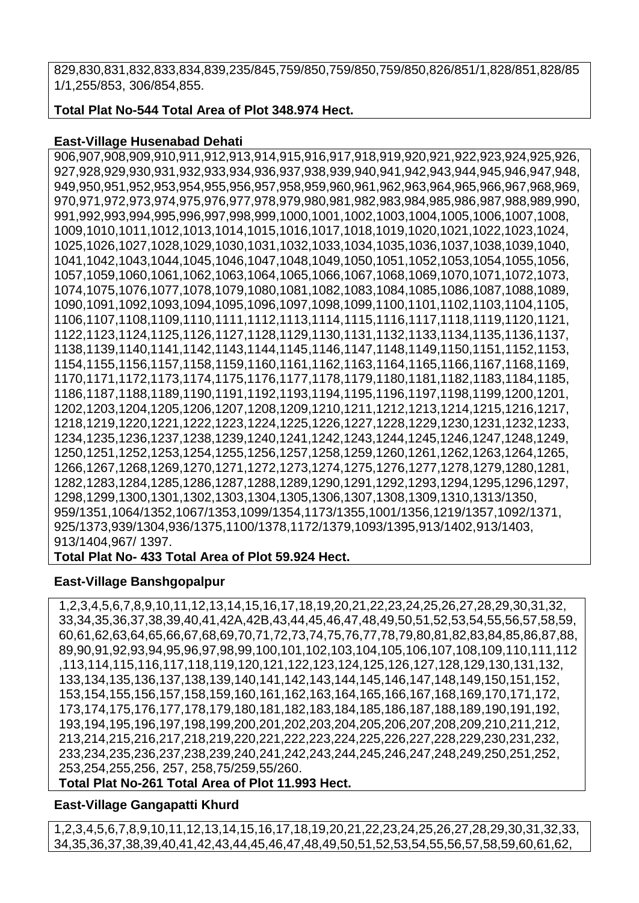829,830,831,832,833,834,839,235/845,759/850,759/850,759/850,826/851/1,828/851,828/851/1,255/853, 306/854,855.

**Total Plat No-544 Total Area of Plot 348.974 Hect.**

**East-Village Husenabad Dehati**

906,907,908,909,910,911,912,913,914,915,916,917,918,919,920,921,922,923,924,925,926,927,928,929,930,931,932,933,934,936,937,938,939,940,941,942,943,944,945,946,947,948,949,950,951,952,953,954,955,956,957,958,959,960,961,962,963,964,965,966,967,968,969,970,971,972,973,974,975,976,977,978,979,980,981,982,983,984,985,986,987,988,989,990,991,992,993,994,995,996,997,998,999,1000,1001,1002,1003,1004,1005,1006,1007,1008,1009,1010,1011,1012,1013,1014,1015,1016,1017,1018,1019,1020,1021,1022,1023,1024,1025,1026,1027,1028,1029,1030,1031,1032,1033,1034,1035,1036,1037,1038,1039,1040,1041,1042,1043,1044,1045,1046,1047,1048,1049,1050,1051,1052,1053,1054,1055,1056,1057,1059,1060,1061,1062,1063,1064,1065,1066,1067,1068,1069,1070,1071,1072,1073,1074,1075,1076,1077,1078,1079,1080,1081,1082,1083,1084,1085,1086,1087,1088,1089,1090,1091,1092,1093,1094,1095,1096,1097,1098,1099,1100,1101,1102,1103,1104,1105,1106,1107,1108,1109,1110,1111,1112,1113,1114,1115,1116,1117,1118,1119,1120,1121,1122,1123,1124,1125,1126,1127,1128,1129,1130,1131,1132,1133,1134,1135,1136,1137,1138,1139,1140,1141,1142,1143,1144,1145,1146,1147,1148,1149,1150,1151,1152,1153,1154,1155,1156,1157,1158,1159,1160,1161,1162,1163,1164,1165,1166,1167,1168,1169,1170,1171,1172,1173,1174,1175,1176,1177,1178,1179,1180,1181,1182,1183,1184,1185,1186,1187,1188,1189,1190,1191,1192,1193,1194,1195,1196,1197,1198,1199,1200,1201,1202,1203,1204,1205,1206,1207,1208,1209,1210,1211,1212,1213,1214,1215,1216,1217,1218,1219,1220,1221,1222,1223,1224,1225,1226,1227,1228,1229,1230,1231,1232,1233,1234,1235,1236,1237,1238,1239,1240,1241,1242,1243,1244,1245,1246,1247,1248,1249,1250,1251,1252,1253,1254,1255,1256,1257,1258,1259,1260,1261,1262,1263,1264,1265,1266,1267,1268,1269,1270,1271,1272,1273,1274,1275,1276,1277,1278,1279,1280,1281,1282,1283,1284,1285,1286,1287,1288,1289,1290,1291,1292,1293,1294,1295,1296,1297,1298,1299,1300,1301,1302,1303,1304,1305,1306,1307,1308,1309,1310,1313/1350,959/1351,1064/1352,1067/1353,1099/1354,1173/1355,1001/1356,1219/1357,1092/1371,925/1373,939/1304,936/1375,1100/1378,1172/1379,1093/1395,913/1402,913/1403,913/1404,967/ 1397.

**Total Plat No- 433 Total Area of Plot 59.924 Hect.**

**East-Village Banshgopalpur**

1,2,3,4,5,6,7,8,9,10,11,12,13,14,15,16,17,18,19,20,21,22,23,24,25,26,27,28,29,30,31,32,33,34,35,36,37,38,39,40,41,42A,42B,43,44,45,46,47,48,49,50,51,52,53,54,55,56,57,58,59,60,61,62,63,64,65,66,67,68,69,70,71,72,73,74,75,76,77,78,79,80,81,82,83,84,85,86,87,88,89,90,91,92,93,94,95,96,97,98,99,100,101,102,103,104,105,106,107,108,109,110,111,112,113,114,115,116,117,118,119,120,121,122,123,124,125,126,127,128,129,130,131,132,133,134,135,136,137,138,139,140,141,142,143,144,145,146,147,148,149,150,151,152,153,154,155,156,157,158,159,160,161,162,163,164,165,166,167,168,169,170,171,172,173,174,175,176,177,178,179,180,181,182,183,184,185,186,187,188,189,190,191,192,193,194,195,196,197,198,199,200,201,202,203,204,205,206,207,208,209,210,211,212,213,214,215,216,217,218,219,220,221,222,223,224,225,226,227,228,229,230,231,232,233,234,235,236,237,238,239,240,241,242,243,244,245,246,247,248,249,250,251,252,253,254,255,256, 257, 258,75/259,55/260.

**Total Plat No-261 Total Area of Plot 11.993 Hect.**

**East-Village Gangapatti Khurd**

1,2,3,4,5,6,7,8,9,10,11,12,13,14,15,16,17,18,19,20,21,22,23,24,25,26,27,28,29,30,31,32,33,34,35,36,37,38,39,40,41,42,43,44,45,46,47,48,49,50,51,52,53,54,55,56,57,58,59,60,61,62,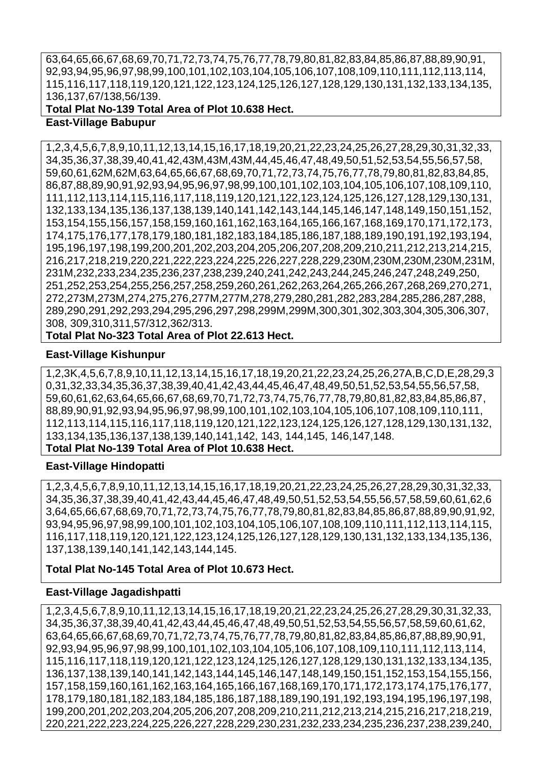63,64,65,66,67,68,69,70,71,72,73,74,75,76,77,78,79,80,81,82,83,84,85,86,87,88,89,90,91, 92,93,94,95,96,97,98,99,100,101,102,103,104,105,106,107,108,109,110,111,112,113,114, 115,116,117,118,119,120,121,122,123,124,125,126,127,128,129,130,131,132,133,134,135, 136,137,67/138,56/139.

**Total Plat No-139 Total Area of Plot 10.638 Hect.**

**East-Village Babupur**

1,2,3,4,5,6,7,8,9,10,11,12,13,14,15,16,17,18,19,20,21,22,23,24,25,26,27,28,29,30,31,32,33, 34,35,36,37,38,39,40,41,42,43M,43M,43M,44,45,46,47,48,49,50,51,52,53,54,55,56,57,58, 59,60,61,62M,62M,63,64,65,66,67,68,69,70,71,72,73,74,75,76,77,78,79,80,81,82,83,84,85, 86,87,88,89,90,91,92,93,94,95,96,97,98,99,100,101,102,103,104,105,106,107,108,109,110, 111,112,113,114,115,116,117,118,119,120,121,122,123,124,125,126,127,128,129,130,131, 132,133,134,135,136,137,138,139,140,141,142,143,144,145,146,147,148,149,150,151,152, 153,154,155,156,157,158,159,160,161,162,163,164,165,166,167,168,169,170,171,172,173, 174,175,176,177,178,179,180,181,182,183,184,185,186,187,188,189,190,191,192,193,194, 195,196,197,198,199,200,201,202,203,204,205,206,207,208,209,210,211,212,213,214,215, 216,217,218,219,220,221,222,223,224,225,226,227,228,229,230M,230M,230M,230M,231M, 231M,232,233,234,235,236,237,238,239,240,241,242,243,244,245,246,247,248,249,250, 251,252,253,254,255,256,257,258,259,260,261,262,263,264,265,266,267,268,269,270,271, 272,273M,273M,274,275,276,277M,277M,278,279,280,281,282,283,284,285,286,287,288, 289,290,291,292,293,294,295,296,297,298,299M,299M,300,301,302,303,304,305,306,307, 308, 309,310,311,57/312,362/313.

**Total Plat No-323 Total Area of Plot 22.613 Hect.**

**East-Village Kishunpur**

1,2,3K,4,5,6,7,8,9,10,11,12,13,14,15,16,17,18,19,20,21,22,23,24,25,26,27A,B,C,D,E,28,29,3 0,31,32,33,34,35,36,37,38,39,40,41,42,43,44,45,46,47,48,49,50,51,52,53,54,55,56,57,58, 59,60,61,62,63,64,65,66,67,68,69,70,71,72,73,74,75,76,77,78,79,80,81,82,83,84,85,86,87, 88,89,90,91,92,93,94,95,96,97,98,99,100,101,102,103,104,105,106,107,108,109,110,111, 112,113,114,115,116,117,118,119,120,121,122,123,124,125,126,127,128,129,130,131,132, 133,134,135,136,137,138,139,140,141,142, 143, 144,145, 146,147,148.

**Total Plat No-139 Total Area of Plot 10.638 Hect.**

**East-Village Hindopatti**

1,2,3,4,5,6,7,8,9,10,11,12,13,14,15,16,17,18,19,20,21,22,23,24,25,26,27,28,29,30,31,32,33, 34,35,36,37,38,39,40,41,42,43,44,45,46,47,48,49,50,51,52,53,54,55,56,57,58,59,60,61,62,6 3,64,65,66,67,68,69,70,71,72,73,74,75,76,77,78,79,80,81,82,83,84,85,86,87,88,89,90,91,92, 93,94,95,96,97,98,99,100,101,102,103,104,105,106,107,108,109,110,111,112,113,114,115, 116,117,118,119,120,121,122,123,124,125,126,127,128,129,130,131,132,133,134,135,136, 137,138,139,140,141,142,143,144,145.

**Total Plat No-145 Total Area of Plot 10.673 Hect.**

**East-Village Jagadishpatti**

1,2,3,4,5,6,7,8,9,10,11,12,13,14,15,16,17,18,19,20,21,22,23,24,25,26,27,28,29,30,31,32,33, 34,35,36,37,38,39,40,41,42,43,44,45,46,47,48,49,50,51,52,53,54,55,56,57,58,59,60,61,62, 63,64,65,66,67,68,69,70,71,72,73,74,75,76,77,78,79,80,81,82,83,84,85,86,87,88,89,90,91, 92,93,94,95,96,97,98,99,100,101,102,103,104,105,106,107,108,109,110,111,112,113,114, 115,116,117,118,119,120,121,122,123,124,125,126,127,128,129,130,131,132,133,134,135, 136,137,138,139,140,141,142,143,144,145,146,147,148,149,150,151,152,153,154,155,156, 157,158,159,160,161,162,163,164,165,166,167,168,169,170,171,172,173,174,175,176,177, 178,179,180,181,182,183,184,185,186,187,188,189,190,191,192,193,194,195,196,197,198, 199,200,201,202,203,204,205,206,207,208,209,210,211,212,213,214,215,216,217,218,219, 220,221,222,223,224,225,226,227,228,229,230,231,232,233,234,235,236,237,238,239,240,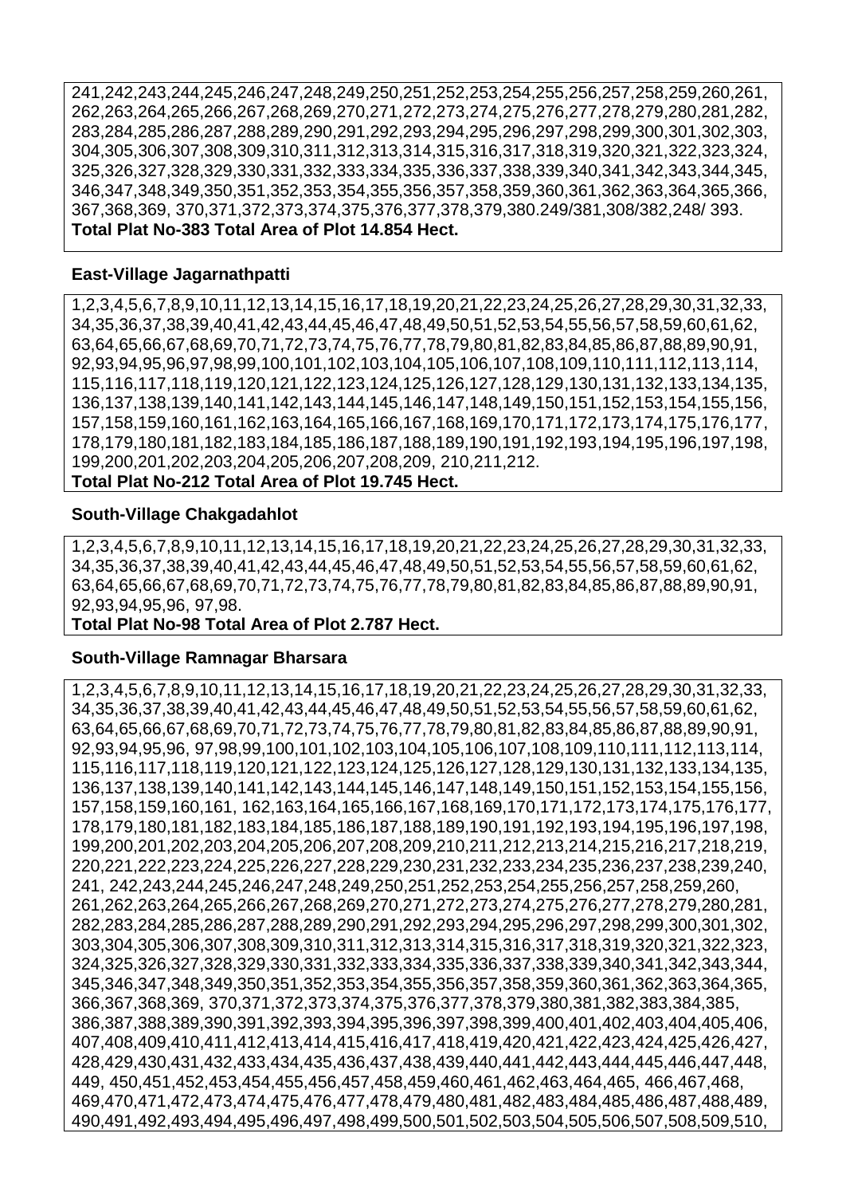241,242,243,244,245,246,247,248,249,250,251,252,253,254,255,256,257,258,259,260,261, 262,263,264,265,266,267,268,269,270,271,272,273,274,275,276,277,278,279,280,281,282, 283,284,285,286,287,288,289,290,291,292,293,294,295,296,297,298,299,300,301,302,303, 304,305,306,307,308,309,310,311,312,313,314,315,316,317,318,319,320,321,322,323,324, 325,326,327,328,329,330,331,332,333,334,335,336,337,338,339,340,341,342,343,344,345, 346,347,348,349,350,351,352,353,354,355,356,357,358,359,360,361,362,363,364,365,366, 367,368,369, 370,371,372,373,374,375,376,377,378,379,380.249/381,308/382,248/ 393.
**Total Plat No-383 Total Area of Plot 14.854 Hect.**

**East-Village Jagarnathpatti**

1,2,3,4,5,6,7,8,9,10,11,12,13,14,15,16,17,18,19,20,21,22,23,24,25,26,27,28,29,30,31,32,33, 34,35,36,37,38,39,40,41,42,43,44,45,46,47,48,49,50,51,52,53,54,55,56,57,58,59,60,61,62, 63,64,65,66,67,68,69,70,71,72,73,74,75,76,77,78,79,80,81,82,83,84,85,86,87,88,89,90,91, 92,93,94,95,96,97,98,99,100,101,102,103,104,105,106,107,108,109,110,111,112,113,114, 115,116,117,118,119,120,121,122,123,124,125,126,127,128,129,130,131,132,133,134,135, 136,137,138,139,140,141,142,143,144,145,146,147,148,149,150,151,152,153,154,155,156, 157,158,159,160,161,162,163,164,165,166,167,168,169,170,171,172,173,174,175,176,177, 178,179,180,181,182,183,184,185,186,187,188,189,190,191,192,193,194,195,196,197,198, 199,200,201,202,203,204,205,206,207,208,209, 210,211,212.
**Total Plat No-212 Total Area of Plot 19.745 Hect.**

**South-Village Chakgadahlot**

1,2,3,4,5,6,7,8,9,10,11,12,13,14,15,16,17,18,19,20,21,22,23,24,25,26,27,28,29,30,31,32,33, 34,35,36,37,38,39,40,41,42,43,44,45,46,47,48,49,50,51,52,53,54,55,56,57,58,59,60,61,62, 63,64,65,66,67,68,69,70,71,72,73,74,75,76,77,78,79,80,81,82,83,84,85,86,87,88,89,90,91, 92,93,94,95,96, 97,98.
**Total Plat No-98 Total Area of Plot 2.787 Hect.**

**South-Village Ramnagar Bharsara**

1,2,3,4,5,6,7,8,9,10,11,12,13,14,15,16,17,18,19,20,21,22,23,24,25,26,27,28,29,30,31,32,33, 34,35,36,37,38,39,40,41,42,43,44,45,46,47,48,49,50,51,52,53,54,55,56,57,58,59,60,61,62, 63,64,65,66,67,68,69,70,71,72,73,74,75,76,77,78,79,80,81,82,83,84,85,86,87,88,89,90,91, 92,93,94,95,96, 97,98,99,100,101,102,103,104,105,106,107,108,109,110,111,112,113,114, 115,116,117,118,119,120,121,122,123,124,125,126,127,128,129,130,131,132,133,134,135, 136,137,138,139,140,141,142,143,144,145,146,147,148,149,150,151,152,153,154,155,156, 157,158,159,160,161, 162,163,164,165,166,167,168,169,170,171,172,173,174,175,176,177, 178,179,180,181,182,183,184,185,186,187,188,189,190,191,192,193,194,195,196,197,198, 199,200,201,202,203,204,205,206,207,208,209,210,211,212,213,214,215,216,217,218,219, 220,221,222,223,224,225,226,227,228,229,230,231,232,233,234,235,236,237,238,239,240, 241, 242,243,244,245,246,247,248,249,250,251,252,253,254,255,256,257,258,259,260, 261,262,263,264,265,266,267,268,269,270,271,272,273,274,275,276,277,278,279,280,281, 282,283,284,285,286,287,288,289,290,291,292,293,294,295,296,297,298,299,300,301,302, 303,304,305,306,307,308,309,310,311,312,313,314,315,316,317,318,319,320,321,322,323, 324,325,326,327,328,329,330,331,332,333,334,335,336,337,338,339,340,341,342,343,344, 345,346,347,348,349,350,351,352,353,354,355,356,357,358,359,360,361,362,363,364,365, 366,367,368,369, 370,371,372,373,374,375,376,377,378,379,380,381,382,383,384,385, 386,387,388,389,390,391,392,393,394,395,396,397,398,399,400,401,402,403,404,405,406, 407,408,409,410,411,412,413,414,415,416,417,418,419,420,421,422,423,424,425,426,427, 428,429,430,431,432,433,434,435,436,437,438,439,440,441,442,443,444,445,446,447,448, 449, 450,451,452,453,454,455,456,457,458,459,460,461,462,463,464,465, 466,467,468, 469,470,471,472,473,474,475,476,477,478,479,480,481,482,483,484,485,486,487,488,489, 490,491,492,493,494,495,496,497,498,499,500,501,502,503,504,505,506,507,508,509,510,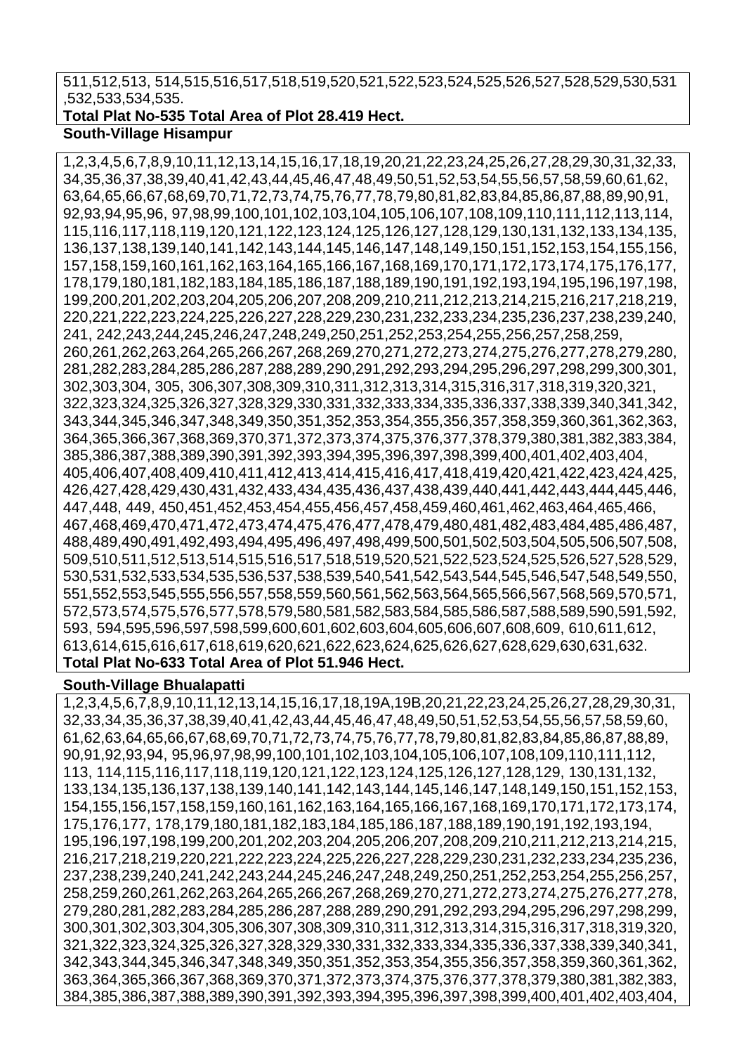511,512,513, 514,515,516,517,518,519,520,521,522,523,524,525,526,527,528,529,530,531 ,532,533,534,535.

**Total Plat No-535 Total Area of Plot 28.419 Hect.**

**South-Village Hisampur**

1,2,3,4,5,6,7,8,9,10,11,12,13,14,15,16,17,18,19,20,21,22,23,24,25,26,27,28,29,30,31,32,33, 34,35,36,37,38,39,40,41,42,43,44,45,46,47,48,49,50,51,52,53,54,55,56,57,58,59,60,61,62, 63,64,65,66,67,68,69,70,71,72,73,74,75,76,77,78,79,80,81,82,83,84,85,86,87,88,89,90,91, 92,93,94,95,96, 97,98,99,100,101,102,103,104,105,106,107,108,109,110,111,112,113,114, 115,116,117,118,119,120,121,122,123,124,125,126,127,128,129,130,131,132,133,134,135, 136,137,138,139,140,141,142,143,144,145,146,147,148,149,150,151,152,153,154,155,156, 157,158,159,160,161,162,163,164,165,166,167,168,169,170,171,172,173,174,175,176,177, 178,179,180,181,182,183,184,185,186,187,188,189,190,191,192,193,194,195,196,197,198, 199,200,201,202,203,204,205,206,207,208,209,210,211,212,213,214,215,216,217,218,219, 220,221,222,223,224,225,226,227,228,229,230,231,232,233,234,235,236,237,238,239,240, 241, 242,243,244,245,246,247,248,249,250,251,252,253,254,255,256,257,258,259, 260,261,262,263,264,265,266,267,268,269,270,271,272,273,274,275,276,277,278,279,280, 281,282,283,284,285,286,287,288,289,290,291,292,293,294,295,296,297,298,299,300,301, 302,303,304, 305, 306,307,308,309,310,311,312,313,314,315,316,317,318,319,320,321, 322,323,324,325,326,327,328,329,330,331,332,333,334,335,336,337,338,339,340,341,342, 343,344,345,346,347,348,349,350,351,352,353,354,355,356,357,358,359,360,361,362,363, 364,365,366,367,368,369,370,371,372,373,374,375,376,377,378,379,380,381,382,383,384, 385,386,387,388,389,390,391,392,393,394,395,396,397,398,399,400,401,402,403,404, 405,406,407,408,409,410,411,412,413,414,415,416,417,418,419,420,421,422,423,424,425, 426,427,428,429,430,431,432,433,434,435,436,437,438,439,440,441,442,443,444,445,446, 447,448, 449, 450,451,452,453,454,455,456,457,458,459,460,461,462,463,464,465,466, 467,468,469,470,471,472,473,474,475,476,477,478,479,480,481,482,483,484,485,486,487, 488,489,490,491,492,493,494,495,496,497,498,499,500,501,502,503,504,505,506,507,508, 509,510,511,512,513,514,515,516,517,518,519,520,521,522,523,524,525,526,527,528,529, 530,531,532,533,534,535,536,537,538,539,540,541,542,543,544,545,546,547,548,549,550, 551,552,553,545,555,556,557,558,559,560,561,562,563,564,565,566,567,568,569,570,571, 572,573,574,575,576,577,578,579,580,581,582,583,584,585,586,587,588,589,590,591,592, 593, 594,595,596,597,598,599,600,601,602,603,604,605,606,607,608,609, 610,611,612, 613,614,615,616,617,618,619,620,621,622,623,624,625,626,627,628,629,630,631,632.

**Total Plat No-633 Total Area of Plot 51.946 Hect.**

**South-Village Bhualapatti**

1,2,3,4,5,6,7,8,9,10,11,12,13,14,15,16,17,18,19A,19B,20,21,22,23,24,25,26,27,28,29,30,31, 32,33,34,35,36,37,38,39,40,41,42,43,44,45,46,47,48,49,50,51,52,53,54,55,56,57,58,59,60, 61,62,63,64,65,66,67,68,69,70,71,72,73,74,75,76,77,78,79,80,81,82,83,84,85,86,87,88,89, 90,91,92,93,94, 95,96,97,98,99,100,101,102,103,104,105,106,107,108,109,110,111,112, 113, 114,115,116,117,118,119,120,121,122,123,124,125,126,127,128,129, 130,131,132, 133,134,135,136,137,138,139,140,141,142,143,144,145,146,147,148,149,150,151,152,153, 154,155,156,157,158,159,160,161,162,163,164,165,166,167,168,169,170,171,172,173,174, 175,176,177, 178,179,180,181,182,183,184,185,186,187,188,189,190,191,192,193,194, 195,196,197,198,199,200,201,202,203,204,205,206,207,208,209,210,211,212,213,214,215, 216,217,218,219,220,221,222,223,224,225,226,227,228,229,230,231,232,233,234,235,236, 237,238,239,240,241,242,243,244,245,246,247,248,249,250,251,252,253,254,255,256,257, 258,259,260,261,262,263,264,265,266,267,268,269,270,271,272,273,274,275,276,277,278, 279,280,281,282,283,284,285,286,287,288,289,290,291,292,293,294,295,296,297,298,299, 300,301,302,303,304,305,306,307,308,309,310,311,312,313,314,315,316,317,318,319,320, 321,322,323,324,325,326,327,328,329,330,331,332,333,334,335,336,337,338,339,340,341, 342,343,344,345,346,347,348,349,350,351,352,353,354,355,356,357,358,359,360,361,362, 363,364,365,366,367,368,369,370,371,372,373,374,375,376,377,378,379,380,381,382,383, 384,385,386,387,388,389,390,391,392,393,394,395,396,397,398,399,400,401,402,403,404,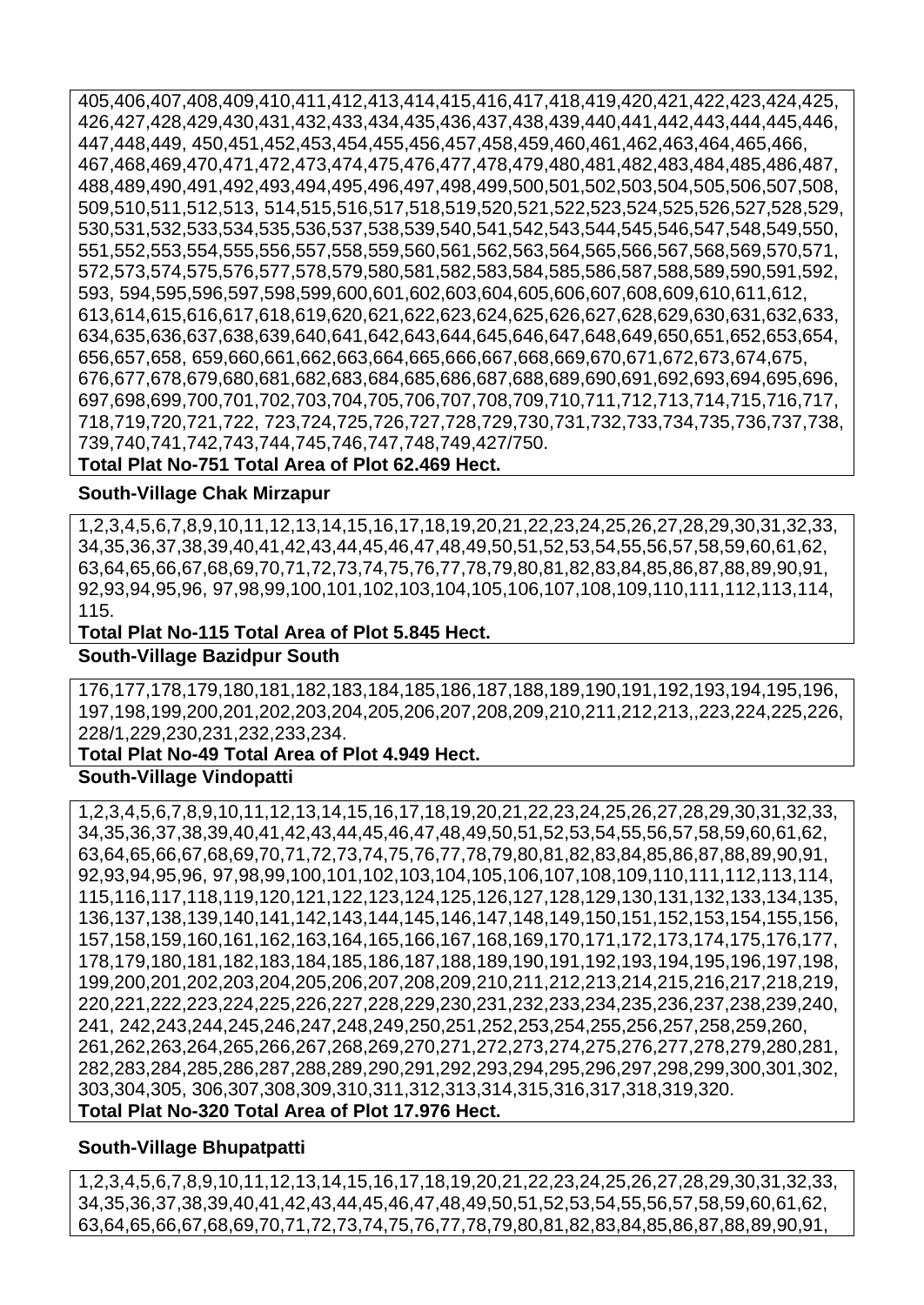405,406,407,408,409,410,411,412,413,414,415,416,417,418,419,420,421,422,423,424,425,
426,427,428,429,430,431,432,433,434,435,436,437,438,439,440,441,442,443,444,445,446,
447,448,449, 450,451,452,453,454,455,456,457,458,459,460,461,462,463,464,465,466,
467,468,469,470,471,472,473,474,475,476,477,478,479,480,481,482,483,484,485,486,487,
488,489,490,491,492,493,494,495,496,497,498,499,500,501,502,503,504,505,506,507,508,
509,510,511,512,513, 514,515,516,517,518,519,520,521,522,523,524,525,526,527,528,529,
530,531,532,533,534,535,536,537,538,539,540,541,542,543,544,545,546,547,548,549,550,
551,552,553,554,555,556,557,558,559,560,561,562,563,564,565,566,567,568,569,570,571,
572,573,574,575,576,577,578,579,580,581,582,583,584,585,586,587,588,589,590,591,592,
593, 594,595,596,597,598,599,600,601,602,603,604,605,606,607,608,609,610,611,612,
613,614,615,616,617,618,619,620,621,622,623,624,625,626,627,628,629,630,631,632,633,
634,635,636,637,638,639,640,641,642,643,644,645,646,647,648,649,650,651,652,653,654,
656,657,658, 659,660,661,662,663,664,665,666,667,668,669,670,671,672,673,674,675,
676,677,678,679,680,681,682,683,684,685,686,687,688,689,690,691,692,693,694,695,696,
697,698,699,700,701,702,703,704,705,706,707,708,709,710,711,712,713,714,715,716,717,
718,719,720,721,722, 723,724,725,726,727,728,729,730,731,732,733,734,735,736,737,738,
739,740,741,742,743,744,745,746,747,748,749,427/750.

**Total Plat No-751 Total Area of Plot 62.469 Hect.**

**South-Village Chak Mirzapur**

1,2,3,4,5,6,7,8,9,10,11,12,13,14,15,16,17,18,19,20,21,22,23,24,25,26,27,28,29,30,31,32,33,
34,35,36,37,38,39,40,41,42,43,44,45,46,47,48,49,50,51,52,53,54,55,56,57,58,59,60,61,62,
63,64,65,66,67,68,69,70,71,72,73,74,75,76,77,78,79,80,81,82,83,84,85,86,87,88,89,90,91,
92,93,94,95,96, 97,98,99,100,101,102,103,104,105,106,107,108,109,110,111,112,113,114,
115.

**Total Plat No-115 Total Area of Plot 5.845 Hect.**

**South-Village Bazidpur South**

176,177,178,179,180,181,182,183,184,185,186,187,188,189,190,191,192,193,194,195,196,
197,198,199,200,201,202,203,204,205,206,207,208,209,210,211,212,213,,223,224,225,226,
228/1,229,230,231,232,233,234.

**Total Plat No-49 Total Area of Plot 4.949 Hect.**

**South-Village Vindopatti**

1,2,3,4,5,6,7,8,9,10,11,12,13,14,15,16,17,18,19,20,21,22,23,24,25,26,27,28,29,30,31,32,33,
34,35,36,37,38,39,40,41,42,43,44,45,46,47,48,49,50,51,52,53,54,55,56,57,58,59,60,61,62,
63,64,65,66,67,68,69,70,71,72,73,74,75,76,77,78,79,80,81,82,83,84,85,86,87,88,89,90,91,
92,93,94,95,96, 97,98,99,100,101,102,103,104,105,106,107,108,109,110,111,112,113,114,
115,116,117,118,119,120,121,122,123,124,125,126,127,128,129,130,131,132,133,134,135,
136,137,138,139,140,141,142,143,144,145,146,147,148,149,150,151,152,153,154,155,156,
157,158,159,160,161,162,163,164,165,166,167,168,169,170,171,172,173,174,175,176,177,
178,179,180,181,182,183,184,185,186,187,188,189,190,191,192,193,194,195,196,197,198,
199,200,201,202,203,204,205,206,207,208,209,210,211,212,213,214,215,216,217,218,219,
220,221,222,223,224,225,226,227,228,229,230,231,232,233,234,235,236,237,238,239,240,
241, 242,243,244,245,246,247,248,249,250,251,252,253,254,255,256,257,258,259,260,
261,262,263,264,265,266,267,268,269,270,271,272,273,274,275,276,277,278,279,280,281,
282,283,284,285,286,287,288,289,290,291,292,293,294,295,296,297,298,299,300,301,302,
303,304,305, 306,307,308,309,310,311,312,313,314,315,316,317,318,319,320.

**Total Plat No-320 Total Area of Plot 17.976 Hect.**

**South-Village Bhupatpatti**

1,2,3,4,5,6,7,8,9,10,11,12,13,14,15,16,17,18,19,20,21,22,23,24,25,26,27,28,29,30,31,32,33,
34,35,36,37,38,39,40,41,42,43,44,45,46,47,48,49,50,51,52,53,54,55,56,57,58,59,60,61,62,
63,64,65,66,67,68,69,70,71,72,73,74,75,76,77,78,79,80,81,82,83,84,85,86,87,88,89,90,91,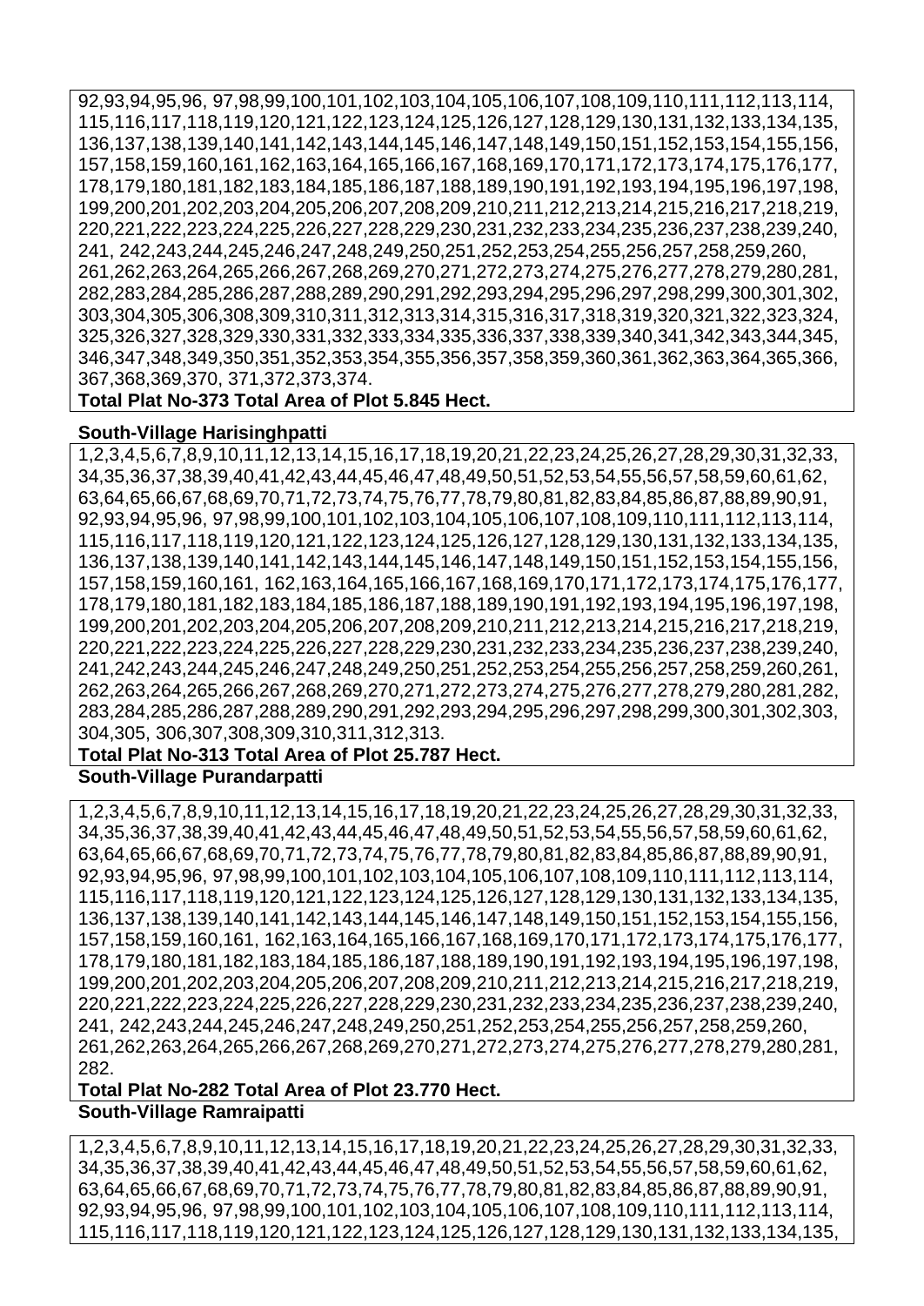92,93,94,95,96, 97,98,99,100,101,102,103,104,105,106,107,108,109,110,111,112,113,114, 115,116,117,118,119,120,121,122,123,124,125,126,127,128,129,130,131,132,133,134,135, 136,137,138,139,140,141,142,143,144,145,146,147,148,149,150,151,152,153,154,155,156, 157,158,159,160,161,162,163,164,165,166,167,168,169,170,171,172,173,174,175,176,177, 178,179,180,181,182,183,184,185,186,187,188,189,190,191,192,193,194,195,196,197,198, 199,200,201,202,203,204,205,206,207,208,209,210,211,212,213,214,215,216,217,218,219, 220,221,222,223,224,225,226,227,228,229,230,231,232,233,234,235,236,237,238,239,240, 241, 242,243,244,245,246,247,248,249,250,251,252,253,254,255,256,257,258,259,260, 261,262,263,264,265,266,267,268,269,270,271,272,273,274,275,276,277,278,279,280,281, 282,283,284,285,286,287,288,289,290,291,292,293,294,295,296,297,298,299,300,301,302, 303,304,305,306,308,309,310,311,312,313,314,315,316,317,318,319,320,321,322,323,324, 325,326,327,328,329,330,331,332,333,334,335,336,337,338,339,340,341,342,343,344,345, 346,347,348,349,350,351,352,353,354,355,356,357,358,359,360,361,362,363,364,365,366, 367,368,369,370, 371,372,373,374.

**Total Plat No-373 Total Area of Plot 5.845 Hect.**

**South-Village Harisinghpatti**

1,2,3,4,5,6,7,8,9,10,11,12,13,14,15,16,17,18,19,20,21,22,23,24,25,26,27,28,29,30,31,32,33, 34,35,36,37,38,39,40,41,42,43,44,45,46,47,48,49,50,51,52,53,54,55,56,57,58,59,60,61,62, 63,64,65,66,67,68,69,70,71,72,73,74,75,76,77,78,79,80,81,82,83,84,85,86,87,88,89,90,91, 92,93,94,95,96, 97,98,99,100,101,102,103,104,105,106,107,108,109,110,111,112,113,114, 115,116,117,118,119,120,121,122,123,124,125,126,127,128,129,130,131,132,133,134,135, 136,137,138,139,140,141,142,143,144,145,146,147,148,149,150,151,152,153,154,155,156, 157,158,159,160,161, 162,163,164,165,166,167,168,169,170,171,172,173,174,175,176,177, 178,179,180,181,182,183,184,185,186,187,188,189,190,191,192,193,194,195,196,197,198, 199,200,201,202,203,204,205,206,207,208,209,210,211,212,213,214,215,216,217,218,219, 220,221,222,223,224,225,226,227,228,229,230,231,232,233,234,235,236,237,238,239,240, 241,242,243,244,245,246,247,248,249,250,251,252,253,254,255,256,257,258,259,260,261, 262,263,264,265,266,267,268,269,270,271,272,273,274,275,276,277,278,279,280,281,282, 283,284,285,286,287,288,289,290,291,292,293,294,295,296,297,298,299,300,301,302,303, 304,305, 306,307,308,309,310,311,312,313.

**Total Plat No-313 Total Area of Plot 25.787 Hect.**

**South-Village Purandarpatti**

1,2,3,4,5,6,7,8,9,10,11,12,13,14,15,16,17,18,19,20,21,22,23,24,25,26,27,28,29,30,31,32,33, 34,35,36,37,38,39,40,41,42,43,44,45,46,47,48,49,50,51,52,53,54,55,56,57,58,59,60,61,62, 63,64,65,66,67,68,69,70,71,72,73,74,75,76,77,78,79,80,81,82,83,84,85,86,87,88,89,90,91, 92,93,94,95,96, 97,98,99,100,101,102,103,104,105,106,107,108,109,110,111,112,113,114, 115,116,117,118,119,120,121,122,123,124,125,126,127,128,129,130,131,132,133,134,135, 136,137,138,139,140,141,142,143,144,145,146,147,148,149,150,151,152,153,154,155,156, 157,158,159,160,161, 162,163,164,165,166,167,168,169,170,171,172,173,174,175,176,177, 178,179,180,181,182,183,184,185,186,187,188,189,190,191,192,193,194,195,196,197,198, 199,200,201,202,203,204,205,206,207,208,209,210,211,212,213,214,215,216,217,218,219, 220,221,222,223,224,225,226,227,228,229,230,231,232,233,234,235,236,237,238,239,240, 241, 242,243,244,245,246,247,248,249,250,251,252,253,254,255,256,257,258,259,260, 261,262,263,264,265,266,267,268,269,270,271,272,273,274,275,276,277,278,279,280,281, 282.

**Total Plat No-282 Total Area of Plot 23.770 Hect.**

**South-Village Ramraipatti**

1,2,3,4,5,6,7,8,9,10,11,12,13,14,15,16,17,18,19,20,21,22,23,24,25,26,27,28,29,30,31,32,33, 34,35,36,37,38,39,40,41,42,43,44,45,46,47,48,49,50,51,52,53,54,55,56,57,58,59,60,61,62, 63,64,65,66,67,68,69,70,71,72,73,74,75,76,77,78,79,80,81,82,83,84,85,86,87,88,89,90,91, 92,93,94,95,96, 97,98,99,100,101,102,103,104,105,106,107,108,109,110,111,112,113,114, 115,116,117,118,119,120,121,122,123,124,125,126,127,128,129,130,131,132,133,134,135,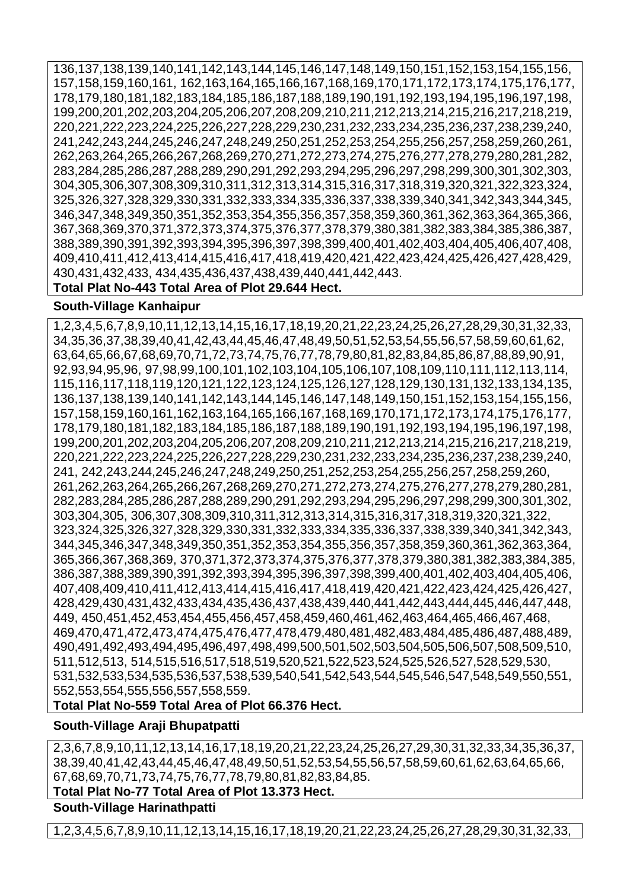136,137,138,139,140,141,142,143,144,145,146,147,148,149,150,151,152,153,154,155,156, 157,158,159,160,161, 162,163,164,165,166,167,168,169,170,171,172,173,174,175,176,177, 178,179,180,181,182,183,184,185,186,187,188,189,190,191,192,193,194,195,196,197,198, 199,200,201,202,203,204,205,206,207,208,209,210,211,212,213,214,215,216,217,218,219, 220,221,222,223,224,225,226,227,228,229,230,231,232,233,234,235,236,237,238,239,240, 241,242,243,244,245,246,247,248,249,250,251,252,253,254,255,256,257,258,259,260,261, 262,263,264,265,266,267,268,269,270,271,272,273,274,275,276,277,278,279,280,281,282, 283,284,285,286,287,288,289,290,291,292,293,294,295,296,297,298,299,300,301,302,303, 304,305,306,307,308,309,310,311,312,313,314,315,316,317,318,319,320,321,322,323,324, 325,326,327,328,329,330,331,332,333,334,335,336,337,338,339,340,341,342,343,344,345, 346,347,348,349,350,351,352,353,354,355,356,357,358,359,360,361,362,363,364,365,366, 367,368,369,370,371,372,373,374,375,376,377,378,379,380,381,382,383,384,385,386,387, 388,389,390,391,392,393,394,395,396,397,398,399,400,401,402,403,404,405,406,407,408, 409,410,411,412,413,414,415,416,417,418,419,420,421,422,423,424,425,426,427,428,429, 430,431,432,433, 434,435,436,437,438,439,440,441,442,443.

**Total Plat No-443 Total Area of Plot 29.644 Hect.**

**South-Village Kanhaipur**

1,2,3,4,5,6,7,8,9,10,11,12,13,14,15,16,17,18,19,20,21,22,23,24,25,26,27,28,29,30,31,32,33, 34,35,36,37,38,39,40,41,42,43,44,45,46,47,48,49,50,51,52,53,54,55,56,57,58,59,60,61,62, 63,64,65,66,67,68,69,70,71,72,73,74,75,76,77,78,79,80,81,82,83,84,85,86,87,88,89,90,91, 92,93,94,95,96, 97,98,99,100,101,102,103,104,105,106,107,108,109,110,111,112,113,114, 115,116,117,118,119,120,121,122,123,124,125,126,127,128,129,130,131,132,133,134,135, 136,137,138,139,140,141,142,143,144,145,146,147,148,149,150,151,152,153,154,155,156, 157,158,159,160,161,162,163,164,165,166,167,168,169,170,171,172,173,174,175,176,177, 178,179,180,181,182,183,184,185,186,187,188,189,190,191,192,193,194,195,196,197,198, 199,200,201,202,203,204,205,206,207,208,209,210,211,212,213,214,215,216,217,218,219, 220,221,222,223,224,225,226,227,228,229,230,231,232,233,234,235,236,237,238,239,240, 241, 242,243,244,245,246,247,248,249,250,251,252,253,254,255,256,257,258,259,260, 261,262,263,264,265,266,267,268,269,270,271,272,273,274,275,276,277,278,279,280,281, 282,283,284,285,286,287,288,289,290,291,292,293,294,295,296,297,298,299,300,301,302, 303,304,305, 306,307,308,309,310,311,312,313,314,315,316,317,318,319,320,321,322, 323,324,325,326,327,328,329,330,331,332,333,334,335,336,337,338,339,340,341,342,343, 344,345,346,347,348,349,350,351,352,353,354,355,356,357,358,359,360,361,362,363,364, 365,366,367,368,369, 370,371,372,373,374,375,376,377,378,379,380,381,382,383,384,385, 386,387,388,389,390,391,392,393,394,395,396,397,398,399,400,401,402,403,404,405,406, 407,408,409,410,411,412,413,414,415,416,417,418,419,420,421,422,423,424,425,426,427, 428,429,430,431,432,433,434,435,436,437,438,439,440,441,442,443,444,445,446,447,448, 449, 450,451,452,453,454,455,456,457,458,459,460,461,462,463,464,465,466,467,468, 469,470,471,472,473,474,475,476,477,478,479,480,481,482,483,484,485,486,487,488,489, 490,491,492,493,494,495,496,497,498,499,500,501,502,503,504,505,506,507,508,509,510, 511,512,513, 514,515,516,517,518,519,520,521,522,523,524,525,526,527,528,529,530, 531,532,533,534,535,536,537,538,539,540,541,542,543,544,545,546,547,548,549,550,551, 552,553,554,555,556,557,558,559.

**Total Plat No-559 Total Area of Plot 66.376 Hect.**

**South-Village Araji Bhupatpatti**

2,3,6,7,8,9,10,11,12,13,14,16,17,18,19,20,21,22,23,24,25,26,27,29,30,31,32,33,34,35,36,37, 38,39,40,41,42,43,44,45,46,47,48,49,50,51,52,53,54,55,56,57,58,59,60,61,62,63,64,65,66, 67,68,69,70,71,73,74,75,76,77,78,79,80,81,82,83,84,85.

**Total Plat No-77 Total Area of Plot 13.373 Hect.**

**South-Village Harinathpatti**

1,2,3,4,5,6,7,8,9,10,11,12,13,14,15,16,17,18,19,20,21,22,23,24,25,26,27,28,29,30,31,32,33,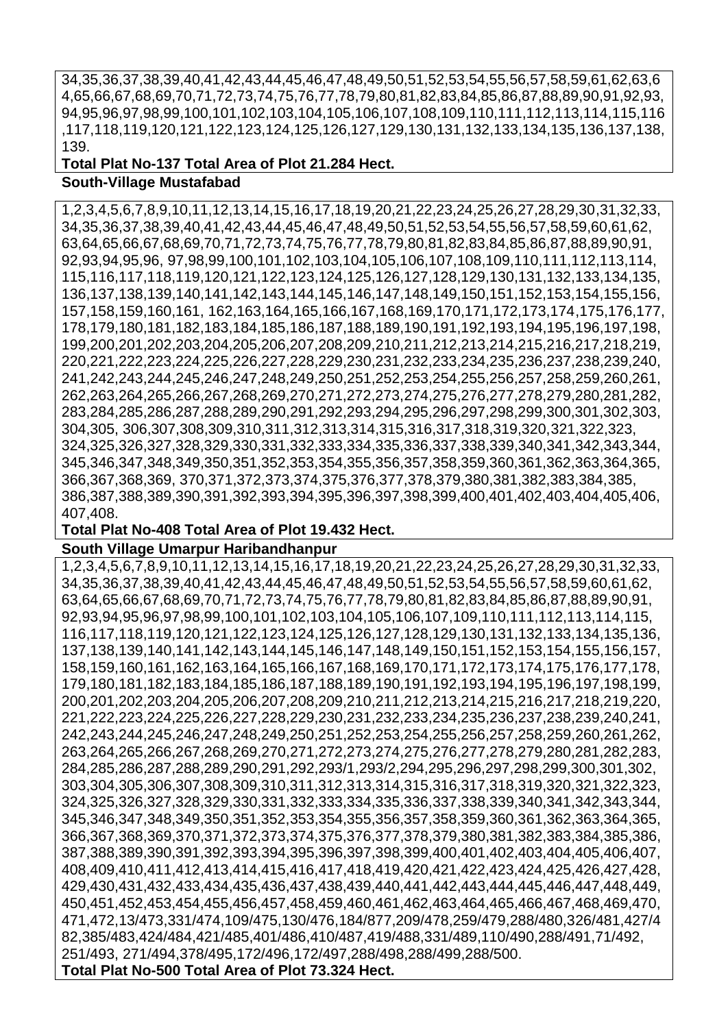34,35,36,37,38,39,40,41,42,43,44,45,46,47,48,49,50,51,52,53,54,55,56,57,58,59,61,62,63,64,65,66,67,68,69,70,71,72,73,74,75,76,77,78,79,80,81,82,83,84,85,86,87,88,89,90,91,92,93,94,95,96,97,98,99,100,101,102,103,104,105,106,107,108,109,110,111,112,113,114,115,116,117,118,119,120,121,122,123,124,125,126,127,129,130,131,132,133,134,135,136,137,138,139.

**Total Plat No-137 Total Area of Plot 21.284 Hect.**

**South-Village Mustafabad**

1,2,3,4,5,6,7,8,9,10,11,12,13,14,15,16,17,18,19,20,21,22,23,24,25,26,27,28,29,30,31,32,33,34,35,36,37,38,39,40,41,42,43,44,45,46,47,48,49,50,51,52,53,54,55,56,57,58,59,60,61,62,63,64,65,66,67,68,69,70,71,72,73,74,75,76,77,78,79,80,81,82,83,84,85,86,87,88,89,90,91,92,93,94,95,96, 97,98,99,100,101,102,103,104,105,106,107,108,109,110,111,112,113,114,115,116,117,118,119,120,121,122,123,124,125,126,127,128,129,130,131,132,133,134,135,136,137,138,139,140,141,142,143,144,145,146,147,148,149,150,151,152,153,154,155,156,157,158,159,160,161, 162,163,164,165,166,167,168,169,170,171,172,173,174,175,176,177,178,179,180,181,182,183,184,185,186,187,188,189,190,191,192,193,194,195,196,197,198,199,200,201,202,203,204,205,206,207,208,209,210,211,212,213,214,215,216,217,218,219,220,221,222,223,224,225,226,227,228,229,230,231,232,233,234,235,236,237,238,239,240,241,242,243,244,245,246,247,248,249,250,251,252,253,254,255,256,257,258,259,260,261,262,263,264,265,266,267,268,269,270,271,272,273,274,275,276,277,278,279,280,281,282,283,284,285,286,287,288,289,290,291,292,293,294,295,296,297,298,299,300,301,302,303,304,305, 306,307,308,309,310,311,312,313,314,315,316,317,318,319,320,321,322,323,324,325,326,327,328,329,330,331,332,333,334,335,336,337,338,339,340,341,342,343,344,345,346,347,348,349,350,351,352,353,354,355,356,357,358,359,360,361,362,363,364,365,366,367,368,369, 370,371,372,373,374,375,376,377,378,379,380,381,382,383,384,385,386,387,388,389,390,391,392,393,394,395,396,397,398,399,400,401,402,403,404,405,406,407,408.

**Total Plat No-408 Total Area of Plot 19.432 Hect.**

**South Village Umarpur Haribandhanpur**

1,2,3,4,5,6,7,8,9,10,11,12,13,14,15,16,17,18,19,20,21,22,23,24,25,26,27,28,29,30,31,32,33,34,35,36,37,38,39,40,41,42,43,44,45,46,47,48,49,50,51,52,53,54,55,56,57,58,59,60,61,62,63,64,65,66,67,68,69,70,71,72,73,74,75,76,77,78,79,80,81,82,83,84,85,86,87,88,89,90,91,92,93,94,95,96,97,98,99,100,101,102,103,104,105,106,107,109,110,111,112,113,114,115,116,117,118,119,120,121,122,123,124,125,126,127,128,129,130,131,132,133,134,135,136,137,138,139,140,141,142,143,144,145,146,147,148,149,150,151,152,153,154,155,156,157,158,159,160,161,162,163,164,165,166,167,168,169,170,171,172,173,174,175,176,177,178,179,180,181,182,183,184,185,186,187,188,189,190,191,192,193,194,195,196,197,198,199,200,201,202,203,204,205,206,207,208,209,210,211,212,213,214,215,216,217,218,219,220,221,222,223,224,225,226,227,228,229,230,231,232,233,234,235,236,237,238,239,240,241,242,243,244,245,246,247,248,249,250,251,252,253,254,255,256,257,258,259,260,261,262,263,264,265,266,267,268,269,270,271,272,273,274,275,276,277,278,279,280,281,282,283,284,285,286,287,288,289,290,291,292,293/1,293/2,294,295,296,297,298,299,300,301,302,303,304,305,306,307,308,309,310,311,312,313,314,315,316,317,318,319,320,321,322,323,324,325,326,327,328,329,330,331,332,333,334,335,336,337,338,339,340,341,342,343,344,345,346,347,348,349,350,351,352,353,354,355,356,357,358,359,360,361,362,363,364,365,366,367,368,369,370,371,372,373,374,375,376,377,378,379,380,381,382,383,384,385,386,387,388,389,390,391,392,393,394,395,396,397,398,399,400,401,402,403,404,405,406,407,408,409,410,411,412,413,414,415,416,417,418,419,420,421,422,423,424,425,426,427,428,429,430,431,432,433,434,435,436,437,438,439,440,441,442,443,444,445,446,447,448,449,450,451,452,453,454,455,456,457,458,459,460,461,462,463,464,465,466,467,468,469,470,471,472,13/473,331/474,109/475,130/476,184/877,209/478,259/479,288/480,326/481,427/482,385/483,424/484,421/485,401/486,410/487,419/488,331/489,110/490,288/491,71/492,251/493, 271/494,378/495,172/496,172/497,288/498,288/499,288/500.

**Total Plat No-500 Total Area of Plot 73.324 Hect.**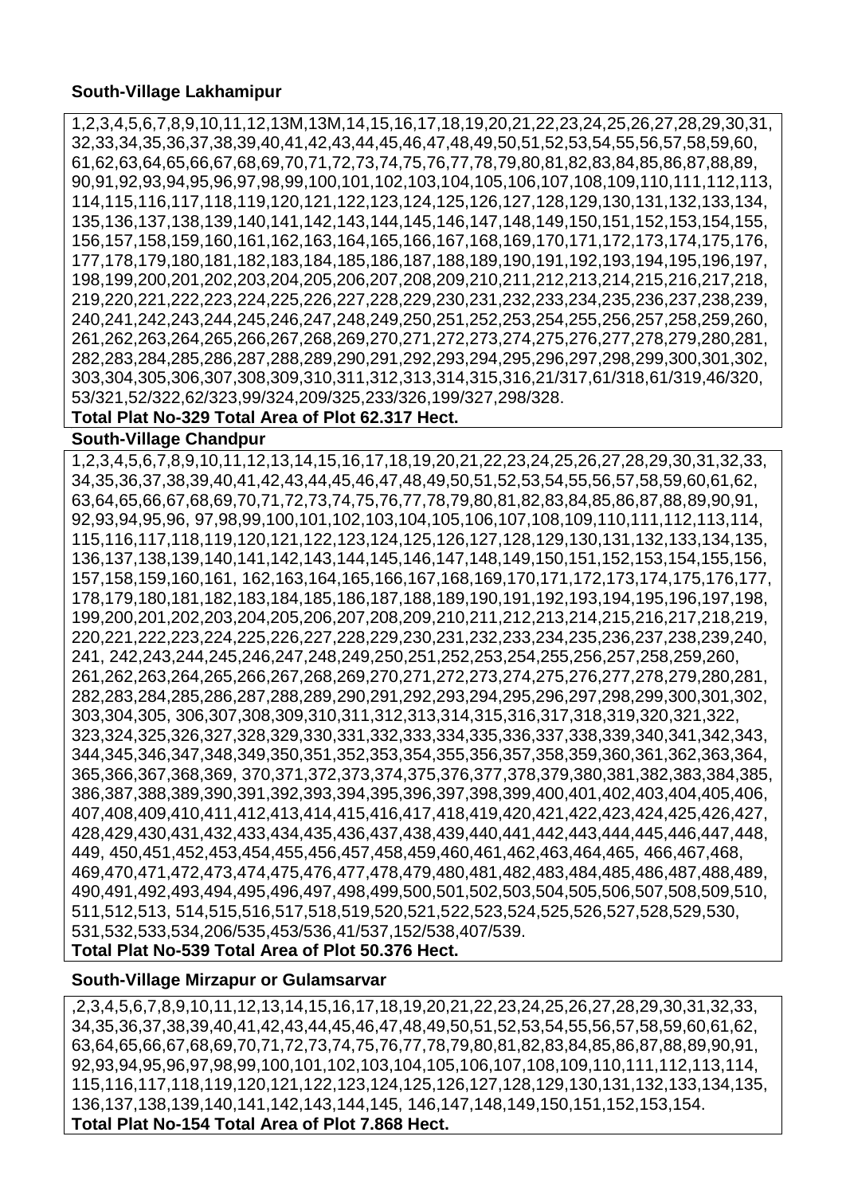**South-Village Lakhamipur**

1,2,3,4,5,6,7,8,9,10,11,12,13M,13M,14,15,16,17,18,19,20,21,22,23,24,25,26,27,28,29,30,31, 32,33,34,35,36,37,38,39,40,41,42,43,44,45,46,47,48,49,50,51,52,53,54,55,56,57,58,59,60, 61,62,63,64,65,66,67,68,69,70,71,72,73,74,75,76,77,78,79,80,81,82,83,84,85,86,87,88,89, 90,91,92,93,94,95,96,97,98,99,100,101,102,103,104,105,106,107,108,109,110,111,112,113, 114,115,116,117,118,119,120,121,122,123,124,125,126,127,128,129,130,131,132,133,134, 135,136,137,138,139,140,141,142,143,144,145,146,147,148,149,150,151,152,153,154,155, 156,157,158,159,160,161,162,163,164,165,166,167,168,169,170,171,172,173,174,175,176, 177,178,179,180,181,182,183,184,185,186,187,188,189,190,191,192,193,194,195,196,197, 198,199,200,201,202,203,204,205,206,207,208,209,210,211,212,213,214,215,216,217,218, 219,220,221,222,223,224,225,226,227,228,229,230,231,232,233,234,235,236,237,238,239, 240,241,242,243,244,245,246,247,248,249,250,251,252,253,254,255,256,257,258,259,260, 261,262,263,264,265,266,267,268,269,270,271,272,273,274,275,276,277,278,279,280,281, 282,283,284,285,286,287,288,289,290,291,292,293,294,295,296,297,298,299,300,301,302, 303,304,305,306,307,308,309,310,311,312,313,314,315,316,21/317,61/318,61/319,46/320, 53/321,52/322,62/323,99/324,209/325,233/326,199/327,298/328.

**Total Plat No-329 Total Area of Plot 62.317 Hect.**

**South-Village Chandpur**

1,2,3,4,5,6,7,8,9,10,11,12,13,14,15,16,17,18,19,20,21,22,23,24,25,26,27,28,29,30,31,32,33, 34,35,36,37,38,39,40,41,42,43,44,45,46,47,48,49,50,51,52,53,54,55,56,57,58,59,60,61,62, 63,64,65,66,67,68,69,70,71,72,73,74,75,76,77,78,79,80,81,82,83,84,85,86,87,88,89,90,91, 92,93,94,95,96, 97,98,99,100,101,102,103,104,105,106,107,108,109,110,111,112,113,114, 115,116,117,118,119,120,121,122,123,124,125,126,127,128,129,130,131,132,133,134,135, 136,137,138,139,140,141,142,143,144,145,146,147,148,149,150,151,152,153,154,155,156, 157,158,159,160,161, 162,163,164,165,166,167,168,169,170,171,172,173,174,175,176,177, 178,179,180,181,182,183,184,185,186,187,188,189,190,191,192,193,194,195,196,197,198, 199,200,201,202,203,204,205,206,207,208,209,210,211,212,213,214,215,216,217,218,219, 220,221,222,223,224,225,226,227,228,229,230,231,232,233,234,235,236,237,238,239,240, 241, 242,243,244,245,246,247,248,249,250,251,252,253,254,255,256,257,258,259,260, 261,262,263,264,265,266,267,268,269,270,271,272,273,274,275,276,277,278,279,280,281, 282,283,284,285,286,287,288,289,290,291,292,293,294,295,296,297,298,299,300,301,302, 303,304,305, 306,307,308,309,310,311,312,313,314,315,316,317,318,319,320,321,322, 323,324,325,326,327,328,329,330,331,332,333,334,335,336,337,338,339,340,341,342,343, 344,345,346,347,348,349,350,351,352,353,354,355,356,357,358,359,360,361,362,363,364, 365,366,367,368,369, 370,371,372,373,374,375,376,377,378,379,380,381,382,383,384,385, 386,387,388,389,390,391,392,393,394,395,396,397,398,399,400,401,402,403,404,405,406, 407,408,409,410,411,412,413,414,415,416,417,418,419,420,421,422,423,424,425,426,427, 428,429,430,431,432,433,434,435,436,437,438,439,440,441,442,443,444,445,446,447,448, 449, 450,451,452,453,454,455,456,457,458,459,460,461,462,463,464,465, 466,467,468, 469,470,471,472,473,474,475,476,477,478,479,480,481,482,483,484,485,486,487,488,489, 490,491,492,493,494,495,496,497,498,499,500,501,502,503,504,505,506,507,508,509,510, 511,512,513, 514,515,516,517,518,519,520,521,522,523,524,525,526,527,528,529,530, 531,532,533,534,206/535,453/536,41/537,152/538,407/539.

**Total Plat No-539 Total Area of Plot 50.376 Hect.**

**South-Village Mirzapur or Gulamsarvar**

,2,3,4,5,6,7,8,9,10,11,12,13,14,15,16,17,18,19,20,21,22,23,24,25,26,27,28,29,30,31,32,33, 34,35,36,37,38,39,40,41,42,43,44,45,46,47,48,49,50,51,52,53,54,55,56,57,58,59,60,61,62, 63,64,65,66,67,68,69,70,71,72,73,74,75,76,77,78,79,80,81,82,83,84,85,86,87,88,89,90,91, 92,93,94,95,96,97,98,99,100,101,102,103,104,105,106,107,108,109,110,111,112,113,114, 115,116,117,118,119,120,121,122,123,124,125,126,127,128,129,130,131,132,133,134,135, 136,137,138,139,140,141,142,143,144,145, 146,147,148,149,150,151,152,153,154.

**Total Plat No-154 Total Area of Plot 7.868 Hect.**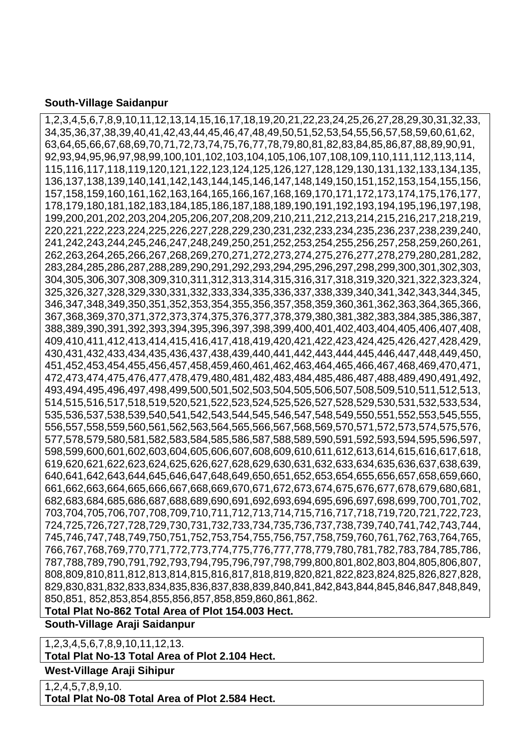**South-Village Saidanpur**

1,2,3,4,5,6,7,8,9,10,11,12,13,14,15,16,17,18,19,20,21,22,23,24,25,26,27,28,29,30,31,32,33,
34,35,36,37,38,39,40,41,42,43,44,45,46,47,48,49,50,51,52,53,54,55,56,57,58,59,60,61,62,
63,64,65,66,67,68,69,70,71,72,73,74,75,76,77,78,79,80,81,82,83,84,85,86,87,88,89,90,91,
92,93,94,95,96,97,98,99,100,101,102,103,104,105,106,107,108,109,110,111,112,113,114,
115,116,117,118,119,120,121,122,123,124,125,126,127,128,129,130,131,132,133,134,135,
136,137,138,139,140,141,142,143,144,145,146,147,148,149,150,151,152,153,154,155,156,
157,158,159,160,161,162,163,164,165,166,167,168,169,170,171,172,173,174,175,176,177,
178,179,180,181,182,183,184,185,186,187,188,189,190,191,192,193,194,195,196,197,198,
199,200,201,202,203,204,205,206,207,208,209,210,211,212,213,214,215,216,217,218,219,
220,221,222,223,224,225,226,227,228,229,230,231,232,233,234,235,236,237,238,239,240,
241,242,243,244,245,246,247,248,249,250,251,252,253,254,255,256,257,258,259,260,261,
262,263,264,265,266,267,268,269,270,271,272,273,274,275,276,277,278,279,280,281,282,
283,284,285,286,287,288,289,290,291,292,293,294,295,296,297,298,299,300,301,302,303,
304,305,306,307,308,309,310,311,312,313,314,315,316,317,318,319,320,321,322,323,324,
325,326,327,328,329,330,331,332,333,334,335,336,337,338,339,340,341,342,343,344,345,
346,347,348,349,350,351,352,353,354,355,356,357,358,359,360,361,362,363,364,365,366,
367,368,369,370,371,372,373,374,375,376,377,378,379,380,381,382,383,384,385,386,387,
388,389,390,391,392,393,394,395,396,397,398,399,400,401,402,403,404,405,406,407,408,
409,410,411,412,413,414,415,416,417,418,419,420,421,422,423,424,425,426,427,428,429,
430,431,432,433,434,435,436,437,438,439,440,441,442,443,444,445,446,447,448,449,450,
451,452,453,454,455,456,457,458,459,460,461,462,463,464,465,466,467,468,469,470,471,
472,473,474,475,476,477,478,479,480,481,482,483,484,485,486,487,488,489,490,491,492,
493,494,495,496,497,498,499,500,501,502,503,504,505,506,507,508,509,510,511,512,513,
514,515,516,517,518,519,520,521,522,523,524,525,526,527,528,529,530,531,532,533,534,
535,536,537,538,539,540,541,542,543,544,545,546,547,548,549,550,551,552,553,545,555,
556,557,558,559,560,561,562,563,564,565,566,567,568,569,570,571,572,573,574,575,576,
577,578,579,580,581,582,583,584,585,586,587,588,589,590,591,592,593,594,595,596,597,
598,599,600,601,602,603,604,605,606,607,608,609,610,611,612,613,614,615,616,617,618,
619,620,621,622,623,624,625,626,627,628,629,630,631,632,633,634,635,636,637,638,639,
640,641,642,643,644,645,646,647,648,649,650,651,652,653,654,655,656,657,658,659,660,
661,662,663,664,665,666,667,668,669,670,671,672,673,674,675,676,677,678,679,680,681,
682,683,684,685,686,687,688,689,690,691,692,693,694,695,696,697,698,699,700,701,702,
703,704,705,706,707,708,709,710,711,712,713,714,715,716,717,718,719,720,721,722,723,
724,725,726,727,728,729,730,731,732,733,734,735,736,737,738,739,740,741,742,743,744,
745,746,747,748,749,750,751,752,753,754,755,756,757,758,759,760,761,762,763,764,765,
766,767,768,769,770,771,772,773,774,775,776,777,778,779,780,781,782,783,784,785,786,
787,788,789,790,791,792,793,794,795,796,797,798,799,800,801,802,803,804,805,806,807,
808,809,810,811,812,813,814,815,816,817,818,819,820,821,822,823,824,825,826,827,828,
829,830,831,832,833,834,835,836,837,838,839,840,841,842,843,844,845,846,847,848,849,
850,851, 852,853,854,855,856,857,858,859,860,861,862.

**Total Plat No-862 Total Area of Plot 154.003 Hect.**

**South-Village Araji Saidanpur**

1,2,3,4,5,6,7,8,9,10,11,12,13.

**Total Plat No-13 Total Area of Plot 2.104 Hect.**

**West-Village Araji Sihipur**

1,2,4,5,7,8,9,10.

**Total Plat No-08 Total Area of Plot 2.584 Hect.**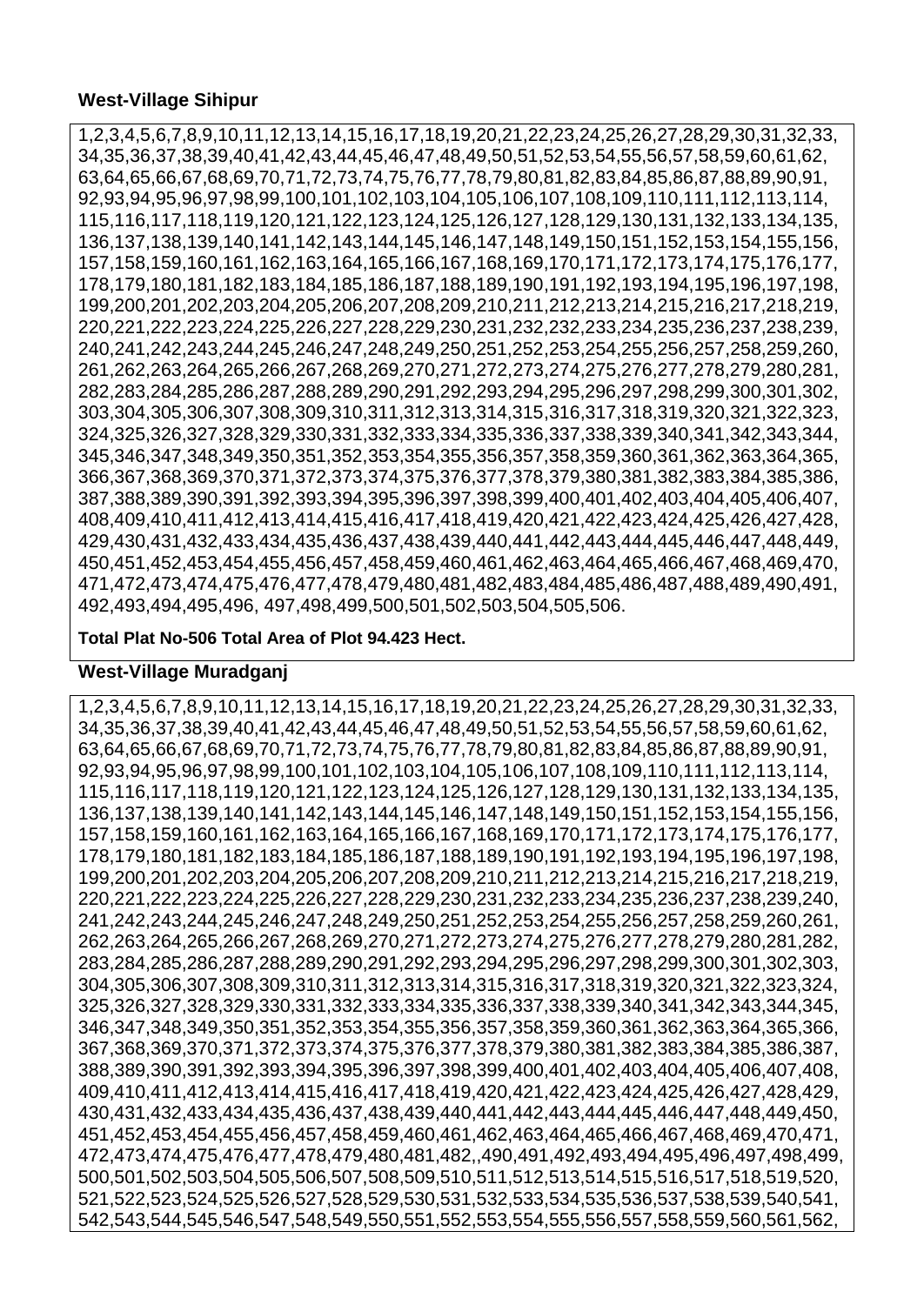**West-Village Sihipur**

1,2,3,4,5,6,7,8,9,10,11,12,13,14,15,16,17,18,19,20,21,22,23,24,25,26,27,28,29,30,31,32,33, 34,35,36,37,38,39,40,41,42,43,44,45,46,47,48,49,50,51,52,53,54,55,56,57,58,59,60,61,62, 63,64,65,66,67,68,69,70,71,72,73,74,75,76,77,78,79,80,81,82,83,84,85,86,87,88,89,90,91, 92,93,94,95,96,97,98,99,100,101,102,103,104,105,106,107,108,109,110,111,112,113,114, 115,116,117,118,119,120,121,122,123,124,125,126,127,128,129,130,131,132,133,134,135, 136,137,138,139,140,141,142,143,144,145,146,147,148,149,150,151,152,153,154,155,156, 157,158,159,160,161,162,163,164,165,166,167,168,169,170,171,172,173,174,175,176,177, 178,179,180,181,182,183,184,185,186,187,188,189,190,191,192,193,194,195,196,197,198, 199,200,201,202,203,204,205,206,207,208,209,210,211,212,213,214,215,216,217,218,219, 220,221,222,223,224,225,226,227,228,229,230,231,232,232,233,234,235,236,237,238,239, 240,241,242,243,244,245,246,247,248,249,250,251,252,253,254,255,256,257,258,259,260, 261,262,263,264,265,266,267,268,269,270,271,272,273,274,275,276,277,278,279,280,281, 282,283,284,285,286,287,288,289,290,291,292,293,294,295,296,297,298,299,300,301,302, 303,304,305,306,307,308,309,310,311,312,313,314,315,316,317,318,319,320,321,322,323, 324,325,326,327,328,329,330,331,332,333,334,335,336,337,338,339,340,341,342,343,344, 345,346,347,348,349,350,351,352,353,354,355,356,357,358,359,360,361,362,363,364,365, 366,367,368,369,370,371,372,373,374,375,376,377,378,379,380,381,382,383,384,385,386, 387,388,389,390,391,392,393,394,395,396,397,398,399,400,401,402,403,404,405,406,407, 408,409,410,411,412,413,414,415,416,417,418,419,420,421,422,423,424,425,426,427,428, 429,430,431,432,433,434,435,436,437,438,439,440,441,442,443,444,445,446,447,448,449, 450,451,452,453,454,455,456,457,458,459,460,461,462,463,464,465,466,467,468,469,470, 471,472,473,474,475,476,477,478,479,480,481,482,483,484,485,486,487,488,489,490,491, 492,493,494,495,496, 497,498,499,500,501,502,503,504,505,506.

**Total Plat No-506 Total Area of Plot 94.423 Hect.**

**West-Village Muradganj**

1,2,3,4,5,6,7,8,9,10,11,12,13,14,15,16,17,18,19,20,21,22,23,24,25,26,27,28,29,30,31,32,33, 34,35,36,37,38,39,40,41,42,43,44,45,46,47,48,49,50,51,52,53,54,55,56,57,58,59,60,61,62, 63,64,65,66,67,68,69,70,71,72,73,74,75,76,77,78,79,80,81,82,83,84,85,86,87,88,89,90,91, 92,93,94,95,96,97,98,99,100,101,102,103,104,105,106,107,108,109,110,111,112,113,114, 115,116,117,118,119,120,121,122,123,124,125,126,127,128,129,130,131,132,133,134,135, 136,137,138,139,140,141,142,143,144,145,146,147,148,149,150,151,152,153,154,155,156, 157,158,159,160,161,162,163,164,165,166,167,168,169,170,171,172,173,174,175,176,177, 178,179,180,181,182,183,184,185,186,187,188,189,190,191,192,193,194,195,196,197,198, 199,200,201,202,203,204,205,206,207,208,209,210,211,212,213,214,215,216,217,218,219, 220,221,222,223,224,225,226,227,228,229,230,231,232,233,234,235,236,237,238,239,240, 241,242,243,244,245,246,247,248,249,250,251,252,253,254,255,256,257,258,259,260,261, 262,263,264,265,266,267,268,269,270,271,272,273,274,275,276,277,278,279,280,281,282, 283,284,285,286,287,288,289,290,291,292,293,294,295,296,297,298,299,300,301,302,303, 304,305,306,307,308,309,310,311,312,313,314,315,316,317,318,319,320,321,322,323,324, 325,326,327,328,329,330,331,332,333,334,335,336,337,338,339,340,341,342,343,344,345, 346,347,348,349,350,351,352,353,354,355,356,357,358,359,360,361,362,363,364,365,366, 367,368,369,370,371,372,373,374,375,376,377,378,379,380,381,382,383,384,385,386,387, 388,389,390,391,392,393,394,395,396,397,398,399,400,401,402,403,404,405,406,407,408, 409,410,411,412,413,414,415,416,417,418,419,420,421,422,423,424,425,426,427,428,429, 430,431,432,433,434,435,436,437,438,439,440,441,442,443,444,445,446,447,448,449,450, 451,452,453,454,455,456,457,458,459,460,461,462,463,464,465,466,467,468,469,470,471, 472,473,474,475,476,477,478,479,480,481,482,,490,491,492,493,494,495,496,497,498,499, 500,501,502,503,504,505,506,507,508,509,510,511,512,513,514,515,516,517,518,519,520, 521,522,523,524,525,526,527,528,529,530,531,532,533,534,535,536,537,538,539,540,541, 542,543,544,545,546,547,548,549,550,551,552,553,554,555,556,557,558,559,560,561,562,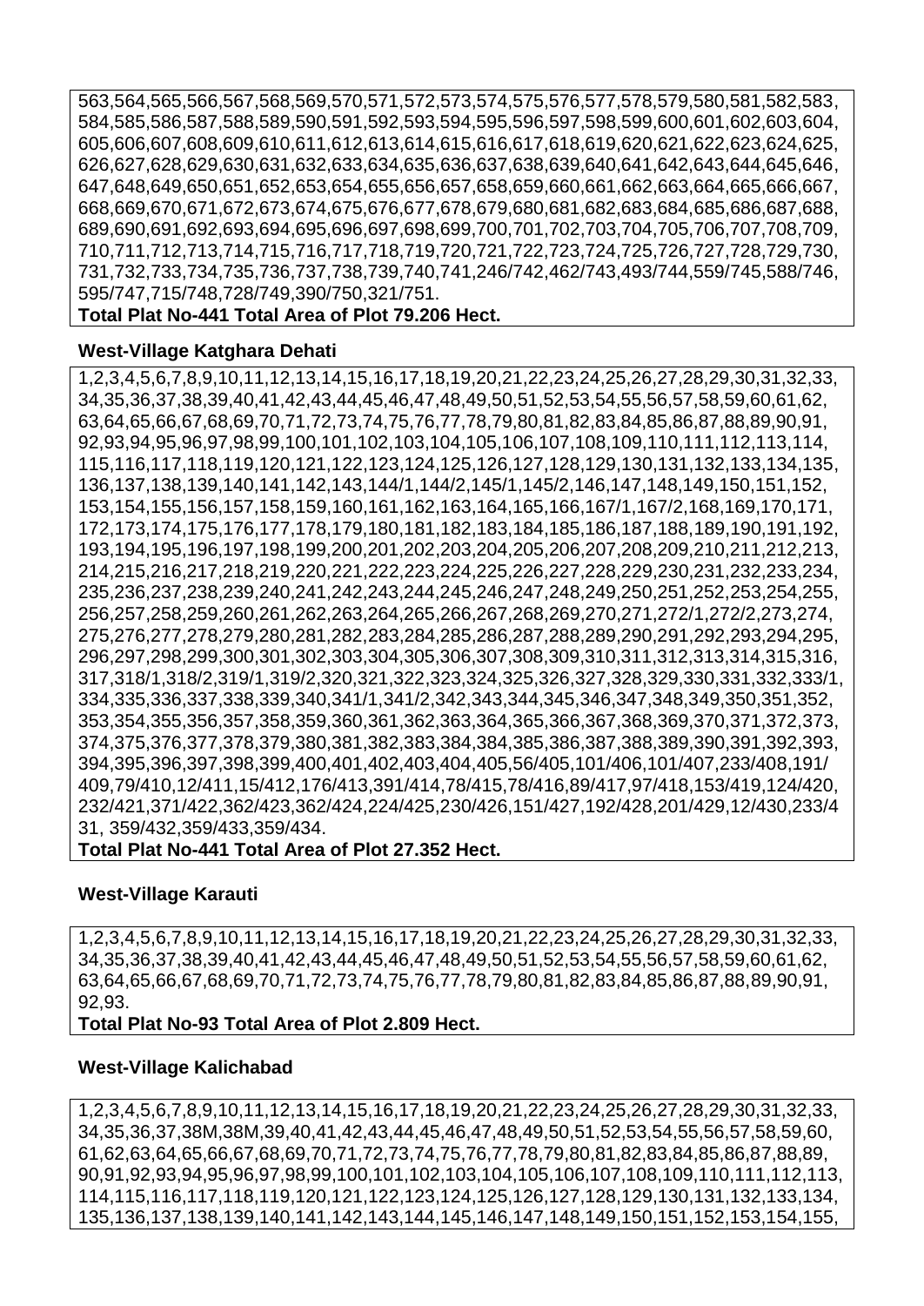563,564,565,566,567,568,569,570,571,572,573,574,575,576,577,578,579,580,581,582,583,584,585,586,587,588,589,590,591,592,593,594,595,596,597,598,599,600,601,602,603,604,605,606,607,608,609,610,611,612,613,614,615,616,617,618,619,620,621,622,623,624,625,626,627,628,629,630,631,632,633,634,635,636,637,638,639,640,641,642,643,644,645,646,647,648,649,650,651,652,653,654,655,656,657,658,659,660,661,662,663,664,665,666,667,668,669,670,671,672,673,674,675,676,677,678,679,680,681,682,683,684,685,686,687,688,689,690,691,692,693,694,695,696,697,698,699,700,701,702,703,704,705,706,707,708,709,710,711,712,713,714,715,716,717,718,719,720,721,722,723,724,725,726,727,728,729,730,731,732,733,734,735,736,737,738,739,740,741,246/742,462/743,493/744,559/745,588/746,595/747,715/748,728/749,390/750,321/751.

**Total Plat No-441 Total Area of Plot 79.206 Hect.**

**West-Village Katghara Dehati**

1,2,3,4,5,6,7,8,9,10,11,12,13,14,15,16,17,18,19,20,21,22,23,24,25,26,27,28,29,30,31,32,33,34,35,36,37,38,39,40,41,42,43,44,45,46,47,48,49,50,51,52,53,54,55,56,57,58,59,60,61,62,63,64,65,66,67,68,69,70,71,72,73,74,75,76,77,78,79,80,81,82,83,84,85,86,87,88,89,90,91,92,93,94,95,96,97,98,99,100,101,102,103,104,105,106,107,108,109,110,111,112,113,114,115,116,117,118,119,120,121,122,123,124,125,126,127,128,129,130,131,132,133,134,135,136,137,138,139,140,141,142,143,144/1,144/2,145/1,145/2,146,147,148,149,150,151,152,153,154,155,156,157,158,159,160,161,162,163,164,165,166,167/1,167/2,168,169,170,171,172,173,174,175,176,177,178,179,180,181,182,183,184,185,186,187,188,189,190,191,192,193,194,195,196,197,198,199,200,201,202,203,204,205,206,207,208,209,210,211,212,213,214,215,216,217,218,219,220,221,222,223,224,225,226,227,228,229,230,231,232,233,234,235,236,237,238,239,240,241,242,243,244,245,246,247,248,249,250,251,252,253,254,255,256,257,258,259,260,261,262,263,264,265,266,267,268,269,270,271,272/1,272/2,273,274,275,276,277,278,279,280,281,282,283,284,285,286,287,288,289,290,291,292,293,294,295,296,297,298,299,300,301,302,303,304,305,306,307,308,309,310,311,312,313,314,315,316,317,318/1,318/2,319/1,319/2,320,321,322,323,324,325,326,327,328,329,330,331,332,333/1,334,335,336,337,338,339,340,341/1,341/2,342,343,344,345,346,347,348,349,350,351,352,353,354,355,356,357,358,359,360,361,362,363,364,365,366,367,368,369,370,371,372,373,374,375,376,377,378,379,380,381,382,383,384,384,385,386,387,388,389,390,391,392,393,394,395,396,397,398,399,400,401,402,403,404,405,56/405,101/406,101/407,233/408,191/409,79/410,12/411,15/412,176/413,391/414,78/415,78/416,89/417,97/418,153/419,124/420,232/421,371/422,362/423,362/424,224/425,230/426,151/427,192/428,201/429,12/430,233/431, 359/432,359/433,359/434.

**Total Plat No-441 Total Area of Plot 27.352 Hect.**

**West-Village Karauti**

1,2,3,4,5,6,7,8,9,10,11,12,13,14,15,16,17,18,19,20,21,22,23,24,25,26,27,28,29,30,31,32,33,34,35,36,37,38,39,40,41,42,43,44,45,46,47,48,49,50,51,52,53,54,55,56,57,58,59,60,61,62,63,64,65,66,67,68,69,70,71,72,73,74,75,76,77,78,79,80,81,82,83,84,85,86,87,88,89,90,91,92,93.

**Total Plat No-93 Total Area of Plot 2.809 Hect.**

**West-Village Kalichabad**

1,2,3,4,5,6,7,8,9,10,11,12,13,14,15,16,17,18,19,20,21,22,23,24,25,26,27,28,29,30,31,32,33,34,35,36,37,38M,38M,39,40,41,42,43,44,45,46,47,48,49,50,51,52,53,54,55,56,57,58,59,60,61,62,63,64,65,66,67,68,69,70,71,72,73,74,75,76,77,78,79,80,81,82,83,84,85,86,87,88,89,90,91,92,93,94,95,96,97,98,99,100,101,102,103,104,105,106,107,108,109,110,111,112,113,114,115,116,117,118,119,120,121,122,123,124,125,126,127,128,129,130,131,132,133,134,135,136,137,138,139,140,141,142,143,144,145,146,147,148,149,150,151,152,153,154,155,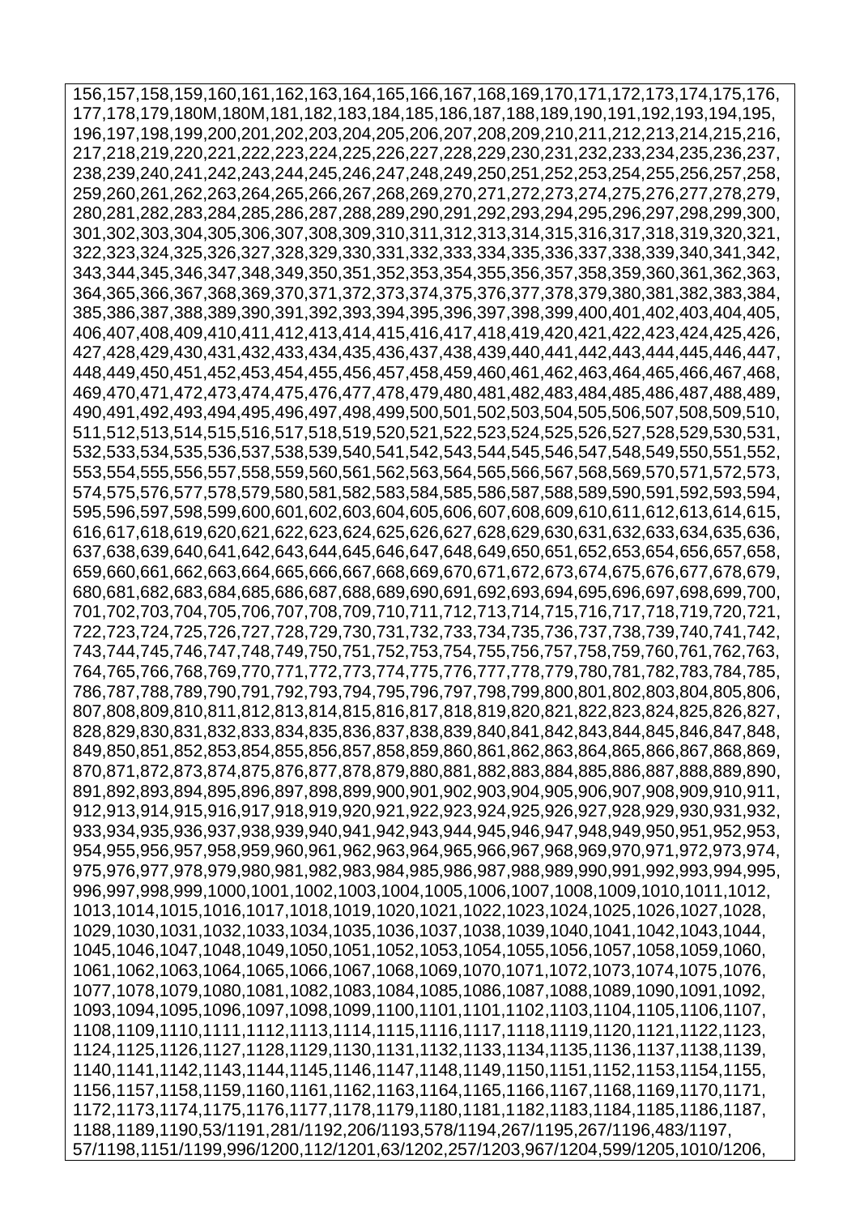156,157,158,159,160,161,162,163,164,165,166,167,168,169,170,171,172,173,174,175,176,
177,178,179,180M,180M,181,182,183,184,185,186,187,188,189,190,191,192,193,194,195,
196,197,198,199,200,201,202,203,204,205,206,207,208,209,210,211,212,213,214,215,216,
217,218,219,220,221,222,223,224,225,226,227,228,229,230,231,232,233,234,235,236,237,
238,239,240,241,242,243,244,245,246,247,248,249,250,251,252,253,254,255,256,257,258,
259,260,261,262,263,264,265,266,267,268,269,270,271,272,273,274,275,276,277,278,279,
280,281,282,283,284,285,286,287,288,289,290,291,292,293,294,295,296,297,298,299,300,
301,302,303,304,305,306,307,308,309,310,311,312,313,314,315,316,317,318,319,320,321,
322,323,324,325,326,327,328,329,330,331,332,333,334,335,336,337,338,339,340,341,342,
343,344,345,346,347,348,349,350,351,352,353,354,355,356,357,358,359,360,361,362,363,
364,365,366,367,368,369,370,371,372,373,374,375,376,377,378,379,380,381,382,383,384,
385,386,387,388,389,390,391,392,393,394,395,396,397,398,399,400,401,402,403,404,405,
406,407,408,409,410,411,412,413,414,415,416,417,418,419,420,421,422,423,424,425,426,
427,428,429,430,431,432,433,434,435,436,437,438,439,440,441,442,443,444,445,446,447,
448,449,450,451,452,453,454,455,456,457,458,459,460,461,462,463,464,465,466,467,468,
469,470,471,472,473,474,475,476,477,478,479,480,481,482,483,484,485,486,487,488,489,
490,491,492,493,494,495,496,497,498,499,500,501,502,503,504,505,506,507,508,509,510,
511,512,513,514,515,516,517,518,519,520,521,522,523,524,525,526,527,528,529,530,531,
532,533,534,535,536,537,538,539,540,541,542,543,544,545,546,547,548,549,550,551,552,
553,554,555,556,557,558,559,560,561,562,563,564,565,566,567,568,569,570,571,572,573,
574,575,576,577,578,579,580,581,582,583,584,585,586,587,588,589,590,591,592,593,594,
595,596,597,598,599,600,601,602,603,604,605,606,607,608,609,610,611,612,613,614,615,
616,617,618,619,620,621,622,623,624,625,626,627,628,629,630,631,632,633,634,635,636,
637,638,639,640,641,642,643,644,645,646,647,648,649,650,651,652,653,654,656,657,658,
659,660,661,662,663,664,665,666,667,668,669,670,671,672,673,674,675,676,677,678,679,
680,681,682,683,684,685,686,687,688,689,690,691,692,693,694,695,696,697,698,699,700,
701,702,703,704,705,706,707,708,709,710,711,712,713,714,715,716,717,718,719,720,721,
722,723,724,725,726,727,728,729,730,731,732,733,734,735,736,737,738,739,740,741,742,
743,744,745,746,747,748,749,750,751,752,753,754,755,756,757,758,759,760,761,762,763,
764,765,766,768,769,770,771,772,773,774,775,776,777,778,779,780,781,782,783,784,785,
786,787,788,789,790,791,792,793,794,795,796,797,798,799,800,801,802,803,804,805,806,
807,808,809,810,811,812,813,814,815,816,817,818,819,820,821,822,823,824,825,826,827,
828,829,830,831,832,833,834,835,836,837,838,839,840,841,842,843,844,845,846,847,848,
849,850,851,852,853,854,855,856,857,858,859,860,861,862,863,864,865,866,867,868,869,
870,871,872,873,874,875,876,877,878,879,880,881,882,883,884,885,886,887,888,889,890,
891,892,893,894,895,896,897,898,899,900,901,902,903,904,905,906,907,908,909,910,911,
912,913,914,915,916,917,918,919,920,921,922,923,924,925,926,927,928,929,930,931,932,
933,934,935,936,937,938,939,940,941,942,943,944,945,946,947,948,949,950,951,952,953,
954,955,956,957,958,959,960,961,962,963,964,965,966,967,968,969,970,971,972,973,974,
975,976,977,978,979,980,981,982,983,984,985,986,987,988,989,990,991,992,993,994,995,
996,997,998,999,1000,1001,1002,1003,1004,1005,1006,1007,1008,1009,1010,1011,1012,
1013,1014,1015,1016,1017,1018,1019,1020,1021,1022,1023,1024,1025,1026,1027,1028,
1029,1030,1031,1032,1033,1034,1035,1036,1037,1038,1039,1040,1041,1042,1043,1044,
1045,1046,1047,1048,1049,1050,1051,1052,1053,1054,1055,1056,1057,1058,1059,1060,
1061,1062,1063,1064,1065,1066,1067,1068,1069,1070,1071,1072,1073,1074,1075,1076,
1077,1078,1079,1080,1081,1082,1083,1084,1085,1086,1087,1088,1089,1090,1091,1092,
1093,1094,1095,1096,1097,1098,1099,1100,1101,1101,1102,1103,1104,1105,1106,1107,
1108,1109,1110,1111,1112,1113,1114,1115,1116,1117,1118,1119,1120,1121,1122,1123,
1124,1125,1126,1127,1128,1129,1130,1131,1132,1133,1134,1135,1136,1137,1138,1139,
1140,1141,1142,1143,1144,1145,1146,1147,1148,1149,1150,1151,1152,1153,1154,1155,
1156,1157,1158,1159,1160,1161,1162,1163,1164,1165,1166,1167,1168,1169,1170,1171,
1172,1173,1174,1175,1176,1177,1178,1179,1180,1181,1182,1183,1184,1185,1186,1187,
1188,1189,1190,53/1191,281/1192,206/1193,578/1194,267/1195,267/1196,483/1197,
57/1198,1151/1199,996/1200,112/1201,63/1202,257/1203,967/1204,599/1205,1010/1206,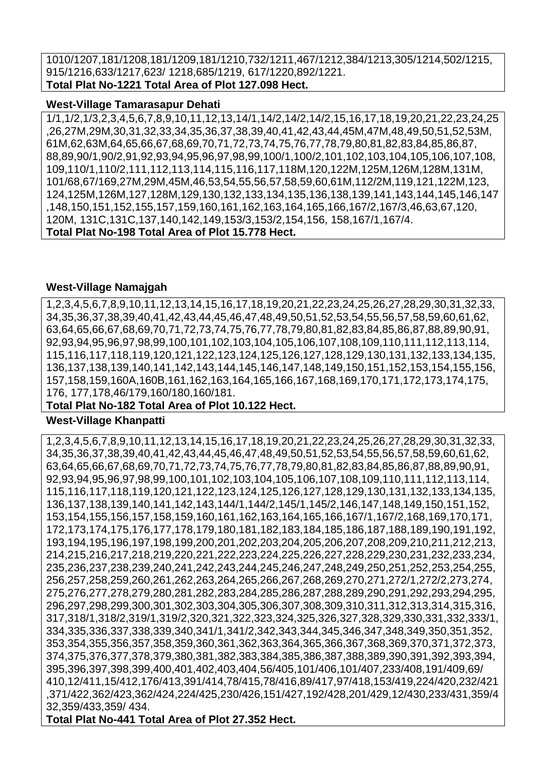1010/1207,181/1208,181/1209,181/1210,732/1211,467/1212,384/1213,305/1214,502/1215, 915/1216,633/1217,623/ 1218,685/1219, 617/1220,892/1221.
**Total Plat No-1221 Total Area of Plot 127.098 Hect.**

**West-Village Tamarasapur Dehati**

1/1,1/2,1/3,2,3,4,5,6,7,8,9,10,11,12,13,14/1,14/2,14/2,14/2,15,16,17,18,19,20,21,22,23,24,25 ,26,27M,29M,30,31,32,33,34,35,36,37,38,39,40,41,42,43,44,45M,47M,48,49,50,51,52,53M, 61M,62,63M,64,65,66,67,68,69,70,71,72,73,74,75,76,77,78,79,80,81,82,83,84,85,86,87, 88,89,90/1,90/2,91,92,93,94,95,96,97,98,99,100/1,100/2,101,102,103,104,105,106,107,108, 109,110/1,110/2,111,112,113,114,115,116,117,118M,120,122M,125M,126M,128M,131M, 101/68,67/169,27M,29M,45M,46,53,54,55,56,57,58,59,60,61M,112/2M,119,121,122M,123, 124,125M,126M,127,128M,129,130,132,133,134,135,136,138,139,141,143,144,145,146,147 ,148,150,151,152,155,157,159,160,161,162,163,164,165,166,167/2,167/3,46,63,67,120, 120M, 131C,131C,137,140,142,149,153/3,153/2,154,156, 158,167/1,167/4.
**Total Plat No-198 Total Area of Plot 15.778 Hect.**

**West-Village Namajgah**

1,2,3,4,5,6,7,8,9,10,11,12,13,14,15,16,17,18,19,20,21,22,23,24,25,26,27,28,29,30,31,32,33, 34,35,36,37,38,39,40,41,42,43,44,45,46,47,48,49,50,51,52,53,54,55,56,57,58,59,60,61,62, 63,64,65,66,67,68,69,70,71,72,73,74,75,76,77,78,79,80,81,82,83,84,85,86,87,88,89,90,91, 92,93,94,95,96,97,98,99,100,101,102,103,104,105,106,107,108,109,110,111,112,113,114, 115,116,117,118,119,120,121,122,123,124,125,126,127,128,129,130,131,132,133,134,135, 136,137,138,139,140,141,142,143,144,145,146,147,148,149,150,151,152,153,154,155,156, 157,158,159,160A,160B,161,162,163,164,165,166,167,168,169,170,171,172,173,174,175, 176, 177,178,46/179,160/180,160/181.
**Total Plat No-182 Total Area of Plot 10.122 Hect.**

**West-Village Khanpatti**

1,2,3,4,5,6,7,8,9,10,11,12,13,14,15,16,17,18,19,20,21,22,23,24,25,26,27,28,29,30,31,32,33, 34,35,36,37,38,39,40,41,42,43,44,45,46,47,48,49,50,51,52,53,54,55,56,57,58,59,60,61,62, 63,64,65,66,67,68,69,70,71,72,73,74,75,76,77,78,79,80,81,82,83,84,85,86,87,88,89,90,91, 92,93,94,95,96,97,98,99,100,101,102,103,104,105,106,107,108,109,110,111,112,113,114, 115,116,117,118,119,120,121,122,123,124,125,126,127,128,129,130,131,132,133,134,135, 136,137,138,139,140,141,142,143,144/1,144/2,145/1,145/2,146,147,148,149,150,151,152, 153,154,155,156,157,158,159,160,161,162,163,164,165,166,167/1,167/2,168,169,170,171, 172,173,174,175,176,177,178,179,180,181,182,183,184,185,186,187,188,189,190,191,192, 193,194,195,196,197,198,199,200,201,202,203,204,205,206,207,208,209,210,211,212,213, 214,215,216,217,218,219,220,221,222,223,224,225,226,227,228,229,230,231,232,233,234, 235,236,237,238,239,240,241,242,243,244,245,246,247,248,249,250,251,252,253,254,255, 256,257,258,259,260,261,262,263,264,265,266,267,268,269,270,271,272/1,272/2,273,274, 275,276,277,278,279,280,281,282,283,284,285,286,287,288,289,290,291,292,293,294,295, 296,297,298,299,300,301,302,303,304,305,306,307,308,309,310,311,312,313,314,315,316, 317,318/1,318/2,319/1,319/2,320,321,322,323,324,325,326,327,328,329,330,331,332,333/1, 334,335,336,337,338,339,340,341/1,341/2,342,343,344,345,346,347,348,349,350,351,352, 353,354,355,356,357,358,359,360,361,362,363,364,365,366,367,368,369,370,371,372,373, 374,375,376,377,378,379,380,381,382,383,384,385,386,387,388,389,390,391,392,393,394, 395,396,397,398,399,400,401,402,403,404,56/405,101/406,101/407,233/408,191/409,69/ 410,12/411,15/412,176/413,391/414,78/415,78/416,89/417,97/418,153/419,224/420,232/421 ,371/422,362/423,362/424,224/425,230/426,151/427,192/428,201/429,12/430,233/431,359/4 32,359/433,359/ 434.
**Total Plat No-441 Total Area of Plot 27.352 Hect.**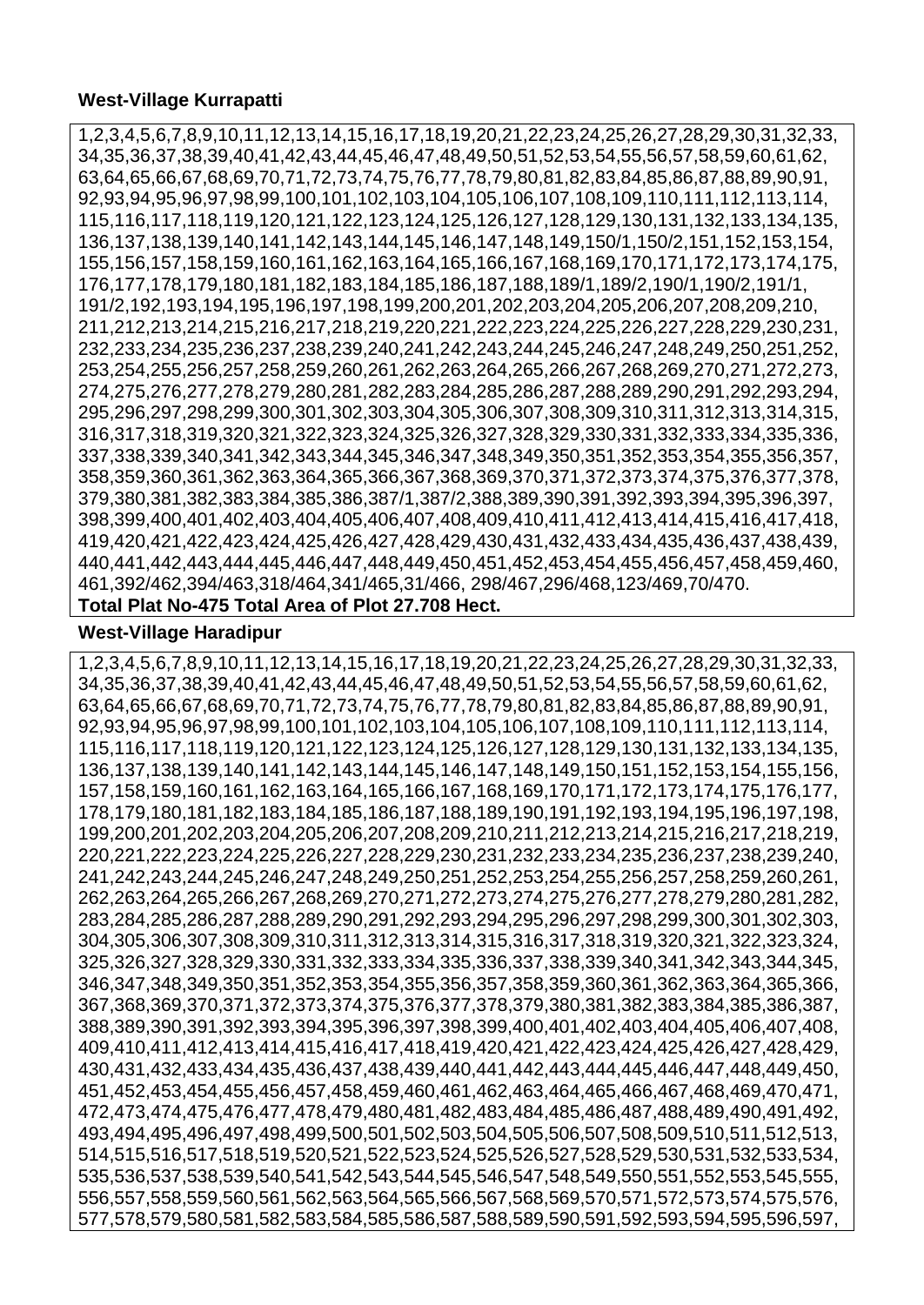**West-Village Kurrapatti**

1,2,3,4,5,6,7,8,9,10,11,12,13,14,15,16,17,18,19,20,21,22,23,24,25,26,27,28,29,30,31,32,33, 34,35,36,37,38,39,40,41,42,43,44,45,46,47,48,49,50,51,52,53,54,55,56,57,58,59,60,61,62, 63,64,65,66,67,68,69,70,71,72,73,74,75,76,77,78,79,80,81,82,83,84,85,86,87,88,89,90,91, 92,93,94,95,96,97,98,99,100,101,102,103,104,105,106,107,108,109,110,111,112,113,114, 115,116,117,118,119,120,121,122,123,124,125,126,127,128,129,130,131,132,133,134,135, 136,137,138,139,140,141,142,143,144,145,146,147,148,149,150/1,150/2,151,152,153,154, 155,156,157,158,159,160,161,162,163,164,165,166,167,168,169,170,171,172,173,174,175, 176,177,178,179,180,181,182,183,184,185,186,187,188,189/1,189/2,190/1,190/2,191/1, 191/2,192,193,194,195,196,197,198,199,200,201,202,203,204,205,206,207,208,209,210, 211,212,213,214,215,216,217,218,219,220,221,222,223,224,225,226,227,228,229,230,231, 232,233,234,235,236,237,238,239,240,241,242,243,244,245,246,247,248,249,250,251,252, 253,254,255,256,257,258,259,260,261,262,263,264,265,266,267,268,269,270,271,272,273, 274,275,276,277,278,279,280,281,282,283,284,285,286,287,288,289,290,291,292,293,294, 295,296,297,298,299,300,301,302,303,304,305,306,307,308,309,310,311,312,313,314,315, 316,317,318,319,320,321,322,323,324,325,326,327,328,329,330,331,332,333,334,335,336, 337,338,339,340,341,342,343,344,345,346,347,348,349,350,351,352,353,354,355,356,357, 358,359,360,361,362,363,364,365,366,367,368,369,370,371,372,373,374,375,376,377,378, 379,380,381,382,383,384,385,386,387/1,387/2,388,389,390,391,392,393,394,395,396,397, 398,399,400,401,402,403,404,405,406,407,408,409,410,411,412,413,414,415,416,417,418, 419,420,421,422,423,424,425,426,427,428,429,430,431,432,433,434,435,436,437,438,439, 440,441,442,443,444,445,446,447,448,449,450,451,452,453,454,455,456,457,458,459,460, 461,392/462,394/463,318/464,341/465,31/466, 298/467,296/468,123/469,70/470.

**Total Plat No-475 Total Area of Plot 27.708 Hect.**

**West-Village Haradipur**

1,2,3,4,5,6,7,8,9,10,11,12,13,14,15,16,17,18,19,20,21,22,23,24,25,26,27,28,29,30,31,32,33, 34,35,36,37,38,39,40,41,42,43,44,45,46,47,48,49,50,51,52,53,54,55,56,57,58,59,60,61,62, 63,64,65,66,67,68,69,70,71,72,73,74,75,76,77,78,79,80,81,82,83,84,85,86,87,88,89,90,91, 92,93,94,95,96,97,98,99,100,101,102,103,104,105,106,107,108,109,110,111,112,113,114, 115,116,117,118,119,120,121,122,123,124,125,126,127,128,129,130,131,132,133,134,135, 136,137,138,139,140,141,142,143,144,145,146,147,148,149,150,151,152,153,154,155,156, 157,158,159,160,161,162,163,164,165,166,167,168,169,170,171,172,173,174,175,176,177, 178,179,180,181,182,183,184,185,186,187,188,189,190,191,192,193,194,195,196,197,198, 199,200,201,202,203,204,205,206,207,208,209,210,211,212,213,214,215,216,217,218,219, 220,221,222,223,224,225,226,227,228,229,230,231,232,233,234,235,236,237,238,239,240, 241,242,243,244,245,246,247,248,249,250,251,252,253,254,255,256,257,258,259,260,261, 262,263,264,265,266,267,268,269,270,271,272,273,274,275,276,277,278,279,280,281,282, 283,284,285,286,287,288,289,290,291,292,293,294,295,296,297,298,299,300,301,302,303, 304,305,306,307,308,309,310,311,312,313,314,315,316,317,318,319,320,321,322,323,324, 325,326,327,328,329,330,331,332,333,334,335,336,337,338,339,340,341,342,343,344,345, 346,347,348,349,350,351,352,353,354,355,356,357,358,359,360,361,362,363,364,365,366, 367,368,369,370,371,372,373,374,375,376,377,378,379,380,381,382,383,384,385,386,387, 388,389,390,391,392,393,394,395,396,397,398,399,400,401,402,403,404,405,406,407,408, 409,410,411,412,413,414,415,416,417,418,419,420,421,422,423,424,425,426,427,428,429, 430,431,432,433,434,435,436,437,438,439,440,441,442,443,444,445,446,447,448,449,450, 451,452,453,454,455,456,457,458,459,460,461,462,463,464,465,466,467,468,469,470,471, 472,473,474,475,476,477,478,479,480,481,482,483,484,485,486,487,488,489,490,491,492, 493,494,495,496,497,498,499,500,501,502,503,504,505,506,507,508,509,510,511,512,513, 514,515,516,517,518,519,520,521,522,523,524,525,526,527,528,529,530,531,532,533,534, 535,536,537,538,539,540,541,542,543,544,545,546,547,548,549,550,551,552,553,545,555, 556,557,558,559,560,561,562,563,564,565,566,567,568,569,570,571,572,573,574,575,576, 577,578,579,580,581,582,583,584,585,586,587,588,589,590,591,592,593,594,595,596,597,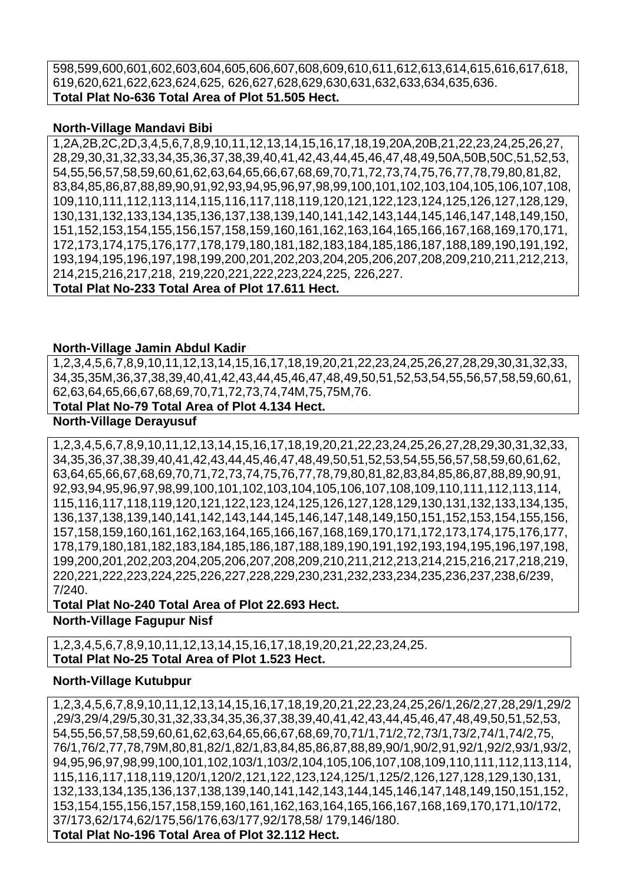598,599,600,601,602,603,604,605,606,607,608,609,610,611,612,613,614,615,616,617,618, 619,620,621,622,623,624,625, 626,627,628,629,630,631,632,633,634,635,636.
**Total Plat No-636 Total Area of Plot 51.505 Hect.**

**North-Village Mandavi Bibi**

1,2A,2B,2C,2D,3,4,5,6,7,8,9,10,11,12,13,14,15,16,17,18,19,20A,20B,21,22,23,24,25,26,27, 28,29,30,31,32,33,34,35,36,37,38,39,40,41,42,43,44,45,46,47,48,49,50A,50B,50C,51,52,53, 54,55,56,57,58,59,60,61,62,63,64,65,66,67,68,69,70,71,72,73,74,75,76,77,78,79,80,81,82, 83,84,85,86,87,88,89,90,91,92,93,94,95,96,97,98,99,100,101,102,103,104,105,106,107,108, 109,110,111,112,113,114,115,116,117,118,119,120,121,122,123,124,125,126,127,128,129, 130,131,132,133,134,135,136,137,138,139,140,141,142,143,144,145,146,147,148,149,150, 151,152,153,154,155,156,157,158,159,160,161,162,163,164,165,166,167,168,169,170,171, 172,173,174,175,176,177,178,179,180,181,182,183,184,185,186,187,188,189,190,191,192, 193,194,195,196,197,198,199,200,201,202,203,204,205,206,207,208,209,210,211,212,213, 214,215,216,217,218, 219,220,221,222,223,224,225, 226,227.
**Total Plat No-233 Total Area of Plot 17.611 Hect.**

**North-Village Jamin Abdul Kadir**

1,2,3,4,5,6,7,8,9,10,11,12,13,14,15,16,17,18,19,20,21,22,23,24,25,26,27,28,29,30,31,32,33, 34,35,35M,36,37,38,39,40,41,42,43,44,45,46,47,48,49,50,51,52,53,54,55,56,57,58,59,60,61, 62,63,64,65,66,67,68,69,70,71,72,73,74,74M,75,75M,76.
**Total Plat No-79 Total Area of Plot 4.134 Hect.**

**North-Village Derayusuf**

1,2,3,4,5,6,7,8,9,10,11,12,13,14,15,16,17,18,19,20,21,22,23,24,25,26,27,28,29,30,31,32,33, 34,35,36,37,38,39,40,41,42,43,44,45,46,47,48,49,50,51,52,53,54,55,56,57,58,59,60,61,62, 63,64,65,66,67,68,69,70,71,72,73,74,75,76,77,78,79,80,81,82,83,84,85,86,87,88,89,90,91, 92,93,94,95,96,97,98,99,100,101,102,103,104,105,106,107,108,109,110,111,112,113,114, 115,116,117,118,119,120,121,122,123,124,125,126,127,128,129,130,131,132,133,134,135, 136,137,138,139,140,141,142,143,144,145,146,147,148,149,150,151,152,153,154,155,156, 157,158,159,160,161,162,163,164,165,166,167,168,169,170,171,172,173,174,175,176,177, 178,179,180,181,182,183,184,185,186,187,188,189,190,191,192,193,194,195,196,197,198, 199,200,201,202,203,204,205,206,207,208,209,210,211,212,213,214,215,216,217,218,219, 220,221,222,223,224,225,226,227,228,229,230,231,232,233,234,235,236,237,238,6/239, 7/240.
**Total Plat No-240 Total Area of Plot 22.693 Hect.**

**North-Village Fagupur Nisf**

1,2,3,4,5,6,7,8,9,10,11,12,13,14,15,16,17,18,19,20,21,22,23,24,25.
**Total Plat No-25 Total Area of Plot 1.523 Hect.**

**North-Village Kutubpur**

1,2,3,4,5,6,7,8,9,10,11,12,13,14,15,16,17,18,19,20,21,22,23,24,25,26/1,26/2,27,28,29/1,29/2 ,29/3,29/4,29/5,30,31,32,33,34,35,36,37,38,39,40,41,42,43,44,45,46,47,48,49,50,51,52,53, 54,55,56,57,58,59,60,61,62,63,64,65,66,67,68,69,70,71/1,71/2,72,73/1,73/2,74/1,74/2,75, 76/1,76/2,77,78,79M,80,81,82/1,82/1,83,84,85,86,87,88,89,90/1,90/2,91,92/1,92/2,93/1,93/2, 94,95,96,97,98,99,100,101,102,103/1,103/2,104,105,106,107,108,109,110,111,112,113,114, 115,116,117,118,119,120/1,120/2,121,122,123,124,125/1,125/2,126,127,128,129,130,131, 132,133,134,135,136,137,138,139,140,141,142,143,144,145,146,147,148,149,150,151,152, 153,154,155,156,157,158,159,160,161,162,163,164,165,166,167,168,169,170,171,10/172, 37/173,62/174,62/175,56/176,63/177,92/178,58/ 179,146/180.
**Total Plat No-196 Total Area of Plot 32.112 Hect.**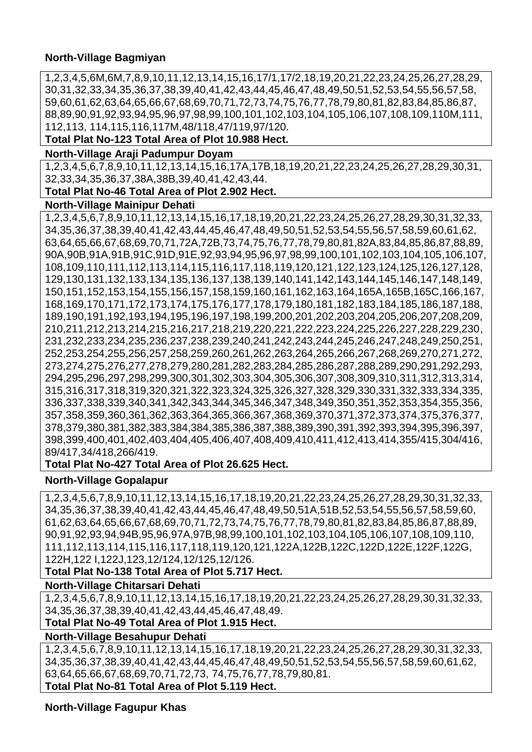**North-Village Bagmiyan**

1,2,3,4,5,6M,6M,7,8,9,10,11,12,13,14,15,16,17/1,17/2,18,19,20,21,22,23,24,25,26,27,28,29,30,31,32,33,34,35,36,37,38,39,40,41,42,43,44,45,46,47,48,49,50,51,52,53,54,55,56,57,58,59,60,61,62,63,64,65,66,67,68,69,70,71,72,73,74,75,76,77,78,79,80,81,82,83,84,85,86,87,88,89,90,91,92,93,94,95,96,97,98,99,100,101,102,103,104,105,106,107,108,109,110M,111,112,113, 114,115,116,117M,48/118,47/119,97/120.

**Total Plat No-123 Total Area of Plot 10.988 Hect.**

**North-Village Araji Padumpur Doyam**

1,2,3,4,5,6,7,8,9,10,11,12,13,14,15,16,17A,17B,18,19,20,21,22,23,24,25,26,27,28,29,30,31,32,33,34,35,36,37,38A,38B,39,40,41,42,43,44.

**Total Plat No-46 Total Area of Plot 2.902 Hect.**

**North-Village Mainipur Dehati**

1,2,3,4,5,6,7,8,9,10,11,12,13,14,15,16,17,18,19,20,21,22,23,24,25,26,27,28,29,30,31,32,33,34,35,36,37,38,39,40,41,42,43,44,45,46,47,48,49,50,51,52,53,54,55,56,57,58,59,60,61,62,63,64,65,66,67,68,69,70,71,72A,72B,73,74,75,76,77,78,79,80,81,82A,83,84,85,86,87,88,89,90A,90B,91A,91B,91C,91D,91E,92,93,94,95,96,97,98,99,100,101,102,103,104,105,106,107,108,109,110,111,112,113,114,115,116,117,118,119,120,121,122,123,124,125,126,127,128,129,130,131,132,133,134,135,136,137,138,139,140,141,142,143,144,145,146,147,148,149,150,151,152,153,154,155,156,157,158,159,160,161,162,163,164,165A,165B,165C,166,167,168,169,170,171,172,173,174,175,176,177,178,179,180,181,182,183,184,185,186,187,188,189,190,191,192,193,194,195,196,197,198,199,200,201,202,203,204,205,206,207,208,209,210,211,212,213,214,215,216,217,218,219,220,221,222,223,224,225,226,227,228,229,230,231,232,233,234,235,236,237,238,239,240,241,242,243,244,245,246,247,248,249,250,251,252,253,254,255,256,257,258,259,260,261,262,263,264,265,266,267,268,269,270,271,272,273,274,275,276,277,278,279,280,281,282,283,284,285,286,287,288,289,290,291,292,293,294,295,296,297,298,299,300,301,302,303,304,305,306,307,308,309,310,311,312,313,314,315,316,317,318,319,320,321,322,323,324,325,326,327,328,329,330,331,332,333,334,335,336,337,338,339,340,341,342,343,344,345,346,347,348,349,350,351,352,353,354,355,356,357,358,359,360,361,362,363,364,365,366,367,368,369,370,371,372,373,374,375,376,377,378,379,380,381,382,383,384,384,385,386,387,388,389,390,391,392,393,394,395,396,397,398,399,400,401,402,403,404,405,406,407,408,409,410,411,412,413,414,355/415,304/416,89/417,34/418,266/419.

**Total Plat No-427 Total Area of Plot 26.625 Hect.**

**North-Village Gopalapur**

1,2,3,4,5,6,7,8,9,10,11,12,13,14,15,16,17,18,19,20,21,22,23,24,25,26,27,28,29,30,31,32,33,34,35,36,37,38,39,40,41,42,43,44,45,46,47,48,49,50,51A,51B,52,53,54,55,56,57,58,59,60,61,62,63,64,65,66,67,68,69,70,71,72,73,74,75,76,77,78,79,80,81,82,83,84,85,86,87,88,89,90,91,92,93,94,94B,95,96,97A,97B,98,99,100,101,102,103,104,105,106,107,108,109,110,111,112,113,114,115,116,117,118,119,120,121,122A,122B,122C,122D,122E,122F,122G,122H,122 I,122J,123,12/124,12/125,12/126.

**Total Plat No-138 Total Area of Plot 5.717 Hect.**

**North-Village Chitarsari Dehati**

1,2,3,4,5,6,7,8,9,10,11,12,13,14,15,16,17,18,19,20,21,22,23,24,25,26,27,28,29,30,31,32,33,34,35,36,37,38,39,40,41,42,43,44,45,46,47,48,49.

**Total Plat No-49 Total Area of Plot 1.915 Hect.**

**North-Village Besahupur Dehati**

1,2,3,4,5,6,7,8,9,10,11,12,13,14,15,16,17,18,19,20,21,22,23,24,25,26,27,28,29,30,31,32,33,34,35,36,37,38,39,40,41,42,43,44,45,46,47,48,49,50,51,52,53,54,55,56,57,58,59,60,61,62,63,64,65,66,67,68,69,70,71,72,73, 74,75,76,77,78,79,80,81.

**Total Plat No-81 Total Area of Plot 5.119 Hect.**

**North-Village Fagupur Khas**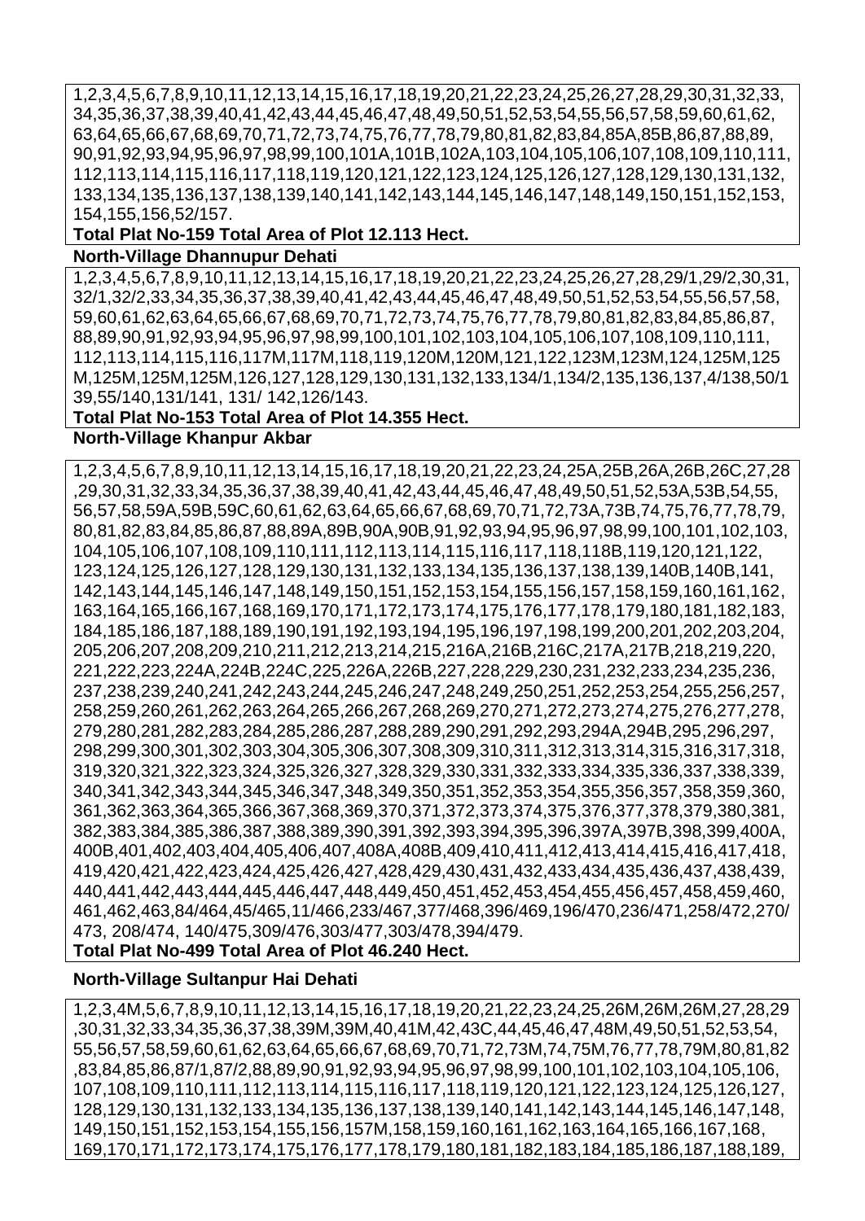1,2,3,4,5,6,7,8,9,10,11,12,13,14,15,16,17,18,19,20,21,22,23,24,25,26,27,28,29,30,31,32,33, 34,35,36,37,38,39,40,41,42,43,44,45,46,47,48,49,50,51,52,53,54,55,56,57,58,59,60,61,62, 63,64,65,66,67,68,69,70,71,72,73,74,75,76,77,78,79,80,81,82,83,84,85A,85B,86,87,88,89, 90,91,92,93,94,95,96,97,98,99,100,101A,101B,102A,103,104,105,106,107,108,109,110,111, 112,113,114,115,116,117,118,119,120,121,122,123,124,125,126,127,128,129,130,131,132, 133,134,135,136,137,138,139,140,141,142,143,144,145,146,147,148,149,150,151,152,153, 154,155,156,52/157.

**Total Plat No-159 Total Area of Plot 12.113 Hect.**

**North-Village Dhannupur Dehati**

1,2,3,4,5,6,7,8,9,10,11,12,13,14,15,16,17,18,19,20,21,22,23,24,25,26,27,28,29/1,29/2,30,31, 32/1,32/2,33,34,35,36,37,38,39,40,41,42,43,44,45,46,47,48,49,50,51,52,53,54,55,56,57,58, 59,60,61,62,63,64,65,66,67,68,69,70,71,72,73,74,75,76,77,78,79,80,81,82,83,84,85,86,87, 88,89,90,91,92,93,94,95,96,97,98,99,100,101,102,103,104,105,106,107,108,109,110,111, 112,113,114,115,116,117M,117M,118,119,120M,120M,121,122,123M,123M,124,125M,125 M,125M,125M,125M,126,127,128,129,130,131,132,133,134/1,134/2,135,136,137,4/138,50/1 39,55/140,131/141, 131/ 142,126/143.

**Total Plat No-153 Total Area of Plot 14.355 Hect.**

**North-Village Khanpur Akbar**

1,2,3,4,5,6,7,8,9,10,11,12,13,14,15,16,17,18,19,20,21,22,23,24,25A,25B,26A,26B,26C,27,28 ,29,30,31,32,33,34,35,36,37,38,39,40,41,42,43,44,45,46,47,48,49,50,51,52,53A,53B,54,55, 56,57,58,59A,59B,59C,60,61,62,63,64,65,66,67,68,69,70,71,72,73A,73B,74,75,76,77,78,79, 80,81,82,83,84,85,86,87,88,89A,89B,90A,90B,91,92,93,94,95,96,97,98,99,100,101,102,103, 104,105,106,107,108,109,110,111,112,113,114,115,116,117,118,118B,119,120,121,122, 123,124,125,126,127,128,129,130,131,132,133,134,135,136,137,138,139,140B,140B,141, 142,143,144,145,146,147,148,149,150,151,152,153,154,155,156,157,158,159,160,161,162, 163,164,165,166,167,168,169,170,171,172,173,174,175,176,177,178,179,180,181,182,183, 184,185,186,187,188,189,190,191,192,193,194,195,196,197,198,199,200,201,202,203,204, 205,206,207,208,209,210,211,212,213,214,215,216A,216B,216C,217A,217B,218,219,220, 221,222,223,224A,224B,224C,225,226A,226B,227,228,229,230,231,232,233,234,235,236, 237,238,239,240,241,242,243,244,245,246,247,248,249,250,251,252,253,254,255,256,257, 258,259,260,261,262,263,264,265,266,267,268,269,270,271,272,273,274,275,276,277,278, 279,280,281,282,283,284,285,286,287,288,289,290,291,292,293,294A,294B,295,296,297, 298,299,300,301,302,303,304,305,306,307,308,309,310,311,312,313,314,315,316,317,318, 319,320,321,322,323,324,325,326,327,328,329,330,331,332,333,334,335,336,337,338,339, 340,341,342,343,344,345,346,347,348,349,350,351,352,353,354,355,356,357,358,359,360, 361,362,363,364,365,366,367,368,369,370,371,372,373,374,375,376,377,378,379,380,381, 382,383,384,385,386,387,388,389,390,391,392,393,394,395,396,397A,397B,398,399,400A, 400B,401,402,403,404,405,406,407,408A,408B,409,410,411,412,413,414,415,416,417,418, 419,420,421,422,423,424,425,426,427,428,429,430,431,432,433,434,435,436,437,438,439, 440,441,442,443,444,445,446,447,448,449,450,451,452,453,454,455,456,457,458,459,460, 461,462,463,84/464,45/465,11/466,233/467,377/468,396/469,196/470,236/471,258/472,270/ 473, 208/474, 140/475,309/476,303/477,303/478,394/479.

**Total Plat No-499 Total Area of Plot 46.240 Hect.**

**North-Village Sultanpur Hai Dehati**

1,2,3,4M,5,6,7,8,9,10,11,12,13,14,15,16,17,18,19,20,21,22,23,24,25,26M,26M,26M,27,28,29 ,30,31,32,33,34,35,36,37,38,39M,39M,40,41M,42,43C,44,45,46,47,48M,49,50,51,52,53,54, 55,56,57,58,59,60,61,62,63,64,65,66,67,68,69,70,71,72,73M,74,75M,76,77,78,79M,80,81,82 ,83,84,85,86,87/1,87/2,88,89,90,91,92,93,94,95,96,97,98,99,100,101,102,103,104,105,106, 107,108,109,110,111,112,113,114,115,116,117,118,119,120,121,122,123,124,125,126,127, 128,129,130,131,132,133,134,135,136,137,138,139,140,141,142,143,144,145,146,147,148, 149,150,151,152,153,154,155,156,157M,158,159,160,161,162,163,164,165,166,167,168, 169,170,171,172,173,174,175,176,177,178,179,180,181,182,183,184,185,186,187,188,189,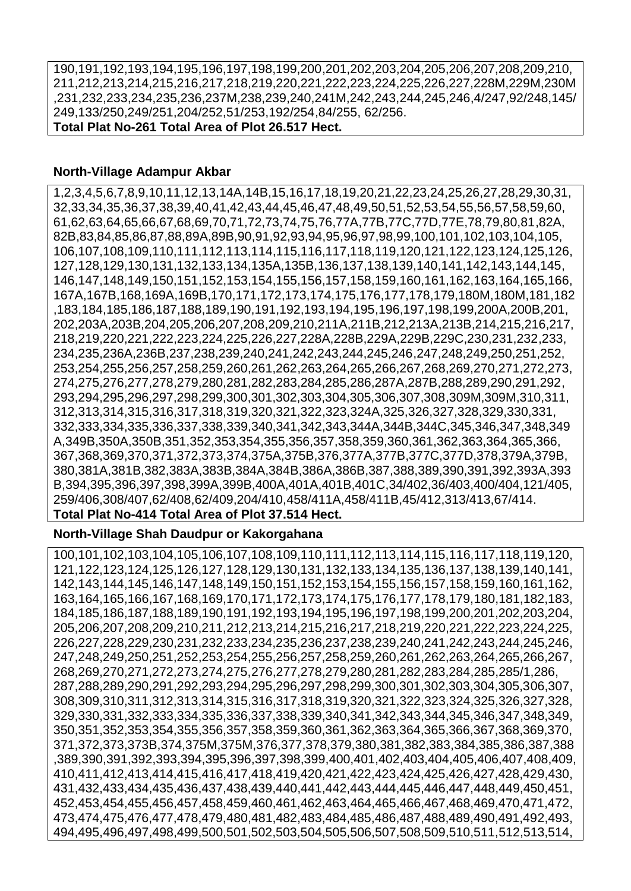190,191,192,193,194,195,196,197,198,199,200,201,202,203,204,205,206,207,208,209,210, 211,212,213,214,215,216,217,218,219,220,221,222,223,224,225,226,227,228M,229M,230M ,231,232,233,234,235,236,237M,238,239,240,241M,242,243,244,245,246,4/247,92/248,145/ 249,133/250,249/251,204/252,51/253,192/254,84/255, 62/256.

**Total Plat No-261 Total Area of Plot 26.517 Hect.**

**North-Village Adampur Akbar**

1,2,3,4,5,6,7,8,9,10,11,12,13,14A,14B,15,16,17,18,19,20,21,22,23,24,25,26,27,28,29,30,31, 32,33,34,35,36,37,38,39,40,41,42,43,44,45,46,47,48,49,50,51,52,53,54,55,56,57,58,59,60, 61,62,63,64,65,66,67,68,69,70,71,72,73,74,75,76,77A,77B,77C,77D,77E,78,79,80,81,82A, 82B,83,84,85,86,87,88,89A,89B,90,91,92,93,94,95,96,97,98,99,100,101,102,103,104,105, 106,107,108,109,110,111,112,113,114,115,116,117,118,119,120,121,122,123,124,125,126, 127,128,129,130,131,132,133,134,135A,135B,136,137,138,139,140,141,142,143,144,145, 146,147,148,149,150,151,152,153,154,155,156,157,158,159,160,161,162,163,164,165,166, 167A,167B,168,169A,169B,170,171,172,173,174,175,176,177,178,179,180M,180M,181,182 ,183,184,185,186,187,188,189,190,191,192,193,194,195,196,197,198,199,200A,200B,201, 202,203A,203B,204,205,206,207,208,209,210,211A,211B,212,213A,213B,214,215,216,217, 218,219,220,221,222,223,224,225,226,227,228A,228B,229A,229B,229C,230,231,232,233, 234,235,236A,236B,237,238,239,240,241,242,243,244,245,246,247,248,249,250,251,252, 253,254,255,256,257,258,259,260,261,262,263,264,265,266,267,268,269,270,271,272,273, 274,275,276,277,278,279,280,281,282,283,284,285,286,287A,287B,288,289,290,291,292, 293,294,295,296,297,298,299,300,301,302,303,304,305,306,307,308,309M,309M,310,311, 312,313,314,315,316,317,318,319,320,321,322,323,324A,325,326,327,328,329,330,331, 332,333,334,335,336,337,338,339,340,341,342,343,344A,344B,344C,345,346,347,348,349 A,349B,350A,350B,351,352,353,354,355,356,357,358,359,360,361,362,363,364,365,366, 367,368,369,370,371,372,373,374,375A,375B,376,377A,377B,377C,377D,378,379A,379B, 380,381A,381B,382,383A,383B,384A,384B,386A,386B,387,388,389,390,391,392,393A,393 B,394,395,396,397,398,399A,399B,400A,401A,401B,401C,34/402,36/403,400/404,121/405, 259/406,308/407,62/408,62/409,204/410,458/411A,458/411B,45/412,313/413,67/414.

**Total Plat No-414 Total Area of Plot 37.514 Hect.**

**North-Village Shah Daudpur or Kakorgahana**

100,101,102,103,104,105,106,107,108,109,110,111,112,113,114,115,116,117,118,119,120, 121,122,123,124,125,126,127,128,129,130,131,132,133,134,135,136,137,138,139,140,141, 142,143,144,145,146,147,148,149,150,151,152,153,154,155,156,157,158,159,160,161,162, 163,164,165,166,167,168,169,170,171,172,173,174,175,176,177,178,179,180,181,182,183, 184,185,186,187,188,189,190,191,192,193,194,195,196,197,198,199,200,201,202,203,204, 205,206,207,208,209,210,211,212,213,214,215,216,217,218,219,220,221,222,223,224,225, 226,227,228,229,230,231,232,233,234,235,236,237,238,239,240,241,242,243,244,245,246, 247,248,249,250,251,252,253,254,255,256,257,258,259,260,261,262,263,264,265,266,267, 268,269,270,271,272,273,274,275,276,277,278,279,280,281,282,283,284,285,285/1,286, 287,288,289,290,291,292,293,294,295,296,297,298,299,300,301,302,303,304,305,306,307, 308,309,310,311,312,313,314,315,316,317,318,319,320,321,322,323,324,325,326,327,328, 329,330,331,332,333,334,335,336,337,338,339,340,341,342,343,344,345,346,347,348,349, 350,351,352,353,354,355,356,357,358,359,360,361,362,363,364,365,366,367,368,369,370, 371,372,373,373B,374,375M,375M,376,377,378,379,380,381,382,383,384,385,386,387,388 ,389,390,391,392,393,394,395,396,397,398,399,400,401,402,403,404,405,406,407,408,409, 410,411,412,413,414,415,416,417,418,419,420,421,422,423,424,425,426,427,428,429,430, 431,432,433,434,435,436,437,438,439,440,441,442,443,444,445,446,447,448,449,450,451, 452,453,454,455,456,457,458,459,460,461,462,463,464,465,466,467,468,469,470,471,472, 473,474,475,476,477,478,479,480,481,482,483,484,485,486,487,488,489,490,491,492,493, 494,495,496,497,498,499,500,501,502,503,504,505,506,507,508,509,510,511,512,513,514,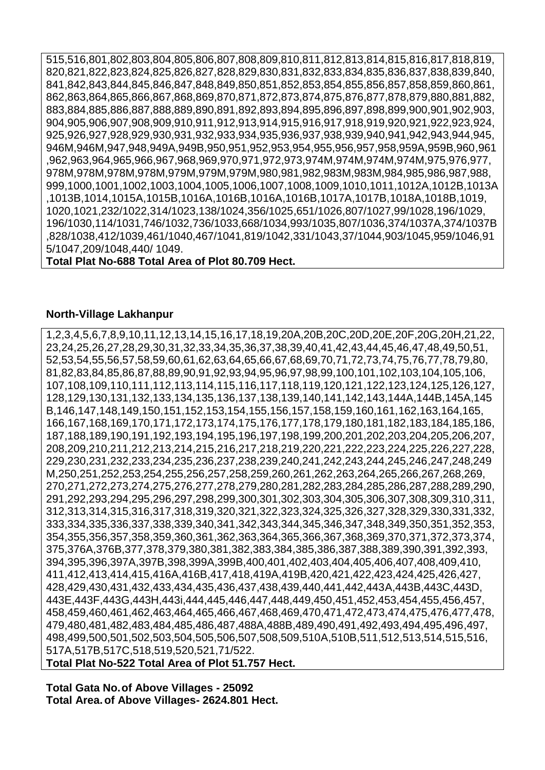515,516,801,802,803,804,805,806,807,808,809,810,811,812,813,814,815,816,817,818,819, 820,821,822,823,824,825,826,827,828,829,830,831,832,833,834,835,836,837,838,839,840, 841,842,843,844,845,846,847,848,849,850,851,852,853,854,855,856,857,858,859,860,861, 862,863,864,865,866,867,868,869,870,871,872,873,874,875,876,877,878,879,880,881,882, 883,884,885,886,887,888,889,890,891,892,893,894,895,896,897,898,899,900,901,902,903, 904,905,906,907,908,909,910,911,912,913,914,915,916,917,918,919,920,921,922,923,924, 925,926,927,928,929,930,931,932,933,934,935,936,937,938,939,940,941,942,943,944,945, 946M,946M,947,948,949A,949B,950,951,952,953,954,955,956,957,958,959A,959B,960,961 ,962,963,964,965,966,967,968,969,970,971,972,973,974M,974M,974M,974M,975,976,977, 978M,978M,978M,978M,979M,979M,979M,980,981,982,983M,983M,984,985,986,987,988, 999,1000,1001,1002,1003,1004,1005,1006,1007,1008,1009,1010,1011,1012A,1012B,1013A ,1013B,1014,1015A,1015B,1016A,1016B,1016A,1016B,1017A,1017B,1018A,1018B,1019, 1020,1021,232/1022,314/1023,138/1024,356/1025,651/1026,807/1027,99/1028,196/1029, 196/1030,114/1031,746/1032,736/1033,668/1034,993/1035,807/1036,374/1037A,374/1037B ,828/1038,412/1039,461/1040,467/1041,819/1042,331/1043,37/1044,903/1045,959/1046,91 5/1047,209/1048,440/ 1049.

**Total Plat No-688 Total Area of Plot 80.709 Hect.**

**North-Village Lakhanpur**

1,2,3,4,5,6,7,8,9,10,11,12,13,14,15,16,17,18,19,20A,20B,20C,20D,20E,20F,20G,20H,21,22, 23,24,25,26,27,28,29,30,31,32,33,34,35,36,37,38,39,40,41,42,43,44,45,46,47,48,49,50,51, 52,53,54,55,56,57,58,59,60,61,62,63,64,65,66,67,68,69,70,71,72,73,74,75,76,77,78,79,80, 81,82,83,84,85,86,87,88,89,90,91,92,93,94,95,96,97,98,99,100,101,102,103,104,105,106, 107,108,109,110,111,112,113,114,115,116,117,118,119,120,121,122,123,124,125,126,127, 128,129,130,131,132,133,134,135,136,137,138,139,140,141,142,143,144A,144B,145A,145 B,146,147,148,149,150,151,152,153,154,155,156,157,158,159,160,161,162,163,164,165, 166,167,168,169,170,171,172,173,174,175,176,177,178,179,180,181,182,183,184,185,186, 187,188,189,190,191,192,193,194,195,196,197,198,199,200,201,202,203,204,205,206,207, 208,209,210,211,212,213,214,215,216,217,218,219,220,221,222,223,224,225,226,227,228, 229,230,231,232,233,234,235,236,237,238,239,240,241,242,243,244,245,246,247,248,249 M,250,251,252,253,254,255,256,257,258,259,260,261,262,263,264,265,266,267,268,269, 270,271,272,273,274,275,276,277,278,279,280,281,282,283,284,285,286,287,288,289,290, 291,292,293,294,295,296,297,298,299,300,301,302,303,304,305,306,307,308,309,310,311, 312,313,314,315,316,317,318,319,320,321,322,323,324,325,326,327,328,329,330,331,332, 333,334,335,336,337,338,339,340,341,342,343,344,345,346,347,348,349,350,351,352,353, 354,355,356,357,358,359,360,361,362,363,364,365,366,367,368,369,370,371,372,373,374, 375,376A,376B,377,378,379,380,381,382,383,384,385,386,387,388,389,390,391,392,393, 394,395,396,397A,397B,398,399A,399B,400,401,402,403,404,405,406,407,408,409,410, 411,412,413,414,415,416A,416B,417,418,419A,419B,420,421,422,423,424,425,426,427, 428,429,430,431,432,433,434,435,436,437,438,439,440,441,442,443A,443B,443C,443D, 443E,443F,443G,443H,443i,444,445,446,447,448,449,450,451,452,453,454,455,456,457, 458,459,460,461,462,463,464,465,466,467,468,469,470,471,472,473,474,475,476,477,478, 479,480,481,482,483,484,485,486,487,488A,488B,489,490,491,492,493,494,495,496,497, 498,499,500,501,502,503,504,505,506,507,508,509,510A,510B,511,512,513,514,515,516, 517A,517B,517C,518,519,520,521,71/522.

**Total Plat No-522 Total Area of Plot 51.757 Hect.**

**Total Gata No. of Above Villages - 25092**
**Total Area. of Above Villages- 2624.801 Hect.**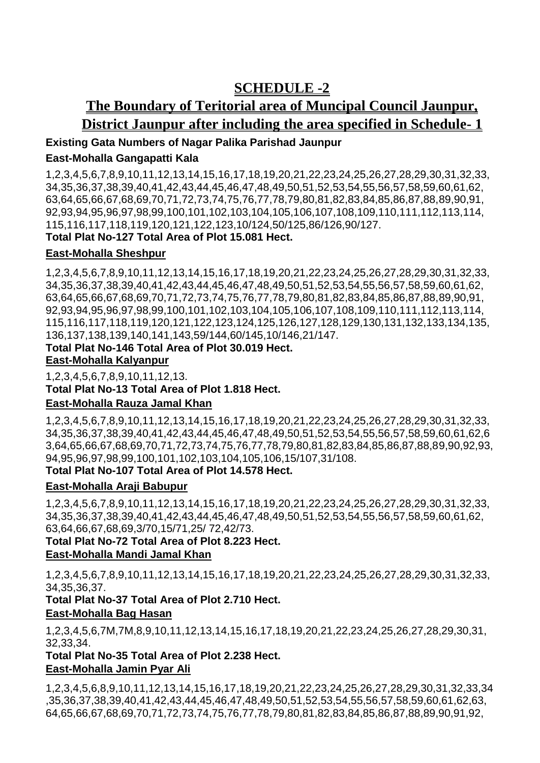# SCHEDULE -2

## The Boundary of Teritorial area of Muncipal Council Jaunpur, District Jaunpur after including the area specified in Schedule- 1

**Existing Gata Numbers of Nagar Palika Parishad Jaunpur**

**East-Mohalla Gangapatti Kala**

1,2,3,4,5,6,7,8,9,10,11,12,13,14,15,16,17,18,19,20,21,22,23,24,25,26,27,28,29,30,31,32,33,34,35,36,37,38,39,40,41,42,43,44,45,46,47,48,49,50,51,52,53,54,55,56,57,58,59,60,61,62,63,64,65,66,67,68,69,70,71,72,73,74,75,76,77,78,79,80,81,82,83,84,85,86,87,88,89,90,91,92,93,94,95,96,97,98,99,100,101,102,103,104,105,106,107,108,109,110,111,112,113,114,115,116,117,118,119,120,121,122,123,10/124,50/125,86/126,90/127.

**Total Plat No-127 Total Area of Plot 15.081 Hect.**

**East-Mohalla Sheshpur**

1,2,3,4,5,6,7,8,9,10,11,12,13,14,15,16,17,18,19,20,21,22,23,24,25,26,27,28,29,30,31,32,33,34,35,36,37,38,39,40,41,42,43,44,45,46,47,48,49,50,51,52,53,54,55,56,57,58,59,60,61,62,63,64,65,66,67,68,69,70,71,72,73,74,75,76,77,78,79,80,81,82,83,84,85,86,87,88,89,90,91,92,93,94,95,96,97,98,99,100,101,102,103,104,105,106,107,108,109,110,111,112,113,114,115,116,117,118,119,120,121,122,123,124,125,126,127,128,129,130,131,132,133,134,135,136,137,138,139,140,141,143,59/144,60/145,10/146,21/147.

**Total Plat No-146 Total Area of Plot 30.019 Hect.**

**East-Mohalla Kalyanpur**

1,2,3,4,5,6,7,8,9,10,11,12,13.

**Total Plat No-13 Total Area of Plot 1.818 Hect.**

**East-Mohalla Rauza Jamal Khan**

1,2,3,4,5,6,7,8,9,10,11,12,13,14,15,16,17,18,19,20,21,22,23,24,25,26,27,28,29,30,31,32,33,34,35,36,37,38,39,40,41,42,43,44,45,46,47,48,49,50,51,52,53,54,55,56,57,58,59,60,61,62,63,64,65,66,67,68,69,70,71,72,73,74,75,76,77,78,79,80,81,82,83,84,85,86,87,88,89,90,92,93,94,95,96,97,98,99,100,101,102,103,104,105,106,15/107,31/108.

**Total Plat No-107 Total Area of Plot 14.578 Hect.**

**East-Mohalla Araji Babupur**

1,2,3,4,5,6,7,8,9,10,11,12,13,14,15,16,17,18,19,20,21,22,23,24,25,26,27,28,29,30,31,32,33,34,35,36,37,38,39,40,41,42,43,44,45,46,47,48,49,50,51,52,53,54,55,56,57,58,59,60,61,62,63,64,66,67,68,69,3/70,15/71,25/ 72,42/73.

**Total Plat No-72 Total Area of Plot 8.223 Hect.**

**East-Mohalla Mandi Jamal Khan**

1,2,3,4,5,6,7,8,9,10,11,12,13,14,15,16,17,18,19,20,21,22,23,24,25,26,27,28,29,30,31,32,33,34,35,36,37.

**Total Plat No-37 Total Area of Plot 2.710 Hect.**

**East-Mohalla Bag Hasan**

1,2,3,4,5,6,7M,7M,8,9,10,11,12,13,14,15,16,17,18,19,20,21,22,23,24,25,26,27,28,29,30,31,32,33,34.

**Total Plat No-35 Total Area of Plot 2.238 Hect.**

**East-Mohalla Jamin Pyar Ali**

1,2,3,4,5,6,8,9,10,11,12,13,14,15,16,17,18,19,20,21,22,23,24,25,26,27,28,29,30,31,32,33,34,35,36,37,38,39,40,41,42,43,44,45,46,47,48,49,50,51,52,53,54,55,56,57,58,59,60,61,62,63,64,65,66,67,68,69,70,71,72,73,74,75,76,77,78,79,80,81,82,83,84,85,86,87,88,89,90,91,92,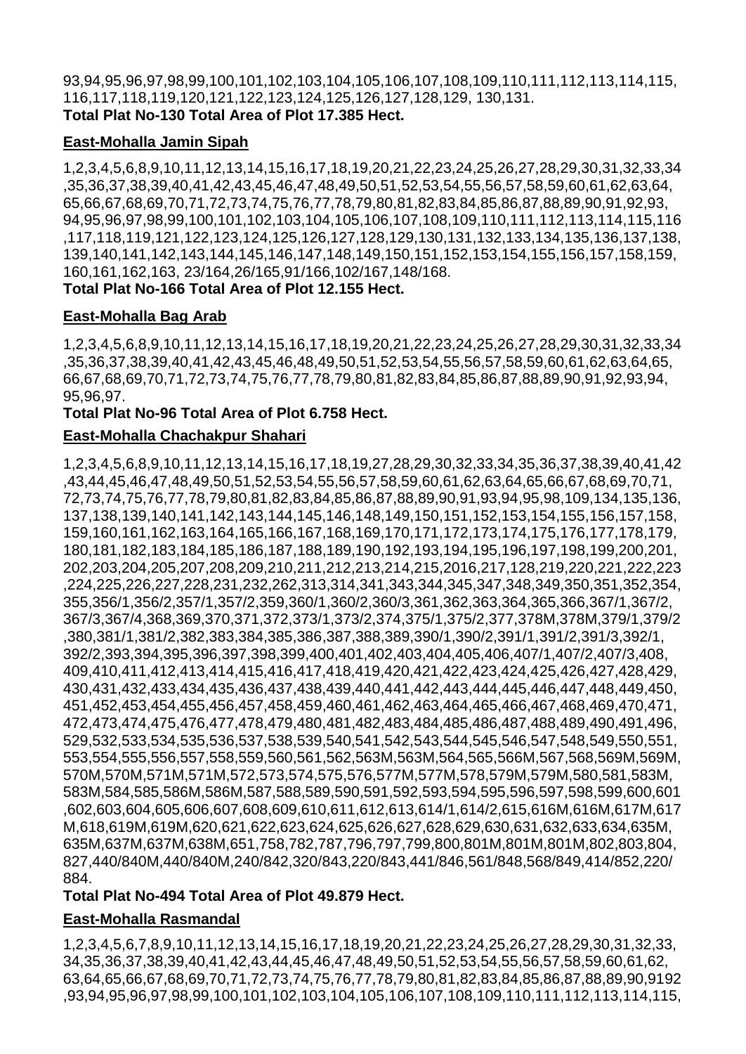93,94,95,96,97,98,99,100,101,102,103,104,105,106,107,108,109,110,111,112,113,114,115,116,117,118,119,120,121,122,123,124,125,126,127,128,129, 130,131.

**Total Plat No-130 Total Area of Plot 17.385 Hect.**

**East-Mohalla Jamin Sipah**

1,2,3,4,5,6,8,9,10,11,12,13,14,15,16,17,18,19,20,21,22,23,24,25,26,27,28,29,30,31,32,33,34,35,36,37,38,39,40,41,42,43,45,46,47,48,49,50,51,52,53,54,55,56,57,58,59,60,61,62,63,64,65,66,67,68,69,70,71,72,73,74,75,76,77,78,79,80,81,82,83,84,85,86,87,88,89,90,91,92,93,94,95,96,97,98,99,100,101,102,103,104,105,106,107,108,109,110,111,112,113,114,115,116,117,118,119,121,122,123,124,125,126,127,128,129,130,131,132,133,134,135,136,137,138,139,140,141,142,143,144,145,146,147,148,149,150,151,152,153,154,155,156,157,158,159,160,161,162,163, 23/164,26/165,91/166,102/167,148/168.

**Total Plat No-166 Total Area of Plot 12.155 Hect.**

**East-Mohalla Bag Arab**

1,2,3,4,5,6,8,9,10,11,12,13,14,15,16,17,18,19,20,21,22,23,24,25,26,27,28,29,30,31,32,33,34,35,36,37,38,39,40,41,42,43,45,46,48,49,50,51,52,53,54,55,56,57,58,59,60,61,62,63,64,65,66,67,68,69,70,71,72,73,74,75,76,77,78,79,80,81,82,83,84,85,86,87,88,89,90,91,92,93,94,95,96,97.

**Total Plat No-96 Total Area of Plot 6.758 Hect.**

**East-Mohalla Chachakpur Shahari**

1,2,3,4,5,6,8,9,10,11,12,13,14,15,16,17,18,19,27,28,29,30,32,33,34,35,36,37,38,39,40,41,42,43,44,45,46,47,48,49,50,51,52,53,54,55,56,57,58,59,60,61,62,63,64,65,66,67,68,69,70,71,72,73,74,75,76,77,78,79,80,81,82,83,84,85,86,87,88,89,90,91,93,94,95,98,109,134,135,136,137,138,139,140,141,142,143,144,145,146,148,149,150,151,152,153,154,155,156,157,158,159,160,161,162,163,164,165,166,167,168,169,170,171,172,173,174,175,176,177,178,179,180,181,182,183,184,185,186,187,188,189,190,192,193,194,195,196,197,198,199,200,201,202,203,204,205,207,208,209,210,211,212,213,214,215,2016,217,128,219,220,221,222,223,224,225,226,227,228,231,232,262,313,314,341,343,344,345,347,348,349,350,351,352,354,355,356/1,356/2,357/1,357/2,359,360/1,360/2,360/3,361,362,363,364,365,366,367/1,367/2,367/3,367/4,368,369,370,371,372,373/1,373/2,374,375/1,375/2,377,378M,378M,379/1,379/2,380,381/1,381/2,382,383,384,385,386,387,388,389,390/1,390/2,391/1,391/2,391/3,392/1,392/2,393,394,395,396,397,398,399,400,401,402,403,404,405,406,407/1,407/2,407/3,408,409,410,411,412,413,414,415,416,417,418,419,420,421,422,423,424,425,426,427,428,429,430,431,432,433,434,435,436,437,438,439,440,441,442,443,444,445,446,447,448,449,450,451,452,453,454,455,456,457,458,459,460,461,462,463,464,465,466,467,468,469,470,471,472,473,474,475,476,477,478,479,480,481,482,483,484,485,486,487,488,489,490,491,496,529,532,533,534,535,536,537,538,539,540,541,542,543,544,545,546,547,548,549,550,551,553,554,555,556,557,558,559,560,561,562,563M,563M,564,565,566M,567,568,569M,569M,570M,570M,571M,571M,572,573,574,575,576,577M,577M,578,579M,579M,580,581,583M,583M,584,585,586M,586M,587,588,589,590,591,592,593,594,595,596,597,598,599,600,601,602,603,604,605,606,607,608,609,610,611,612,613,614/1,614/2,615,616M,616M,617M,617M,618,619M,619M,620,621,622,623,624,625,626,627,628,629,630,631,632,633,634,635M,635M,637M,637M,638M,651,758,782,787,796,797,799,800,801M,801M,801M,802,803,804,827,440/840M,440/840M,240/842,320/843,220/843,441/846,561/848,568/849,414/852,220/884.

**Total Plat No-494 Total Area of Plot 49.879 Hect.**

**East-Mohalla Rasmandal**

1,2,3,4,5,6,7,8,9,10,11,12,13,14,15,16,17,18,19,20,21,22,23,24,25,26,27,28,29,30,31,32,33,34,35,36,37,38,39,40,41,42,43,44,45,46,47,48,49,50,51,52,53,54,55,56,57,58,59,60,61,62,63,64,65,66,67,68,69,70,71,72,73,74,75,76,77,78,79,80,81,82,83,84,85,86,87,88,89,90,9192,93,94,95,96,97,98,99,100,101,102,103,104,105,106,107,108,109,110,111,112,113,114,115,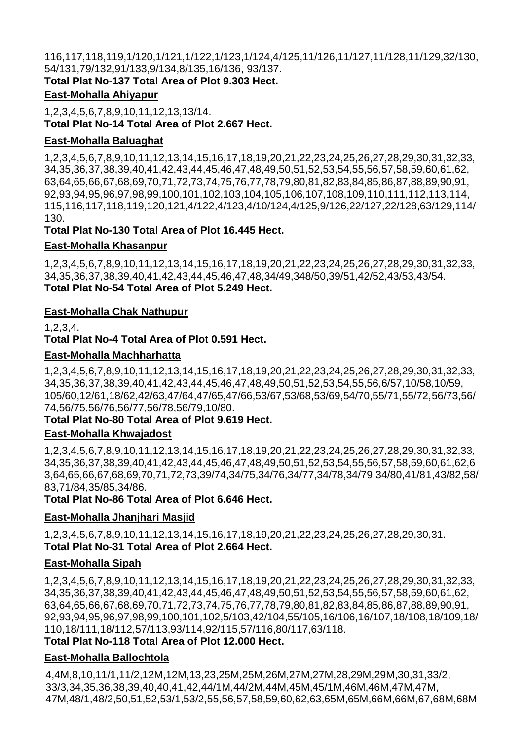116,117,118,119,1/120,1/121,1/122,1/123,1/124,4/125,11/126,11/127,11/128,11/129,32/130, 54/131,79/132,91/133,9/134,8/135,16/136, 93/137.

**Total Plat No-137 Total Area of Plot 9.303 Hect.**

**East-Mohalla Ahiyapur**

1,2,3,4,5,6,7,8,9,10,11,12,13,13/14.

**Total Plat No-14 Total Area of Plot 2.667 Hect.**

**East-Mohalla Baluaghat**

1,2,3,4,5,6,7,8,9,10,11,12,13,14,15,16,17,18,19,20,21,22,23,24,25,26,27,28,29,30,31,32,33, 34,35,36,37,38,39,40,41,42,43,44,45,46,47,48,49,50,51,52,53,54,55,56,57,58,59,60,61,62, 63,64,65,66,67,68,69,70,71,72,73,74,75,76,77,78,79,80,81,82,83,84,85,86,87,88,89,90,91, 92,93,94,95,96,97,98,99,100,101,102,103,104,105,106,107,108,109,110,111,112,113,114, 115,116,117,118,119,120,121,4/122,4/123,4/10/124,4/125,9/126,22/127,22/128,63/129,114/130.

**Total Plat No-130 Total Area of Plot 16.445 Hect.**

**East-Mohalla Khasanpur**

1,2,3,4,5,6,7,8,9,10,11,12,13,14,15,16,17,18,19,20,21,22,23,24,25,26,27,28,29,30,31,32,33, 34,35,36,37,38,39,40,41,42,43,44,45,46,47,48,34/49,348/50,39/51,42/52,43/53,43/54.

**Total Plat No-54 Total Area of Plot 5.249 Hect.**

**East-Mohalla Chak Nathupur**

1,2,3,4.

**Total Plat No-4 Total Area of Plot 0.591 Hect.**

**East-Mohalla Machharhatta**

1,2,3,4,5,6,7,8,9,10,11,12,13,14,15,16,17,18,19,20,21,22,23,24,25,26,27,28,29,30,31,32,33, 34,35,36,37,38,39,40,41,42,43,44,45,46,47,48,49,50,51,52,53,54,55,56,6/57,10/58,10/59, 105/60,12/61,18/62,42/63,47/64,47/65,47/66,53/67,53/68,53/69,54/70,55/71,55/72,56/73,56/74,56/75,56/76,56/77,56/78,56/79,10/80.

**Total Plat No-80 Total Area of Plot 9.619 Hect.**

**East-Mohalla Khwajadost**

1,2,3,4,5,6,7,8,9,10,11,12,13,14,15,16,17,18,19,20,21,22,23,24,25,26,27,28,29,30,31,32,33, 34,35,36,37,38,39,40,41,42,43,44,45,46,47,48,49,50,51,52,53,54,55,56,57,58,59,60,61,62,63,64,65,66,67,68,69,70,71,72,73,39/74,34/75,34/76,34/77,34/78,34/79,34/80,41/81,43/82,58/83,71/84,35/85,34/86.

**Total Plat No-86 Total Area of Plot 6.646 Hect.**

**East-Mohalla Jhanjhari Masjid**

1,2,3,4,5,6,7,8,9,10,11,12,13,14,15,16,17,18,19,20,21,22,23,24,25,26,27,28,29,30,31.

**Total Plat No-31 Total Area of Plot 2.664 Hect.**

**East-Mohalla Sipah**

1,2,3,4,5,6,7,8,9,10,11,12,13,14,15,16,17,18,19,20,21,22,23,24,25,26,27,28,29,30,31,32,33, 34,35,36,37,38,39,40,41,42,43,44,45,46,47,48,49,50,51,52,53,54,55,56,57,58,59,60,61,62, 63,64,65,66,67,68,69,70,71,72,73,74,75,76,77,78,79,80,81,82,83,84,85,86,87,88,89,90,91, 92,93,94,95,96,97,98,99,100,101,102,5/103,42/104,55/105,16/106,16/107,18/108,18/109,18/110,18/111,18/112,57/113,93/114,92/115,57/116,80/117,63/118.

**Total Plat No-118 Total Area of Plot 12.000 Hect.**

**East-Mohalla Ballochtola**

4,4M,8,10,11/1,11/2,12M,12M,13,23,25M,25M,26M,27M,27M,28,29M,29M,30,31,33/2, 33/3,34,35,36,38,39,40,40,41,42,44/1M,44/2M,44M,45M,45/1M,46M,46M,47M,47M, 47M,48/1,48/2,50,51,52,53/1,53/2,55,56,57,58,59,60,62,63,65M,65M,66M,66M,67,68M,68M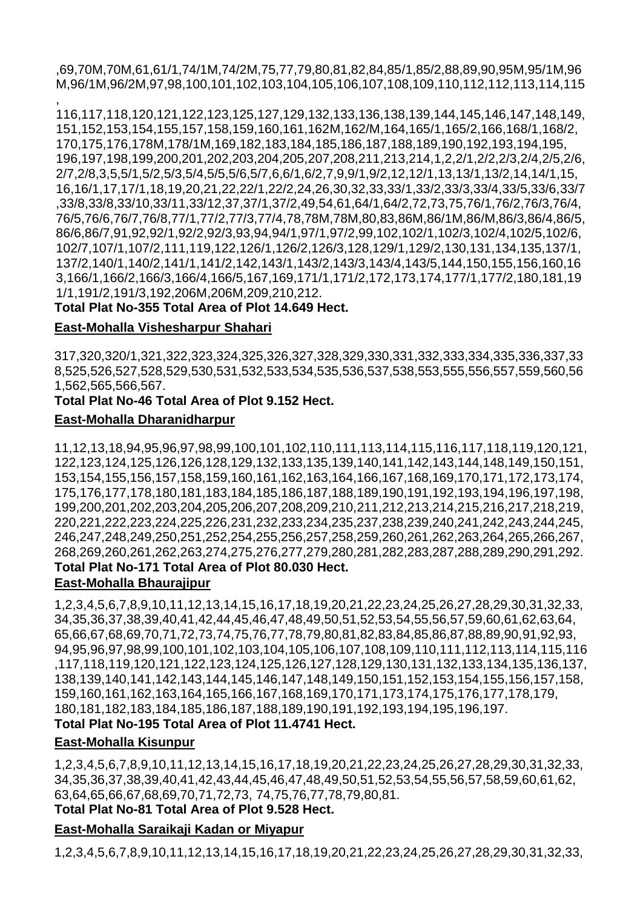,69,70M,70M,61,61/1,74/1M,74/2M,75,77,79,80,81,82,84,85/1,85/2,88,89,90,95M,95/1M,96M,96/1M,96/2M,97,98,100,101,102,103,104,105,106,107,108,109,110,112,112,113,114,115,
116,117,118,120,121,122,123,125,127,129,132,133,136,138,139,144,145,146,147,148,149,151,152,153,154,155,157,158,159,160,161,162M,162/M,164,165/1,165/2,166,168/1,168/2,170,175,176,178M,178/1M,169,182,183,184,185,186,187,188,189,190,192,193,194,195,196,197,198,199,200,201,202,203,204,205,207,208,211,213,214,1,2,2/1,2/2,2/3,2/4,2/5,2/6,2/7,2/8,3,5,5/1,5/2,5/3,5/4,5/5,5/6,5/7,6,6/1,6/2,7,9,9/1,9/2,12,12/1,13,13/1,13/2,14,14/1,15,16,16/1,17,17/1,18,19,20,21,22,22/1,22/2,24,26,30,32,33,33/1,33/2,33/3,33/4,33/5,33/6,33/7,33/8,33/8,33/10,33/11,33/12,37,37/1,37/2,49,54,61,64/1,64/2,72,73,75,76/1,76/2,76/3,76/4,76/5,76/6,76/7,76/8,77/1,77/2,77/3,77/4,78,78M,78M,80,83,86M,86/1M,86/M,86/3,86/4,86/5,86/6,86/7,91,92,92/1,92/2,92/3,93,94,94/1,97/1,97/2,99,102,102/1,102/3,102/4,102/5,102/6,102/7,107/1,107/2,111,119,122,126/1,126/2,126/3,128,129/1,129/2,130,131,134,135,137/1,137/2,140/1,140/2,141/1,141/2,142,143/1,143/2,143/3,143/4,143/5,144,150,155,156,160,163,166/1,166/2,166/3,166/4,166/5,167,169,171/1,171/2,172,173,174,177/1,177/2,180,181,191/1,191/2,191/3,192,206M,206M,209,210,212.

**Total Plat No-355 Total Area of Plot 14.649 Hect.**

**East-Mohalla Vishesharpur Shahari**

317,320,320/1,321,322,323,324,325,326,327,328,329,330,331,332,333,334,335,336,337,338,525,526,527,528,529,530,531,532,533,534,535,536,537,538,553,555,556,557,559,560,561,562,565,566,567.

**Total Plat No-46 Total Area of Plot 9.152 Hect.**

**East-Mohalla Dharanidharpur**

11,12,13,18,94,95,96,97,98,99,100,101,102,110,111,113,114,115,116,117,118,119,120,121,122,123,124,125,126,126,128,129,132,133,135,139,140,141,142,143,144,148,149,150,151,153,154,155,156,157,158,159,160,161,162,163,164,166,167,168,169,170,171,172,173,174,175,176,177,178,180,181,183,184,185,186,187,188,189,190,191,192,193,194,196,197,198,199,200,201,202,203,204,205,206,207,208,209,210,211,212,213,214,215,216,217,218,219,220,221,222,223,224,225,226,231,232,233,234,235,237,238,239,240,241,242,243,244,245,246,247,248,249,250,251,252,254,255,256,257,258,259,260,261,262,263,264,265,266,267,268,269,260,261,262,263,274,275,276,277,279,280,281,282,283,287,288,289,290,291,292.

**Total Plat No-171 Total Area of Plot 80.030 Hect.**

**East-Mohalla Bhaurajipur**

1,2,3,4,5,6,7,8,9,10,11,12,13,14,15,16,17,18,19,20,21,22,23,24,25,26,27,28,29,30,31,32,33,34,35,36,37,38,39,40,41,42,44,45,46,47,48,49,50,51,52,53,54,55,56,57,59,60,61,62,63,64,65,66,67,68,69,70,71,72,73,74,75,76,77,78,79,80,81,82,83,84,85,86,87,88,89,90,91,92,93,94,95,96,97,98,99,100,101,102,103,104,105,106,107,108,109,110,111,112,113,114,115,116,117,118,119,120,121,122,123,124,125,126,127,128,129,130,131,132,133,134,135,136,137,138,139,140,141,142,143,144,145,146,147,148,149,150,151,152,153,154,155,156,157,158,159,160,161,162,163,164,165,166,167,168,169,170,171,173,174,175,176,177,178,179,180,181,182,183,184,185,186,187,188,189,190,191,192,193,194,195,196,197.

**Total Plat No-195 Total Area of Plot 11.4741 Hect.**

**East-Mohalla Kisunpur**

1,2,3,4,5,6,7,8,9,10,11,12,13,14,15,16,17,18,19,20,21,22,23,24,25,26,27,28,29,30,31,32,33,34,35,36,37,38,39,40,41,42,43,44,45,46,47,48,49,50,51,52,53,54,55,56,57,58,59,60,61,62,63,64,65,66,67,68,69,70,71,72,73, 74,75,76,77,78,79,80,81.

**Total Plat No-81 Total Area of Plot 9.528 Hect.**

**East-Mohalla Saraikaji Kadan or Miyapur**

1,2,3,4,5,6,7,8,9,10,11,12,13,14,15,16,17,18,19,20,21,22,23,24,25,26,27,28,29,30,31,32,33,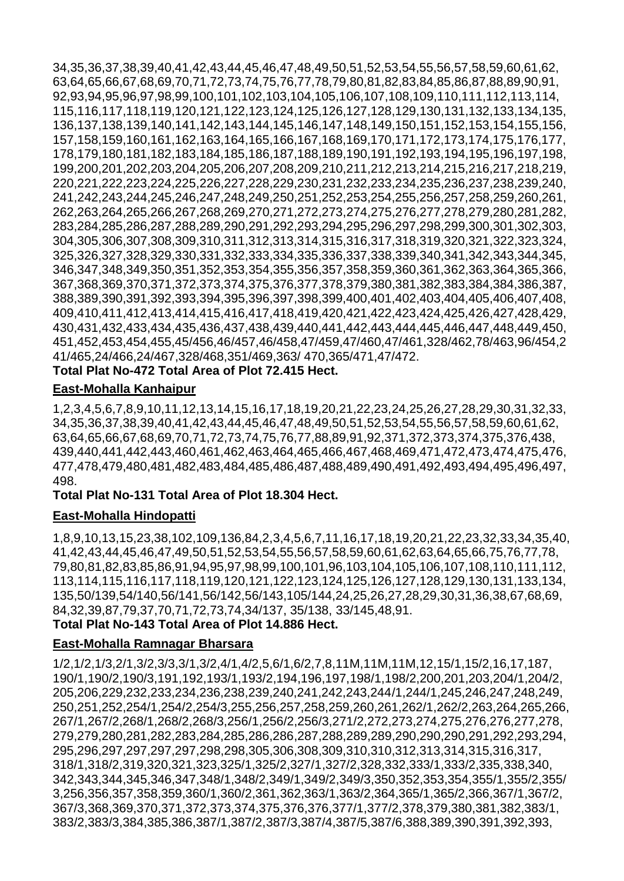34,35,36,37,38,39,40,41,42,43,44,45,46,47,48,49,50,51,52,53,54,55,56,57,58,59,60,61,62,63,64,65,66,67,68,69,70,71,72,73,74,75,76,77,78,79,80,81,82,83,84,85,86,87,88,89,90,91,92,93,94,95,96,97,98,99,100,101,102,103,104,105,106,107,108,109,110,111,112,113,114,115,116,117,118,119,120,121,122,123,124,125,126,127,128,129,130,131,132,133,134,135,136,137,138,139,140,141,142,143,144,145,146,147,148,149,150,151,152,153,154,155,156,157,158,159,160,161,162,163,164,165,166,167,168,169,170,171,172,173,174,175,176,177,178,179,180,181,182,183,184,185,186,187,188,189,190,191,192,193,194,195,196,197,198,199,200,201,202,203,204,205,206,207,208,209,210,211,212,213,214,215,216,217,218,219,220,221,222,223,224,225,226,227,228,229,230,231,232,233,234,235,236,237,238,239,240,241,242,243,244,245,246,247,248,249,250,251,252,253,254,255,256,257,258,259,260,261,262,263,264,265,266,267,268,269,270,271,272,273,274,275,276,277,278,279,280,281,282,283,284,285,286,287,288,289,290,291,292,293,294,295,296,297,298,299,300,301,302,303,304,305,306,307,308,309,310,311,312,313,314,315,316,317,318,319,320,321,322,323,324,325,326,327,328,329,330,331,332,333,334,335,336,337,338,339,340,341,342,343,344,345,346,347,348,349,350,351,352,353,354,355,356,357,358,359,360,361,362,363,364,365,366,367,368,369,370,371,372,373,374,375,376,377,378,379,380,381,382,383,384,385,386,387,388,389,390,391,392,393,394,395,396,397,398,399,400,401,402,403,404,405,406,407,408,409,410,411,412,413,414,415,416,417,418,419,420,421,422,423,424,425,426,427,428,429,430,431,432,433,434,435,436,437,438,439,440,441,442,443,444,445,446,447,448,449,450,451,452,453,454,455,45/456,46/457,46/458,47/459,47/460,47/461,328/462,78/463,96/454,241/465,24/466,24/467,328/468,351/469,363/ 470,365/471,47/472.

**Total Plat No-472 Total Area of Plot 72.415 Hect.**

**East-Mohalla Kanhaipur**

1,2,3,4,5,6,7,8,9,10,11,12,13,14,15,16,17,18,19,20,21,22,23,24,25,26,27,28,29,30,31,32,33,34,35,36,37,38,39,40,41,42,43,44,45,46,47,48,49,50,51,52,53,54,55,56,57,58,59,60,61,62,63,64,65,66,67,68,69,70,71,72,73,74,75,76,77,88,89,91,92,371,372,373,374,375,376,438,439,440,441,442,443,460,461,462,463,464,465,466,467,468,469,471,472,473,474,475,476,477,478,479,480,481,482,483,484,485,486,487,488,489,490,491,492,493,494,495,496,497,498.

**Total Plat No-131 Total Area of Plot 18.304 Hect.**

**East-Mohalla Hindopatti**

1,8,9,10,13,15,23,38,102,109,136,84,2,3,4,5,6,7,11,16,17,18,19,20,21,22,23,32,33,34,35,40,41,42,43,44,45,46,47,49,50,51,52,53,54,55,56,57,58,59,60,61,62,63,64,65,66,75,76,77,78,79,80,81,82,83,85,86,91,94,95,97,98,99,100,101,96,103,104,105,106,107,108,110,111,112,113,114,115,116,117,118,119,120,121,122,123,124,125,126,127,128,129,130,131,133,134,135,50/139,54/140,56/141,56/142,56/143,105/144,24,25,26,27,28,29,30,31,36,38,67,68,69,84,32,39,87,79,37,70,71,72,73,74,34/137, 35/138, 33/145,48,91.

**Total Plat No-143 Total Area of Plot 14.886 Hect.**

**East-Mohalla Ramnagar Bharsara**

1/2,1/2,1/3,2/1,3/2,3/3,3/1,3/2,4/1,4/2,5,6/1,6/2,7,8,11M,11M,11M,12,15/1,15/2,16,17,187,190/1,190/2,190/3,191,192,193/1,193/2,194,196,197,198/1,198/2,200,201,203,204/1,204/2,205,206,229,232,233,234,236,238,239,240,241,242,243,244/1,244/1,245,246,247,248,249,250,251,252,254/1,254/2,254/3,255,256,257,258,259,260,261,262/1,262/2,263,264,265,266,267/1,267/2,268/1,268/2,268/3,256/1,256/2,256/3,271/2,272,273,274,275,276,276,277,278,279,279,280,281,282,283,284,285,286,286,287,288,289,289,290,290,290,291,292,293,294,295,296,297,297,297,297,298,298,305,306,308,309,310,310,312,313,314,315,316,317,318/1,318/2,319,320,321,323,325/1,325/2,327/1,327/2,328,332,333/1,333/2,335,338,340,342,343,344,345,346,347,348/1,348/2,349/1,349/2,349/3,350,352,353,354,355/1,355/2,355/3,256,356,357,358,359,360/1,360/2,361,362,363/1,363/2,364,365/1,365/2,366,367/1,367/2,367/3,368,369,370,371,372,373,374,375,376,376,377/1,377/2,378,379,380,381,382,383/1,383/2,383/3,384,385,386,387/1,387/2,387/3,387/4,387/5,387/6,388,389,390,391,392,393,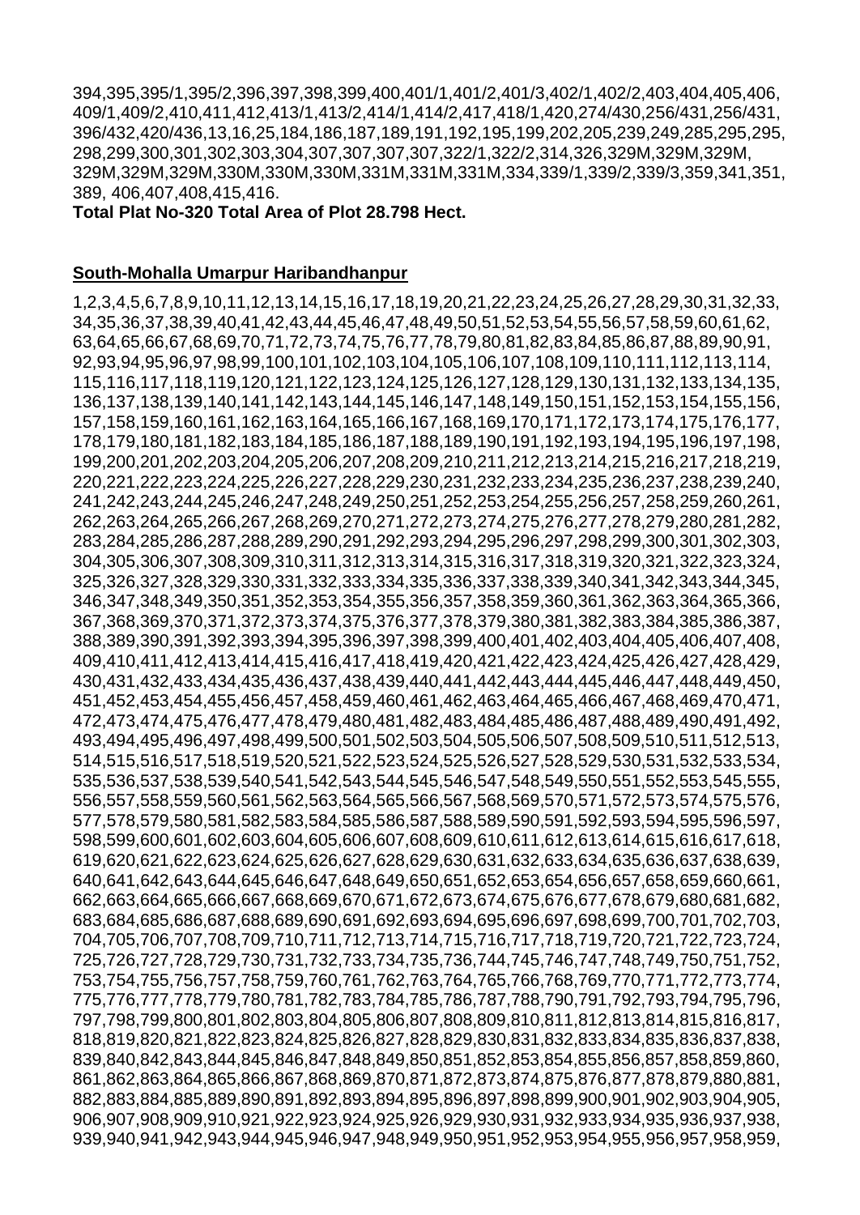394,395,395/1,395/2,396,397,398,399,400,401/1,401/2,401/3,402/1,402/2,403,404,405,406, 409/1,409/2,410,411,412,413/1,413/2,414/1,414/2,417,418/1,420,274/430,256/431,256/431, 396/432,420/436,13,16,25,184,186,187,189,191,192,195,199,202,205,239,249,285,295,295, 298,299,300,301,302,303,304,307,307,307,307,322/1,322/2,314,326,329M,329M,329M, 329M,329M,329M,330M,330M,330M,331M,331M,331M,334,339/1,339/2,339/3,359,341,351, 389, 406,407,408,415,416.

**Total Plat No-320 Total Area of Plot 28.798 Hect.**

**South-Mohalla Umarpur Haribandhanpur**

1,2,3,4,5,6,7,8,9,10,11,12,13,14,15,16,17,18,19,20,21,22,23,24,25,26,27,28,29,30,31,32,33, 34,35,36,37,38,39,40,41,42,43,44,45,46,47,48,49,50,51,52,53,54,55,56,57,58,59,60,61,62, 63,64,65,66,67,68,69,70,71,72,73,74,75,76,77,78,79,80,81,82,83,84,85,86,87,88,89,90,91, 92,93,94,95,96,97,98,99,100,101,102,103,104,105,106,107,108,109,110,111,112,113,114, 115,116,117,118,119,120,121,122,123,124,125,126,127,128,129,130,131,132,133,134,135, 136,137,138,139,140,141,142,143,144,145,146,147,148,149,150,151,152,153,154,155,156, 157,158,159,160,161,162,163,164,165,166,167,168,169,170,171,172,173,174,175,176,177, 178,179,180,181,182,183,184,185,186,187,188,189,190,191,192,193,194,195,196,197,198, 199,200,201,202,203,204,205,206,207,208,209,210,211,212,213,214,215,216,217,218,219, 220,221,222,223,224,225,226,227,228,229,230,231,232,233,234,235,236,237,238,239,240, 241,242,243,244,245,246,247,248,249,250,251,252,253,254,255,256,257,258,259,260,261, 262,263,264,265,266,267,268,269,270,271,272,273,274,275,276,277,278,279,280,281,282, 283,284,285,286,287,288,289,290,291,292,293,294,295,296,297,298,299,300,301,302,303, 304,305,306,307,308,309,310,311,312,313,314,315,316,317,318,319,320,321,322,323,324, 325,326,327,328,329,330,331,332,333,334,335,336,337,338,339,340,341,342,343,344,345, 346,347,348,349,350,351,352,353,354,355,356,357,358,359,360,361,362,363,364,365,366, 367,368,369,370,371,372,373,374,375,376,377,378,379,380,381,382,383,384,385,386,387, 388,389,390,391,392,393,394,395,396,397,398,399,400,401,402,403,404,405,406,407,408, 409,410,411,412,413,414,415,416,417,418,419,420,421,422,423,424,425,426,427,428,429, 430,431,432,433,434,435,436,437,438,439,440,441,442,443,444,445,446,447,448,449,450, 451,452,453,454,455,456,457,458,459,460,461,462,463,464,465,466,467,468,469,470,471, 472,473,474,475,476,477,478,479,480,481,482,483,484,485,486,487,488,489,490,491,492, 493,494,495,496,497,498,499,500,501,502,503,504,505,506,507,508,509,510,511,512,513, 514,515,516,517,518,519,520,521,522,523,524,525,526,527,528,529,530,531,532,533,534, 535,536,537,538,539,540,541,542,543,544,545,546,547,548,549,550,551,552,553,545,555, 556,557,558,559,560,561,562,563,564,565,566,567,568,569,570,571,572,573,574,575,576, 577,578,579,580,581,582,583,584,585,586,587,588,589,590,591,592,593,594,595,596,597, 598,599,600,601,602,603,604,605,606,607,608,609,610,611,612,613,614,615,616,617,618, 619,620,621,622,623,624,625,626,627,628,629,630,631,632,633,634,635,636,637,638,639, 640,641,642,643,644,645,646,647,648,649,650,651,652,653,654,656,657,658,659,660,661, 662,663,664,665,666,667,668,669,670,671,672,673,674,675,676,677,678,679,680,681,682, 683,684,685,686,687,688,689,690,691,692,693,694,695,696,697,698,699,700,701,702,703, 704,705,706,707,708,709,710,711,712,713,714,715,716,717,718,719,720,721,722,723,724, 725,726,727,728,729,730,731,732,733,734,735,736,744,745,746,747,748,749,750,751,752, 753,754,755,756,757,758,759,760,761,762,763,764,765,766,768,769,770,771,772,773,774, 775,776,777,778,779,780,781,782,783,784,785,786,787,788,790,791,792,793,794,795,796, 797,798,799,800,801,802,803,804,805,806,807,808,809,810,811,812,813,814,815,816,817, 818,819,820,821,822,823,824,825,826,827,828,829,830,831,832,833,834,835,836,837,838, 839,840,842,843,844,845,846,847,848,849,850,851,852,853,854,855,856,857,858,859,860, 861,862,863,864,865,866,867,868,869,870,871,872,873,874,875,876,877,878,879,880,881, 882,883,884,885,889,890,891,892,893,894,895,896,897,898,899,900,901,902,903,904,905, 906,907,908,909,910,921,922,923,924,925,926,929,930,931,932,933,934,935,936,937,938, 939,940,941,942,943,944,945,946,947,948,949,950,951,952,953,954,955,956,957,958,959,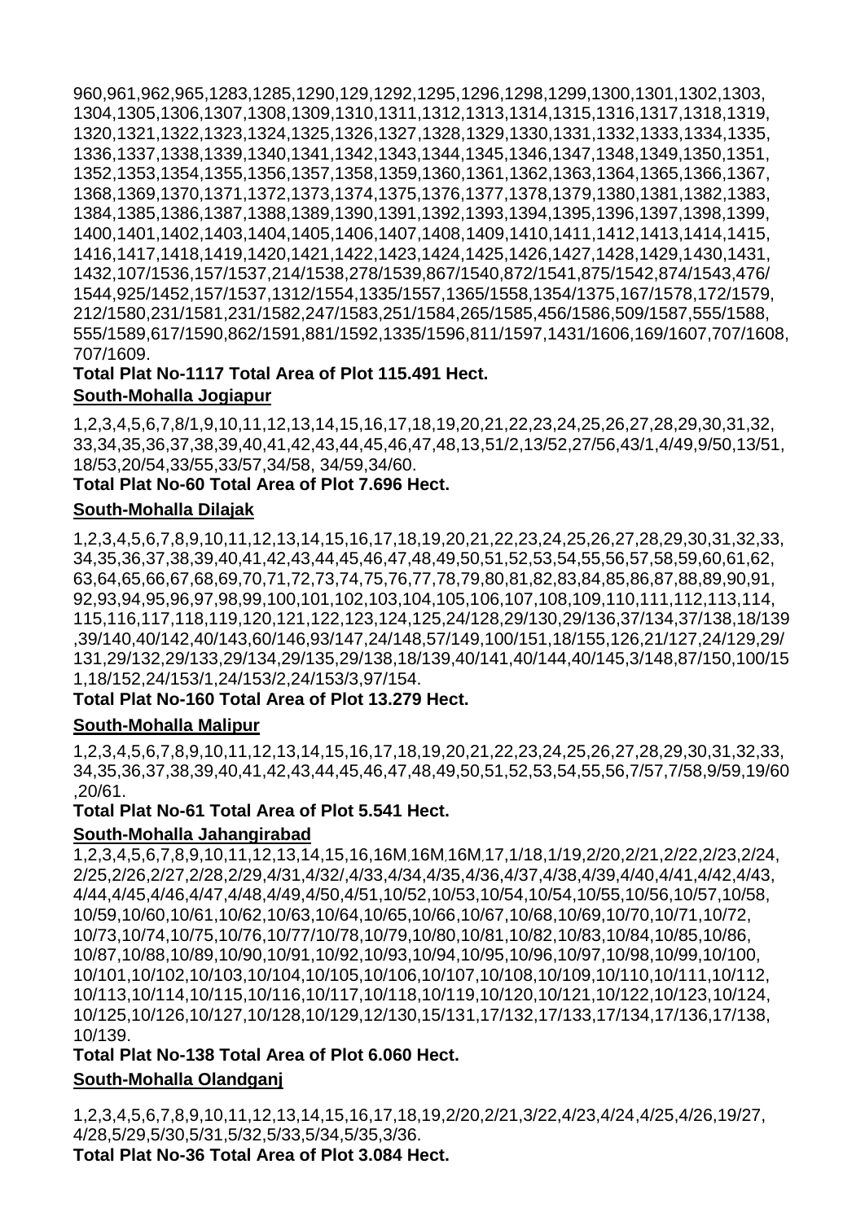960,961,962,965,1283,1285,1290,129,1292,1295,1296,1298,1299,1300,1301,1302,1303, 1304,1305,1306,1307,1308,1309,1310,1311,1312,1313,1314,1315,1316,1317,1318,1319, 1320,1321,1322,1323,1324,1325,1326,1327,1328,1329,1330,1331,1332,1333,1334,1335, 1336,1337,1338,1339,1340,1341,1342,1343,1344,1345,1346,1347,1348,1349,1350,1351, 1352,1353,1354,1355,1356,1357,1358,1359,1360,1361,1362,1363,1364,1365,1366,1367, 1368,1369,1370,1371,1372,1373,1374,1375,1376,1377,1378,1379,1380,1381,1382,1383, 1384,1385,1386,1387,1388,1389,1390,1391,1392,1393,1394,1395,1396,1397,1398,1399, 1400,1401,1402,1403,1404,1405,1406,1407,1408,1409,1410,1411,1412,1413,1414,1415, 1416,1417,1418,1419,1420,1421,1422,1423,1424,1425,1426,1427,1428,1429,1430,1431, 1432,107/1536,157/1537,214/1538,278/1539,867/1540,872/1541,875/1542,874/1543,476/ 1544,925/1452,157/1537,1312/1554,1335/1557,1365/1558,1354/1375,167/1578,172/1579, 212/1580,231/1581,231/1582,247/1583,251/1584,265/1585,456/1586,509/1587,555/1588, 555/1589,617/1590,862/1591,881/1592,1335/1596,811/1597,1431/1606,169/1607,707/1608, 707/1609.

**Total Plat No-1117 Total Area of Plot 115.491 Hect.**

**South-Mohalla Jogiapur**

1,2,3,4,5,6,7,8/1,9,10,11,12,13,14,15,16,17,18,19,20,21,22,23,24,25,26,27,28,29,30,31,32, 33,34,35,36,37,38,39,40,41,42,43,44,45,46,47,48,13,51/2,13/52,27/56,43/1,4/49,9/50,13/51, 18/53,20/54,33/55,33/57,34/58, 34/59,34/60.

**Total Plat No-60 Total Area of Plot 7.696 Hect.**

**South-Mohalla Dilajak**

1,2,3,4,5,6,7,8,9,10,11,12,13,14,15,16,17,18,19,20,21,22,23,24,25,26,27,28,29,30,31,32,33, 34,35,36,37,38,39,40,41,42,43,44,45,46,47,48,49,50,51,52,53,54,55,56,57,58,59,60,61,62, 63,64,65,66,67,68,69,70,71,72,73,74,75,76,77,78,79,80,81,82,83,84,85,86,87,88,89,90,91, 92,93,94,95,96,97,98,99,100,101,102,103,104,105,106,107,108,109,110,111,112,113,114, 115,116,117,118,119,120,121,122,123,124,125,24/128,29/130,29/136,37/134,37/138,18/139 ,39/140,40/142,40/143,60/146,93/147,24/148,57/149,100/151,18/155,126,21/127,24/129,29/ 131,29/132,29/133,29/134,29/135,29/138,18/139,40/141,40/144,40/145,3/148,87/150,100/15 1,18/152,24/153/1,24/153/2,24/153/3,97/154.

**Total Plat No-160 Total Area of Plot 13.279 Hect.**

**South-Mohalla Malipur**

1,2,3,4,5,6,7,8,9,10,11,12,13,14,15,16,17,18,19,20,21,22,23,24,25,26,27,28,29,30,31,32,33, 34,35,36,37,38,39,40,41,42,43,44,45,46,47,48,49,50,51,52,53,54,55,56,7/57,7/58,9/59,19/60 ,20/61.

**Total Plat No-61 Total Area of Plot 5.541 Hect.**

**South-Mohalla Jahangirabad**

1,2,3,4,5,6,7,8,9,10,11,12,13,14,15,16,16M,16M,16M,17,1/18,1/19,2/20,2/21,2/22,2/23,2/24, 2/25,2/26,2/27,2/28,2/29,4/31,4/32/,4/33,4/34,4/35,4/36,4/37,4/38,4/39,4/40,4/41,4/42,4/43, 4/44,4/45,4/46,4/47,4/48,4/49,4/50,4/51,10/52,10/53,10/54,10/54,10/55,10/56,10/57,10/58, 10/59,10/60,10/61,10/62,10/63,10/64,10/65,10/66,10/67,10/68,10/69,10/70,10/71,10/72, 10/73,10/74,10/75,10/76,10/77/10/78,10/79,10/80,10/81,10/82,10/83,10/84,10/85,10/86, 10/87,10/88,10/89,10/90,10/91,10/92,10/93,10/94,10/95,10/96,10/97,10/98,10/99,10/100, 10/101,10/102,10/103,10/104,10/105,10/106,10/107,10/108,10/109,10/110,10/111,10/112, 10/113,10/114,10/115,10/116,10/117,10/118,10/119,10/120,10/121,10/122,10/123,10/124, 10/125,10/126,10/127,10/128,10/129,12/130,15/131,17/132,17/133,17/134,17/136,17/138, 10/139.

**Total Plat No-138 Total Area of Plot 6.060 Hect.**

**South-Mohalla Olandganj**

1,2,3,4,5,6,7,8,9,10,11,12,13,14,15,16,17,18,19,2/20,2/21,3/22,4/23,4/24,4/25,4/26,19/27, 4/28,5/29,5/30,5/31,5/32,5/33,5/34,5/35,3/36.

**Total Plat No-36 Total Area of Plot 3.084 Hect.**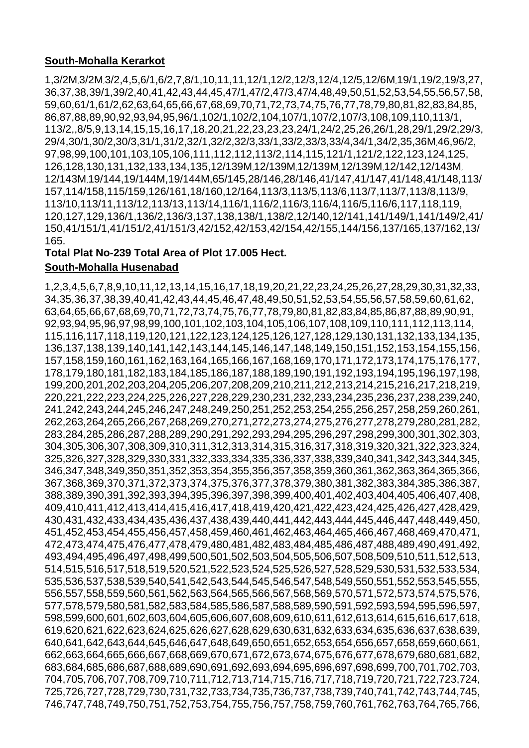**South-Mohalla Kerarkot**

1,3/2M,3/2M,3/2,4,5,6/1,6/2,7,8/1,10,11,11,12/1,12/2,12/3,12/4,12/5,12/6M,19/1,19/2,19/3,27, 36,37,38,39/1,39/2,40,41,42,43,44,45,47/1,47/2,47/3,47/4,48,49,50,51,52,53,54,55,56,57,58, 59,60,61/1,61/2,62,63,64,65,66,67,68,69,70,71,72,73,74,75,76,77,78,79,80,81,82,83,84,85, 86,87,88,89,90,92,93,94,95,96/1,102/1,102/2,104,107/1,107/2,107/3,108,109,110,113/1, 113/2,,8/5,9,13,14,15,15,16,17,18,20,21,22,23,23,23,24/1,24/2,25,26,26/1,28,29/1,29/2,29/3, 29/4,30/1,30/2,30/3,31/1,31/2,32/1,32/2,32/3,33/1,33/2,33/3,33/4,34/1,34/2,35,36M,46,96/2, 97,98,99,100,101,103,105,106,111,112,112,113/2,114,115,121/1,121/2,122,123,124,125, 126,128,130,131,132,133,134,135,12/139M,12/139M,12/139M,12/139M,12/142,12/143M, 12/143M,19/144,19/144M,19/144M,65/145,28/146,28/146,41/147,41/147,41/148,41/148,113/ 157,114/158,115/159,126/161,18/160,12/164,113/3,113/5,113/6,113/7,113/7,113/8,113/9, 113/10,113/11,113/12,113/13,113/14,116/1,116/2,116/3,116/4,116/5,116/6,117,118,119, 120,127,129,136/1,136/2,136/3,137,138,138/1,138/2,12/140,12/141,141/149/1,141/149/2,41/ 150,41/151/1,41/151/2,41/151/3,42/152,42/153,42/154,42/155,144/156,137/165,137/162,13/ 165.

**Total Plat No-239 Total Area of Plot 17.005 Hect.**

**South-Mohalla Husenabad**

1,2,3,4,5,6,7,8,9,10,11,12,13,14,15,16,17,18,19,20,21,22,23,24,25,26,27,28,29,30,31,32,33, 34,35,36,37,38,39,40,41,42,43,44,45,46,47,48,49,50,51,52,53,54,55,56,57,58,59,60,61,62, 63,64,65,66,67,68,69,70,71,72,73,74,75,76,77,78,79,80,81,82,83,84,85,86,87,88,89,90,91, 92,93,94,95,96,97,98,99,100,101,102,103,104,105,106,107,108,109,110,111,112,113,114, 115,116,117,118,119,120,121,122,123,124,125,126,127,128,129,130,131,132,133,134,135, 136,137,138,139,140,141,142,143,144,145,146,147,148,149,150,151,152,153,154,155,156, 157,158,159,160,161,162,163,164,165,166,167,168,169,170,171,172,173,174,175,176,177, 178,179,180,181,182,183,184,185,186,187,188,189,190,191,192,193,194,195,196,197,198, 199,200,201,202,203,204,205,206,207,208,209,210,211,212,213,214,215,216,217,218,219, 220,221,222,223,224,225,226,227,228,229,230,231,232,233,234,235,236,237,238,239,240, 241,242,243,244,245,246,247,248,249,250,251,252,253,254,255,256,257,258,259,260,261, 262,263,264,265,266,267,268,269,270,271,272,273,274,275,276,277,278,279,280,281,282, 283,284,285,286,287,288,289,290,291,292,293,294,295,296,297,298,299,300,301,302,303, 304,305,306,307,308,309,310,311,312,313,314,315,316,317,318,319,320,321,322,323,324, 325,326,327,328,329,330,331,332,333,334,335,336,337,338,339,340,341,342,343,344,345, 346,347,348,349,350,351,352,353,354,355,356,357,358,359,360,361,362,363,364,365,366, 367,368,369,370,371,372,373,374,375,376,377,378,379,380,381,382,383,384,385,386,387, 388,389,390,391,392,393,394,395,396,397,398,399,400,401,402,403,404,405,406,407,408, 409,410,411,412,413,414,415,416,417,418,419,420,421,422,423,424,425,426,427,428,429, 430,431,432,433,434,435,436,437,438,439,440,441,442,443,444,445,446,447,448,449,450, 451,452,453,454,455,456,457,458,459,460,461,462,463,464,465,466,467,468,469,470,471, 472,473,474,475,476,477,478,479,480,481,482,483,484,485,486,487,488,489,490,491,492, 493,494,495,496,497,498,499,500,501,502,503,504,505,506,507,508,509,510,511,512,513, 514,515,516,517,518,519,520,521,522,523,524,525,526,527,528,529,530,531,532,533,534, 535,536,537,538,539,540,541,542,543,544,545,546,547,548,549,550,551,552,553,545,555, 556,557,558,559,560,561,562,563,564,565,566,567,568,569,570,571,572,573,574,575,576, 577,578,579,580,581,582,583,584,585,586,587,588,589,590,591,592,593,594,595,596,597, 598,599,600,601,602,603,604,605,606,607,608,609,610,611,612,613,614,615,616,617,618, 619,620,621,622,623,624,625,626,627,628,629,630,631,632,633,634,635,636,637,638,639, 640,641,642,643,644,645,646,647,648,649,650,651,652,653,654,656,657,658,659,660,661, 662,663,664,665,666,667,668,669,670,671,672,673,674,675,676,677,678,679,680,681,682, 683,684,685,686,687,688,689,690,691,692,693,694,695,696,697,698,699,700,701,702,703, 704,705,706,707,708,709,710,711,712,713,714,715,716,717,718,719,720,721,722,723,724, 725,726,727,728,729,730,731,732,733,734,735,736,737,738,739,740,741,742,743,744,745, 746,747,748,749,750,751,752,753,754,755,756,757,758,759,760,761,762,763,764,765,766,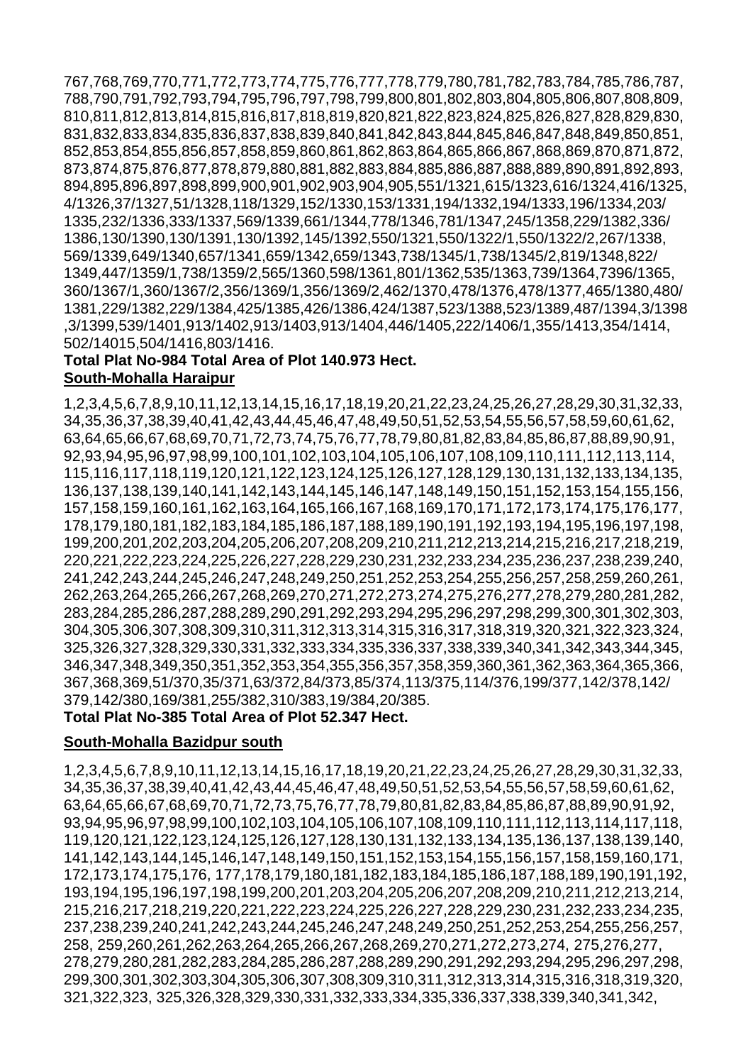767,768,769,770,771,772,773,774,775,776,777,778,779,780,781,782,783,784,785,786,787, 788,790,791,792,793,794,795,796,797,798,799,800,801,802,803,804,805,806,807,808,809, 810,811,812,813,814,815,816,817,818,819,820,821,822,823,824,825,826,827,828,829,830, 831,832,833,834,835,836,837,838,839,840,841,842,843,844,845,846,847,848,849,850,851, 852,853,854,855,856,857,858,859,860,861,862,863,864,865,866,867,868,869,870,871,872, 873,874,875,876,877,878,879,880,881,882,883,884,885,886,887,888,889,890,891,892,893, 894,895,896,897,898,899,900,901,902,903,904,905,551/1321,615/1323,616/1324,416/1325, 4/1326,37/1327,51/1328,118/1329,152/1330,153/1331,194/1332,194/1333,196/1334,203/ 1335,232/1336,333/1337,569/1339,661/1344,778/1346,781/1347,245/1358,229/1382,336/ 1386,130/1390,130/1391,130/1392,145/1392,550/1321,550/1322/1,550/1322/2,267/1338, 569/1339,649/1340,657/1341,659/1342,659/1343,738/1345/1,738/1345/2,819/1348,822/ 1349,447/1359/1,738/1359/2,565/1360,598/1361,801/1362,535/1363,739/1364,7396/1365, 360/1367/1,360/1367/2,356/1369/1,356/1369/2,462/1370,478/1376,478/1377,465/1380,480/ 1381,229/1382,229/1384,425/1385,426/1386,424/1387,523/1388,523/1389,487/1394,3/1398 ,3/1399,539/1401,913/1402,913/1403,913/1404,446/1405,222/1406/1,355/1413,354/1414, 502/14015,504/1416,803/1416.

**Total Plat No-984 Total Area of Plot 140.973 Hect.**

**South-Mohalla Haraipur**

1,2,3,4,5,6,7,8,9,10,11,12,13,14,15,16,17,18,19,20,21,22,23,24,25,26,27,28,29,30,31,32,33, 34,35,36,37,38,39,40,41,42,43,44,45,46,47,48,49,50,51,52,53,54,55,56,57,58,59,60,61,62, 63,64,65,66,67,68,69,70,71,72,73,74,75,76,77,78,79,80,81,82,83,84,85,86,87,88,89,90,91, 92,93,94,95,96,97,98,99,100,101,102,103,104,105,106,107,108,109,110,111,112,113,114, 115,116,117,118,119,120,121,122,123,124,125,126,127,128,129,130,131,132,133,134,135, 136,137,138,139,140,141,142,143,144,145,146,147,148,149,150,151,152,153,154,155,156, 157,158,159,160,161,162,163,164,165,166,167,168,169,170,171,172,173,174,175,176,177, 178,179,180,181,182,183,184,185,186,187,188,189,190,191,192,193,194,195,196,197,198, 199,200,201,202,203,204,205,206,207,208,209,210,211,212,213,214,215,216,217,218,219, 220,221,222,223,224,225,226,227,228,229,230,231,232,233,234,235,236,237,238,239,240, 241,242,243,244,245,246,247,248,249,250,251,252,253,254,255,256,257,258,259,260,261, 262,263,264,265,266,267,268,269,270,271,272,273,274,275,276,277,278,279,280,281,282, 283,284,285,286,287,288,289,290,291,292,293,294,295,296,297,298,299,300,301,302,303, 304,305,306,307,308,309,310,311,312,313,314,315,316,317,318,319,320,321,322,323,324, 325,326,327,328,329,330,331,332,333,334,335,336,337,338,339,340,341,342,343,344,345, 346,347,348,349,350,351,352,353,354,355,356,357,358,359,360,361,362,363,364,365,366, 367,368,369,51/370,35/371,63/372,84/373,85/374,113/375,114/376,199/377,142/378,142/ 379,142/380,169/381,255/382,310/383,19/384,20/385.

**Total Plat No-385 Total Area of Plot 52.347 Hect.**

**South-Mohalla Bazidpur south**

1,2,3,4,5,6,7,8,9,10,11,12,13,14,15,16,17,18,19,20,21,22,23,24,25,26,27,28,29,30,31,32,33, 34,35,36,37,38,39,40,41,42,43,44,45,46,47,48,49,50,51,52,53,54,55,56,57,58,59,60,61,62, 63,64,65,66,67,68,69,70,71,72,73,75,76,77,78,79,80,81,82,83,84,85,86,87,88,89,90,91,92, 93,94,95,96,97,98,99,100,102,103,104,105,106,107,108,109,110,111,112,113,114,117,118, 119,120,121,122,123,124,125,126,127,128,130,131,132,133,134,135,136,137,138,139,140, 141,142,143,144,145,146,147,148,149,150,151,152,153,154,155,156,157,158,159,160,171, 172,173,174,175,176, 177,178,179,180,181,182,183,184,185,186,187,188,189,190,191,192, 193,194,195,196,197,198,199,200,201,203,204,205,206,207,208,209,210,211,212,213,214, 215,216,217,218,219,220,221,222,223,224,225,226,227,228,229,230,231,232,233,234,235, 237,238,239,240,241,242,243,244,245,246,247,248,249,250,251,252,253,254,255,256,257, 258, 259,260,261,262,263,264,265,266,267,268,269,270,271,272,273,274, 275,276,277, 278,279,280,281,282,283,284,285,286,287,288,289,290,291,292,293,294,295,296,297,298, 299,300,301,302,303,304,305,306,307,308,309,310,311,312,313,314,315,316,318,319,320, 321,322,323, 325,326,328,329,330,331,332,333,334,335,336,337,338,339,340,341,342,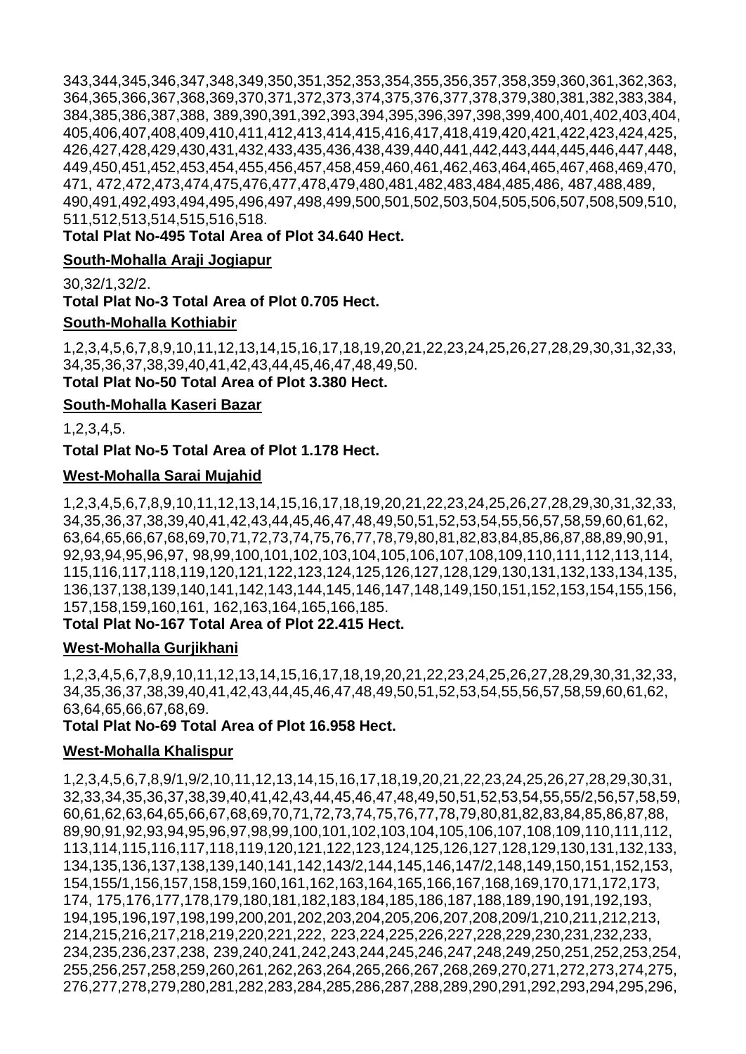343,344,345,346,347,348,349,350,351,352,353,354,355,356,357,358,359,360,361,362,363, 364,365,366,367,368,369,370,371,372,373,374,375,376,377,378,379,380,381,382,383,384, 384,385,386,387,388, 389,390,391,392,393,394,395,396,397,398,399,400,401,402,403,404, 405,406,407,408,409,410,411,412,413,414,415,416,417,418,419,420,421,422,423,424,425, 426,427,428,429,430,431,432,433,435,436,438,439,440,441,442,443,444,445,446,447,448, 449,450,451,452,453,454,455,456,457,458,459,460,461,462,463,464,465,467,468,469,470, 471, 472,472,473,474,475,476,477,478,479,480,481,482,483,484,485,486, 487,488,489, 490,491,492,493,494,495,496,497,498,499,500,501,502,503,504,505,506,507,508,509,510, 511,512,513,514,515,516,518.

**Total Plat No-495 Total Area of Plot 34.640 Hect.**

**South-Mohalla Araji Jogiapur**

30,32/1,32/2.

**Total Plat No-3 Total Area of Plot 0.705 Hect.**

**South-Mohalla Kothiabir**

1,2,3,4,5,6,7,8,9,10,11,12,13,14,15,16,17,18,19,20,21,22,23,24,25,26,27,28,29,30,31,32,33, 34,35,36,37,38,39,40,41,42,43,44,45,46,47,48,49,50.

**Total Plat No-50 Total Area of Plot 3.380 Hect.**

**South-Mohalla Kaseri Bazar**

1,2,3,4,5.

**Total Plat No-5 Total Area of Plot 1.178 Hect.**

**West-Mohalla Sarai Mujahid**

1,2,3,4,5,6,7,8,9,10,11,12,13,14,15,16,17,18,19,20,21,22,23,24,25,26,27,28,29,30,31,32,33, 34,35,36,37,38,39,40,41,42,43,44,45,46,47,48,49,50,51,52,53,54,55,56,57,58,59,60,61,62, 63,64,65,66,67,68,69,70,71,72,73,74,75,76,77,78,79,80,81,82,83,84,85,86,87,88,89,90,91, 92,93,94,95,96,97, 98,99,100,101,102,103,104,105,106,107,108,109,110,111,112,113,114, 115,116,117,118,119,120,121,122,123,124,125,126,127,128,129,130,131,132,133,134,135, 136,137,138,139,140,141,142,143,144,145,146,147,148,149,150,151,152,153,154,155,156, 157,158,159,160,161, 162,163,164,165,166,185.

**Total Plat No-167 Total Area of Plot 22.415 Hect.**

**West-Mohalla Gurjikhani**

1,2,3,4,5,6,7,8,9,10,11,12,13,14,15,16,17,18,19,20,21,22,23,24,25,26,27,28,29,30,31,32,33, 34,35,36,37,38,39,40,41,42,43,44,45,46,47,48,49,50,51,52,53,54,55,56,57,58,59,60,61,62, 63,64,65,66,67,68,69.

**Total Plat No-69 Total Area of Plot 16.958 Hect.**

**West-Mohalla Khalispur**

1,2,3,4,5,6,7,8,9/1,9/2,10,11,12,13,14,15,16,17,18,19,20,21,22,23,24,25,26,27,28,29,30,31, 32,33,34,35,36,37,38,39,40,41,42,43,44,45,46,47,48,49,50,51,52,53,54,55,55/2,56,57,58,59, 60,61,62,63,64,65,66,67,68,69,70,71,72,73,74,75,76,77,78,79,80,81,82,83,84,85,86,87,88, 89,90,91,92,93,94,95,96,97,98,99,100,101,102,103,104,105,106,107,108,109,110,111,112, 113,114,115,116,117,118,119,120,121,122,123,124,125,126,127,128,129,130,131,132,133, 134,135,136,137,138,139,140,141,142,143/2,144,145,146,147/2,148,149,150,151,152,153, 154,155/1,156,157,158,159,160,161,162,163,164,165,166,167,168,169,170,171,172,173, 174, 175,176,177,178,179,180,181,182,183,184,185,186,187,188,189,190,191,192,193, 194,195,196,197,198,199,200,201,202,203,204,205,206,207,208,209/1,210,211,212,213, 214,215,216,217,218,219,220,221,222, 223,224,225,226,227,228,229,230,231,232,233, 234,235,236,237,238, 239,240,241,242,243,244,245,246,247,248,249,250,251,252,253,254, 255,256,257,258,259,260,261,262,263,264,265,266,267,268,269,270,271,272,273,274,275, 276,277,278,279,280,281,282,283,284,285,286,287,288,289,290,291,292,293,294,295,296,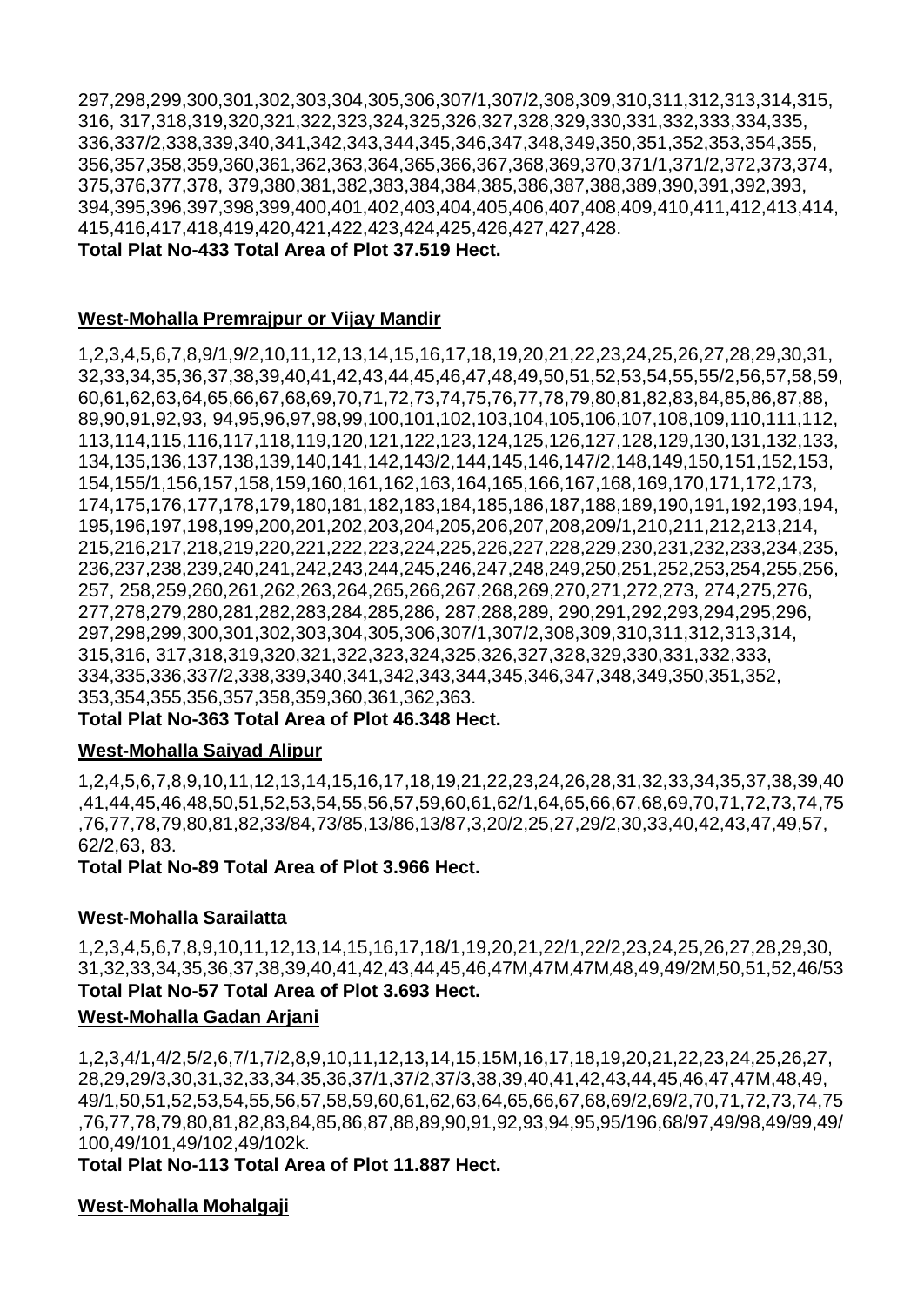297,298,299,300,301,302,303,304,305,306,307/1,307/2,308,309,310,311,312,313,314,315, 316, 317,318,319,320,321,322,323,324,325,326,327,328,329,330,331,332,333,334,335, 336,337/2,338,339,340,341,342,343,344,345,346,347,348,349,350,351,352,353,354,355, 356,357,358,359,360,361,362,363,364,365,366,367,368,369,370,371/1,371/2,372,373,374, 375,376,377,378, 379,380,381,382,383,384,384,385,386,387,388,389,390,391,392,393, 394,395,396,397,398,399,400,401,402,403,404,405,406,407,408,409,410,411,412,413,414, 415,416,417,418,419,420,421,422,423,424,425,426,427,427,428.

**Total Plat No-433 Total Area of Plot 37.519 Hect.**

**West-Mohalla Premrajpur or Vijay Mandir**

1,2,3,4,5,6,7,8,9/1,9/2,10,11,12,13,14,15,16,17,18,19,20,21,22,23,24,25,26,27,28,29,30,31, 32,33,34,35,36,37,38,39,40,41,42,43,44,45,46,47,48,49,50,51,52,53,54,55,55/2,56,57,58,59, 60,61,62,63,64,65,66,67,68,69,70,71,72,73,74,75,76,77,78,79,80,81,82,83,84,85,86,87,88, 89,90,91,92,93, 94,95,96,97,98,99,100,101,102,103,104,105,106,107,108,109,110,111,112, 113,114,115,116,117,118,119,120,121,122,123,124,125,126,127,128,129,130,131,132,133, 134,135,136,137,138,139,140,141,142,143/2,144,145,146,147/2,148,149,150,151,152,153, 154,155/1,156,157,158,159,160,161,162,163,164,165,166,167,168,169,170,171,172,173, 174,175,176,177,178,179,180,181,182,183,184,185,186,187,188,189,190,191,192,193,194, 195,196,197,198,199,200,201,202,203,204,205,206,207,208,209/1,210,211,212,213,214, 215,216,217,218,219,220,221,222,223,224,225,226,227,228,229,230,231,232,233,234,235, 236,237,238,239,240,241,242,243,244,245,246,247,248,249,250,251,252,253,254,255,256, 257, 258,259,260,261,262,263,264,265,266,267,268,269,270,271,272,273, 274,275,276, 277,278,279,280,281,282,283,284,285,286, 287,288,289, 290,291,292,293,294,295,296, 297,298,299,300,301,302,303,304,305,306,307/1,307/2,308,309,310,311,312,313,314, 315,316, 317,318,319,320,321,322,323,324,325,326,327,328,329,330,331,332,333, 334,335,336,337/2,338,339,340,341,342,343,344,345,346,347,348,349,350,351,352, 353,354,355,356,357,358,359,360,361,362,363.

**Total Plat No-363 Total Area of Plot 46.348 Hect.**

**West-Mohalla Saiyad Alipur**

1,2,4,5,6,7,8,9,10,11,12,13,14,15,16,17,18,19,21,22,23,24,26,28,31,32,33,34,35,37,38,39,40 ,41,44,45,46,48,50,51,52,53,54,55,56,57,59,60,61,62/1,64,65,66,67,68,69,70,71,72,73,74,75 ,76,77,78,79,80,81,82,33/84,73/85,13/86,13/87,3,20/2,25,27,29/2,30,33,40,42,43,47,49,57, 62/2,63, 83.

**Total Plat No-89 Total Area of Plot 3.966 Hect.**

**West-Mohalla Sarailatta**

1,2,3,4,5,6,7,8,9,10,11,12,13,14,15,16,17,18/1,19,20,21,22/1,22/2,23,24,25,26,27,28,29,30, 31,32,33,34,35,36,37,38,39,40,41,42,43,44,45,46,47M,47M,47M,48,49,49/2M,50,51,52,46/53

**Total Plat No-57 Total Area of Plot 3.693 Hect.**

**West-Mohalla Gadan Arjani**

1,2,3,4/1,4/2,5/2,6,7/1,7/2,8,9,10,11,12,13,14,15,15M,16,17,18,19,20,21,22,23,24,25,26,27, 28,29,29/3,30,31,32,33,34,35,36,37/1,37/2,37/3,38,39,40,41,42,43,44,45,46,47,47M,48,49, 49/1,50,51,52,53,54,55,56,57,58,59,60,61,62,63,64,65,66,67,68,69/2,69/2,70,71,72,73,74,75 ,76,77,78,79,80,81,82,83,84,85,86,87,88,89,90,91,92,93,94,95,95/196,68/97,49/98,49/99,49/ 100,49/101,49/102,49/102k.

**Total Plat No-113 Total Area of Plot 11.887 Hect.**

**West-Mohalla Mohalgaji**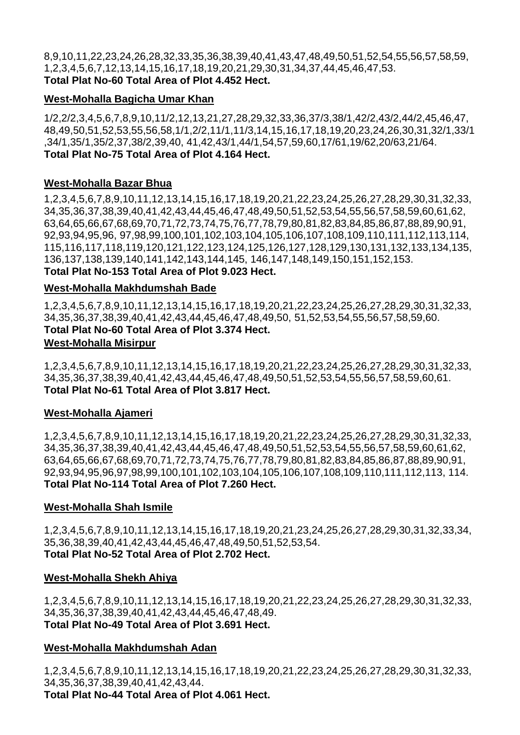8,9,10,11,22,23,24,26,28,32,33,35,36,38,39,40,41,43,47,48,49,50,51,52,54,55,56,57,58,59, 1,2,3,4,5,6,7,12,13,14,15,16,17,18,19,20,21,29,30,31,34,37,44,45,46,47,53.
**Total Plat No-60 Total Area of Plot 4.452 Hect.**

**West-Mohalla Bagicha Umar Khan**

1/2,2/2,3,4,5,6,7,8,9,10,11/2,12,13,21,27,28,29,32,33,36,37/3,38/1,42/2,43/2,44/2,45,46,47, 48,49,50,51,52,53,55,56,58,1/1,2/2,11/1,11/3,14,15,16,17,18,19,20,23,24,26,30,31,32/1,33/1 ,34/1,35/1,35/2,37,38/2,39,40, 41,42,43/1,44/1,54,57,59,60,17/61,19/62,20/63,21/64.
**Total Plat No-75 Total Area of Plot 4.164 Hect.**

**West-Mohalla Bazar Bhua**

1,2,3,4,5,6,7,8,9,10,11,12,13,14,15,16,17,18,19,20,21,22,23,24,25,26,27,28,29,30,31,32,33, 34,35,36,37,38,39,40,41,42,43,44,45,46,47,48,49,50,51,52,53,54,55,56,57,58,59,60,61,62, 63,64,65,66,67,68,69,70,71,72,73,74,75,76,77,78,79,80,81,82,83,84,85,86,87,88,89,90,91, 92,93,94,95,96, 97,98,99,100,101,102,103,104,105,106,107,108,109,110,111,112,113,114, 115,116,117,118,119,120,121,122,123,124,125,126,127,128,129,130,131,132,133,134,135, 136,137,138,139,140,141,142,143,144,145, 146,147,148,149,150,151,152,153.
**Total Plat No-153 Total Area of Plot 9.023 Hect.**

**West-Mohalla Makhdumshah Bade**

1,2,3,4,5,6,7,8,9,10,11,12,13,14,15,16,17,18,19,20,21,22,23,24,25,26,27,28,29,30,31,32,33, 34,35,36,37,38,39,40,41,42,43,44,45,46,47,48,49,50, 51,52,53,54,55,56,57,58,59,60.
**Total Plat No-60 Total Area of Plot 3.374 Hect.**

**West-Mohalla Misirpur**

1,2,3,4,5,6,7,8,9,10,11,12,13,14,15,16,17,18,19,20,21,22,23,24,25,26,27,28,29,30,31,32,33, 34,35,36,37,38,39,40,41,42,43,44,45,46,47,48,49,50,51,52,53,54,55,56,57,58,59,60,61.
**Total Plat No-61 Total Area of Plot 3.817 Hect.**

**West-Mohalla Ajameri**

1,2,3,4,5,6,7,8,9,10,11,12,13,14,15,16,17,18,19,20,21,22,23,24,25,26,27,28,29,30,31,32,33, 34,35,36,37,38,39,40,41,42,43,44,45,46,47,48,49,50,51,52,53,54,55,56,57,58,59,60,61,62, 63,64,65,66,67,68,69,70,71,72,73,74,75,76,77,78,79,80,81,82,83,84,85,86,87,88,89,90,91, 92,93,94,95,96,97,98,99,100,101,102,103,104,105,106,107,108,109,110,111,112,113, 114.
**Total Plat No-114 Total Area of Plot 7.260 Hect.**

**West-Mohalla Shah Ismile**

1,2,3,4,5,6,7,8,9,10,11,12,13,14,15,16,17,18,19,20,21,23,24,25,26,27,28,29,30,31,32,33,34, 35,36,38,39,40,41,42,43,44,45,46,47,48,49,50,51,52,53,54.
**Total Plat No-52 Total Area of Plot 2.702 Hect.**

**West-Mohalla Shekh Ahiya**

1,2,3,4,5,6,7,8,9,10,11,12,13,14,15,16,17,18,19,20,21,22,23,24,25,26,27,28,29,30,31,32,33, 34,35,36,37,38,39,40,41,42,43,44,45,46,47,48,49.
**Total Plat No-49 Total Area of Plot 3.691 Hect.**

**West-Mohalla Makhdumshah Adan**

1,2,3,4,5,6,7,8,9,10,11,12,13,14,15,16,17,18,19,20,21,22,23,24,25,26,27,28,29,30,31,32,33, 34,35,36,37,38,39,40,41,42,43,44.
**Total Plat No-44 Total Area of Plot 4.061 Hect.**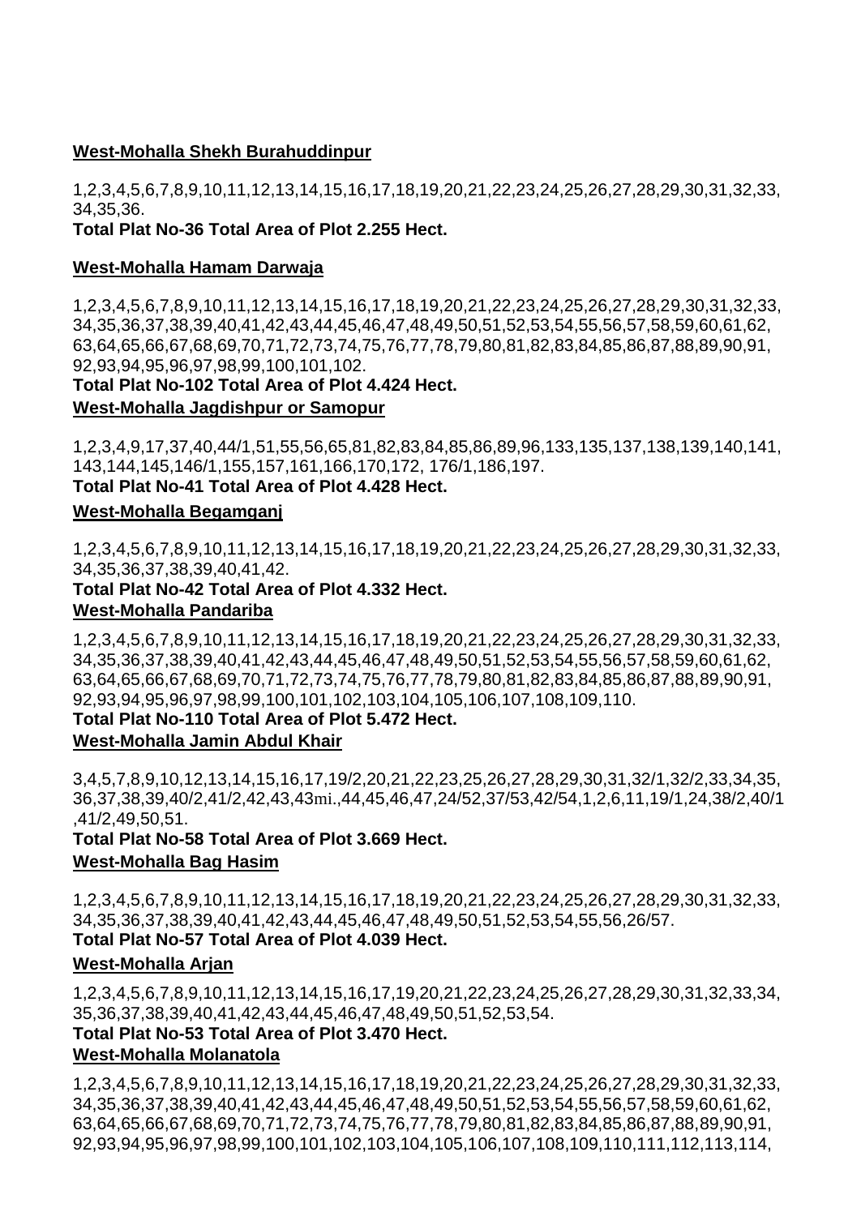**West-Mohalla Shekh Burahuddinpur**

1,2,3,4,5,6,7,8,9,10,11,12,13,14,15,16,17,18,19,20,21,22,23,24,25,26,27,28,29,30,31,32,33,34,35,36.

**Total Plat No-36 Total Area of Plot 2.255 Hect.**

**West-Mohalla Hamam Darwaja**

1,2,3,4,5,6,7,8,9,10,11,12,13,14,15,16,17,18,19,20,21,22,23,24,25,26,27,28,29,30,31,32,33,34,35,36,37,38,39,40,41,42,43,44,45,46,47,48,49,50,51,52,53,54,55,56,57,58,59,60,61,62,63,64,65,66,67,68,69,70,71,72,73,74,75,76,77,78,79,80,81,82,83,84,85,86,87,88,89,90,91,92,93,94,95,96,97,98,99,100,101,102.

**Total Plat No-102 Total Area of Plot 4.424 Hect.**

**West-Mohalla Jagdishpur or Samopur**

1,2,3,4,9,17,37,40,44/1,51,55,56,65,81,82,83,84,85,86,89,96,133,135,137,138,139,140,141,143,144,145,146/1,155,157,161,166,170,172, 176/1,186,197.

**Total Plat No-41 Total Area of Plot 4.428 Hect.**

**West-Mohalla Begamganj**

1,2,3,4,5,6,7,8,9,10,11,12,13,14,15,16,17,18,19,20,21,22,23,24,25,26,27,28,29,30,31,32,33,34,35,36,37,38,39,40,41,42.

**Total Plat No-42 Total Area of Plot 4.332 Hect.**

**West-Mohalla Pandariba**

1,2,3,4,5,6,7,8,9,10,11,12,13,14,15,16,17,18,19,20,21,22,23,24,25,26,27,28,29,30,31,32,33,34,35,36,37,38,39,40,41,42,43,44,45,46,47,48,49,50,51,52,53,54,55,56,57,58,59,60,61,62,63,64,65,66,67,68,69,70,71,72,73,74,75,76,77,78,79,80,81,82,83,84,85,86,87,88,89,90,91,92,93,94,95,96,97,98,99,100,101,102,103,104,105,106,107,108,109,110.

**Total Plat No-110 Total Area of Plot 5.472 Hect.**

**West-Mohalla Jamin Abdul Khair**

3,4,5,7,8,9,10,12,13,14,15,16,17,19/2,20,21,22,23,25,26,27,28,29,30,31,32/1,32/2,33,34,35,36,37,38,39,40/2,41/2,42,43,43mi.,44,45,46,47,24/52,37/53,42/54,1,2,6,11,19/1,24,38/2,40/1,41/2,49,50,51.

**Total Plat No-58 Total Area of Plot 3.669 Hect.**

**West-Mohalla Bag Hasim**

1,2,3,4,5,6,7,8,9,10,11,12,13,14,15,16,17,18,19,20,21,22,23,24,25,26,27,28,29,30,31,32,33,34,35,36,37,38,39,40,41,42,43,44,45,46,47,48,49,50,51,52,53,54,55,56,26/57.

**Total Plat No-57 Total Area of Plot 4.039 Hect.**

**West-Mohalla Arjan**

1,2,3,4,5,6,7,8,9,10,11,12,13,14,15,16,17,19,20,21,22,23,24,25,26,27,28,29,30,31,32,33,34,35,36,37,38,39,40,41,42,43,44,45,46,47,48,49,50,51,52,53,54.

**Total Plat No-53 Total Area of Plot 3.470 Hect.**

**West-Mohalla Molanatola**

1,2,3,4,5,6,7,8,9,10,11,12,13,14,15,16,17,18,19,20,21,22,23,24,25,26,27,28,29,30,31,32,33,34,35,36,37,38,39,40,41,42,43,44,45,46,47,48,49,50,51,52,53,54,55,56,57,58,59,60,61,62,63,64,65,66,67,68,69,70,71,72,73,74,75,76,77,78,79,80,81,82,83,84,85,86,87,88,89,90,91,92,93,94,95,96,97,98,99,100,101,102,103,104,105,106,107,108,109,110,111,112,113,114,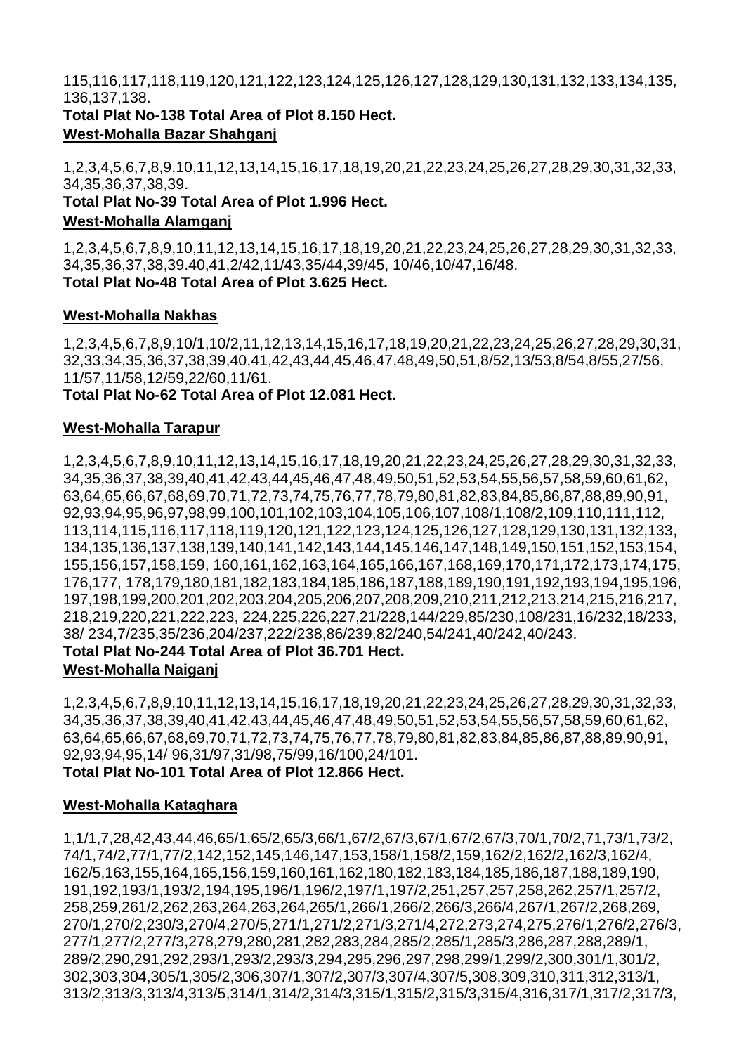115,116,117,118,119,120,121,122,123,124,125,126,127,128,129,130,131,132,133,134,135, 136,137,138.

**Total Plat No-138 Total Area of Plot 8.150 Hect.**

**West-Mohalla Bazar Shahganj**

1,2,3,4,5,6,7,8,9,10,11,12,13,14,15,16,17,18,19,20,21,22,23,24,25,26,27,28,29,30,31,32,33, 34,35,36,37,38,39.

**Total Plat No-39 Total Area of Plot 1.996 Hect.**

**West-Mohalla Alamganj**

1,2,3,4,5,6,7,8,9,10,11,12,13,14,15,16,17,18,19,20,21,22,23,24,25,26,27,28,29,30,31,32,33, 34,35,36,37,38,39.40,41,2/42,11/43,35/44,39/45, 10/46,10/47,16/48.

**Total Plat No-48 Total Area of Plot 3.625 Hect.**

**West-Mohalla Nakhas**

1,2,3,4,5,6,7,8,9,10/1,10/2,11,12,13,14,15,16,17,18,19,20,21,22,23,24,25,26,27,28,29,30,31, 32,33,34,35,36,37,38,39,40,41,42,43,44,45,46,47,48,49,50,51,8/52,13/53,8/54,8/55,27/56, 11/57,11/58,12/59,22/60,11/61.

**Total Plat No-62 Total Area of Plot 12.081 Hect.**

**West-Mohalla Tarapur**

1,2,3,4,5,6,7,8,9,10,11,12,13,14,15,16,17,18,19,20,21,22,23,24,25,26,27,28,29,30,31,32,33, 34,35,36,37,38,39,40,41,42,43,44,45,46,47,48,49,50,51,52,53,54,55,56,57,58,59,60,61,62, 63,64,65,66,67,68,69,70,71,72,73,74,75,76,77,78,79,80,81,82,83,84,85,86,87,88,89,90,91, 92,93,94,95,96,97,98,99,100,101,102,103,104,105,106,107,108/1,108/2,109,110,111,112, 113,114,115,116,117,118,119,120,121,122,123,124,125,126,127,128,129,130,131,132,133, 134,135,136,137,138,139,140,141,142,143,144,145,146,147,148,149,150,151,152,153,154, 155,156,157,158,159, 160,161,162,163,164,165,166,167,168,169,170,171,172,173,174,175, 176,177, 178,179,180,181,182,183,184,185,186,187,188,189,190,191,192,193,194,195,196, 197,198,199,200,201,202,203,204,205,206,207,208,209,210,211,212,213,214,215,216,217, 218,219,220,221,222,223, 224,225,226,227,21/228,144/229,85/230,108/231,16/232,18/233, 38/ 234,7/235,35/236,204/237,222/238,86/239,82/240,54/241,40/242,40/243.

**Total Plat No-244 Total Area of Plot 36.701 Hect.**

**West-Mohalla Naiganj**

1,2,3,4,5,6,7,8,9,10,11,12,13,14,15,16,17,18,19,20,21,22,23,24,25,26,27,28,29,30,31,32,33, 34,35,36,37,38,39,40,41,42,43,44,45,46,47,48,49,50,51,52,53,54,55,56,57,58,59,60,61,62, 63,64,65,66,67,68,69,70,71,72,73,74,75,76,77,78,79,80,81,82,83,84,85,86,87,88,89,90,91, 92,93,94,95,14/ 96,31/97,31/98,75/99,16/100,24/101.

**Total Plat No-101 Total Area of Plot 12.866 Hect.**

**West-Mohalla Kataghara**

1,1/1,7,28,42,43,44,46,65/1,65/2,65/3,66/1,67/2,67/3,67/1,67/2,67/3,70/1,70/2,71,73/1,73/2, 74/1,74/2,77/1,77/2,142,152,145,146,147,153,158/1,158/2,159,162/2,162/2,162/3,162/4, 162/5,163,155,164,165,156,159,160,161,162,180,182,183,184,185,186,187,188,189,190, 191,192,193/1,193/2,194,195,196/1,196/2,197/1,197/2,251,257,257,258,262,257/1,257/2, 258,259,261/2,262,263,264,263,264,265/1,266/1,266/2,266/3,266/4,267/1,267/2,268,269, 270/1,270/2,230/3,270/4,270/5,271/1,271/2,271/3,271/4,272,273,274,275,276/1,276/2,276/3, 277/1,277/2,277/3,278,279,280,281,282,283,284,285/2,285/1,285/3,286,287,288,289/1, 289/2,290,291,292,293/1,293/2,293/3,294,295,296,297,298,299/1,299/2,300,301/1,301/2, 302,303,304,305/1,305/2,306,307/1,307/2,307/3,307/4,307/5,308,309,310,311,312,313/1, 313/2,313/3,313/4,313/5,314/1,314/2,314/3,315/1,315/2,315/3,315/4,316,317/1,317/2,317/3,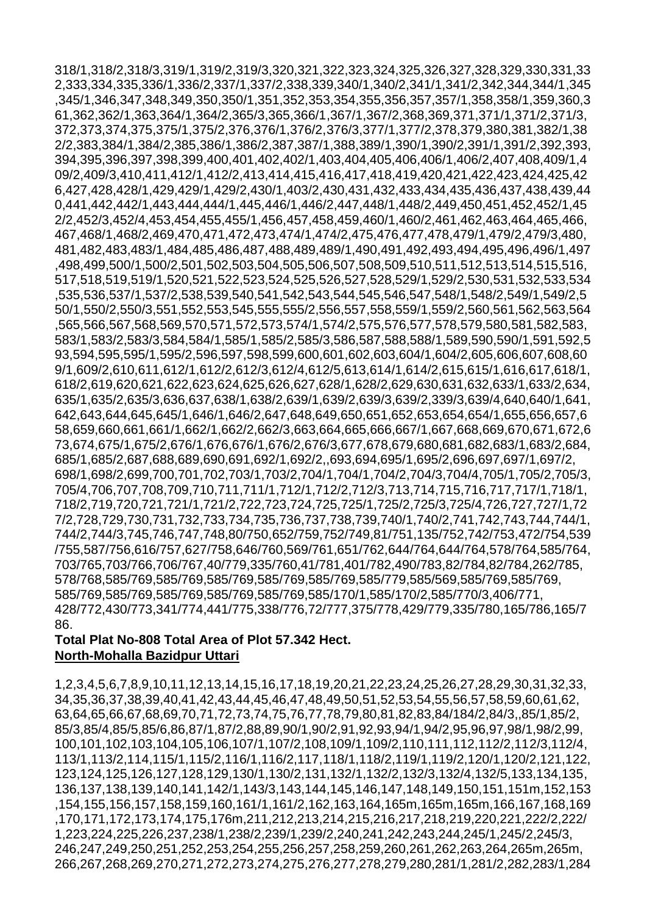318/1,318/2,318/3,319/1,319/2,319/3,320,321,322,323,324,325,326,327,328,329,330,331,332,333,334,335,336/1,336/2,337/1,337/2,338,339,340/1,340/2,341/1,341/2,342,344,344/1,345,345/1,346,347,348,349,350,350/1,351,352,353,354,355,356,357,357/1,358,358/1,359,360,361,362,362/1,363,364/1,364/2,365/3,365,366/1,367/1,367/2,368,369,371,371/1,371/2,371/3,372,373,374,375,375/1,375/2,376,376/1,376/2,376/3,377/1,377/2,378,379,380,381,382/1,382/2,383,384/1,384/2,385,386/1,386/2,387,387/1,388,389/1,390/1,390/2,391/1,391/2,392,393,394,395,396,397,398,399,400,401,402,402/1,403,404,405,406,406/1,406/2,407,408,409/1,409/2,409/3,410,411,412/1,412/2,413,414,415,416,417,418,419,420,421,422,423,424,425,426,427,428,428/1,429,429/1,429/2,430/1,403/2,430,431,432,433,434,435,436,437,438,439,440,441,442,442/1,443,444,444/1,445,446/1,446/2,447,448/1,448/2,449,450,451,452,452/1,452/2,452/3,452/4,453,454,455,455/1,456,457,458,459,460/1,460/2,461,462,463,464,465,466,467,468/1,468/2,469,470,471,472,473,474/1,474/2,475,476,477,478,479/1,479/2,479/3,480,481,482,483,483/1,484,485,486,487,488,489,489/1,490,491,492,493,494,495,496,496/1,497,498,499,500/1,500/2,501,502,503,504,505,506,507,508,509,510,511,512,513,514,515,516,517,518,519,519/1,520,521,522,523,524,525,526,527,528,529/1,529/2,530,531,532,533,534,535,536,537/1,537/2,538,539,540,541,542,543,544,545,546,547,548/1,548/2,549/1,549/2,550/1,550/2,550/3,551,552,553,545,555,555/2,556,557,558,559/1,559/2,560,561,562,563,564,565,566,567,568,569,570,571,572,573,574/1,574/2,575,576,577,578,579,580,581,582,583,583/1,583/2,583/3,584,584/1,585/1,585/2,585/3,586,587,588,588/1,589,590,590/1,591,592,593,594,595,595/1,595/2,596,597,598,599,600,601,602,603,604/1,604/2,605,606,607,608,609/1,609/2,610,611,612/1,612/2,612/3,612/4,612/5,613,614/1,614/2,615,615/1,616,617,618/1,618/2,619,620,621,622,623,624,625,626,627,628/1,628/2,629,630,631,632,633/1,633/2,634,635/1,635/2,635/3,636,637,638/1,638/2,639/1,639/2,639/3,639/2,339/3,639/4,640,640/1,641,642,643,644,645,645/1,646/1,646/2,647,648,649,650,651,652,653,654,654/1,655,656,657,658,659,660,661,661/1,662/1,662/2,662/3,663,664,665,666,667/1,667,668,669,670,671,672,673,674,675/1,675/2,676/1,676,676/1,676/2,676/3,677,678,679,680,681,682,683/1,683/2,684,685/1,685/2,687,688,689,690,691,692/1,692/2,,693,694,695/1,695/2,696,697,697/1,697/2,698/1,698/2,699,700,701,702,703/1,703/2,704/1,704/1,704/2,704/3,704/4,705/1,705/2,705/3,705/4,706,707,708,709,710,711,711/1,712/1,712/2,712/3,713,714,715,716,717,717/1,718/1,718/2,719,720,721,721/1,721/2,722,723,724,725,725/1,725/2,725/3,725/4,726,727,727/1,727/2,728,729,730,731,732,733,734,735,736,737,738,739,740/1,740/2,741,742,743,744,744/1,744/2,744/3,745,746,747,748,80/750,652/759,752/749,81/751,135/752,742/753,472/754,539/755,587/756,616/757,627/758,646/760,569/761,651/762,644/764,644/764,578/764,585/764,703/765,703/766,706/767,40/779,335/760,41/781,401/782,490/783,82/784,82/784,262/785,578/768,585/769,585/769,585/769,585/769,585/769,585/779,585/569,585/769,585/769,585/769,585/769,585/769,585/769,585/769,585/170/1,585/170/2,585/770/3,406/771,428/772,430/773,341/774,441/775,338/776,72/777,375/778,429/779,335/780,165/786,165/786.

**Total Plat No-808 Total Area of Plot 57.342 Hect.**

**North-Mohalla Bazidpur Uttari**

1,2,3,4,5,6,7,8,9,10,11,12,13,14,15,16,17,18,19,20,21,22,23,24,25,26,27,28,29,30,31,32,33,34,35,36,37,38,39,40,41,42,43,44,45,46,47,48,49,50,51,52,53,54,55,56,57,58,59,60,61,62,63,64,65,66,67,68,69,70,71,72,73,74,75,76,77,78,79,80,81,82,83,84/184/2,84/3,,85/1,85/2,85/3,85/4,85/5,85/6,86,87/1,87/2,88,89,90/1,90/2,91,92,93,94/1,94/2,95,96,97,98/1,98/2,99,100,101,102,103,104,105,106,107/1,107/2,108,109/1,109/2,110,111,112,112/2,112/3,112/4,113/1,113/2,114,115/1,115/2,116/1,116/2,117,118/1,118/2,119/1,119/2,120/1,120/2,121,122,123,124,125,126,127,128,129,130/1,130/2,131,132/1,132/2,132/3,132/4,132/5,133,134,135,136,137,138,139,140,141,142/1,143/3,143,144,145,146,147,148,149,150,151,151m,152,153,154,155,156,157,158,159,160,161/1,161/2,162,163,164,165m,165m,165m,166,167,168,169,170,171,172,173,174,175,176m,211,212,213,214,215,216,217,218,219,220,221,222/2,222/1,223,224,225,226,237,238/1,238/2,239/1,239/2,240,241,242,243,244,245/1,245/2,245/3,246,247,249,250,251,252,253,254,255,256,257,258,259,260,261,262,263,264,265m,265m,266,267,268,269,270,271,272,273,274,275,276,277,278,279,280,281/1,281/2,282,283/1,284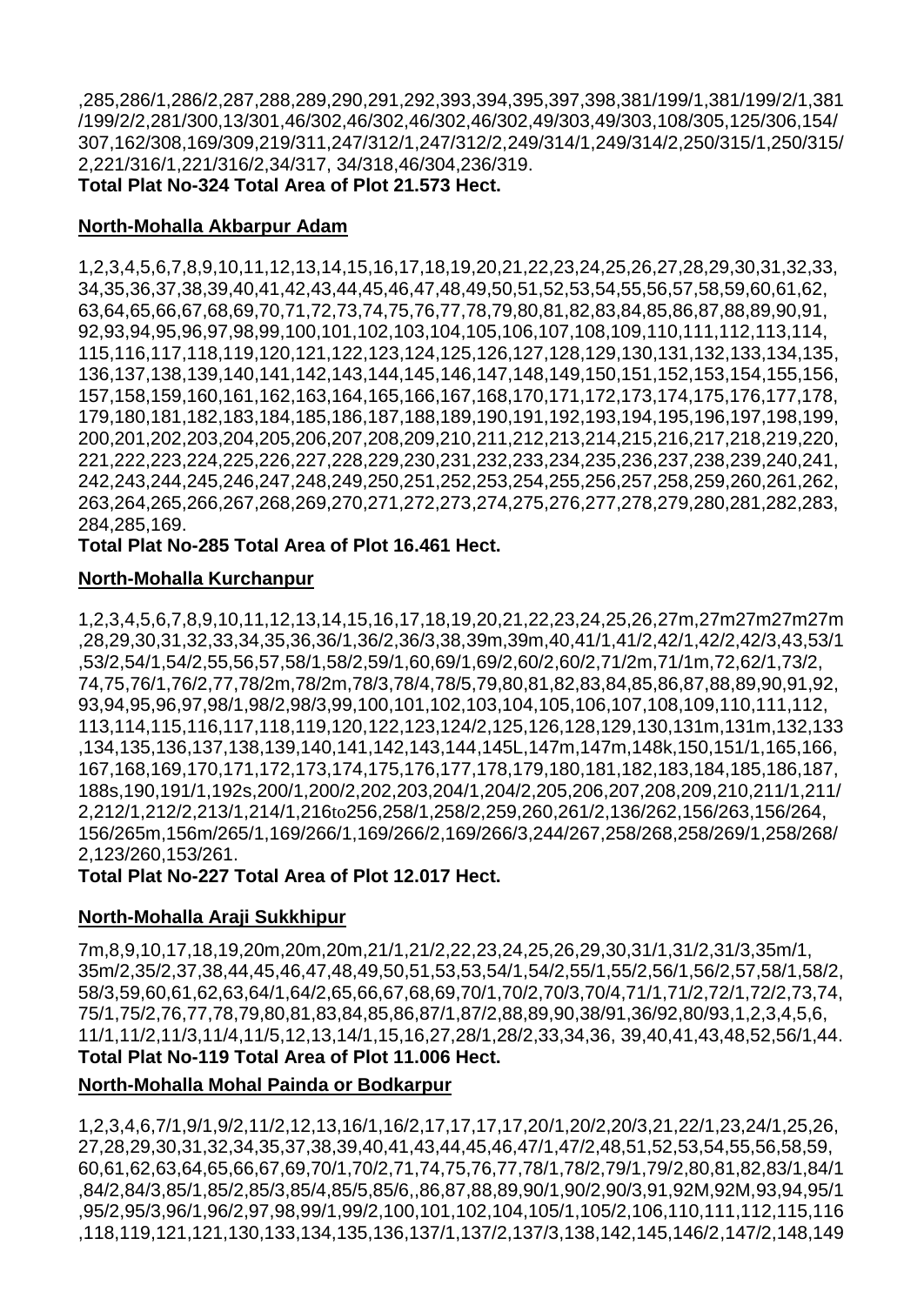,285,286/1,286/2,287,288,289,290,291,292,393,394,395,397,398,381/199/1,381/199/2/1,381/199/2/2,281/300,13/301,46/302,46/302,46/302,46/302,49/303,49/303,108/305,125/306,154/307,162/308,169/309,219/311,247/312/1,247/312/2,249/314/1,249/314/2,250/315/1,250/315/2,221/316/1,221/316/2,34/317, 34/318,46/304,236/319.

**Total Plat No-324 Total Area of Plot 21.573 Hect.**

**North-Mohalla Akbarpur Adam**

1,2,3,4,5,6,7,8,9,10,11,12,13,14,15,16,17,18,19,20,21,22,23,24,25,26,27,28,29,30,31,32,33,34,35,36,37,38,39,40,41,42,43,44,45,46,47,48,49,50,51,52,53,54,55,56,57,58,59,60,61,62,63,64,65,66,67,68,69,70,71,72,73,74,75,76,77,78,79,80,81,82,83,84,85,86,87,88,89,90,91,92,93,94,95,96,97,98,99,100,101,102,103,104,105,106,107,108,109,110,111,112,113,114,115,116,117,118,119,120,121,122,123,124,125,126,127,128,129,130,131,132,133,134,135,136,137,138,139,140,141,142,143,144,145,146,147,148,149,150,151,152,153,154,155,156,157,158,159,160,161,162,163,164,165,166,167,168,170,171,172,173,174,175,176,177,178,179,180,181,182,183,184,185,186,187,188,189,190,191,192,193,194,195,196,197,198,199,200,201,202,203,204,205,206,207,208,209,210,211,212,213,214,215,216,217,218,219,220,221,222,223,224,225,226,227,228,229,230,231,232,233,234,235,236,237,238,239,240,241,242,243,244,245,246,247,248,249,250,251,252,253,254,255,256,257,258,259,260,261,262,263,264,265,266,267,268,269,270,271,272,273,274,275,276,277,278,279,280,281,282,283,284,285,169.

**Total Plat No-285 Total Area of Plot 16.461 Hect.**

**North-Mohalla Kurchanpur**

1,2,3,4,5,6,7,8,9,10,11,12,13,14,15,16,17,18,19,20,21,22,23,24,25,26,27m,27m27m27m27m,28,29,30,31,32,33,34,35,36,36/1,36/2,36/3,38,39m,39m,40,41/1,41/2,42/1,42/2,42/3,43,53/1,53/2,54/1,54/2,55,56,57,58/1,58/2,59/1,60,69/1,69/2,60/2,60/2,71/2m,71/1m,72,62/1,73/2,74,75,76/1,76/2,77,78/2m,78/2m,78/3,78/4,78/5,79,80,81,82,83,84,85,86,87,88,89,90,91,92,93,94,95,96,97,98/1,98/2,98/3,99,100,101,102,103,104,105,106,107,108,109,110,111,112,113,114,115,116,117,118,119,120,122,123,124/2,125,126,128,129,130,131m,131m,132,133,134,135,136,137,138,139,140,141,142,143,144,145L,147m,147m,148k,150,151/1,165,166,167,168,169,170,171,172,173,174,175,176,177,178,179,180,181,182,183,184,185,186,187,188s,190,191/1,192s,200/1,200/2,202,203,204/1,204/2,205,206,207,208,209,210,211/1,211/2,212/1,212/2,213/1,214/1,216to256,258/1,258/2,259,260,261/2,136/262,156/263,156/264,156/265m,156m/265/1,169/266/1,169/266/2,169/266/3,244/267,258/268,258/269/1,258/268/2,123/260,153/261.

**Total Plat No-227 Total Area of Plot 12.017 Hect.**

**North-Mohalla Araji Sukkhipur**

7m,8,9,10,17,18,19,20m,20m,20m,21/1,21/2,22,23,24,25,26,29,30,31/1,31/2,31/3,35m/1,35m/2,35/2,37,38,44,45,46,47,48,49,50,51,53,53,54/1,54/2,55/1,55/2,56/1,56/2,57,58/1,58/2,58/3,59,60,61,62,63,64/1,64/2,65,66,67,68,69,70/1,70/2,70/3,70/4,71/1,71/2,72/1,72/2,73,74,75/1,75/2,76,77,78,79,80,81,83,84,85,86,87/1,87/2,88,89,90,38/91,36/92,80/93,1,2,3,4,5,6,11/1,11/2,11/3,11/4,11/5,12,13,14/1,15,16,27,28/1,28/2,33,34,36, 39,40,41,43,48,52,56/1,44.

**Total Plat No-119 Total Area of Plot 11.006 Hect.**

**North-Mohalla Mohal Painda or Bodkarpur**

1,2,3,4,6,7/1,9/1,9/2,11/2,12,13,16/1,16/2,17,17,17,17,20/1,20/2,20/3,21,22/1,23,24/1,25,26,27,28,29,30,31,32,34,35,37,38,39,40,41,43,44,45,46,47/1,47/2,48,51,52,53,54,55,56,58,59,60,61,62,63,64,65,66,67,69,70/1,70/2,71,74,75,76,77,78/1,78/2,79/1,79/2,80,81,82,83/1,84/1,84/2,84/3,85/1,85/2,85/3,85/4,85/5,85/6,,86,87,88,89,90/1,90/2,90/3,91,92M,92M,93,94,95/1,95/2,95/3,96/1,96/2,97,98,99/1,99/2,100,101,102,104,105/1,105/2,106,110,111,112,115,116,118,119,121,121,130,133,134,135,136,137/1,137/2,137/3,138,142,145,146/2,147/2,148,149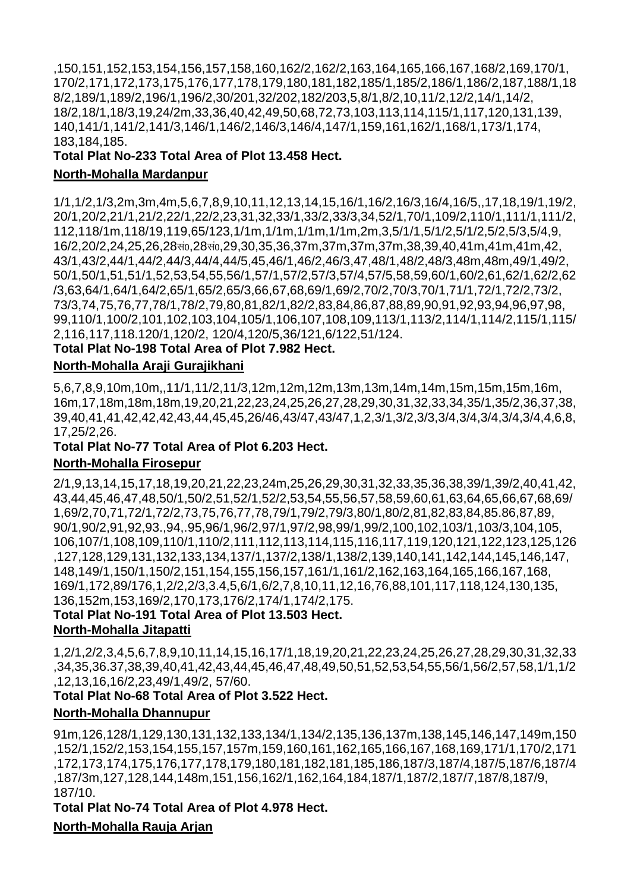,150,151,152,153,154,156,157,158,160,162/2,162/2,163,164,165,166,167,168/2,169,170/1, 170/2,171,172,173,175,176,177,178,179,180,181,182,185/1,185/2,186/1,186/2,187,188/1,188/2,189/1,189/2,196/1,196/2,30/201,32/202,182/203,5,8/1,8/2,10,11/2,12/2,14/1,14/2, 18/2,18/1,18/3,19,24/2m,33,36,40,42,49,50,68,72,73,103,113,114,115/1,117,120,131,139, 140,141/1,141/2,141/3,146/1,146/2,146/3,146/4,147/1,159,161,162/1,168/1,173/1,174, 183,184,185.

**Total Plat No-233 Total Area of Plot 13.458 Hect.**

**North-Mohalla Mardanpur**

1/1,1/2,1/3,2m,3m,4m,5,6,7,8,9,10,11,12,13,14,15,16/1,16/2,16/3,16/4,16/5,,17,18,19/1,19/2, 20/1,20/2,21/1,21/2,22/1,22/2,23,31,32,33/1,33/2,33/3,34,52/1,70/1,109/2,110/1,111/1,111/2, 112,118/1m,118/19,119,65/123,1/1m,1/1m,1/1m,1/1m,2m,3,5/1/1,5/1/2,5/1/2,5/2,5/3,5/4,9, 16/2,20/2,24,25,26,28सं०,28सं०,29,30,35,36,37m,37m,37m,37m,38,39,40,41m,41m,41m,42, 43/1,43/2,44/1,44/2,44/3,44/4,44/5,45,46/1,46/2,46/3,47,48/1,48/2,48/3,48m,48m,49/1,49/2, 50/1,50/1,51,51/1,52,53,54,55,56/1,57/1,57/2,57/3,57/4,57/5,58,59,60/1,60/2,61,62/1,62/2,62/3,63,64/1,64/1,64/2,65/1,65/2,65/3,66,67,68,69/1,69/2,70/2,70/3,70/1,71/1,72/1,72/2,73/2, 73/3,74,75,76,77,78/1,78/2,79,80,81,82/1,82/2,83,84,86,87,88,89,90,91,92,93,94,96,97,98, 99,110/1,100/2,101,102,103,104,105/1,106,107,108,109,113/1,113/2,114/1,114/2,115/1,115/2,116,117,118.120/1,120/2, 120/4,120/5,36/121,6/122,51/124.

**Total Plat No-198 Total Area of Plot 7.982 Hect.**

**North-Mohalla Araji Gurajikhani**

5,6,7,8,9,10m,10m,,11/1,11/2,11/3,12m,12m,12m,13m,13m,14m,14m,15m,15m,15m,16m, 16m,17,18m,18m,18m,19,20,21,22,23,24,25,26,27,28,29,30,31,32,33,34,35/1,35/2,36,37,38, 39,40,41,41,42,42,42,43,44,45,45,26/46,43/47,43/47,1,2,3/1,3/2,3/3,3/4,3/4,3/4,3/4,3/4,4,6,8, 17,25/2,26.

**Total Plat No-77 Total Area of Plot 6.203 Hect.**

**North-Mohalla Firosepur**

2/1,9,13,14,15,17,18,19,20,21,22,23,24m,25,26,29,30,31,32,33,35,36,38,39/1,39/2,40,41,42, 43,44,45,46,47,48,50/1,50/2,51,52/1,52/2,53,54,55,56,57,58,59,60,61,63,64,65,66,67,68,69/1,69/2,70,71,72/1,72/2,73,75,76,77,78,79/1,79/2,79/3,80/1,80/2,81,82,83,84,85.86,87,89, 90/1,90/2,91,92,93.,94,.95,96/1,96/2,97/1,97/2,98,99/1,99/2,100,102,103/1,103/3,104,105, 106,107/1,108,109,110/1,110/2,111,112,113,114,115,116,117,119,120,121,122,123,125,126,127,128,129,131,132,133,134,137/1,137/2,138/1,138/2,139,140,141,142,144,145,146,147, 148,149/1,150/1,150/2,151,154,155,156,157,161/1,161/2,162,163,164,165,166,167,168, 169/1,172,89/176,1,2/2,2/3,3.4,5,6/1,6/2,7,8,10,11,12,16,76,88,101,117,118,124,130,135, 136,152m,153,169/2,170,173,176/2,174/1,174/2,175.

**Total Plat No-191 Total Area of Plot 13.503 Hect.**

**North-Mohalla Jitapatti**

1,2/1,2/2,3,4,5,6,7,8,9,10,11,14,15,16,17/1,18,19,20,21,22,23,24,25,26,27,28,29,30,31,32,33,34,35,36.37,38,39,40,41,42,43,44,45,46,47,48,49,50,51,52,53,54,55,56/1,56/2,57,58,1/1,1/2,12,13,16,16/2,23,49/1,49/2, 57/60.

**Total Plat No-68 Total Area of Plot 3.522 Hect.**

**North-Mohalla Dhannupur**

91m,126,128/1,129,130,131,132,133,134/1,134/2,135,136,137m,138,145,146,147,149m,150,152/1,152/2,153,154,155,157,157m,159,160,161,162,165,166,167,168,169,171/1,170/2,171,172,173,174,175,176,177,178,179,180,181,182,181,185,186,187/3,187/4,187/5,187/6,187/4,187/3m,127,128,144,148m,151,156,162/1,162,164,184,187/1,187/2,187/7,187/8,187/9, 187/10.

**Total Plat No-74 Total Area of Plot 4.978 Hect.**

**North-Mohalla Rauja Arjan**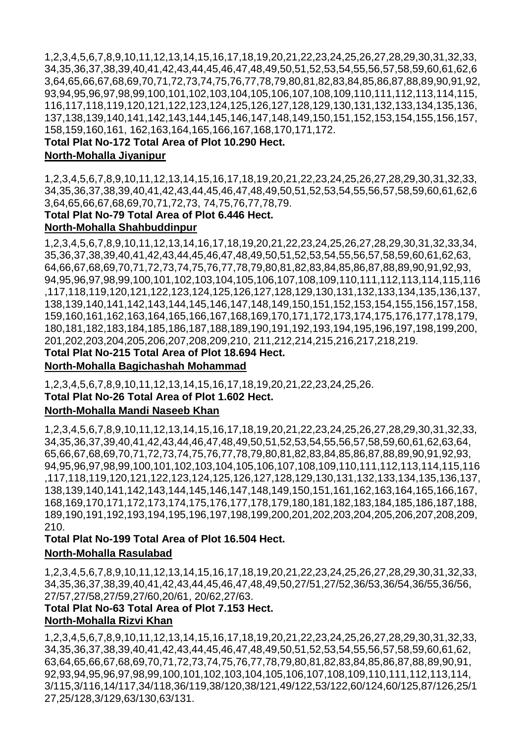1,2,3,4,5,6,7,8,9,10,11,12,13,14,15,16,17,18,19,20,21,22,23,24,25,26,27,28,29,30,31,32,33, 34,35,36,37,38,39,40,41,42,43,44,45,46,47,48,49,50,51,52,53,54,55,56,57,58,59,60,61,62,6 3,64,65,66,67,68,69,70,71,72,73,74,75,76,77,78,79,80,81,82,83,84,85,86,87,88,89,90,91,92, 93,94,95,96,97,98,99,100,101,102,103,104,105,106,107,108,109,110,111,112,113,114,115, 116,117,118,119,120,121,122,123,124,125,126,127,128,129,130,131,132,133,134,135,136, 137,138,139,140,141,142,143,144,145,146,147,148,149,150,151,152,153,154,155,156,157, 158,159,160,161, 162,163,164,165,166,167,168,170,171,172.

**Total Plat No-172 Total Area of Plot 10.290 Hect.**

**North-Mohalla Jiyanipur**

1,2,3,4,5,6,7,8,9,10,11,12,13,14,15,16,17,18,19,20,21,22,23,24,25,26,27,28,29,30,31,32,33, 34,35,36,37,38,39,40,41,42,43,44,45,46,47,48,49,50,51,52,53,54,55,56,57,58,59,60,61,62,6 3,64,65,66,67,68,69,70,71,72,73, 74,75,76,77,78,79.

**Total Plat No-79 Total Area of Plot 6.446 Hect.**

**North-Mohalla Shahbuddinpur**

1,2,3,4,5,6,7,8,9,10,11,12,13,14,16,17,18,19,20,21,22,23,24,25,26,27,28,29,30,31,32,33,34, 35,36,37,38,39,40,41,42,43,44,45,46,47,48,49,50,51,52,53,54,55,56,57,58,59,60,61,62,63, 64,66,67,68,69,70,71,72,73,74,75,76,77,78,79,80,81,82,83,84,85,86,87,88,89,90,91,92,93, 94,95,96,97,98,99,100,101,102,103,104,105,106,107,108,109,110,111,112,113,114,115,116 ,117,118,119,120,121,122,123,124,125,126,127,128,129,130,131,132,133,134,135,136,137, 138,139,140,141,142,143,144,145,146,147,148,149,150,151,152,153,154,155,156,157,158, 159,160,161,162,163,164,165,166,167,168,169,170,171,172,173,174,175,176,177,178,179, 180,181,182,183,184,185,186,187,188,189,190,191,192,193,194,195,196,197,198,199,200, 201,202,203,204,205,206,207,208,209,210, 211,212,214,215,216,217,218,219.

**Total Plat No-215 Total Area of Plot 18.694 Hect.**

**North-Mohalla Bagichashah Mohammad**

1,2,3,4,5,6,7,8,9,10,11,12,13,14,15,16,17,18,19,20,21,22,23,24,25,26.

**Total Plat No-26 Total Area of Plot 1.602 Hect.**

**North-Mohalla Mandi Naseeb Khan**

1,2,3,4,5,6,7,8,9,10,11,12,13,14,15,16,17,18,19,20,21,22,23,24,25,26,27,28,29,30,31,32,33, 34,35,36,37,39,40,41,42,43,44,46,47,48,49,50,51,52,53,54,55,56,57,58,59,60,61,62,63,64, 65,66,67,68,69,70,71,72,73,74,75,76,77,78,79,80,81,82,83,84,85,86,87,88,89,90,91,92,93, 94,95,96,97,98,99,100,101,102,103,104,105,106,107,108,109,110,111,112,113,114,115,116 ,117,118,119,120,121,122,123,124,125,126,127,128,129,130,131,132,133,134,135,136,137, 138,139,140,141,142,143,144,145,146,147,148,149,150,151,161,162,163,164,165,166,167, 168,169,170,171,172,173,174,175,176,177,178,179,180,181,182,183,184,185,186,187,188, 189,190,191,192,193,194,195,196,197,198,199,200,201,202,203,204,205,206,207,208,209, 210.

**Total Plat No-199 Total Area of Plot 16.504 Hect.**

**North-Mohalla Rasulabad**

1,2,3,4,5,6,7,8,9,10,11,12,13,14,15,16,17,18,19,20,21,22,23,24,25,26,27,28,29,30,31,32,33, 34,35,36,37,38,39,40,41,42,43,44,45,46,47,48,49,50,27/51,27/52,36/53,36/54,36/55,36/56, 27/57,27/58,27/59,27/60,20/61, 20/62,27/63.

**Total Plat No-63 Total Area of Plot 7.153 Hect.**

**North-Mohalla Rizvi Khan**

1,2,3,4,5,6,7,8,9,10,11,12,13,14,15,16,17,18,19,20,21,22,23,24,25,26,27,28,29,30,31,32,33, 34,35,36,37,38,39,40,41,42,43,44,45,46,47,48,49,50,51,52,53,54,55,56,57,58,59,60,61,62, 63,64,65,66,67,68,69,70,71,72,73,74,75,76,77,78,79,80,81,82,83,84,85,86,87,88,89,90,91, 92,93,94,95,96,97,98,99,100,101,102,103,104,105,106,107,108,109,110,111,112,113,114, 3/115,3/116,14/117,34/118,36/119,38/120,38/121,49/122,53/122,60/124,60/125,87/126,25/1 27,25/128,3/129,63/130,63/131.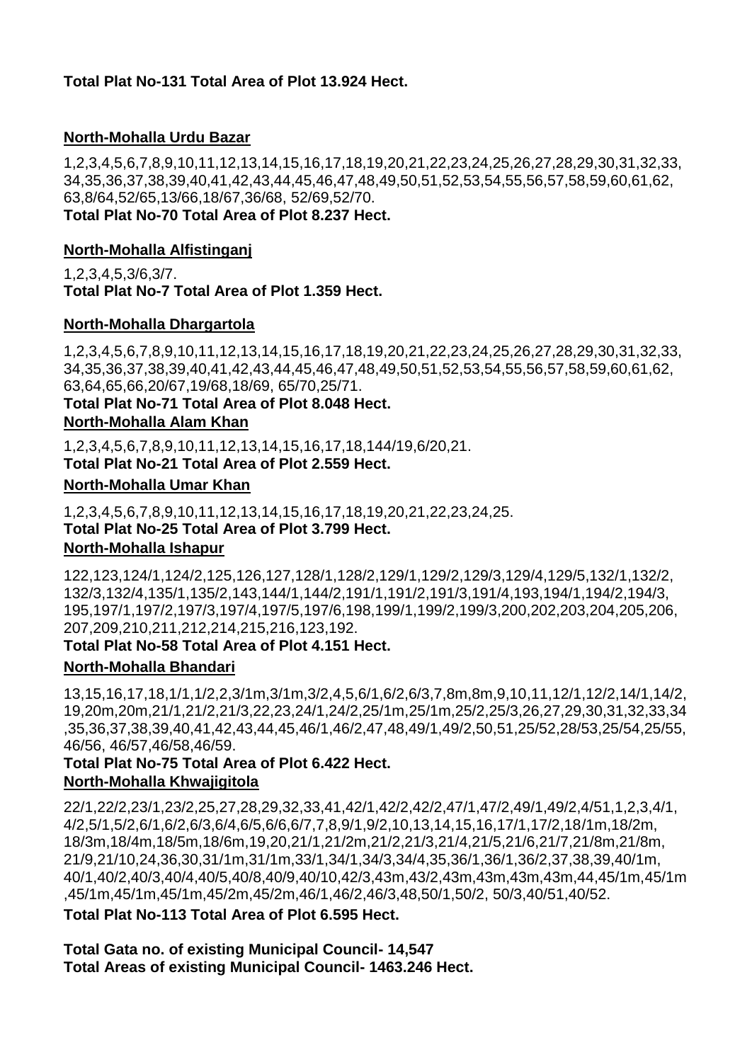**Total Plat No-131 Total Area of Plot 13.924 Hect.**

**North-Mohalla Urdu Bazar**

1,2,3,4,5,6,7,8,9,10,11,12,13,14,15,16,17,18,19,20,21,22,23,24,25,26,27,28,29,30,31,32,33,34,35,36,37,38,39,40,41,42,43,44,45,46,47,48,49,50,51,52,53,54,55,56,57,58,59,60,61,62,63,8/64,52/65,13/66,18/67,36/68, 52/69,52/70.

**Total Plat No-70 Total Area of Plot 8.237 Hect.**

**North-Mohalla Alfistinganj**

1,2,3,4,5,3/6,3/7.

**Total Plat No-7 Total Area of Plot 1.359 Hect.**

**North-Mohalla Dhargartola**

1,2,3,4,5,6,7,8,9,10,11,12,13,14,15,16,17,18,19,20,21,22,23,24,25,26,27,28,29,30,31,32,33,34,35,36,37,38,39,40,41,42,43,44,45,46,47,48,49,50,51,52,53,54,55,56,57,58,59,60,61,62,63,64,65,66,20/67,19/68,18/69, 65/70,25/71.

**Total Plat No-71 Total Area of Plot 8.048 Hect.**

**North-Mohalla Alam Khan**

1,2,3,4,5,6,7,8,9,10,11,12,13,14,15,16,17,18,144/19,6/20,21.

**Total Plat No-21 Total Area of Plot 2.559 Hect.**

**North-Mohalla Umar Khan**

1,2,3,4,5,6,7,8,9,10,11,12,13,14,15,16,17,18,19,20,21,22,23,24,25.

**Total Plat No-25 Total Area of Plot 3.799 Hect.**

**North-Mohalla Ishapur**

122,123,124/1,124/2,125,126,127,128/1,128/2,129/1,129/2,129/3,129/4,129/5,132/1,132/2,132/3,132/4,135/1,135/2,143,144/1,144/2,191/1,191/2,191/3,191/4,193,194/1,194/2,194/3,195,197/1,197/2,197/3,197/4,197/5,197/6,198,199/1,199/2,199/3,200,202,203,204,205,206,207,209,210,211,212,214,215,216,123,192.

**Total Plat No-58 Total Area of Plot 4.151 Hect.**

**North-Mohalla Bhandari**

13,15,16,17,18,1/1,1/2,2,3/1m,3/1m,3/2,4,5,6/1,6/2,6/3,7,8m,8m,9,10,11,12/1,12/2,14/1,14/2,19,20m,20m,21/1,21/2,21/3,22,23,24/1,24/2,25/1m,25/1m,25/2,25/3,26,27,29,30,31,32,33,34,35,36,37,38,39,40,41,42,43,44,45,46/1,46/2,47,48,49/1,49/2,50,51,25/52,28/53,25/54,25/55,46/56, 46/57,46/58,46/59.

**Total Plat No-75 Total Area of Plot 6.422 Hect.**

**North-Mohalla Khwajigitola**

22/1,22/2,23/1,23/2,25,27,28,29,32,33,41,42/1,42/2,42/2,47/1,47/2,49/1,49/2,4/51,1,2,3,4/1,4/2,5/1,5/2,6/1,6/2,6/3,6/4,6/5,6/6,6/7,7,8,9/1,9/2,10,13,14,15,16,17/1,17/2,18/1m,18/2m,18/3m,18/4m,18/5m,18/6m,19,20,21/1,21/2m,21/2,21/3,21/4,21/5,21/6,21/7,21/8m,21/8m,21/9,21/10,24,36,30,31/1m,31/1m,33/1,34/1,34/3,34/4,35,36/1,36/1,36/2,37,38,39,40/1m,40/1,40/2,40/3,40/4,40/5,40/8,40/9,40/10,42/3,43m,43/2,43m,43m,43m,43m,43m,44,45/1m,45/1m,45/1m,45/1m,45/1m,45/2m,45/2m,46/1,46/2,46/3,48,50/1,50/2, 50/3,40/51,40/52.

**Total Plat No-113 Total Area of Plot 6.595 Hect.**

**Total Gata no. of existing Municipal Council- 14,547**
**Total Areas of existing Municipal Council- 1463.246 Hect.**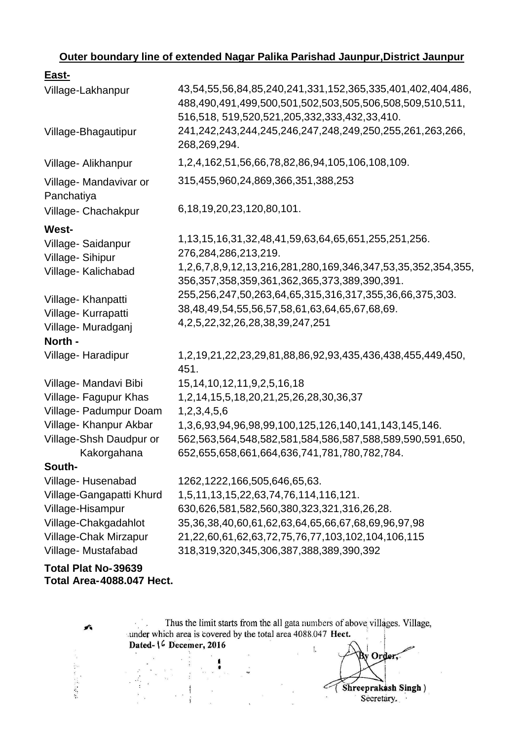## Outer boundary line of extended Nagar Palika Parishad Jaunpur,District Jaunpur

**East-**

| | |
|---|---|
| Village-Lakhanpur | 43,54,55,56,84,85,240,241,331,152,365,335,401,402,404,486, 488,490,491,499,500,501,502,503,505,506,508,509,510,511, 516,518, 519,520,521,205,332,333,432,33,410. |
| Village-Bhagautipur | 241,242,243,244,245,246,247,248,249,250,255,261,263,266, 268,269,294. |
| Village- Alikhanpur | 1,2,4,162,51,56,66,78,82,86,94,105,106,108,109. |
| Village- Mandavivar or Panchatiya | 315,455,960,24,869,366,351,388,253 |
| Village- Chachakpur | 6,18,19,20,23,120,80,101. |

**West-**

| | |
|---|---|
| Village- Saidanpur | 1,13,15,16,31,32,48,41,59,63,64,65,651,255,251,256. |
| Village- Sihipur | 276,284,286,213,219. |
| Village- Kalichabad | 1,2,6,7,8,9,12,13,216,281,280,169,346,347,53,35,352,354,355, 356,357,358,359,361,362,365,373,389,390,391. |
| Village- Khanpatti | 255,256,247,50,263,64,65,315,316,317,355,36,66,375,303. |
| Village- Kurrapatti | 38,48,49,54,55,56,57,58,61,63,64,65,67,68,69. |
| Village- Muradganj | 4,2,5,22,32,26,28,38,39,247,251 |

**North -**

| | |
|---|---|
| Village- Haradipur | 1,2,19,21,22,23,29,81,88,86,92,93,435,436,438,455,449,450, 451. |
| Village- Mandavi Bibi | 15,14,10,12,11,9,2,5,16,18 |
| Village- Fagupur Khas | 1,2,14,15,5,18,20,21,25,26,28,30,36,37 |
| Village- Padumpur Doam | 1,2,3,4,5,6 |
| Village- Khanpur Akbar | 1,3,6,93,94,96,98,99,100,125,126,140,141,143,145,146. |
| Village-Shsh Daudpur or Kakorgahana | 562,563,564,548,582,581,584,586,587,588,589,590,591,650, 652,655,658,661,664,636,741,781,780,782,784. |

**South-**

| | |
|---|---|
| Village- Husenabad | 1262,1222,166,505,646,65,63. |
| Village-Gangapatti Khurd | 1,5,11,13,15,22,63,74,76,114,116,121. |
| Village-Hisampur | 630,626,581,582,560,380,323,321,316,26,28. |
| Village-Chakgadahlot | 35,36,38,40,60,61,62,63,64,65,66,67,68,69,96,97,98 |
| Village-Chak Mirzapur | 21,22,60,61,62,63,72,75,76,77,103,102,104,106,115 |
| Village- Mustafabad | 318,319,320,345,306,387,388,389,390,392 |

**Total Plat No-39639**
**Total Area-4088.047 Hect.**

Thus the limit starts from the all gata numbers of above villages. Village, under which area is covered by the total area 4088.047 **Hect.**

**Dated- 16 Decemer, 2016**

**By Order,**

**( Shreeprakash Singh )**
Secretary.